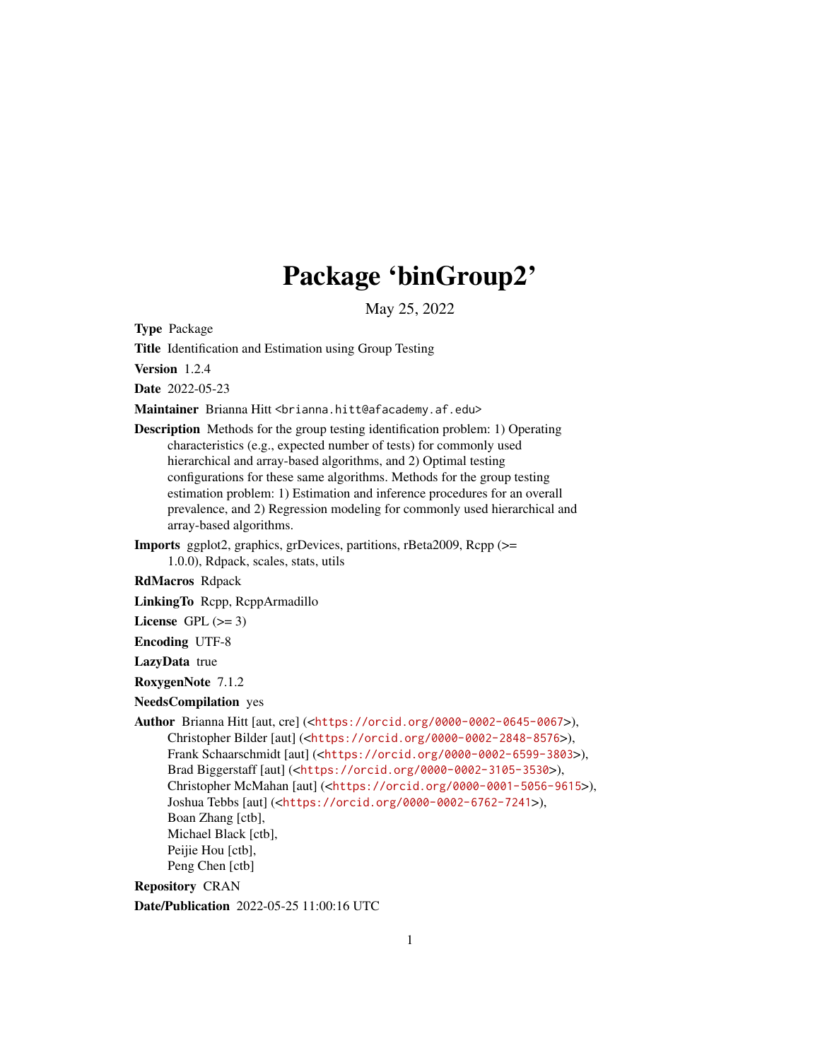# Package 'binGroup2'

May 25, 2022

**Type** Package

**Title** Identification and Estimation using Group Testing

**Version** 1.2.4

**Date** 2022-05-23

**Maintainer** Brianna Hitt <brianna.hitt@afacademy.af.edu>

**Description** Methods for the group testing identification problem: 1) Operating characteristics (e.g., expected number of tests) for commonly used hierarchical and array-based algorithms, and 2) Optimal testing configurations for these same algorithms. Methods for the group testing estimation problem: 1) Estimation and inference procedures for an overall prevalence, and 2) Regression modeling for commonly used hierarchical and array-based algorithms.

**Imports** ggplot2, graphics, grDevices, partitions, rBeta2009, Rcpp (>= 1.0.0), Rdpack, scales, stats, utils

**RdMacros** Rdpack

**LinkingTo** Rcpp, RcppArmadillo

**License** GPL (>= 3)

**Encoding** UTF-8

**LazyData** true

**RoxygenNote** 7.1.2

**NeedsCompilation** yes

**Author** Brianna Hitt [aut, cre] (<https://orcid.org/0000-0002-0645-0067>),
Christopher Bilder [aut] (<https://orcid.org/0000-0002-2848-8576>),
Frank Schaarschmidt [aut] (<https://orcid.org/0000-0002-6599-3803>),
Brad Biggerstaff [aut] (<https://orcid.org/0000-0002-3105-3530>),
Christopher McMahan [aut] (<https://orcid.org/0000-0001-5056-9615>),
Joshua Tebbs [aut] (<https://orcid.org/0000-0002-6762-7241>),
Boan Zhang [ctb],
Michael Black [ctb],
Peijie Hou [ctb],
Peng Chen [ctb]

**Repository** CRAN

**Date/Publication** 2022-05-25 11:00:16 UTC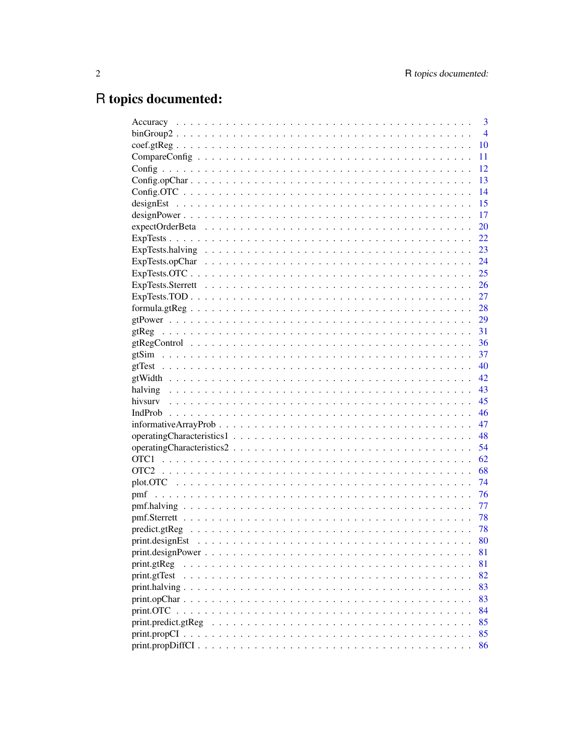# R topics documented:

| | |
|---|---|
| Accuracy | 3 |
| binGroup2 | 4 |
| coef.gtReg | 10 |
| CompareConfig | 11 |
| Config | 12 |
| Config.opChar | 13 |
| Config.OTC | 14 |
| designEst | 15 |
| designPower | 17 |
| expectOrderBeta | 20 |
| ExpTests | 22 |
| ExpTests.halving | 23 |
| ExpTests.opChar | 24 |
| ExpTests.OTC | 25 |
| ExpTests.Sterrett | 26 |
| ExpTests.TOD | 27 |
| formula.gtReg | 28 |
| gtPower | 29 |
| gtReg | 31 |
| gtRegControl | 36 |
| gtSim | 37 |
| gtTest | 40 |
| gtWidth | 42 |
| halving | 43 |
| hivsurv | 45 |
| IndProb | 46 |
| informativeArrayProb | 47 |
| operatingCharacteristics1 | 48 |
| operatingCharacteristics2 | 54 |
| OTC1 | 62 |
| OTC2 | 68 |
| plot.OTC | 74 |
| pmf | 76 |
| pmf.halving | 77 |
| pmf.Sterrett | 78 |
| predict.gtReg | 78 |
| print.designEst | 80 |
| print.designPower | 81 |
| print.gtReg | 81 |
| print.gtTest | 82 |
| print.halving | 83 |
| print.opChar | 83 |
| print.OTC | 84 |
| print.predict.gtReg | 85 |
| print.propCI | 85 |
| print.propDiffCI | 86 |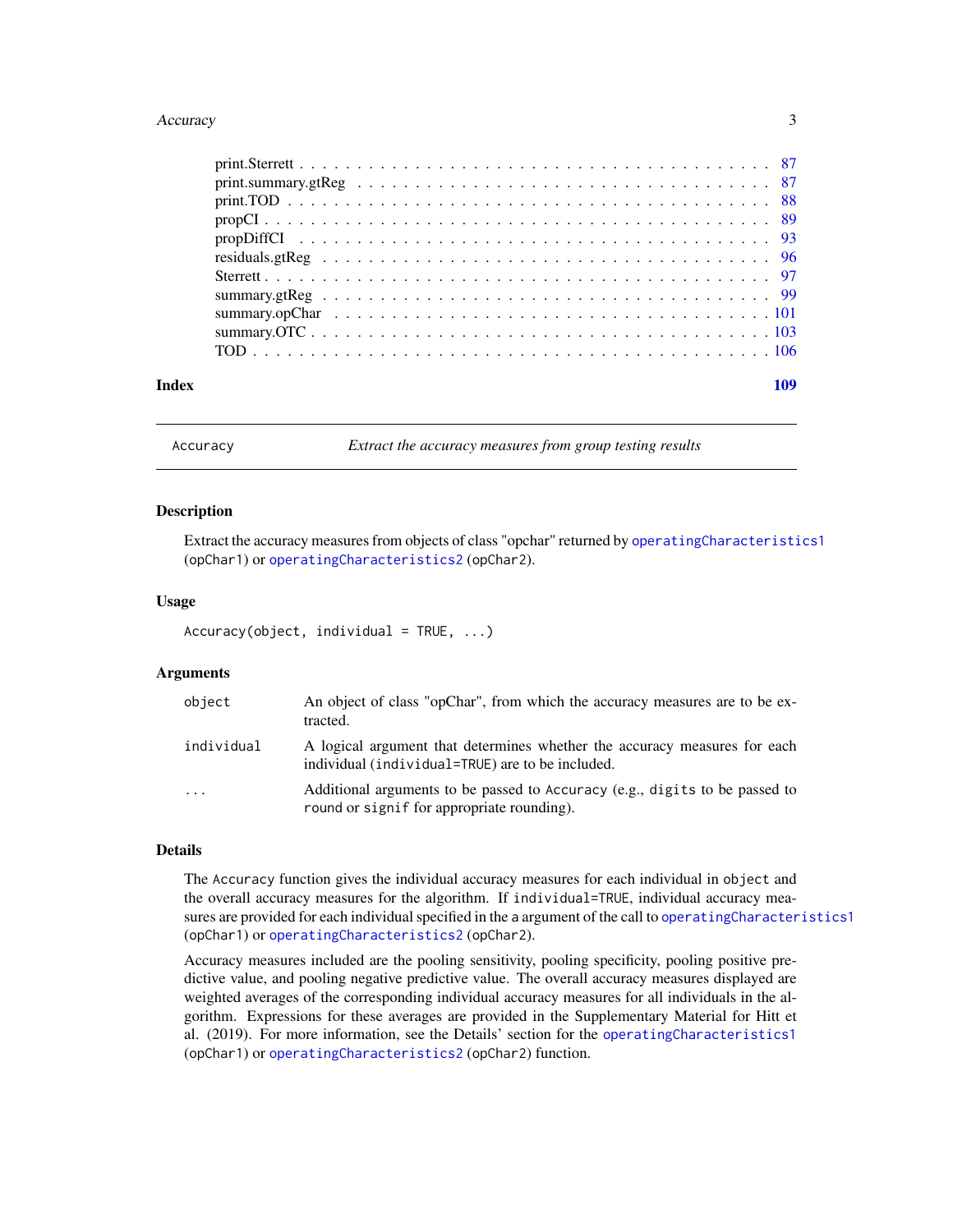print.Sterrett . . . . . . . . . . . . . . . . . . . . . . . . . . . . . . . . . . . . . 87
print.summary.gtReg . . . . . . . . . . . . . . . . . . . . . . . . . . . . . . . . . . 87
print.TOD . . . . . . . . . . . . . . . . . . . . . . . . . . . . . . . . . . . . . . . 88
propCI . . . . . . . . . . . . . . . . . . . . . . . . . . . . . . . . . . . . . . . . . 89
propDiffCI . . . . . . . . . . . . . . . . . . . . . . . . . . . . . . . . . . . . . . 93
residuals.gtReg . . . . . . . . . . . . . . . . . . . . . . . . . . . . . . . . . . . . 96
Sterrett . . . . . . . . . . . . . . . . . . . . . . . . . . . . . . . . . . . . . . . . 97
summary.gtReg . . . . . . . . . . . . . . . . . . . . . . . . . . . . . . . . . . . . . 99
summary.opChar . . . . . . . . . . . . . . . . . . . . . . . . . . . . . . . . . . . . 101
summary.OTC . . . . . . . . . . . . . . . . . . . . . . . . . . . . . . . . . . . . . 103
TOD . . . . . . . . . . . . . . . . . . . . . . . . . . . . . . . . . . . . . . . . . . 106

**Index** **109**

---

`Accuracy` *Extract the accuracy measures from group testing results*

---

## Description

Extract the accuracy measures from objects of class "opchar" returned by `operatingCharacteristics1` (`opChar1`) or `operatingCharacteristics2` (`opChar2`).

## Usage

```
Accuracy(object, individual = TRUE, ...)
```

## Arguments

| | |
|---|---|
| `object` | An object of class "opChar", from which the accuracy measures are to be extracted. |
| `individual` | A logical argument that determines whether the accuracy measures for each individual (`individual=TRUE`) are to be included. |
| `...` | Additional arguments to be passed to `Accuracy` (e.g., `digits` to be passed to `round` or `signif` for appropriate rounding). |

## Details

The `Accuracy` function gives the individual accuracy measures for each individual in `object` and the overall accuracy measures for the algorithm. If `individual=TRUE`, individual accuracy measures are provided for each individual specified in the a argument of the call to `operatingCharacteristics1` (`opChar1`) or `operatingCharacteristics2` (`opChar2`).

Accuracy measures included are the pooling sensitivity, pooling specificity, pooling positive predictive value, and pooling negative predictive value. The overall accuracy measures displayed are weighted averages of the corresponding individual accuracy measures for all individuals in the algorithm. Expressions for these averages are provided in the Supplementary Material for Hitt et al. (2019). For more information, see the Details' section for the `operatingCharacteristics1` (`opChar1`) or `operatingCharacteristics2` (`opChar2`) function.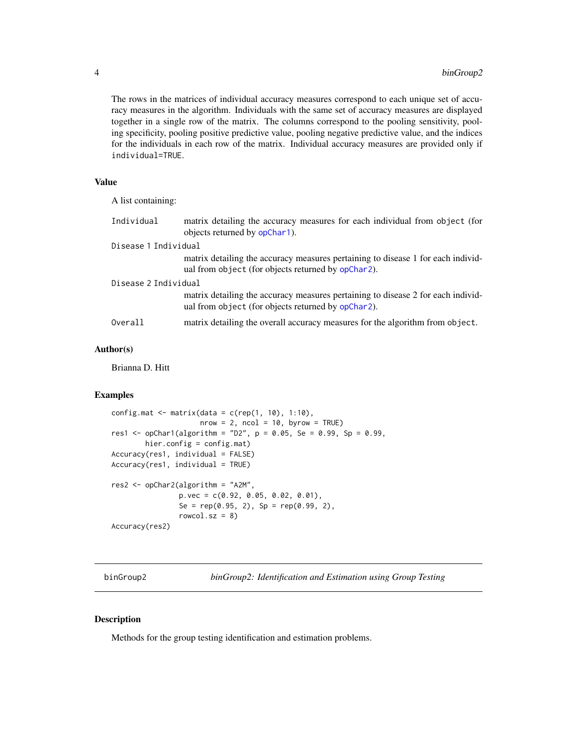The rows in the matrices of individual accuracy measures correspond to each unique set of accuracy measures in the algorithm. Individuals with the same set of accuracy measures are displayed together in a single row of the matrix. The columns correspond to the pooling sensitivity, pooling specificity, pooling positive predictive value, pooling negative predictive value, and the indices for the individuals in each row of the matrix. Individual accuracy measures are provided only if `individual=TRUE`.

### Value

A list containing:

- `Individual` — matrix detailing the accuracy measures for each individual from `object` (for objects returned by `opChar1`).
- `Disease 1 Individual` — matrix detailing the accuracy measures pertaining to disease 1 for each individual from `object` (for objects returned by `opChar2`).
- `Disease 2 Individual` — matrix detailing the accuracy measures pertaining to disease 2 for each individual from `object` (for objects returned by `opChar2`).
- `Overall` — matrix detailing the overall accuracy measures for the algorithm from `object`.

### Author(s)

Brianna D. Hitt

### Examples

```
config.mat <- matrix(data = c(rep(1, 10), 1:10),
                     nrow = 2, ncol = 10, byrow = TRUE)
res1 <- opChar1(algorithm = "D2", p = 0.05, Se = 0.99, Sp = 0.99,
        hier.config = config.mat)
Accuracy(res1, individual = FALSE)
Accuracy(res1, individual = TRUE)

res2 <- opChar2(algorithm = "A2M",
                p.vec = c(0.92, 0.05, 0.02, 0.01),
                Se = rep(0.95, 2), Sp = rep(0.99, 2),
                rowcol.sz = 8)
Accuracy(res2)
```

---

## binGroup2 — *binGroup2: Identification and Estimation using Group Testing*

### Description

Methods for the group testing identification and estimation problems.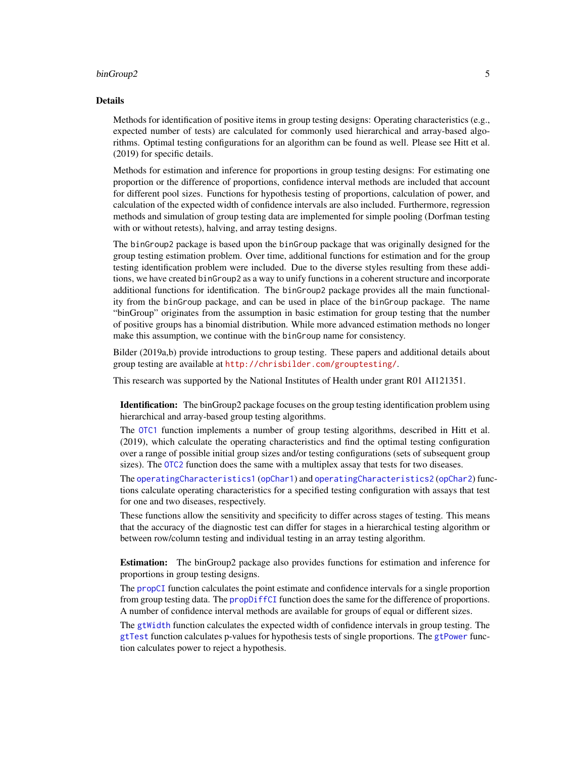## Details

Methods for identification of positive items in group testing designs: Operating characteristics (e.g., expected number of tests) are calculated for commonly used hierarchical and array-based algorithms. Optimal testing configurations for an algorithm can be found as well. Please see Hitt et al. (2019) for specific details.

Methods for estimation and inference for proportions in group testing designs: For estimating one proportion or the difference of proportions, confidence interval methods are included that account for different pool sizes. Functions for hypothesis testing of proportions, calculation of power, and calculation of the expected width of confidence intervals are also included. Furthermore, regression methods and simulation of group testing data are implemented for simple pooling (Dorfman testing with or without retests), halving, and array testing designs.

The `binGroup2` package is based upon the `binGroup` package that was originally designed for the group testing estimation problem. Over time, additional functions for estimation and for the group testing identification problem were included. Due to the diverse styles resulting from these additions, we have created `binGroup2` as a way to unify functions in a coherent structure and incorporate additional functions for identification. The `binGroup2` package provides all the main functionality from the `binGroup` package, and can be used in place of the `binGroup` package. The name "binGroup" originates from the assumption in basic estimation for group testing that the number of positive groups has a binomial distribution. While more advanced estimation methods no longer make this assumption, we continue with the `binGroup` name for consistency.

Bilder (2019a,b) provide introductions to group testing. These papers and additional details about group testing are available at `http://chrisbilder.com/grouptesting/`.

This research was supported by the National Institutes of Health under grant R01 AI121351.

**Identification:** The binGroup2 package focuses on the group testing identification problem using hierarchical and array-based group testing algorithms.

The `OTC1` function implements a number of group testing algorithms, described in Hitt et al. (2019), which calculate the operating characteristics and find the optimal testing configuration over a range of possible initial group sizes and/or testing configurations (sets of subsequent group sizes). The `OTC2` function does the same with a multiplex assay that tests for two diseases.

The `operatingCharacteristics1` (`opChar1`) and `operatingCharacteristics2` (`opChar2`) functions calculate operating characteristics for a specified testing configuration with assays that test for one and two diseases, respectively.

These functions allow the sensitivity and specificity to differ across stages of testing. This means that the accuracy of the diagnostic test can differ for stages in a hierarchical testing algorithm or between row/column testing and individual testing in an array testing algorithm.

**Estimation:** The binGroup2 package also provides functions for estimation and inference for proportions in group testing designs.

The `propCI` function calculates the point estimate and confidence intervals for a single proportion from group testing data. The `propDiffCI` function does the same for the difference of proportions. A number of confidence interval methods are available for groups of equal or different sizes.

The `gtWidth` function calculates the expected width of confidence intervals in group testing. The `gtTest` function calculates p-values for hypothesis tests of single proportions. The `gtPower` function calculates power to reject a hypothesis.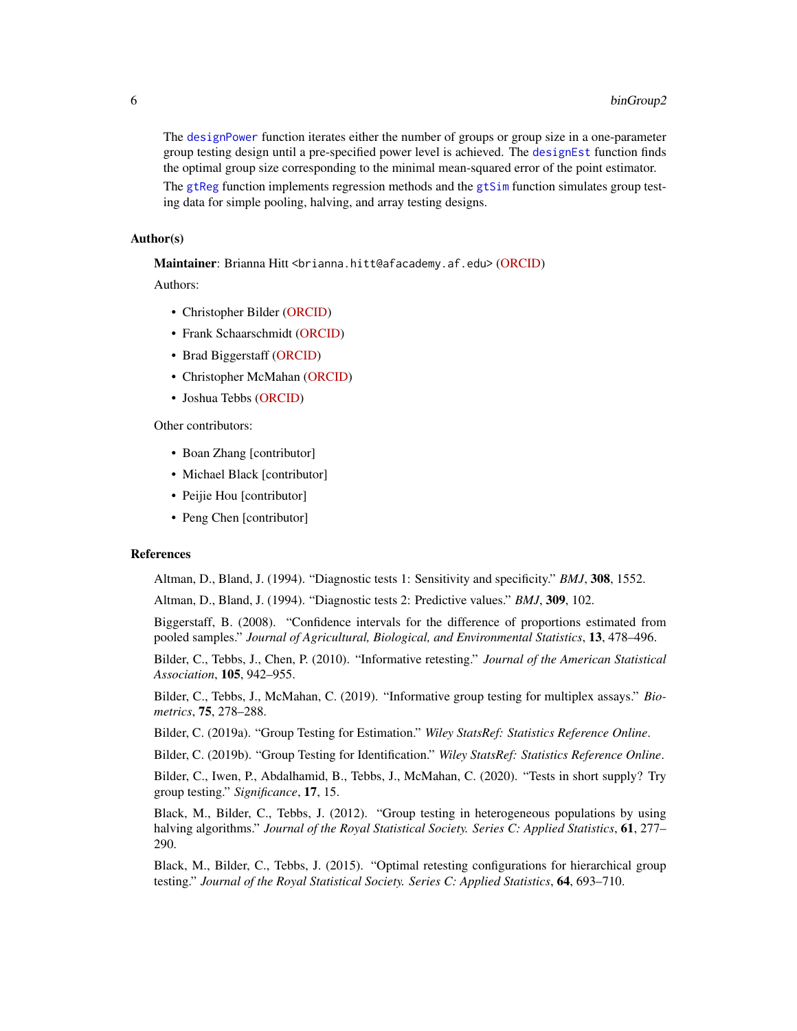The `designPower` function iterates either the number of groups or group size in a one-parameter group testing design until a pre-specified power level is achieved. The `designEst` function finds the optimal group size corresponding to the minimal mean-squared error of the point estimator.

The `gtReg` function implements regression methods and the `gtSim` function simulates group testing data for simple pooling, halving, and array testing designs.

### Author(s)

**Maintainer**: Brianna Hitt <brianna.hitt@afacademy.af.edu> (ORCID)

Authors:

- Christopher Bilder (ORCID)
- Frank Schaarschmidt (ORCID)
- Brad Biggerstaff (ORCID)
- Christopher McMahan (ORCID)
- Joshua Tebbs (ORCID)

Other contributors:

- Boan Zhang [contributor]
- Michael Black [contributor]
- Peijie Hou [contributor]
- Peng Chen [contributor]

### References

Altman, D., Bland, J. (1994). "Diagnostic tests 1: Sensitivity and specificity." *BMJ*, **308**, 1552.

Altman, D., Bland, J. (1994). "Diagnostic tests 2: Predictive values." *BMJ*, **309**, 102.

Biggerstaff, B. (2008). "Confidence intervals for the difference of proportions estimated from pooled samples." *Journal of Agricultural, Biological, and Environmental Statistics*, **13**, 478–496.

Bilder, C., Tebbs, J., Chen, P. (2010). "Informative retesting." *Journal of the American Statistical Association*, **105**, 942–955.

Bilder, C., Tebbs, J., McMahan, C. (2019). "Informative group testing for multiplex assays." *Biometrics*, **75**, 278–288.

Bilder, C. (2019a). "Group Testing for Estimation." *Wiley StatsRef: Statistics Reference Online*.

Bilder, C. (2019b). "Group Testing for Identification." *Wiley StatsRef: Statistics Reference Online*.

Bilder, C., Iwen, P., Abdalhamid, B., Tebbs, J., McMahan, C. (2020). "Tests in short supply? Try group testing." *Significance*, **17**, 15.

Black, M., Bilder, C., Tebbs, J. (2012). "Group testing in heterogeneous populations by using halving algorithms." *Journal of the Royal Statistical Society. Series C: Applied Statistics*, **61**, 277–290.

Black, M., Bilder, C., Tebbs, J. (2015). "Optimal retesting configurations for hierarchical group testing." *Journal of the Royal Statistical Society. Series C: Applied Statistics*, **64**, 693–710.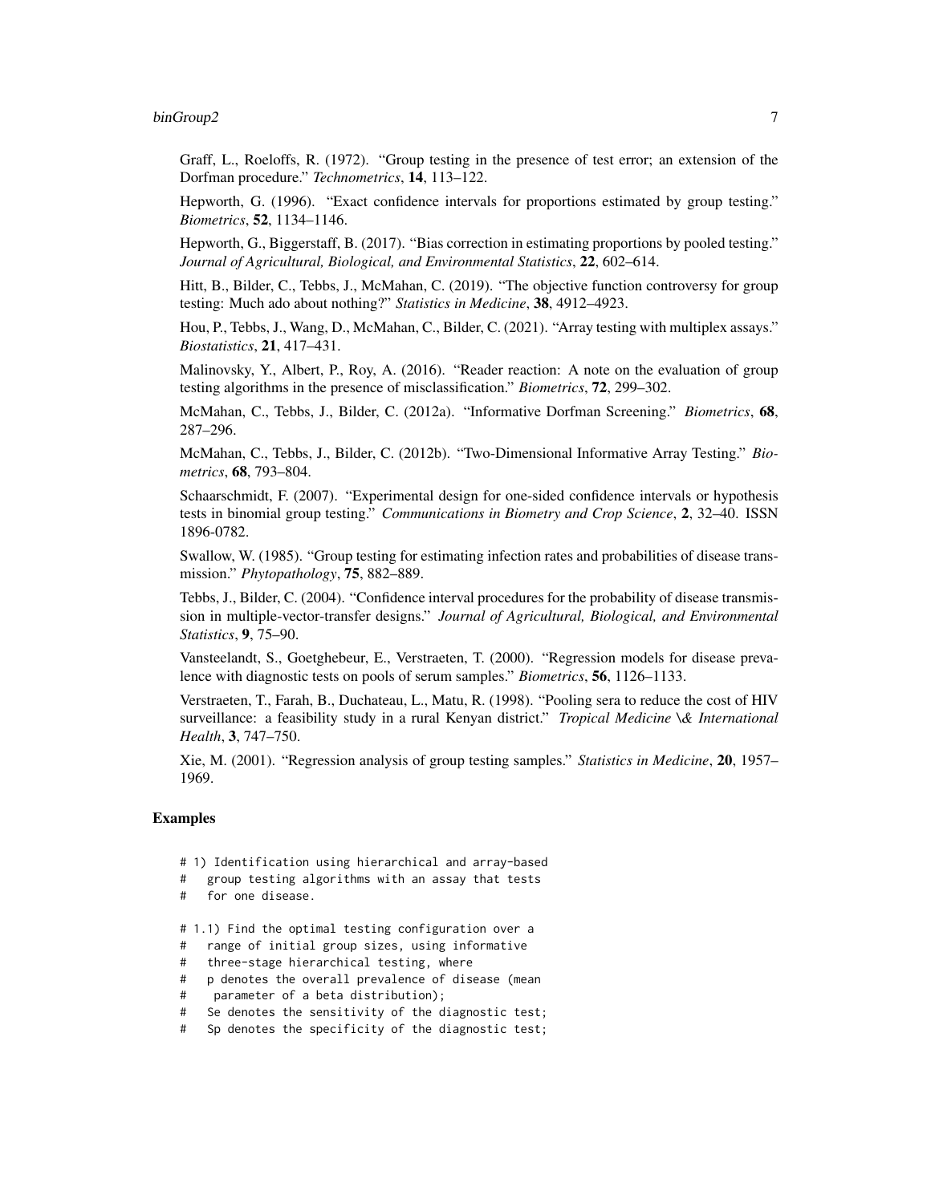Graff, L., Roeloffs, R. (1972). "Group testing in the presence of test error; an extension of the Dorfman procedure." *Technometrics*, **14**, 113–122.

Hepworth, G. (1996). "Exact confidence intervals for proportions estimated by group testing." *Biometrics*, **52**, 1134–1146.

Hepworth, G., Biggerstaff, B. (2017). "Bias correction in estimating proportions by pooled testing." *Journal of Agricultural, Biological, and Environmental Statistics*, **22**, 602–614.

Hitt, B., Bilder, C., Tebbs, J., McMahan, C. (2019). "The objective function controversy for group testing: Much ado about nothing?" *Statistics in Medicine*, **38**, 4912–4923.

Hou, P., Tebbs, J., Wang, D., McMahan, C., Bilder, C. (2021). "Array testing with multiplex assays." *Biostatistics*, **21**, 417–431.

Malinovsky, Y., Albert, P., Roy, A. (2016). "Reader reaction: A note on the evaluation of group testing algorithms in the presence of misclassification." *Biometrics*, **72**, 299–302.

McMahan, C., Tebbs, J., Bilder, C. (2012a). "Informative Dorfman Screening." *Biometrics*, **68**, 287–296.

McMahan, C., Tebbs, J., Bilder, C. (2012b). "Two-Dimensional Informative Array Testing." *Biometrics*, **68**, 793–804.

Schaarschmidt, F. (2007). "Experimental design for one-sided confidence intervals or hypothesis tests in binomial group testing." *Communications in Biometry and Crop Science*, **2**, 32–40. ISSN 1896-0782.

Swallow, W. (1985). "Group testing for estimating infection rates and probabilities of disease transmission." *Phytopathology*, **75**, 882–889.

Tebbs, J., Bilder, C. (2004). "Confidence interval procedures for the probability of disease transmission in multiple-vector-transfer designs." *Journal of Agricultural, Biological, and Environmental Statistics*, **9**, 75–90.

Vansteelandt, S., Goetghebeur, E., Verstraeten, T. (2000). "Regression models for disease prevalence with diagnostic tests on pools of serum samples." *Biometrics*, **56**, 1126–1133.

Verstraeten, T., Farah, B., Duchateau, L., Matu, R. (1998). "Pooling sera to reduce the cost of HIV surveillance: a feasibility study in a rural Kenyan district." *Tropical Medicine \& International Health*, **3**, 747–750.

Xie, M. (2001). "Regression analysis of group testing samples." *Statistics in Medicine*, **20**, 1957–1969.

## Examples

```
# 1) Identification using hierarchical and array-based
#   group testing algorithms with an assay that tests
#   for one disease.

# 1.1) Find the optimal testing configuration over a
#   range of initial group sizes, using informative
#   three-stage hierarchical testing, where
#   p denotes the overall prevalence of disease (mean
#    parameter of a beta distribution);
#   Se denotes the sensitivity of the diagnostic test;
#   Sp denotes the specificity of the diagnostic test;
```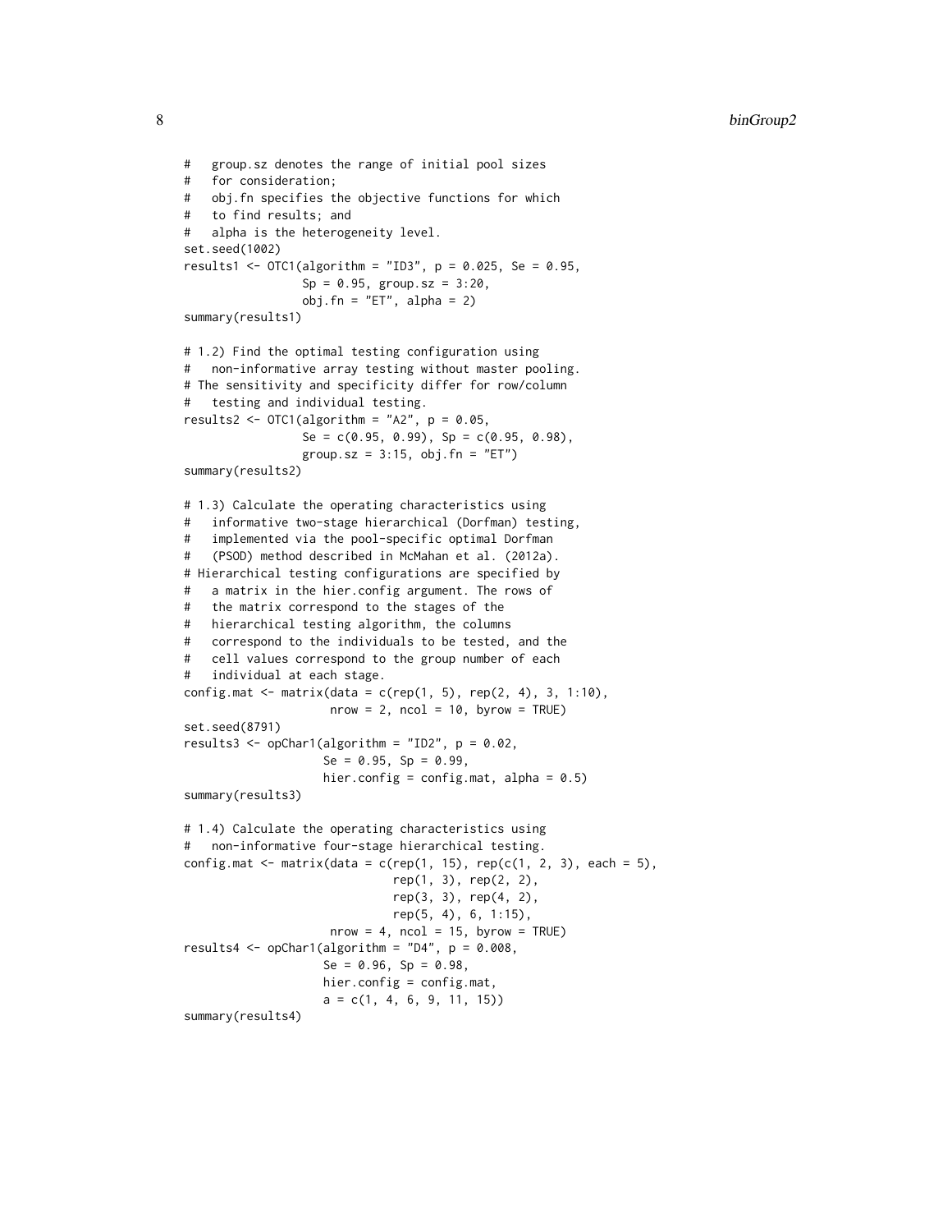```
#   group.sz denotes the range of initial pool sizes
#   for consideration;
#   obj.fn specifies the objective functions for which
#   to find results; and
#   alpha is the heterogeneity level.
set.seed(1002)
results1 <- OTC1(algorithm = "ID3", p = 0.025, Se = 0.95,
                 Sp = 0.95, group.sz = 3:20,
                 obj.fn = "ET", alpha = 2)
summary(results1)

# 1.2) Find the optimal testing configuration using
#   non-informative array testing without master pooling.
# The sensitivity and specificity differ for row/column
#   testing and individual testing.
results2 <- OTC1(algorithm = "A2", p = 0.05,
                 Se = c(0.95, 0.99), Sp = c(0.95, 0.98),
                 group.sz = 3:15, obj.fn = "ET")
summary(results2)

# 1.3) Calculate the operating characteristics using
#   informative two-stage hierarchical (Dorfman) testing,
#   implemented via the pool-specific optimal Dorfman
#   (PSOD) method described in McMahan et al. (2012a).
# Hierarchical testing configurations are specified by
#   a matrix in the hier.config argument. The rows of
#   the matrix correspond to the stages of the
#   hierarchical testing algorithm, the columns
#   correspond to the individuals to be tested, and the
#   cell values correspond to the group number of each
#   individual at each stage.
config.mat <- matrix(data = c(rep(1, 5), rep(2, 4), 3, 1:10),
                     nrow = 2, ncol = 10, byrow = TRUE)
set.seed(8791)
results3 <- opChar1(algorithm = "ID2", p = 0.02,
                    Se = 0.95, Sp = 0.99,
                    hier.config = config.mat, alpha = 0.5)
summary(results3)

# 1.4) Calculate the operating characteristics using
#   non-informative four-stage hierarchical testing.
config.mat <- matrix(data = c(rep(1, 15), rep(c(1, 2, 3), each = 5),
                              rep(1, 3), rep(2, 2),
                              rep(3, 3), rep(4, 2),
                              rep(5, 4), 6, 1:15),
                     nrow = 4, ncol = 15, byrow = TRUE)
results4 <- opChar1(algorithm = "D4", p = 0.008,
                    Se = 0.96, Sp = 0.98,
                    hier.config = config.mat,
                    a = c(1, 4, 6, 9, 11, 15))
summary(results4)
```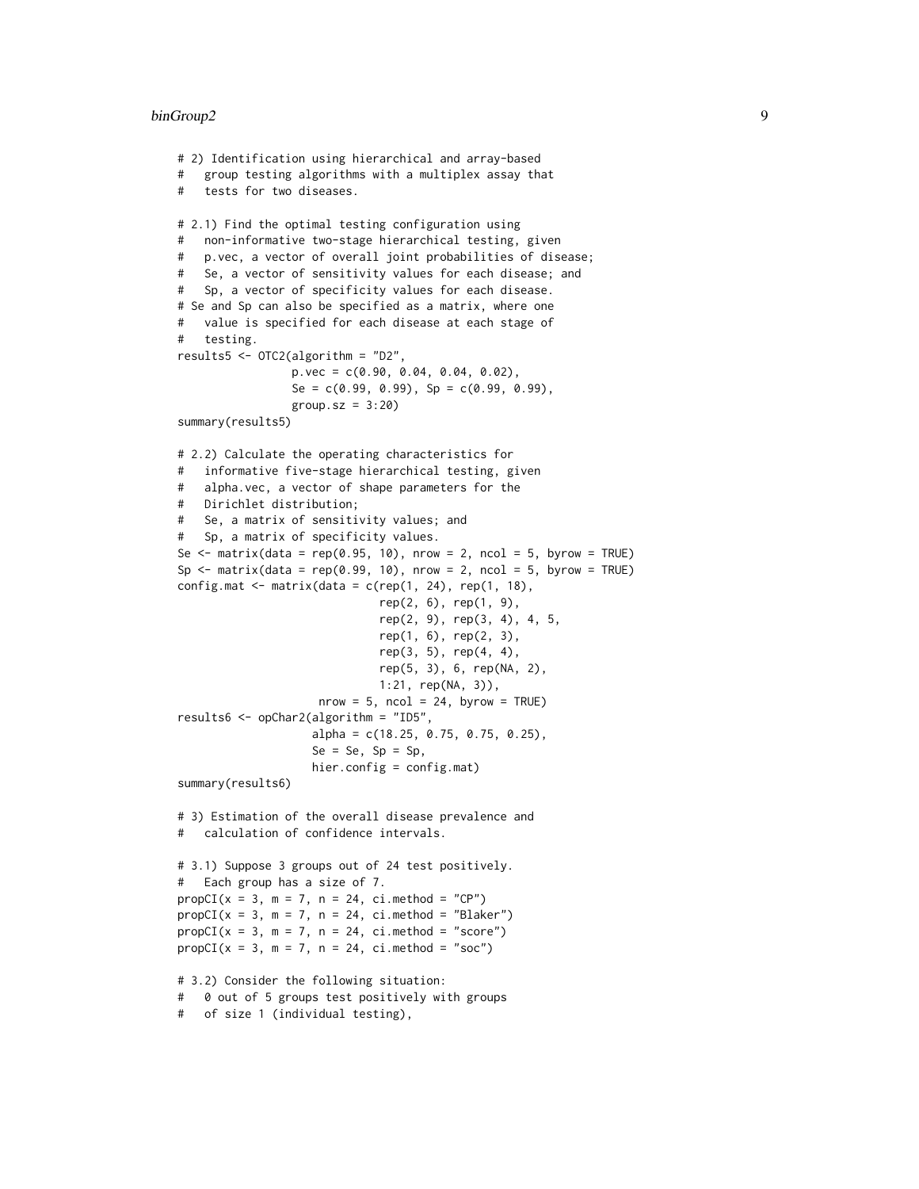```
# 2) Identification using hierarchical and array-based
#   group testing algorithms with a multiplex assay that
#   tests for two diseases.

# 2.1) Find the optimal testing configuration using
#   non-informative two-stage hierarchical testing, given
#   p.vec, a vector of overall joint probabilities of disease;
#   Se, a vector of sensitivity values for each disease; and
#   Sp, a vector of specificity values for each disease.
# Se and Sp can also be specified as a matrix, where one
#   value is specified for each disease at each stage of
#   testing.
results5 <- OTC2(algorithm = "D2",
                 p.vec = c(0.90, 0.04, 0.04, 0.02),
                 Se = c(0.99, 0.99), Sp = c(0.99, 0.99),
                 group.sz = 3:20)
summary(results5)

# 2.2) Calculate the operating characteristics for
#   informative five-stage hierarchical testing, given
#   alpha.vec, a vector of shape parameters for the
#   Dirichlet distribution;
#   Se, a matrix of sensitivity values; and
#   Sp, a matrix of specificity values.
Se <- matrix(data = rep(0.95, 10), nrow = 2, ncol = 5, byrow = TRUE)
Sp <- matrix(data = rep(0.99, 10), nrow = 2, ncol = 5, byrow = TRUE)
config.mat <- matrix(data = c(rep(1, 24), rep(1, 18),
                              rep(2, 6), rep(1, 9),
                              rep(2, 9), rep(3, 4), 4, 5,
                              rep(1, 6), rep(2, 3),
                              rep(3, 5), rep(4, 4),
                              rep(5, 3), 6, rep(NA, 2),
                              1:21, rep(NA, 3)),
                     nrow = 5, ncol = 24, byrow = TRUE)
results6 <- opChar2(algorithm = "ID5",
                    alpha = c(18.25, 0.75, 0.75, 0.25),
                    Se = Se, Sp = Sp,
                    hier.config = config.mat)
summary(results6)

# 3) Estimation of the overall disease prevalence and
#   calculation of confidence intervals.

# 3.1) Suppose 3 groups out of 24 test positively.
#   Each group has a size of 7.
propCI(x = 3, m = 7, n = 24, ci.method = "CP")
propCI(x = 3, m = 7, n = 24, ci.method = "Blaker")
propCI(x = 3, m = 7, n = 24, ci.method = "score")
propCI(x = 3, m = 7, n = 24, ci.method = "soc")

# 3.2) Consider the following situation:
#   0 out of 5 groups test positively with groups
#   of size 1 (individual testing),
```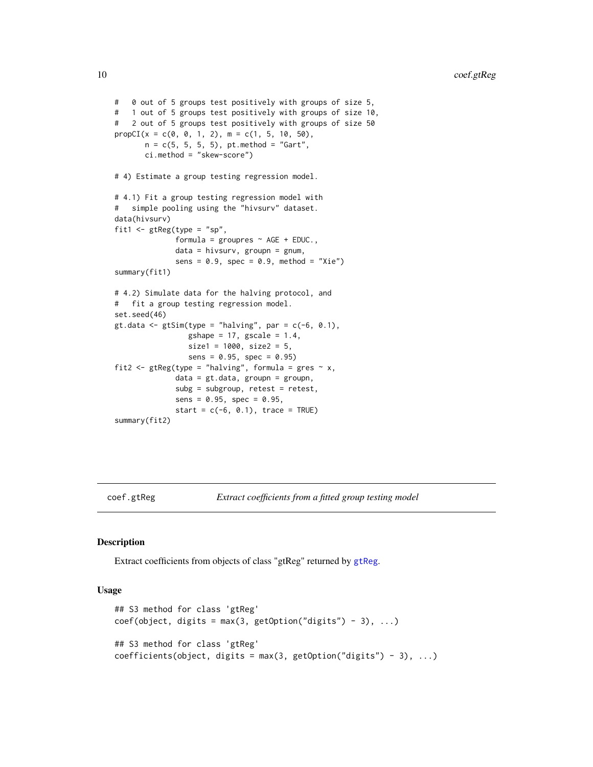```
#   0 out of 5 groups test positively with groups of size 5,
#   1 out of 5 groups test positively with groups of size 10,
#   2 out of 5 groups test positively with groups of size 50
propCI(x = c(0, 0, 1, 2), m = c(1, 5, 10, 50),
       n = c(5, 5, 5, 5), pt.method = "Gart",
       ci.method = "skew-score")

# 4) Estimate a group testing regression model.

# 4.1) Fit a group testing regression model with
#   simple pooling using the "hivsurv" dataset.
data(hivsurv)
fit1 <- gtReg(type = "sp",
              formula = groupres ~ AGE + EDUC.,
              data = hivsurv, groupn = gnum,
              sens = 0.9, spec = 0.9, method = "Xie")
summary(fit1)

# 4.2) Simulate data for the halving protocol, and
#   fit a group testing regression model.
set.seed(46)
gt.data <- gtSim(type = "halving", par = c(-6, 0.1),
                 gshape = 17, gscale = 1.4,
                 size1 = 1000, size2 = 5,
                 sens = 0.95, spec = 0.95)
fit2 <- gtReg(type = "halving", formula = gres ~ x,
              data = gt.data, groupn = groupn,
              subg = subgroup, retest = retest,
              sens = 0.95, spec = 0.95,
              start = c(-6, 0.1), trace = TRUE)
summary(fit2)
```

## coef.gtReg — *Extract coefficients from a fitted group testing model*

### Description

Extract coefficients from objects of class "gtReg" returned by gtReg.

### Usage

```
## S3 method for class 'gtReg'
coef(object, digits = max(3, getOption("digits") - 3), ...)

## S3 method for class 'gtReg'
coefficients(object, digits = max(3, getOption("digits") - 3), ...)
```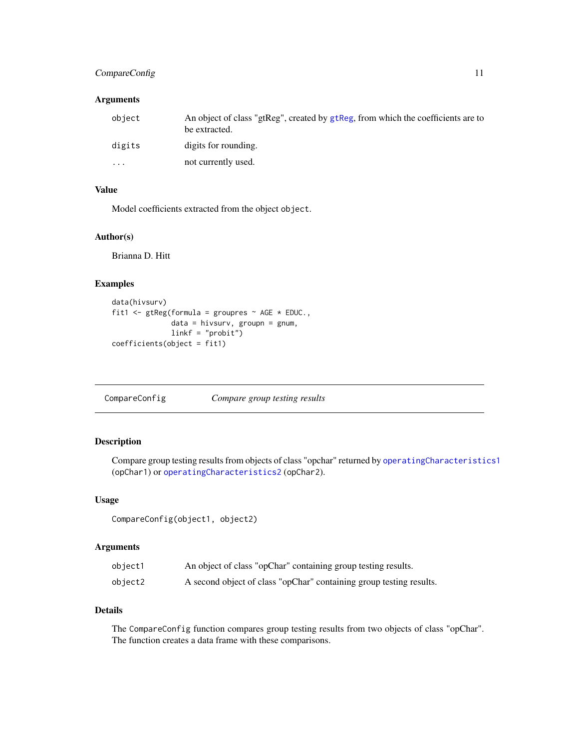### Arguments

| | |
|---|---|
| object | An object of class "gtReg", created by gtReg, from which the coefficients are to be extracted. |
| digits | digits for rounding. |
| ... | not currently used. |

### Value

Model coefficients extracted from the object `object`.

### Author(s)

Brianna D. Hitt

### Examples

```
data(hivsurv)
fit1 <- gtReg(formula = groupres ~ AGE * EDUC.,
              data = hivsurv, groupn = gnum,
              linkf = "probit")
coefficients(object = fit1)
```

---

## CompareConfig    *Compare group testing results*

### Description

Compare group testing results from objects of class "opchar" returned by `operatingCharacteristics1` (`opChar1`) or `operatingCharacteristics2` (`opChar2`).

### Usage

```
CompareConfig(object1, object2)
```

### Arguments

| | |
|---|---|
| object1 | An object of class "opChar" containing group testing results. |
| object2 | A second object of class "opChar" containing group testing results. |

### Details

The `CompareConfig` function compares group testing results from two objects of class "opChar". The function creates a data frame with these comparisons.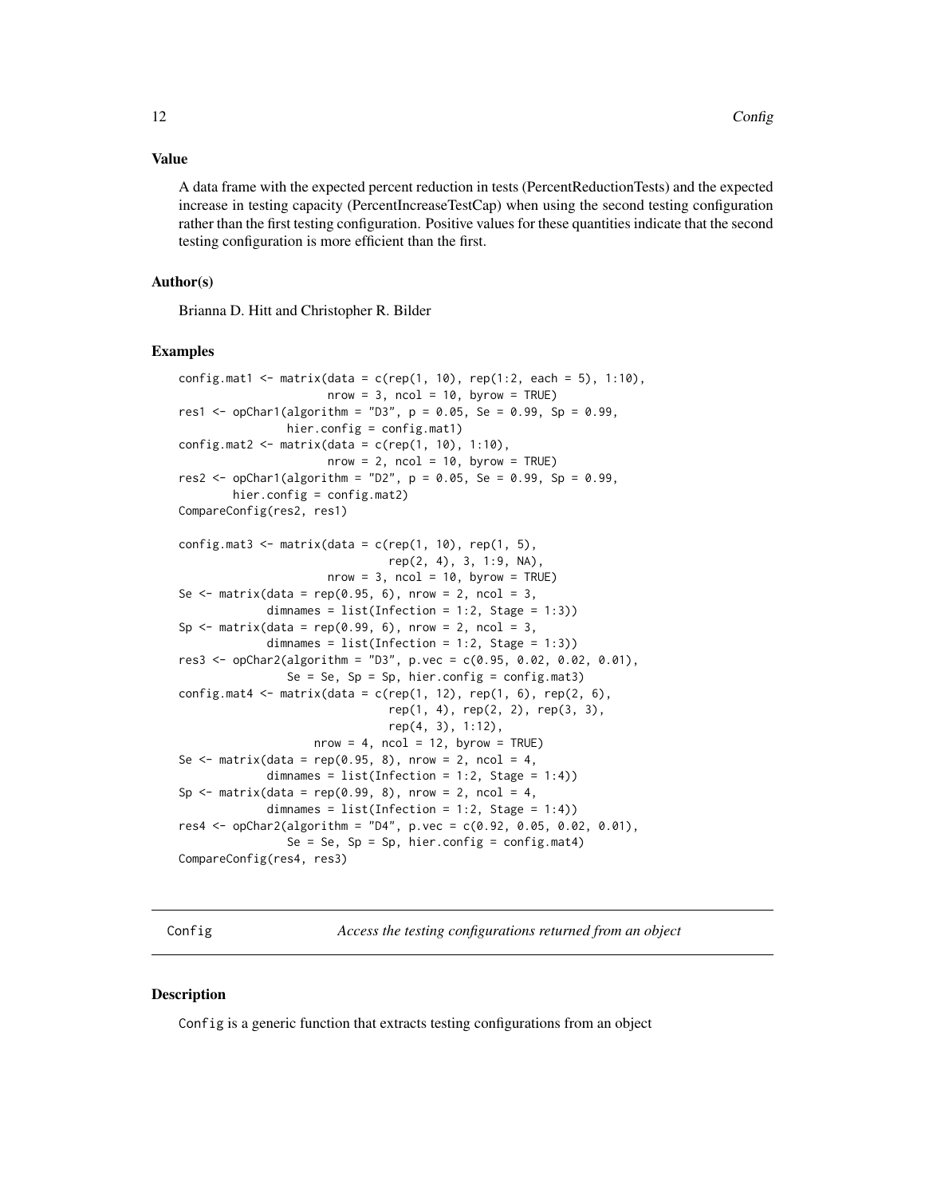### Value

A data frame with the expected percent reduction in tests (PercentReductionTests) and the expected increase in testing capacity (PercentIncreaseTestCap) when using the second testing configuration rather than the first testing configuration. Positive values for these quantities indicate that the second testing configuration is more efficient than the first.

### Author(s)

Brianna D. Hitt and Christopher R. Bilder

### Examples

```
config.mat1 <- matrix(data = c(rep(1, 10), rep(1:2, each = 5), 1:10),
                      nrow = 3, ncol = 10, byrow = TRUE)
res1 <- opChar1(algorithm = "D3", p = 0.05, Se = 0.99, Sp = 0.99,
                hier.config = config.mat1)
config.mat2 <- matrix(data = c(rep(1, 10), 1:10),
                      nrow = 2, ncol = 10, byrow = TRUE)
res2 <- opChar1(algorithm = "D2", p = 0.05, Se = 0.99, Sp = 0.99,
        hier.config = config.mat2)
CompareConfig(res2, res1)

config.mat3 <- matrix(data = c(rep(1, 10), rep(1, 5),
                               rep(2, 4), 3, 1:9, NA),
                      nrow = 3, ncol = 10, byrow = TRUE)
Se <- matrix(data = rep(0.95, 6), nrow = 2, ncol = 3,
             dimnames = list(Infection = 1:2, Stage = 1:3))
Sp <- matrix(data = rep(0.99, 6), nrow = 2, ncol = 3,
             dimnames = list(Infection = 1:2, Stage = 1:3))
res3 <- opChar2(algorithm = "D3", p.vec = c(0.95, 0.02, 0.02, 0.01),
                Se = Se, Sp = Sp, hier.config = config.mat3)
config.mat4 <- matrix(data = c(rep(1, 12), rep(1, 6), rep(2, 6),
                               rep(1, 4), rep(2, 2), rep(3, 3),
                               rep(4, 3), 1:12),
                    nrow = 4, ncol = 12, byrow = TRUE)
Se <- matrix(data = rep(0.95, 8), nrow = 2, ncol = 4,
             dimnames = list(Infection = 1:2, Stage = 1:4))
Sp <- matrix(data = rep(0.99, 8), nrow = 2, ncol = 4,
             dimnames = list(Infection = 1:2, Stage = 1:4))
res4 <- opChar2(algorithm = "D4", p.vec = c(0.92, 0.05, 0.02, 0.01),
                Se = Se, Sp = Sp, hier.config = config.mat4)
CompareConfig(res4, res3)
```

---

## Config — *Access the testing configurations returned from an object*

### Description

Config is a generic function that extracts testing configurations from an object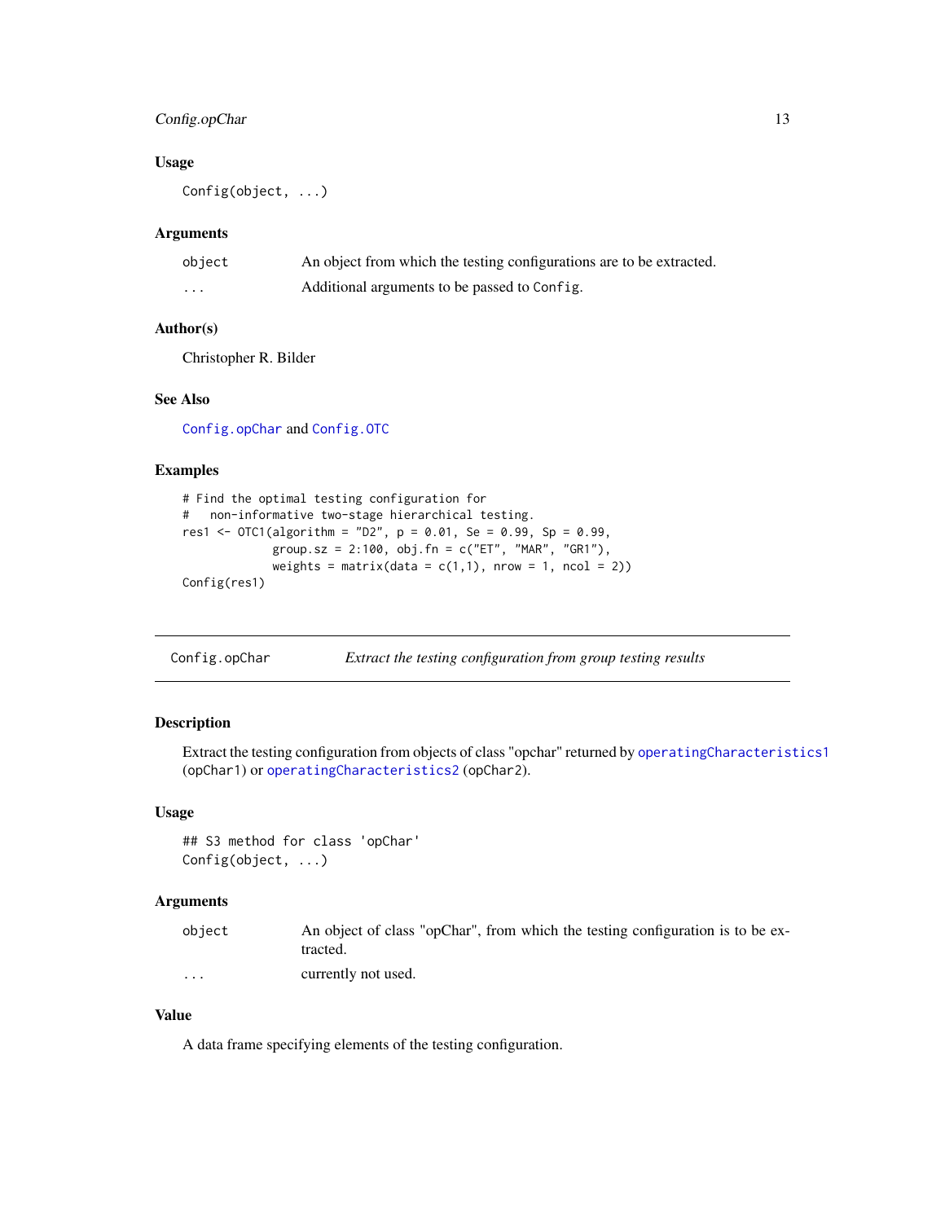### Usage

```
Config(object, ...)
```

### Arguments

| | |
|---|---|
| `object` | An object from which the testing configurations are to be extracted. |
| `...` | Additional arguments to be passed to `Config`. |

### Author(s)

Christopher R. Bilder

### See Also

`Config.opChar` and `Config.OTC`

### Examples

```
# Find the optimal testing configuration for
#   non-informative two-stage hierarchical testing.
res1 <- OTC1(algorithm = "D2", p = 0.01, Se = 0.99, Sp = 0.99,
             group.sz = 2:100, obj.fn = c("ET", "MAR", "GR1"),
             weights = matrix(data = c(1,1), nrow = 1, ncol = 2))
Config(res1)
```

---

## Config.opChar — *Extract the testing configuration from group testing results*

### Description

Extract the testing configuration from objects of class "opchar" returned by `operatingCharacteristics1` (opChar1) or `operatingCharacteristics2` (opChar2).

### Usage

```
## S3 method for class 'opChar'
Config(object, ...)
```

### Arguments

| | |
|---|---|
| `object` | An object of class "opChar", from which the testing configuration is to be extracted. |
| `...` | currently not used. |

### Value

A data frame specifying elements of the testing configuration.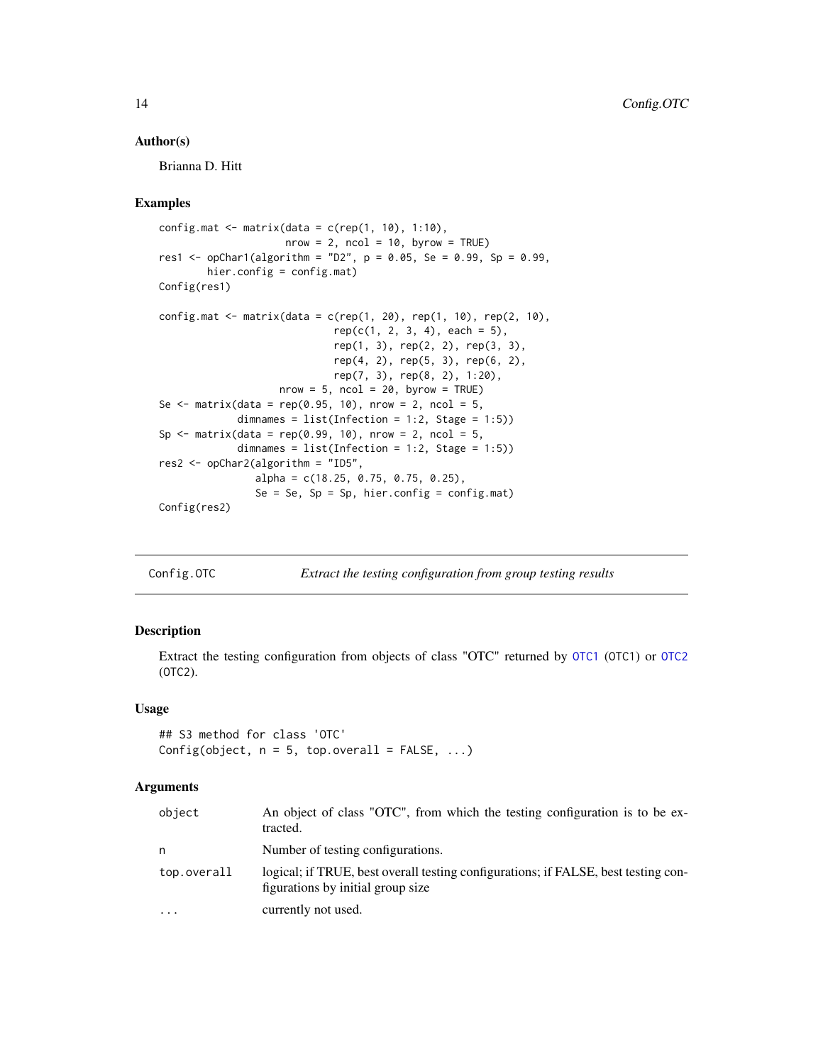### Author(s)

Brianna D. Hitt

### Examples

```
config.mat <- matrix(data = c(rep(1, 10), 1:10),
                     nrow = 2, ncol = 10, byrow = TRUE)
res1 <- opChar1(algorithm = "D2", p = 0.05, Se = 0.99, Sp = 0.99,
        hier.config = config.mat)
Config(res1)

config.mat <- matrix(data = c(rep(1, 20), rep(1, 10), rep(2, 10),
                              rep(c(1, 2, 3, 4), each = 5),
                              rep(1, 3), rep(2, 2), rep(3, 3),
                              rep(4, 2), rep(5, 3), rep(6, 2),
                              rep(7, 3), rep(8, 2), 1:20),
                     nrow = 5, ncol = 20, byrow = TRUE)
Se <- matrix(data = rep(0.95, 10), nrow = 2, ncol = 5,
             dimnames = list(Infection = 1:2, Stage = 1:5))
Sp <- matrix(data = rep(0.99, 10), nrow = 2, ncol = 5,
             dimnames = list(Infection = 1:2, Stage = 1:5))
res2 <- opChar2(algorithm = "ID5",
                alpha = c(18.25, 0.75, 0.75, 0.25),
                Se = Se, Sp = Sp, hier.config = config.mat)
Config(res2)
```

---

## Config.OTC — *Extract the testing configuration from group testing results*

### Description

Extract the testing configuration from objects of class "OTC" returned by OTC1 (OTC1) or OTC2 (OTC2).

### Usage

```
## S3 method for class 'OTC'
Config(object, n = 5, top.overall = FALSE, ...)
```

### Arguments

| | |
|---|---|
| object | An object of class "OTC", from which the testing configuration is to be extracted. |
| n | Number of testing configurations. |
| top.overall | logical; if TRUE, best overall testing configurations; if FALSE, best testing configurations by initial group size |
| ... | currently not used. |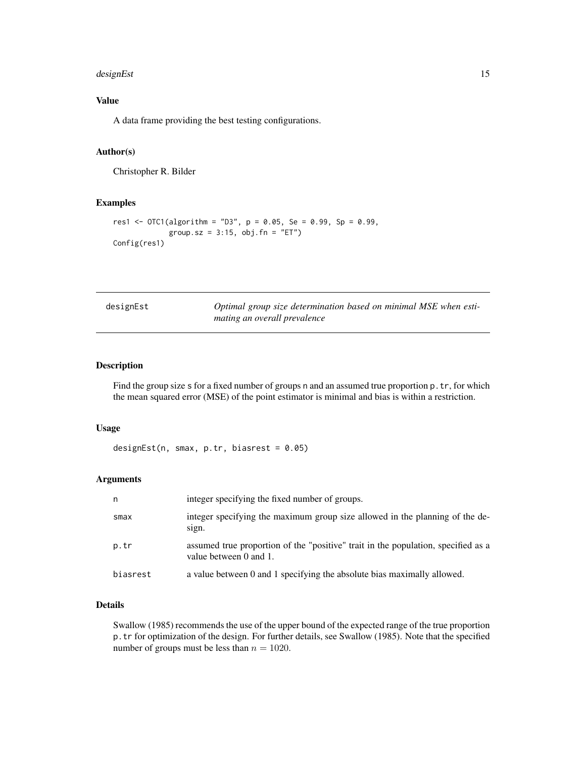### Value

A data frame providing the best testing configurations.

### Author(s)

Christopher R. Bilder

### Examples

```
res1 <- OTC1(algorithm = "D3", p = 0.05, Se = 0.99, Sp = 0.99,
             group.sz = 3:15, obj.fn = "ET")
Config(res1)
```

---

## designEst — *Optimal group size determination based on minimal MSE when estimating an overall prevalence*

---

### Description

Find the group size s for a fixed number of groups n and an assumed true proportion p.tr, for which the mean squared error (MSE) of the point estimator is minimal and bias is within a restriction.

### Usage

```
designEst(n, smax, p.tr, biasrest = 0.05)
```

### Arguments

| | |
|---|---|
| n | integer specifying the fixed number of groups. |
| smax | integer specifying the maximum group size allowed in the planning of the design. |
| p.tr | assumed true proportion of the "positive" trait in the population, specified as a value between 0 and 1. |
| biasrest | a value between 0 and 1 specifying the absolute bias maximally allowed. |

### Details

Swallow (1985) recommends the use of the upper bound of the expected range of the true proportion p.tr for optimization of the design. For further details, see Swallow (1985). Note that the specified number of groups must be less than $n = 1020$.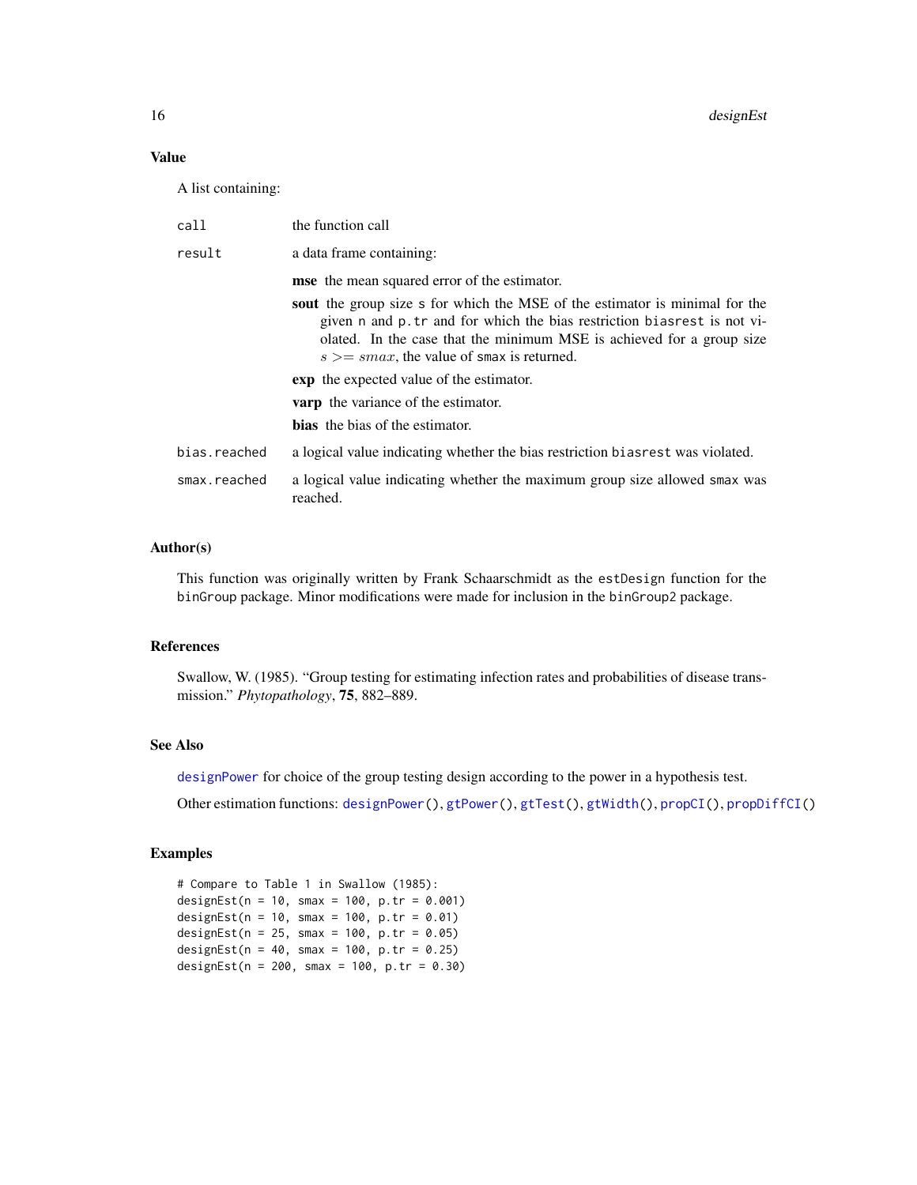## Value

A list containing:

- `call` the function call
- `result` a data frame containing:
  - **mse** the mean squared error of the estimator.
  - **sout** the group size s for which the MSE of the estimator is minimal for the given n and p.tr and for which the bias restriction biasrest is not violated. In the case that the minimum MSE is achieved for a group size $s >= smax$, the value of smax is returned.
  - **exp** the expected value of the estimator.
  - **varp** the variance of the estimator.
  - **bias** the bias of the estimator.
- `bias.reached` a logical value indicating whether the bias restriction biasrest was violated.
- `smax.reached` a logical value indicating whether the maximum group size allowed smax was reached.

## Author(s)

This function was originally written by Frank Schaarschmidt as the estDesign function for the binGroup package. Minor modifications were made for inclusion in the binGroup2 package.

## References

Swallow, W. (1985). "Group testing for estimating infection rates and probabilities of disease transmission." *Phytopathology*, **75**, 882–889.

## See Also

designPower for choice of the group testing design according to the power in a hypothesis test.

Other estimation functions: designPower(), gtPower(), gtTest(), gtWidth(), propCI(), propDiffCI()

## Examples

```
# Compare to Table 1 in Swallow (1985):
designEst(n = 10, smax = 100, p.tr = 0.001)
designEst(n = 10, smax = 100, p.tr = 0.01)
designEst(n = 25, smax = 100, p.tr = 0.05)
designEst(n = 40, smax = 100, p.tr = 0.25)
designEst(n = 200, smax = 100, p.tr = 0.30)
```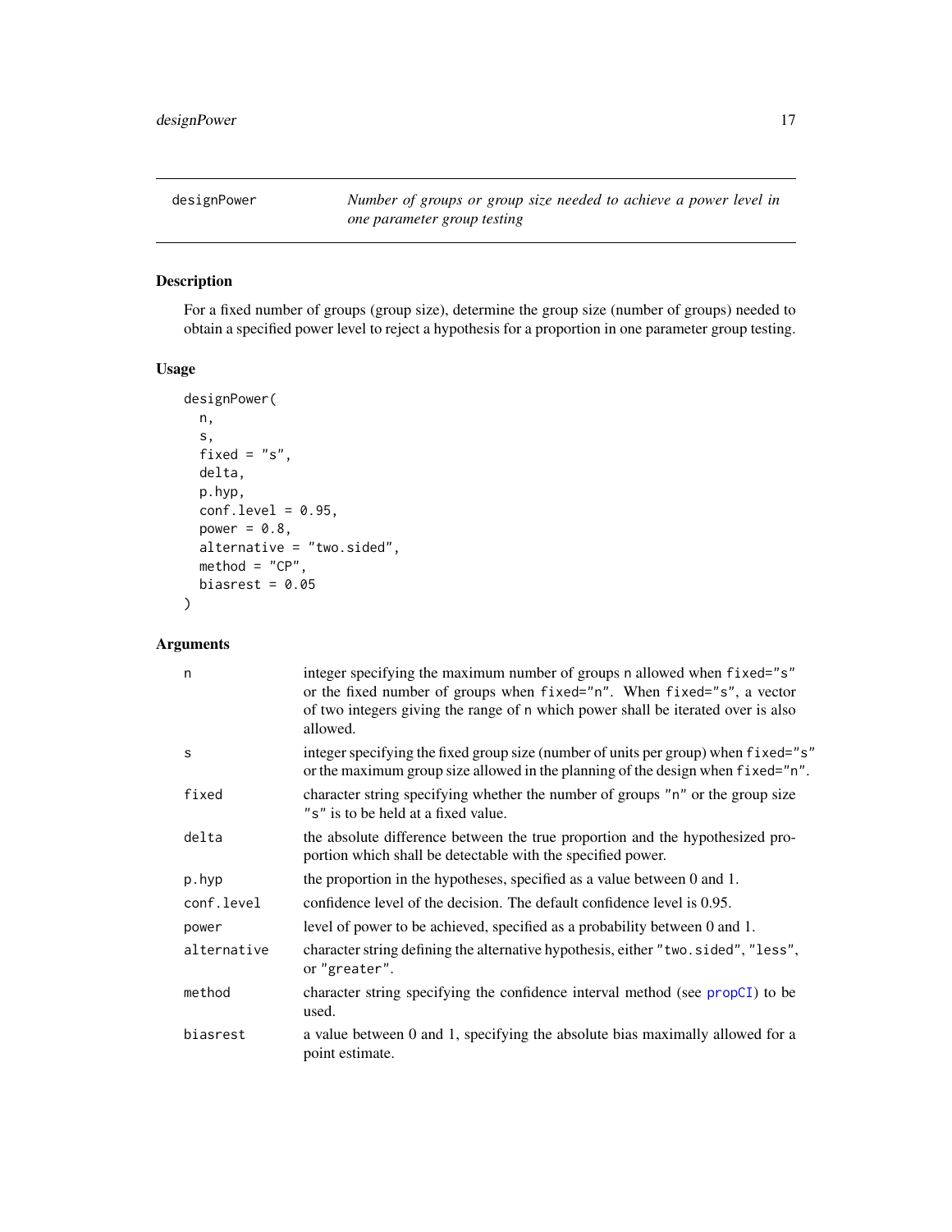## designPower — *Number of groups or group size needed to achieve a power level in one parameter group testing*

### Description

For a fixed number of groups (group size), determine the group size (number of groups) needed to obtain a specified power level to reject a hypothesis for a proportion in one parameter group testing.

### Usage

```
designPower(
  n,
  s,
  fixed = "s",
  delta,
  p.hyp,
  conf.level = 0.95,
  power = 0.8,
  alternative = "two.sided",
  method = "CP",
  biasrest = 0.05
)
```

### Arguments

| Argument | Description |
|---|---|
| `n` | integer specifying the maximum number of groups `n` allowed when `fixed="s"` or the fixed number of groups when `fixed="n"`. When `fixed="s"`, a vector of two integers giving the range of `n` which power shall be iterated over is also allowed. |
| `s` | integer specifying the fixed group size (number of units per group) when `fixed="s"` or the maximum group size allowed in the planning of the design when `fixed="n"`. |
| `fixed` | character string specifying whether the number of groups `"n"` or the group size `"s"` is to be held at a fixed value. |
| `delta` | the absolute difference between the true proportion and the hypothesized proportion which shall be detectable with the specified power. |
| `p.hyp` | the proportion in the hypotheses, specified as a value between 0 and 1. |
| `conf.level` | confidence level of the decision. The default confidence level is 0.95. |
| `power` | level of power to be achieved, specified as a probability between 0 and 1. |
| `alternative` | character string defining the alternative hypothesis, either `"two.sided"`, `"less"`, or `"greater"`. |
| `method` | character string specifying the confidence interval method (see `propCI`) to be used. |
| `biasrest` | a value between 0 and 1, specifying the absolute bias maximally allowed for a point estimate. |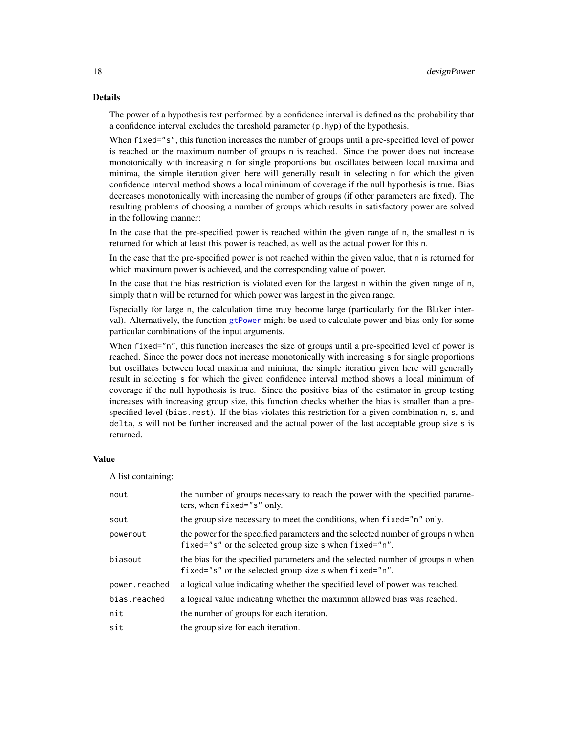## Details

The power of a hypothesis test performed by a confidence interval is defined as the probability that a confidence interval excludes the threshold parameter (`p.hyp`) of the hypothesis.

When `fixed="s"`, this function increases the number of groups until a pre-specified level of power is reached or the maximum number of groups `n` is reached. Since the power does not increase monotonically with increasing `n` for single proportions but oscillates between local maxima and minima, the simple iteration given here will generally result in selecting `n` for which the given confidence interval method shows a local minimum of coverage if the null hypothesis is true. Bias decreases monotonically with increasing the number of groups (if other parameters are fixed). The resulting problems of choosing a number of groups which results in satisfactory power are solved in the following manner:

In the case that the pre-specified power is reached within the given range of `n`, the smallest `n` is returned for which at least this power is reached, as well as the actual power for this `n`.

In the case that the pre-specified power is not reached within the given value, that `n` is returned for which maximum power is achieved, and the corresponding value of power.

In the case that the bias restriction is violated even for the largest `n` within the given range of `n`, simply that `n` will be returned for which power was largest in the given range.

Especially for large `n`, the calculation time may become large (particularly for the Blaker interval). Alternatively, the function `gtPower` might be used to calculate power and bias only for some particular combinations of the input arguments.

When `fixed="n"`, this function increases the size of groups until a pre-specified level of power is reached. Since the power does not increase monotonically with increasing `s` for single proportions but oscillates between local maxima and minima, the simple iteration given here will generally result in selecting `s` for which the given confidence interval method shows a local minimum of coverage if the null hypothesis is true. Since the positive bias of the estimator in group testing increases with increasing group size, this function checks whether the bias is smaller than a pre-specified level (`bias.rest`). If the bias violates this restriction for a given combination `n`, `s`, and `delta`, `s` will not be further increased and the actual power of the last acceptable group size `s` is returned.

## Value

A list containing:

| | |
|---|---|
| `nout` | the number of groups necessary to reach the power with the specified parameters, when `fixed="s"` only. |
| `sout` | the group size necessary to meet the conditions, when `fixed="n"` only. |
| `powerout` | the power for the specified parameters and the selected number of groups `n` when `fixed="s"` or the selected group size `s` when `fixed="n"`. |
| `biasout` | the bias for the specified parameters and the selected number of groups `n` when `fixed="s"` or the selected group size `s` when `fixed="n"`. |
| `power.reached` | a logical value indicating whether the specified level of power was reached. |
| `bias.reached` | a logical value indicating whether the maximum allowed bias was reached. |
| `nit` | the number of groups for each iteration. |
| `sit` | the group size for each iteration. |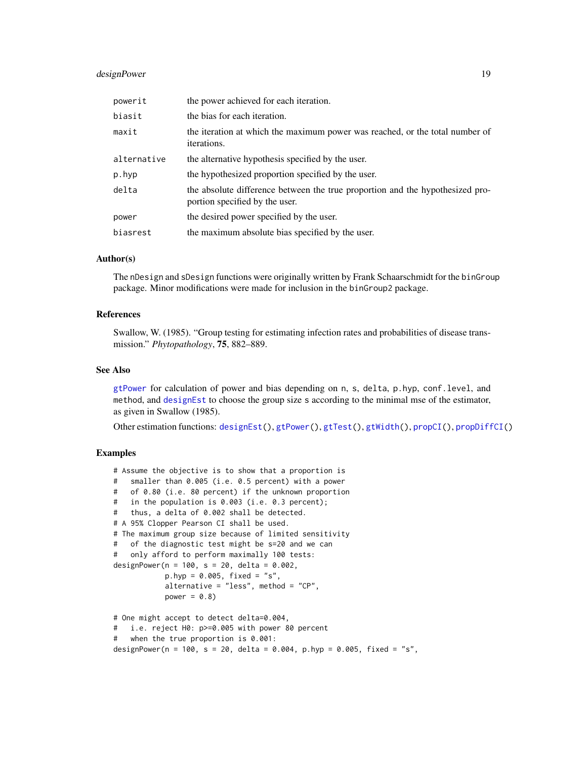| | |
|---|---|
| powerit | the power achieved for each iteration. |
| biasit | the bias for each iteration. |
| maxit | the iteration at which the maximum power was reached, or the total number of iterations. |
| alternative | the alternative hypothesis specified by the user. |
| p.hyp | the hypothesized proportion specified by the user. |
| delta | the absolute difference between the true proportion and the hypothesized proportion specified by the user. |
| power | the desired power specified by the user. |
| biasrest | the maximum absolute bias specified by the user. |

## Author(s)

The nDesign and sDesign functions were originally written by Frank Schaarschmidt for the binGroup package. Minor modifications were made for inclusion in the binGroup2 package.

## References

Swallow, W. (1985). "Group testing for estimating infection rates and probabilities of disease transmission." *Phytopathology*, **75**, 882–889.

## See Also

gtPower for calculation of power and bias depending on n, s, delta, p.hyp, conf.level, and method, and designEst to choose the group size s according to the minimal mse of the estimator, as given in Swallow (1985).

Other estimation functions: designEst(), gtPower(), gtTest(), gtWidth(), propCI(), propDiffCI()

## Examples

```
# Assume the objective is to show that a proportion is
#   smaller than 0.005 (i.e. 0.5 percent) with a power
#   of 0.80 (i.e. 80 percent) if the unknown proportion
#   in the population is 0.003 (i.e. 0.3 percent);
#   thus, a delta of 0.002 shall be detected.
# A 95% Clopper Pearson CI shall be used.
# The maximum group size because of limited sensitivity
#   of the diagnostic test might be s=20 and we can
#   only afford to perform maximally 100 tests:
designPower(n = 100, s = 20, delta = 0.002,
            p.hyp = 0.005, fixed = "s",
            alternative = "less", method = "CP",
            power = 0.8)

# One might accept to detect delta=0.004,
#   i.e. reject H0: p>=0.005 with power 80 percent
#   when the true proportion is 0.001:
designPower(n = 100, s = 20, delta = 0.004, p.hyp = 0.005, fixed = "s",
```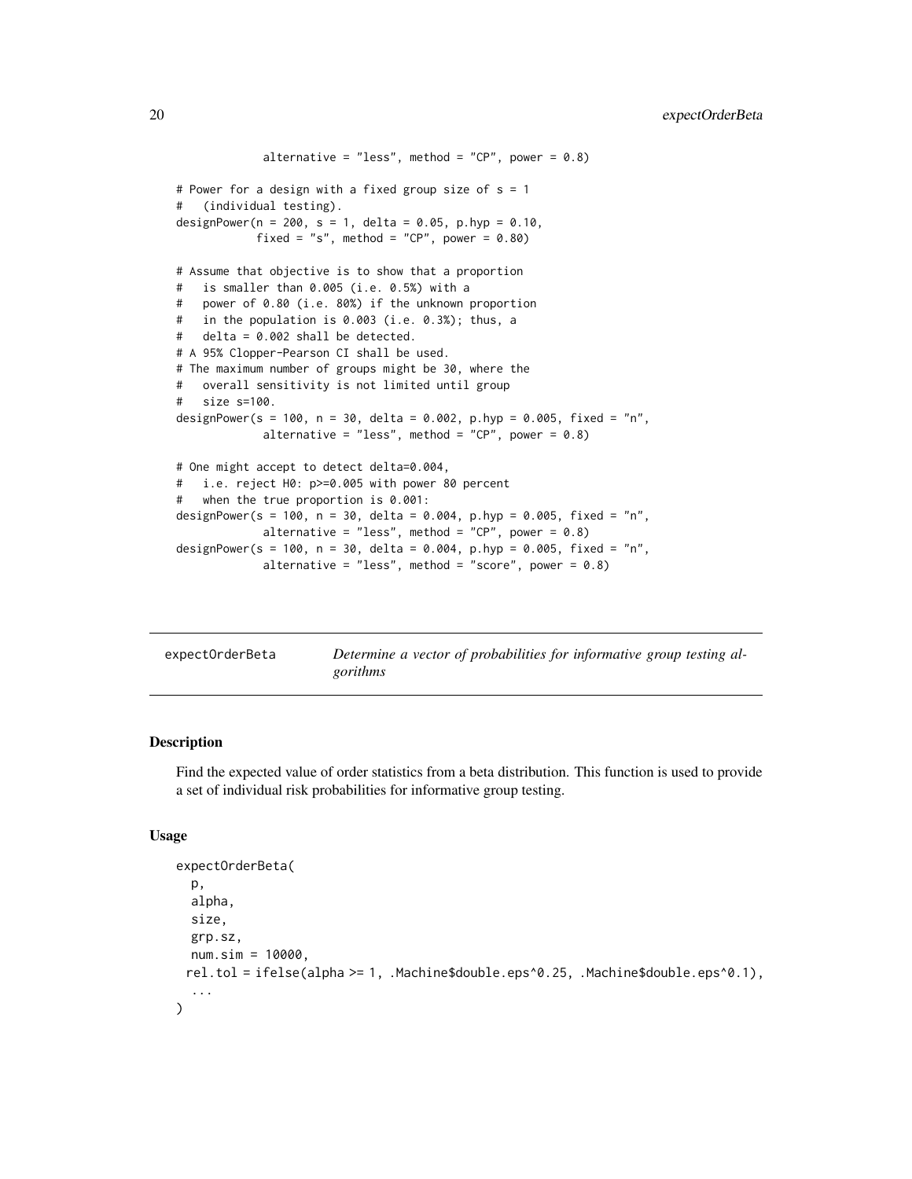```
            alternative = "less", method = "CP", power = 0.8)

# Power for a design with a fixed group size of s = 1
#   (individual testing).
designPower(n = 200, s = 1, delta = 0.05, p.hyp = 0.10,
           fixed = "s", method = "CP", power = 0.80)

# Assume that objective is to show that a proportion
#   is smaller than 0.005 (i.e. 0.5%) with a
#   power of 0.80 (i.e. 80%) if the unknown proportion
#   in the population is 0.003 (i.e. 0.3%); thus, a
#   delta = 0.002 shall be detected.
# A 95% Clopper-Pearson CI shall be used.
# The maximum number of groups might be 30, where the
#   overall sensitivity is not limited until group
#   size s=100.
designPower(s = 100, n = 30, delta = 0.002, p.hyp = 0.005, fixed = "n",
            alternative = "less", method = "CP", power = 0.8)

# One might accept to detect delta=0.004,
#   i.e. reject H0: p>=0.005 with power 80 percent
#   when the true proportion is 0.001:
designPower(s = 100, n = 30, delta = 0.004, p.hyp = 0.005, fixed = "n",
            alternative = "less", method = "CP", power = 0.8)
designPower(s = 100, n = 30, delta = 0.004, p.hyp = 0.005, fixed = "n",
            alternative = "less", method = "score", power = 0.8)
```

## expectOrderBeta — *Determine a vector of probabilities for informative group testing algorithms*

### Description

Find the expected value of order statistics from a beta distribution. This function is used to provide a set of individual risk probabilities for informative group testing.

### Usage

```
expectOrderBeta(
  p,
  alpha,
  size,
  grp.sz,
  num.sim = 10000,
  rel.tol = ifelse(alpha >= 1, .Machine$double.eps^0.25, .Machine$double.eps^0.1),
  ...
)
```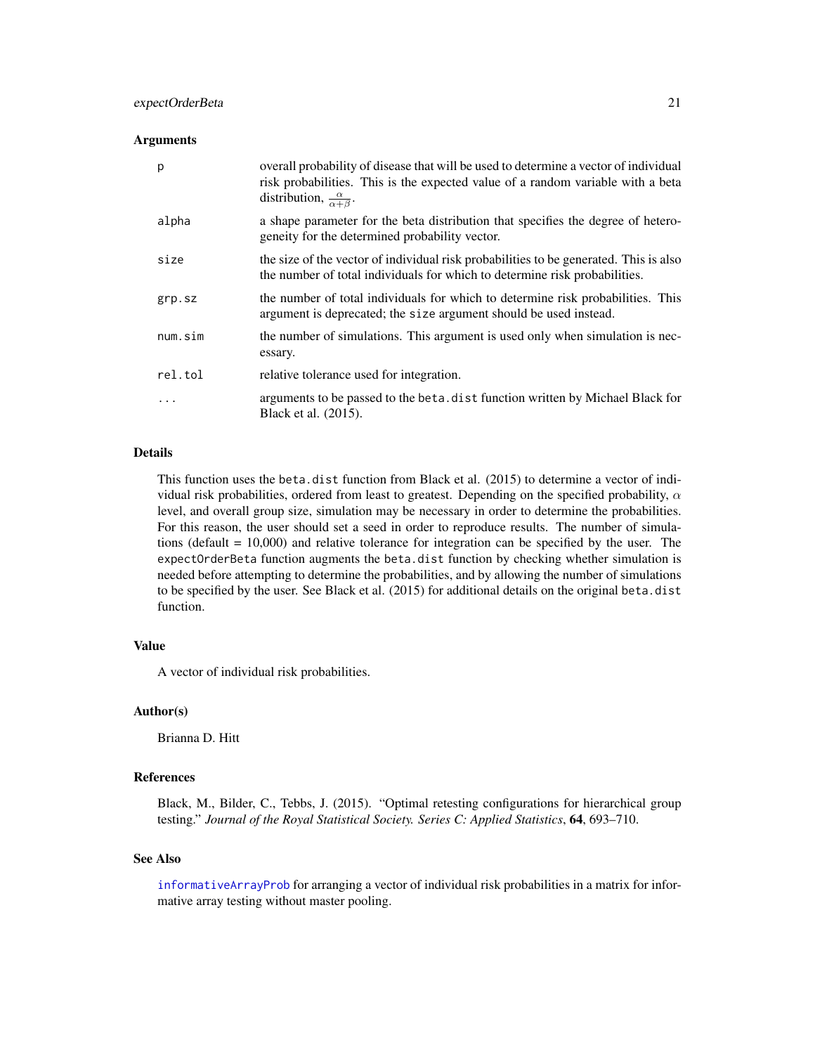### Arguments

| | |
|---|---|
| p | overall probability of disease that will be used to determine a vector of individual risk probabilities. This is the expected value of a random variable with a beta distribution, $\frac{\alpha}{\alpha+\beta}$. |
| alpha | a shape parameter for the beta distribution that specifies the degree of heterogeneity for the determined probability vector. |
| size | the size of the vector of individual risk probabilities to be generated. This is also the number of total individuals for which to determine risk probabilities. |
| grp.sz | the number of total individuals for which to determine risk probabilities. This argument is deprecated; the `size` argument should be used instead. |
| num.sim | the number of simulations. This argument is used only when simulation is necessary. |
| rel.tol | relative tolerance used for integration. |
| ... | arguments to be passed to the `beta.dist` function written by Michael Black for Black et al. (2015). |

### Details

This function uses the `beta.dist` function from Black et al. (2015) to determine a vector of individual risk probabilities, ordered from least to greatest. Depending on the specified probability, $\alpha$ level, and overall group size, simulation may be necessary in order to determine the probabilities. For this reason, the user should set a seed in order to reproduce results. The number of simulations (default = 10,000) and relative tolerance for integration can be specified by the user. The `expectOrderBeta` function augments the `beta.dist` function by checking whether simulation is needed before attempting to determine the probabilities, and by allowing the number of simulations to be specified by the user. See Black et al. (2015) for additional details on the original `beta.dist` function.

### Value

A vector of individual risk probabilities.

### Author(s)

Brianna D. Hitt

### References

Black, M., Bilder, C., Tebbs, J. (2015). "Optimal retesting configurations for hierarchical group testing." *Journal of the Royal Statistical Society. Series C: Applied Statistics*, **64**, 693–710.

### See Also

`informativeArrayProb` for arranging a vector of individual risk probabilities in a matrix for informative array testing without master pooling.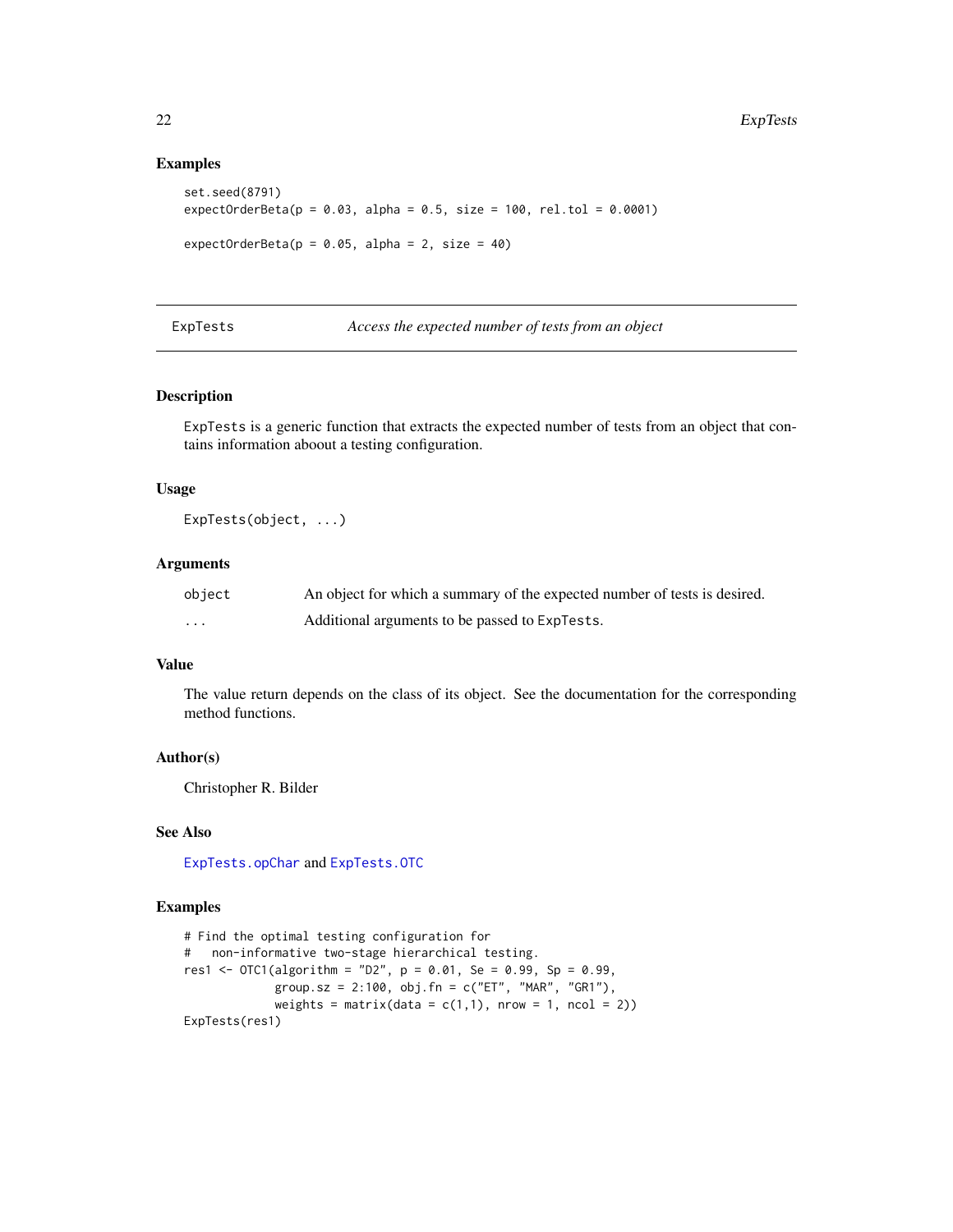## Examples

```
set.seed(8791)
expectOrderBeta(p = 0.03, alpha = 0.5, size = 100, rel.tol = 0.0001)

expectOrderBeta(p = 0.05, alpha = 2, size = 40)
```

---

# ExpTests — *Access the expected number of tests from an object*

## Description

ExpTests is a generic function that extracts the expected number of tests from an object that contains information aboout a testing configuration.

## Usage

```
ExpTests(object, ...)
```

## Arguments

| | |
|---|---|
| object | An object for which a summary of the expected number of tests is desired. |
| ... | Additional arguments to be passed to ExpTests. |

## Value

The value return depends on the class of its object. See the documentation for the corresponding method functions.

## Author(s)

Christopher R. Bilder

## See Also

ExpTests.opChar and ExpTests.OTC

## Examples

```
# Find the optimal testing configuration for
#   non-informative two-stage hierarchical testing.
res1 <- OTC1(algorithm = "D2", p = 0.01, Se = 0.99, Sp = 0.99,
             group.sz = 2:100, obj.fn = c("ET", "MAR", "GR1"),
             weights = matrix(data = c(1,1), nrow = 1, ncol = 2))
ExpTests(res1)
```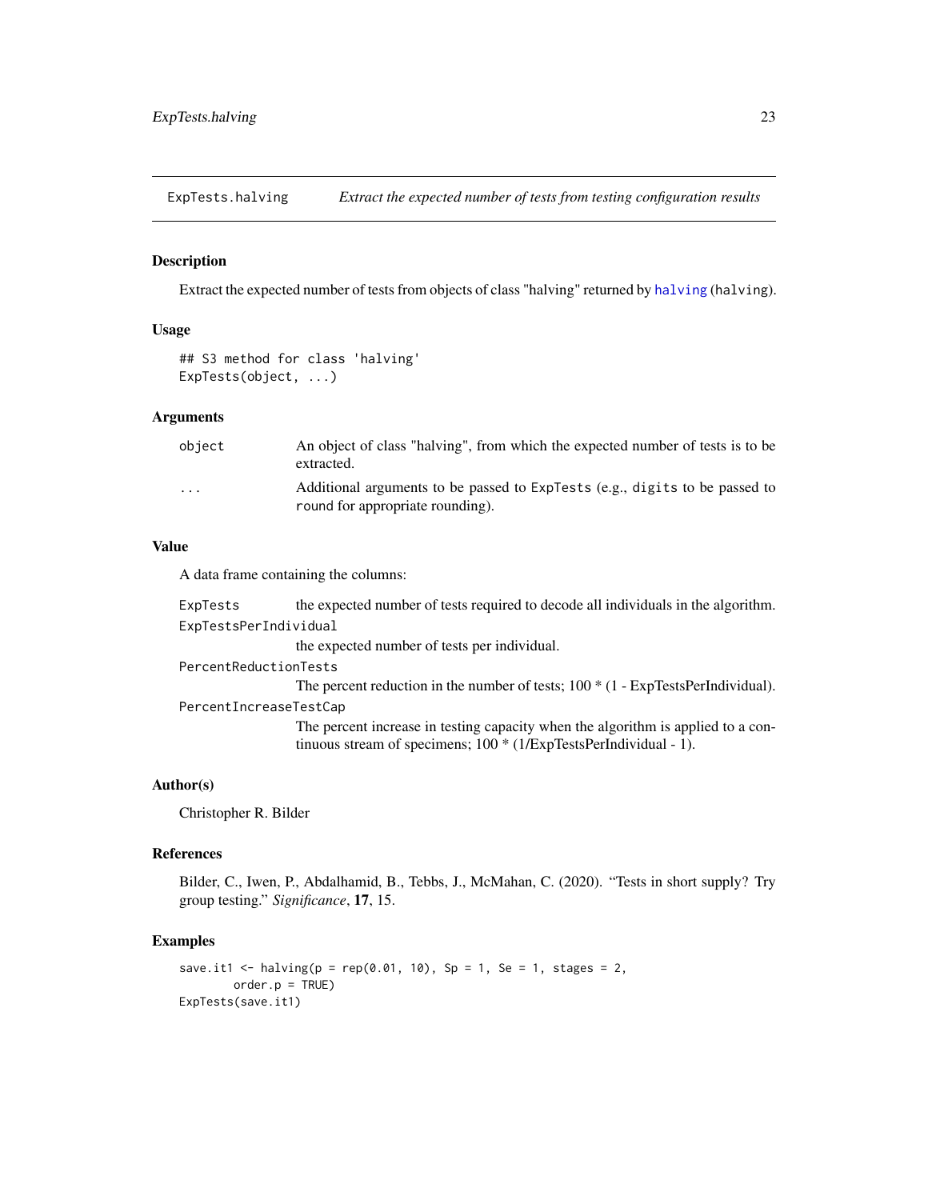## ExpTests.halving *Extract the expected number of tests from testing configuration results*

### Description

Extract the expected number of tests from objects of class "halving" returned by `halving` (`halving`).

### Usage

```
## S3 method for class 'halving'
ExpTests(object, ...)
```

### Arguments

| | |
|---|---|
| `object` | An object of class "halving", from which the expected number of tests is to be extracted. |
| `...` | Additional arguments to be passed to `ExpTests` (e.g., `digits` to be passed to `round` for appropriate rounding). |

### Value

A data frame containing the columns:

| | |
|---|---|
| `ExpTests` | the expected number of tests required to decode all individuals in the algorithm. |
| `ExpTestsPerIndividual` | the expected number of tests per individual. |
| `PercentReductionTests` | The percent reduction in the number of tests; 100 * (1 - ExpTestsPerIndividual). |
| `PercentIncreaseTestCap` | The percent increase in testing capacity when the algorithm is applied to a continuous stream of specimens; 100 * (1/ExpTestsPerIndividual - 1). |

### Author(s)

Christopher R. Bilder

### References

Bilder, C., Iwen, P., Abdalhamid, B., Tebbs, J., McMahan, C. (2020). “Tests in short supply? Try group testing.” *Significance*, **17**, 15.

### Examples

```
save.it1 <- halving(p = rep(0.01, 10), Sp = 1, Se = 1, stages = 2,
        order.p = TRUE)
ExpTests(save.it1)
```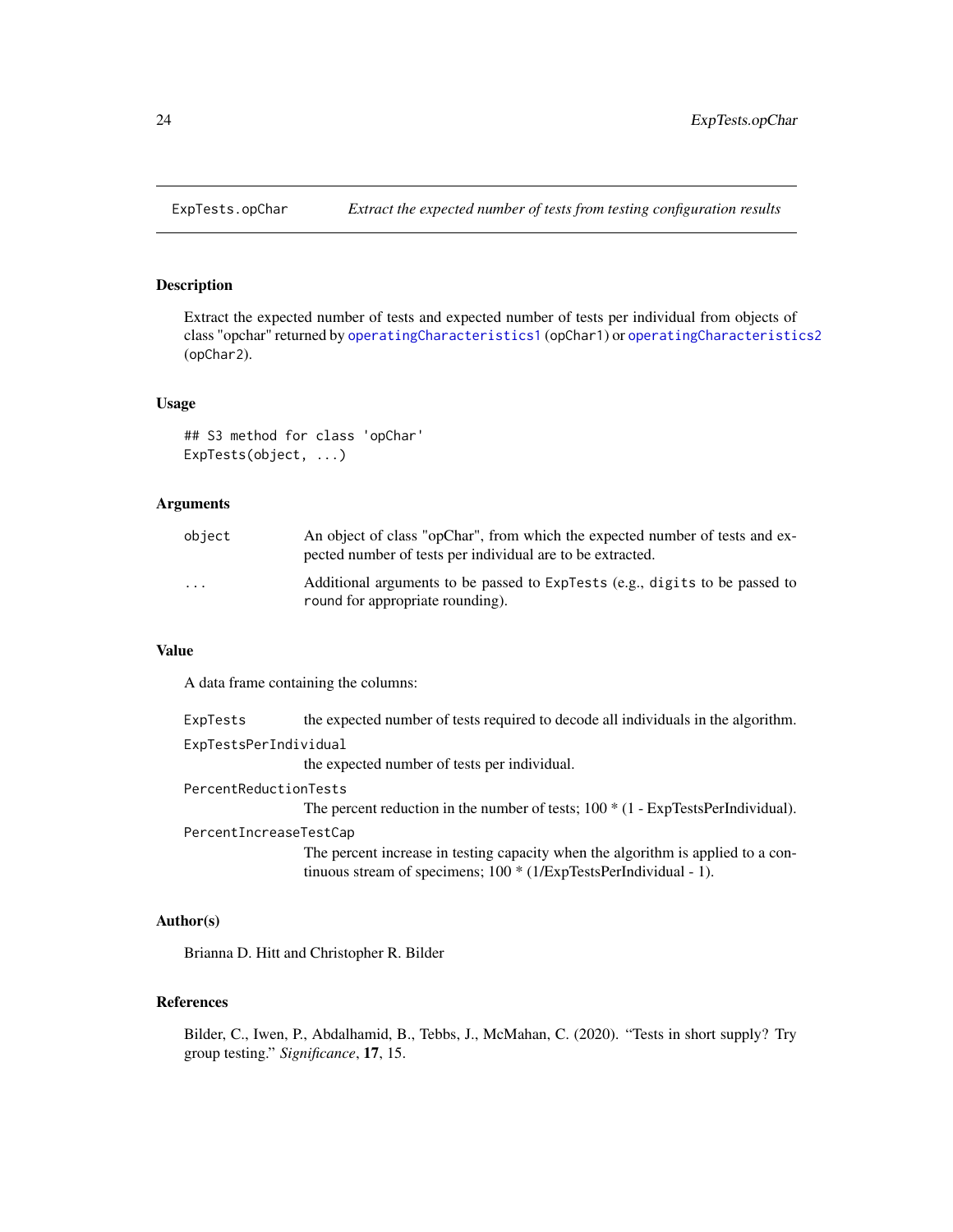# ExpTests.opChar — *Extract the expected number of tests from testing configuration results*

## Description

Extract the expected number of tests and expected number of tests per individual from objects of class "opchar" returned by `operatingCharacteristics1` (`opChar1`) or `operatingCharacteristics2` (`opChar2`).

## Usage

```
## S3 method for class 'opChar'
ExpTests(object, ...)
```

## Arguments

| | |
|---|---|
| `object` | An object of class "opChar", from which the expected number of tests and expected number of tests per individual are to be extracted. |
| `...` | Additional arguments to be passed to `ExpTests` (e.g., `digits` to be passed to `round` for appropriate rounding). |

## Value

A data frame containing the columns:

| | |
|---|---|
| `ExpTests` | the expected number of tests required to decode all individuals in the algorithm. |
| `ExpTestsPerIndividual` | the expected number of tests per individual. |
| `PercentReductionTests` | The percent reduction in the number of tests; 100 * (1 - ExpTestsPerIndividual). |
| `PercentIncreaseTestCap` | The percent increase in testing capacity when the algorithm is applied to a continuous stream of specimens; 100 * (1/ExpTestsPerIndividual - 1). |

## Author(s)

Brianna D. Hitt and Christopher R. Bilder

## References

Bilder, C., Iwen, P., Abdalhamid, B., Tebbs, J., McMahan, C. (2020). "Tests in short supply? Try group testing." *Significance*, **17**, 15.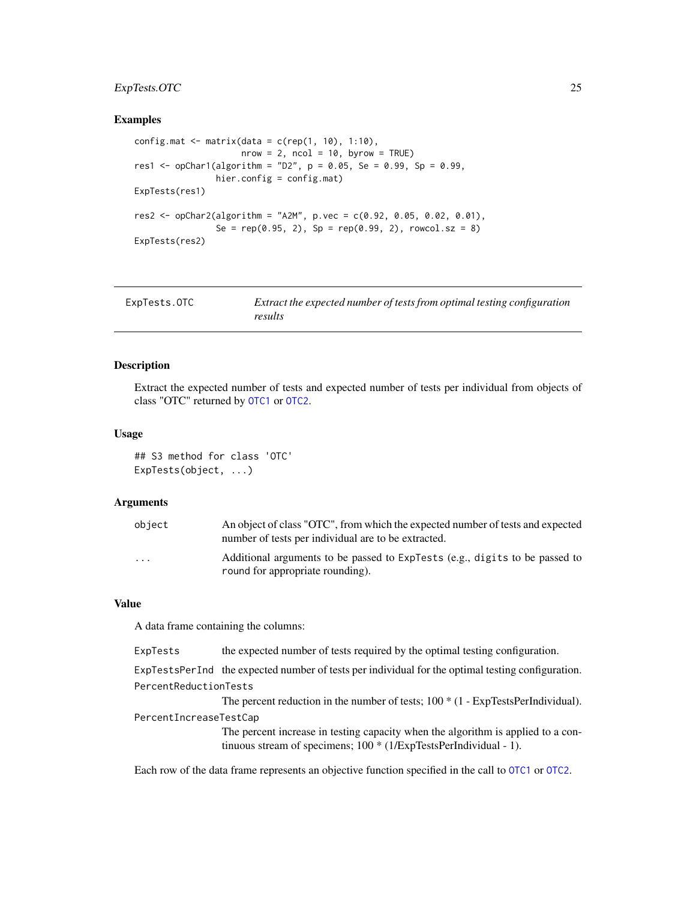## Examples

```
config.mat <- matrix(data = c(rep(1, 10), 1:10),
                     nrow = 2, ncol = 10, byrow = TRUE)
res1 <- opChar1(algorithm = "D2", p = 0.05, Se = 0.99, Sp = 0.99,
                hier.config = config.mat)
ExpTests(res1)

res2 <- opChar2(algorithm = "A2M", p.vec = c(0.92, 0.05, 0.02, 0.01),
                Se = rep(0.95, 2), Sp = rep(0.99, 2), rowcol.sz = 8)
ExpTests(res2)
```

---

# ExpTests.OTC — *Extract the expected number of tests from optimal testing configuration results*

## Description

Extract the expected number of tests and expected number of tests per individual from objects of class "OTC" returned by `OTC1` or `OTC2`.

## Usage

```
## S3 method for class 'OTC'
ExpTests(object, ...)
```

## Arguments

| | |
|---|---|
| `object` | An object of class "OTC", from which the expected number of tests and expected number of tests per individual are to be extracted. |
| `...` | Additional arguments to be passed to `ExpTests` (e.g., `digits` to be passed to `round` for appropriate rounding). |

## Value

A data frame containing the columns:

| | |
|---|---|
| `ExpTests` | the expected number of tests required by the optimal testing configuration. |
| `ExpTestsPerInd` | the expected number of tests per individual for the optimal testing configuration. |
| `PercentReductionTests` | The percent reduction in the number of tests; 100 * (1 - ExpTestsPerIndividual). |
| `PercentIncreaseTestCap` | The percent increase in testing capacity when the algorithm is applied to a continuous stream of specimens; 100 * (1/ExpTestsPerIndividual - 1). |

Each row of the data frame represents an objective function specified in the call to `OTC1` or `OTC2`.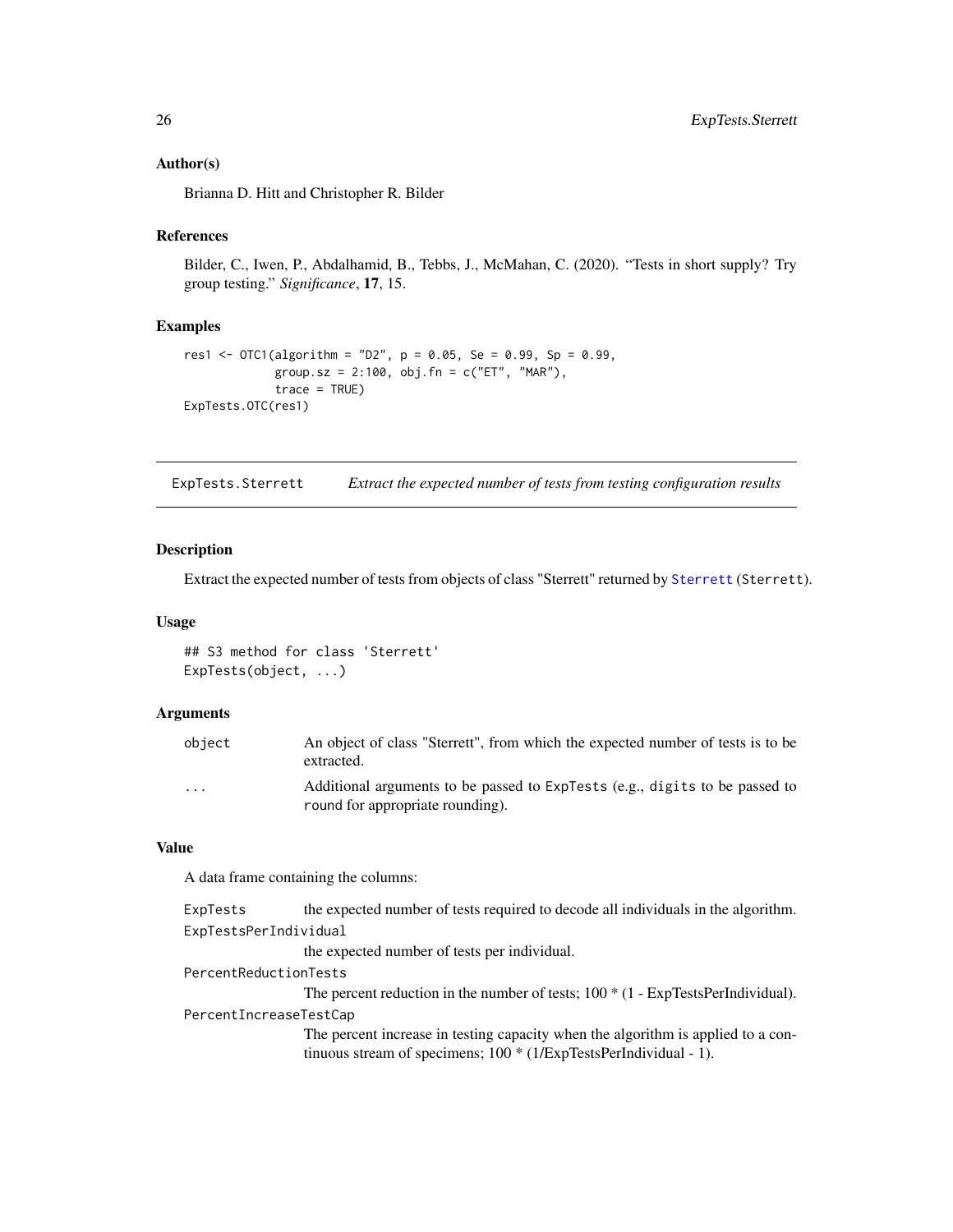### Author(s)

Brianna D. Hitt and Christopher R. Bilder

### References

Bilder, C., Iwen, P., Abdalhamid, B., Tebbs, J., McMahan, C. (2020). "Tests in short supply? Try group testing." *Significance*, **17**, 15.

### Examples

```
res1 <- OTC1(algorithm = "D2", p = 0.05, Se = 0.99, Sp = 0.99,
             group.sz = 2:100, obj.fn = c("ET", "MAR"),
             trace = TRUE)
ExpTests.OTC(res1)
```

---

## ExpTests.Sterrett — *Extract the expected number of tests from testing configuration results*

---

### Description

Extract the expected number of tests from objects of class "Sterrett" returned by `Sterrett` (`Sterrett`).

### Usage

```
## S3 method for class 'Sterrett'
ExpTests(object, ...)
```

### Arguments

| | |
|---|---|
| `object` | An object of class "Sterrett", from which the expected number of tests is to be extracted. |
| `...` | Additional arguments to be passed to `ExpTests` (e.g., `digits` to be passed to `round` for appropriate rounding). |

### Value

A data frame containing the columns:

`ExpTests`
: the expected number of tests required to decode all individuals in the algorithm.

`ExpTestsPerIndividual`
: the expected number of tests per individual.

`PercentReductionTests`
: The percent reduction in the number of tests; 100 * (1 - ExpTestsPerIndividual).

`PercentIncreaseTestCap`
: The percent increase in testing capacity when the algorithm is applied to a continuous stream of specimens; 100 * (1/ExpTestsPerIndividual - 1).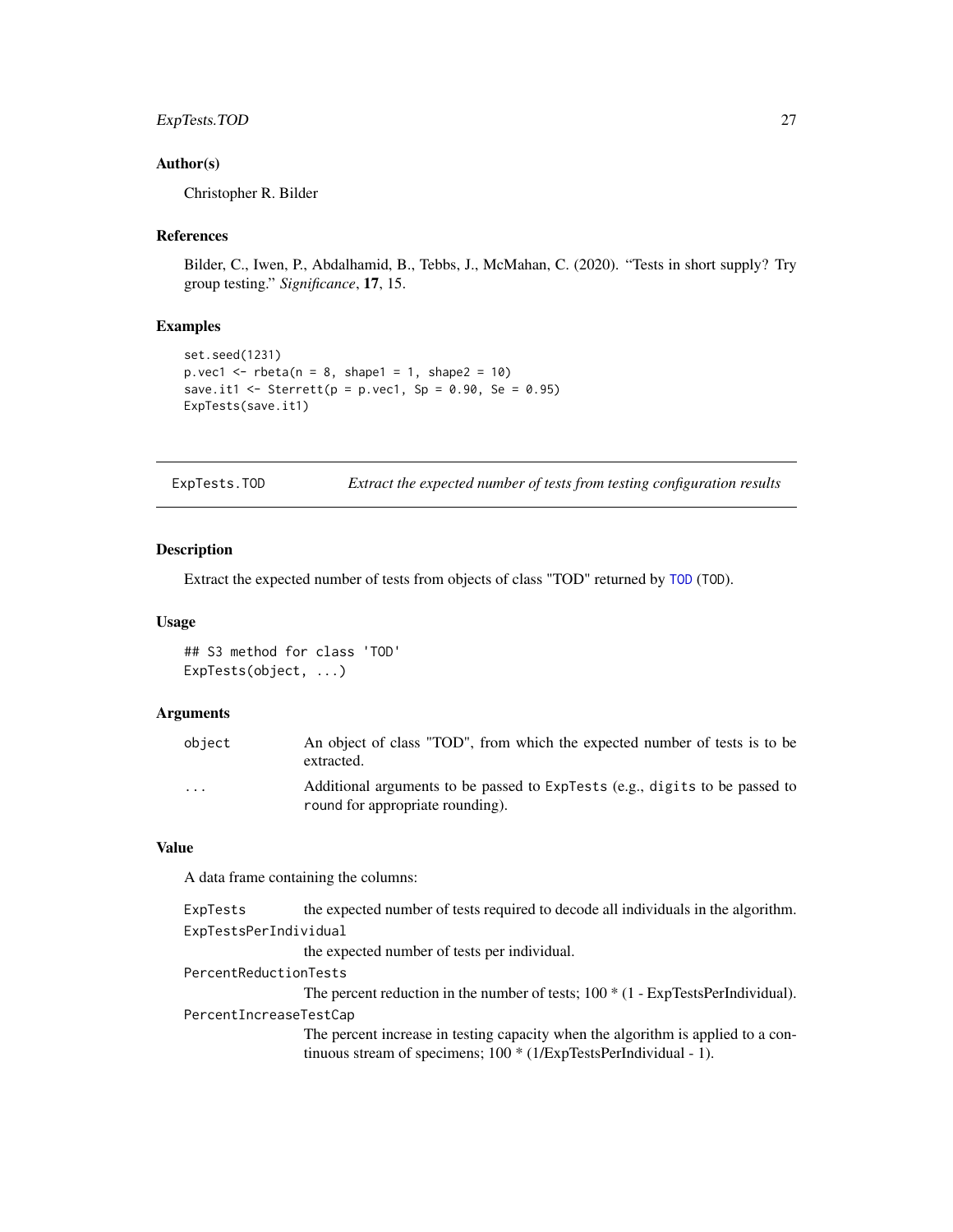## Author(s)

Christopher R. Bilder

## References

Bilder, C., Iwen, P., Abdalhamid, B., Tebbs, J., McMahan, C. (2020). "Tests in short supply? Try group testing." *Significance*, **17**, 15.

## Examples

```
set.seed(1231)
p.vec1 <- rbeta(n = 8, shape1 = 1, shape2 = 10)
save.it1 <- Sterrett(p = p.vec1, Sp = 0.90, Se = 0.95)
ExpTests(save.it1)
```

---

# ExpTests.TOD — *Extract the expected number of tests from testing configuration results*

---

## Description

Extract the expected number of tests from objects of class "TOD" returned by TOD (TOD).

## Usage

```
## S3 method for class 'TOD'
ExpTests(object, ...)
```

## Arguments

| | |
|---|---|
| object | An object of class "TOD", from which the expected number of tests is to be extracted. |
| ... | Additional arguments to be passed to ExpTests (e.g., digits to be passed to round for appropriate rounding). |

## Value

A data frame containing the columns:

**ExpTests** — the expected number of tests required to decode all individuals in the algorithm.

**ExpTestsPerIndividual** — the expected number of tests per individual.

**PercentReductionTests** — The percent reduction in the number of tests; 100 * (1 - ExpTestsPerIndividual).

**PercentIncreaseTestCap** — The percent increase in testing capacity when the algorithm is applied to a continuous stream of specimens; 100 * (1/ExpTestsPerIndividual - 1).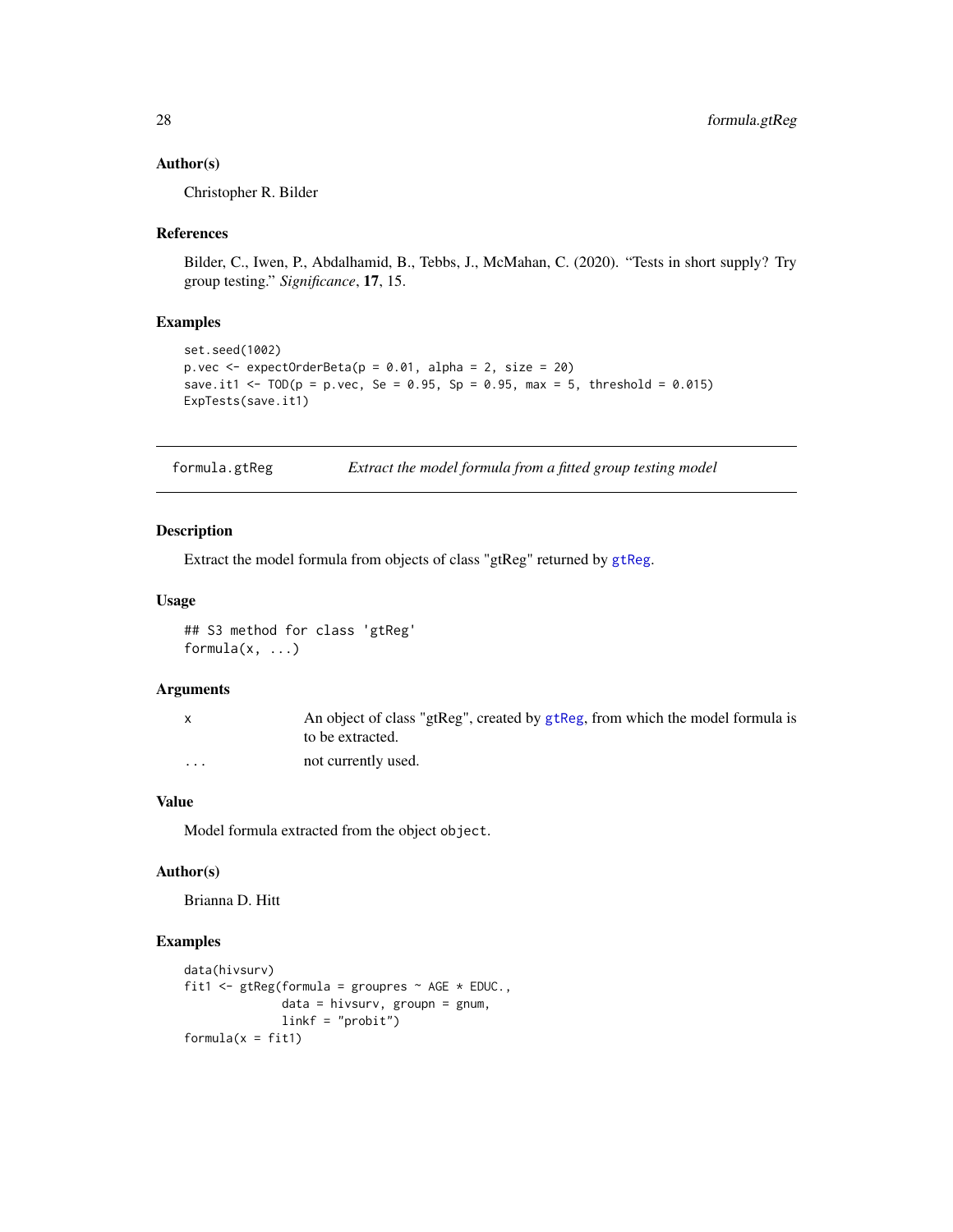### Author(s)

Christopher R. Bilder

### References

Bilder, C., Iwen, P., Abdalhamid, B., Tebbs, J., McMahan, C. (2020). "Tests in short supply? Try group testing." *Significance*, **17**, 15.

### Examples

```
set.seed(1002)
p.vec <- expectOrderBeta(p = 0.01, alpha = 2, size = 20)
save.it1 <- TOD(p = p.vec, Se = 0.95, Sp = 0.95, max = 5, threshold = 0.015)
ExpTests(save.it1)
```

---

## formula.gtReg — *Extract the model formula from a fitted group testing model*

### Description

Extract the model formula from objects of class "gtReg" returned by gtReg.

### Usage

```
## S3 method for class 'gtReg'
formula(x, ...)
```

### Arguments

| | |
|---|---|
| x | An object of class "gtReg", created by gtReg, from which the model formula is to be extracted. |
| ... | not currently used. |

### Value

Model formula extracted from the object `object`.

### Author(s)

Brianna D. Hitt

### Examples

```
data(hivsurv)
fit1 <- gtReg(formula = groupres ~ AGE * EDUC.,
              data = hivsurv, groupn = gnum,
              linkf = "probit")
formula(x = fit1)
```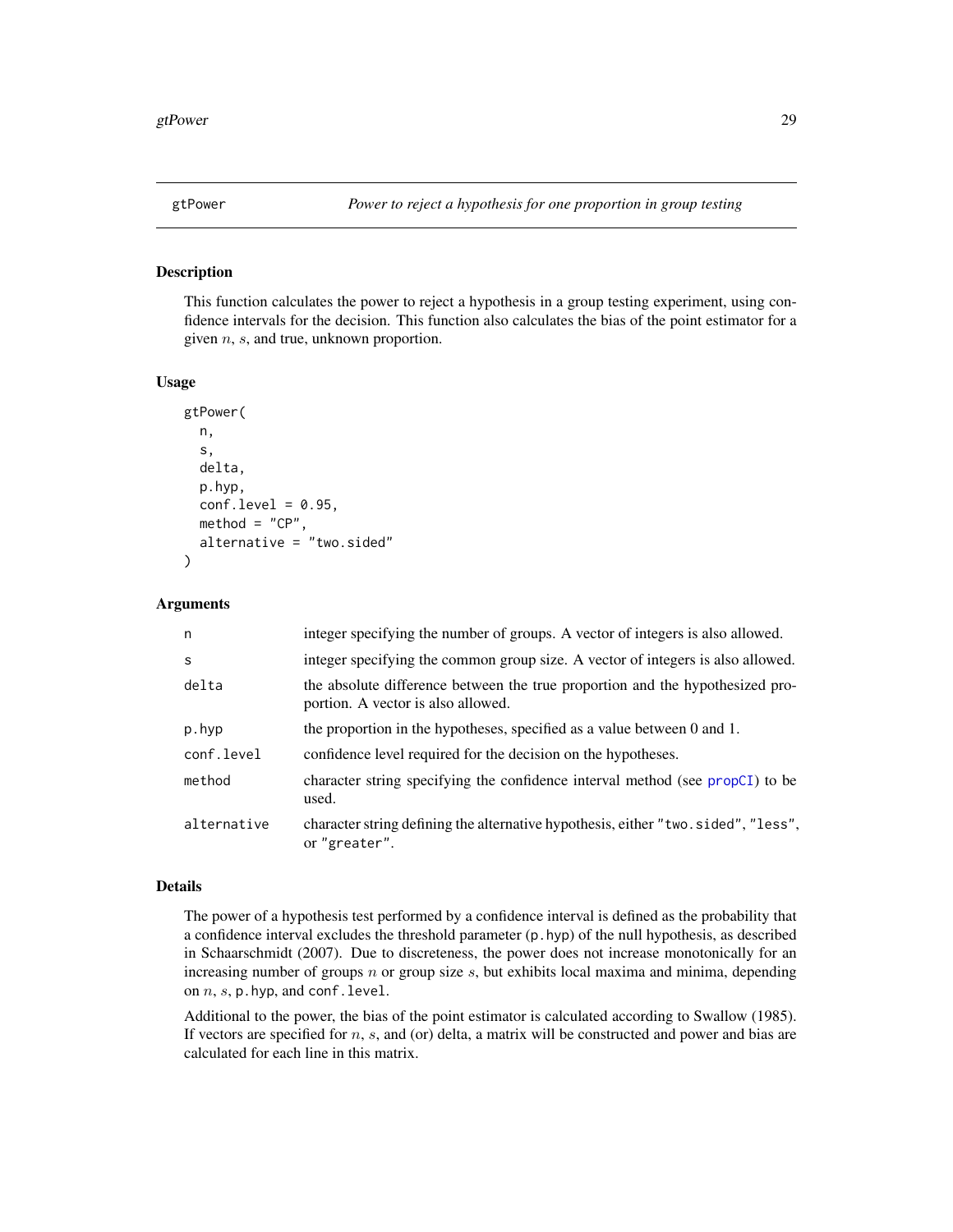# gtPower — *Power to reject a hypothesis for one proportion in group testing*

## Description

This function calculates the power to reject a hypothesis in a group testing experiment, using confidence intervals for the decision. This function also calculates the bias of the point estimator for a given $n$, $s$, and true, unknown proportion.

## Usage

```
gtPower(
  n,
  s,
  delta,
  p.hyp,
  conf.level = 0.95,
  method = "CP",
  alternative = "two.sided"
)
```

## Arguments

| | |
|---|---|
| n | integer specifying the number of groups. A vector of integers is also allowed. |
| s | integer specifying the common group size. A vector of integers is also allowed. |
| delta | the absolute difference between the true proportion and the hypothesized proportion. A vector is also allowed. |
| p.hyp | the proportion in the hypotheses, specified as a value between 0 and 1. |
| conf.level | confidence level required for the decision on the hypotheses. |
| method | character string specifying the confidence interval method (see propCI) to be used. |
| alternative | character string defining the alternative hypothesis, either "two.sided", "less", or "greater". |

## Details

The power of a hypothesis test performed by a confidence interval is defined as the probability that a confidence interval excludes the threshold parameter (p.hyp) of the null hypothesis, as described in Schaarschmidt (2007). Due to discreteness, the power does not increase monotonically for an increasing number of groups $n$ or group size $s$, but exhibits local maxima and minima, depending on $n$, $s$, p.hyp, and conf.level.

Additional to the power, the bias of the point estimator is calculated according to Swallow (1985). If vectors are specified for $n$, $s$, and (or) delta, a matrix will be constructed and power and bias are calculated for each line in this matrix.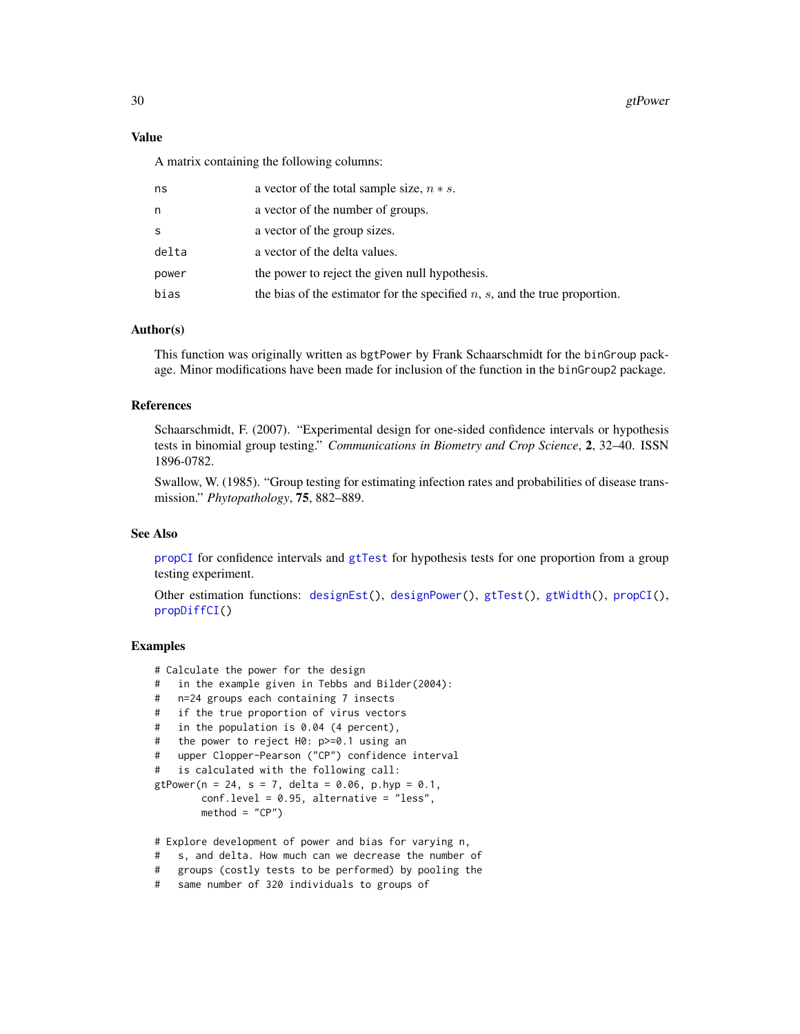### Value

A matrix containing the following columns:

| | |
|---|---|
| ns | a vector of the total sample size, $n * s$. |
| n | a vector of the number of groups. |
| s | a vector of the group sizes. |
| delta | a vector of the delta values. |
| power | the power to reject the given null hypothesis. |
| bias | the bias of the estimator for the specified $n$, $s$, and the true proportion. |

### Author(s)

This function was originally written as bgtPower by Frank Schaarschmidt for the binGroup package. Minor modifications have been made for inclusion of the function in the binGroup2 package.

### References

Schaarschmidt, F. (2007). “Experimental design for one-sided confidence intervals or hypothesis tests in binomial group testing.” *Communications in Biometry and Crop Science*, **2**, 32–40. ISSN 1896-0782.

Swallow, W. (1985). “Group testing for estimating infection rates and probabilities of disease transmission.” *Phytopathology*, **75**, 882–889.

### See Also

propCI for confidence intervals and gtTest for hypothesis tests for one proportion from a group testing experiment.

Other estimation functions: designEst(), designPower(), gtTest(), gtWidth(), propCI(), propDiffCI()

### Examples

```
# Calculate the power for the design
#   in the example given in Tebbs and Bilder(2004):
#   n=24 groups each containing 7 insects
#   if the true proportion of virus vectors
#   in the population is 0.04 (4 percent),
#   the power to reject H0: p>=0.1 using an
#   upper Clopper-Pearson ("CP") confidence interval
#   is calculated with the following call:
gtPower(n = 24, s = 7, delta = 0.06, p.hyp = 0.1,
        conf.level = 0.95, alternative = "less",
        method = "CP")

# Explore development of power and bias for varying n,
#   s, and delta. How much can we decrease the number of
#   groups (costly tests to be performed) by pooling the
#   same number of 320 individuals to groups of
```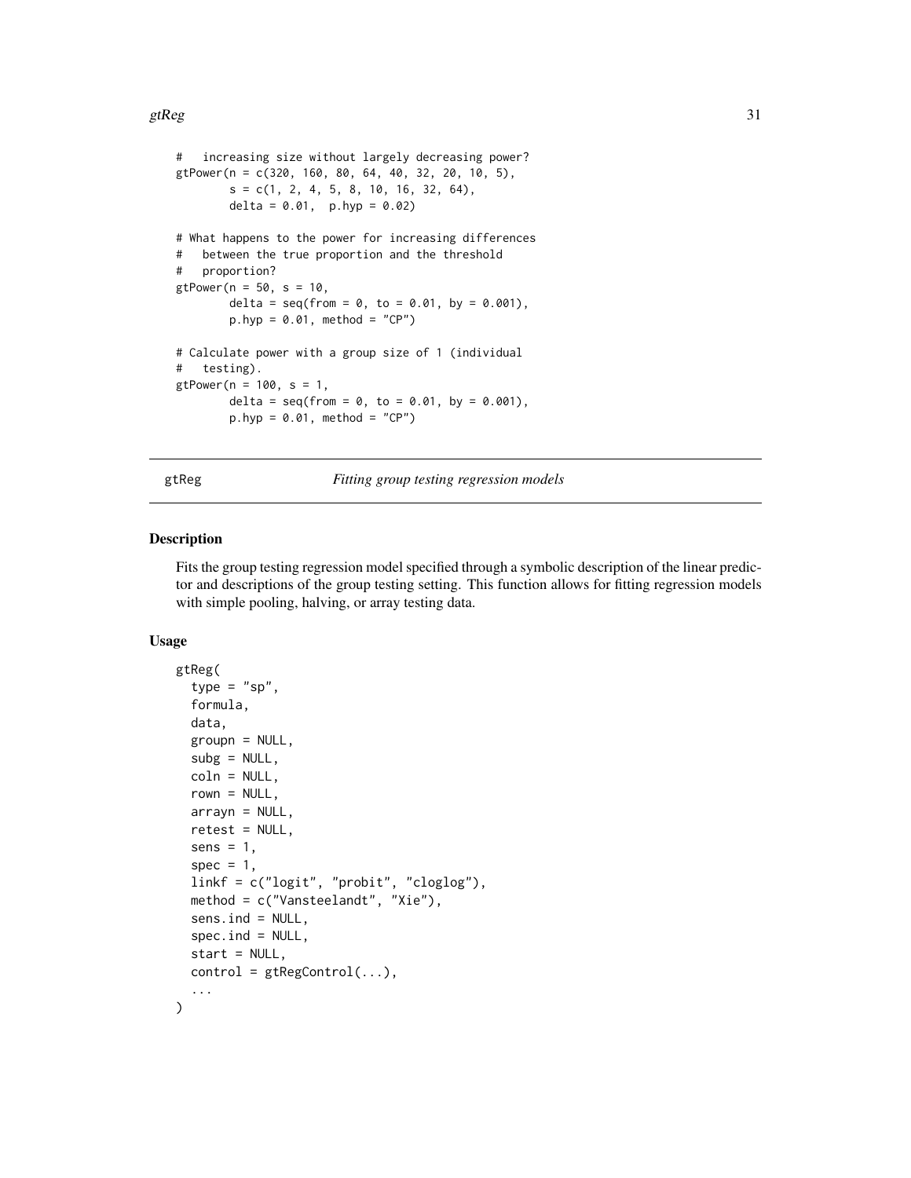```
#   increasing size without largely decreasing power?
gtPower(n = c(320, 160, 80, 64, 40, 32, 20, 10, 5),
        s = c(1, 2, 4, 5, 8, 10, 16, 32, 64),
        delta = 0.01,  p.hyp = 0.02)

# What happens to the power for increasing differences
#   between the true proportion and the threshold
#   proportion?
gtPower(n = 50, s = 10,
        delta = seq(from = 0, to = 0.01, by = 0.001),
        p.hyp = 0.01, method = "CP")

# Calculate power with a group size of 1 (individual
#   testing).
gtPower(n = 100, s = 1,
        delta = seq(from = 0, to = 0.01, by = 0.001),
        p.hyp = 0.01, method = "CP")
```

## gtReg *Fitting group testing regression models*

### Description

Fits the group testing regression model specified through a symbolic description of the linear predictor and descriptions of the group testing setting. This function allows for fitting regression models with simple pooling, halving, or array testing data.

### Usage

```
gtReg(
  type = "sp",
  formula,
  data,
  groupn = NULL,
  subg = NULL,
  coln = NULL,
  rown = NULL,
  arrayn = NULL,
  retest = NULL,
  sens = 1,
  spec = 1,
  linkf = c("logit", "probit", "cloglog"),
  method = c("Vansteelandt", "Xie"),
  sens.ind = NULL,
  spec.ind = NULL,
  start = NULL,
  control = gtRegControl(...),
  ...
)
```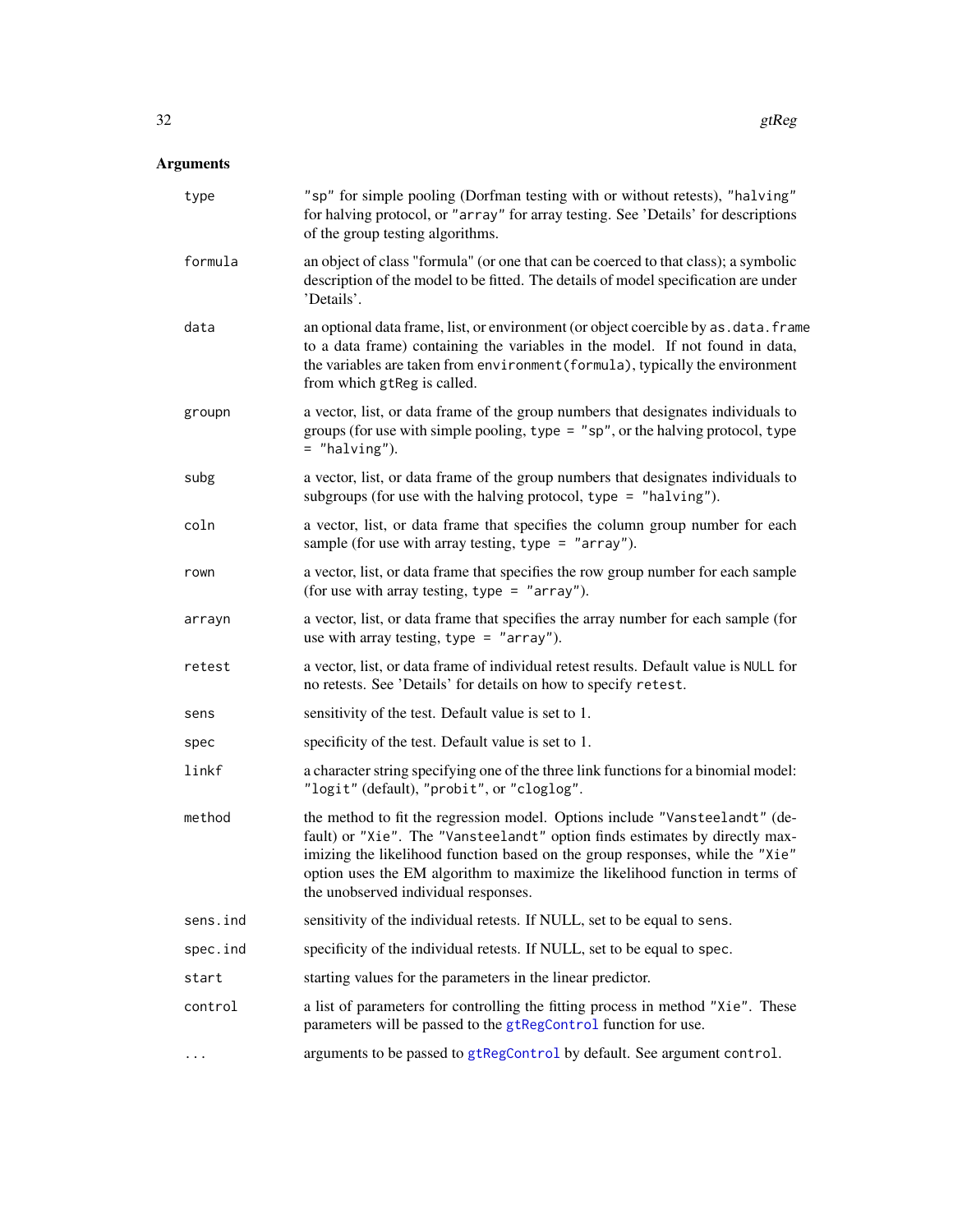## Arguments

| | |
|---|---|
| `type` | "sp" for simple pooling (Dorfman testing with or without retests), "halving" for halving protocol, or "array" for array testing. See 'Details' for descriptions of the group testing algorithms. |
| `formula` | an object of class "formula" (or one that can be coerced to that class); a symbolic description of the model to be fitted. The details of model specification are under 'Details'. |
| `data` | an optional data frame, list, or environment (or object coercible by `as.data.frame` to a data frame) containing the variables in the model. If not found in data, the variables are taken from `environment(formula)`, typically the environment from which `gtReg` is called. |
| `groupn` | a vector, list, or data frame of the group numbers that designates individuals to groups (for use with simple pooling, `type = "sp"`, or the halving protocol, `type = "halving"`). |
| `subg` | a vector, list, or data frame of the group numbers that designates individuals to subgroups (for use with the halving protocol, `type = "halving"`). |
| `coln` | a vector, list, or data frame that specifies the column group number for each sample (for use with array testing, `type = "array"`). |
| `rown` | a vector, list, or data frame that specifies the row group number for each sample (for use with array testing, `type = "array"`). |
| `arrayn` | a vector, list, or data frame that specifies the array number for each sample (for use with array testing, `type = "array"`). |
| `retest` | a vector, list, or data frame of individual retest results. Default value is `NULL` for no retests. See 'Details' for details on how to specify `retest`. |
| `sens` | sensitivity of the test. Default value is set to 1. |
| `spec` | specificity of the test. Default value is set to 1. |
| `linkf` | a character string specifying one of the three link functions for a binomial model: "logit" (default), "probit", or "cloglog". |
| `method` | the method to fit the regression model. Options include "Vansteelandt" (default) or "Xie". The "Vansteelandt" option finds estimates by directly maximizing the likelihood function based on the group responses, while the "Xie" option uses the EM algorithm to maximize the likelihood function in terms of the unobserved individual responses. |
| `sens.ind` | sensitivity of the individual retests. If NULL, set to be equal to `sens`. |
| `spec.ind` | specificity of the individual retests. If NULL, set to be equal to `spec`. |
| `start` | starting values for the parameters in the linear predictor. |
| `control` | a list of parameters for controlling the fitting process in method "Xie". These parameters will be passed to the `gtRegControl` function for use. |
| `...` | arguments to be passed to `gtRegControl` by default. See argument `control`. |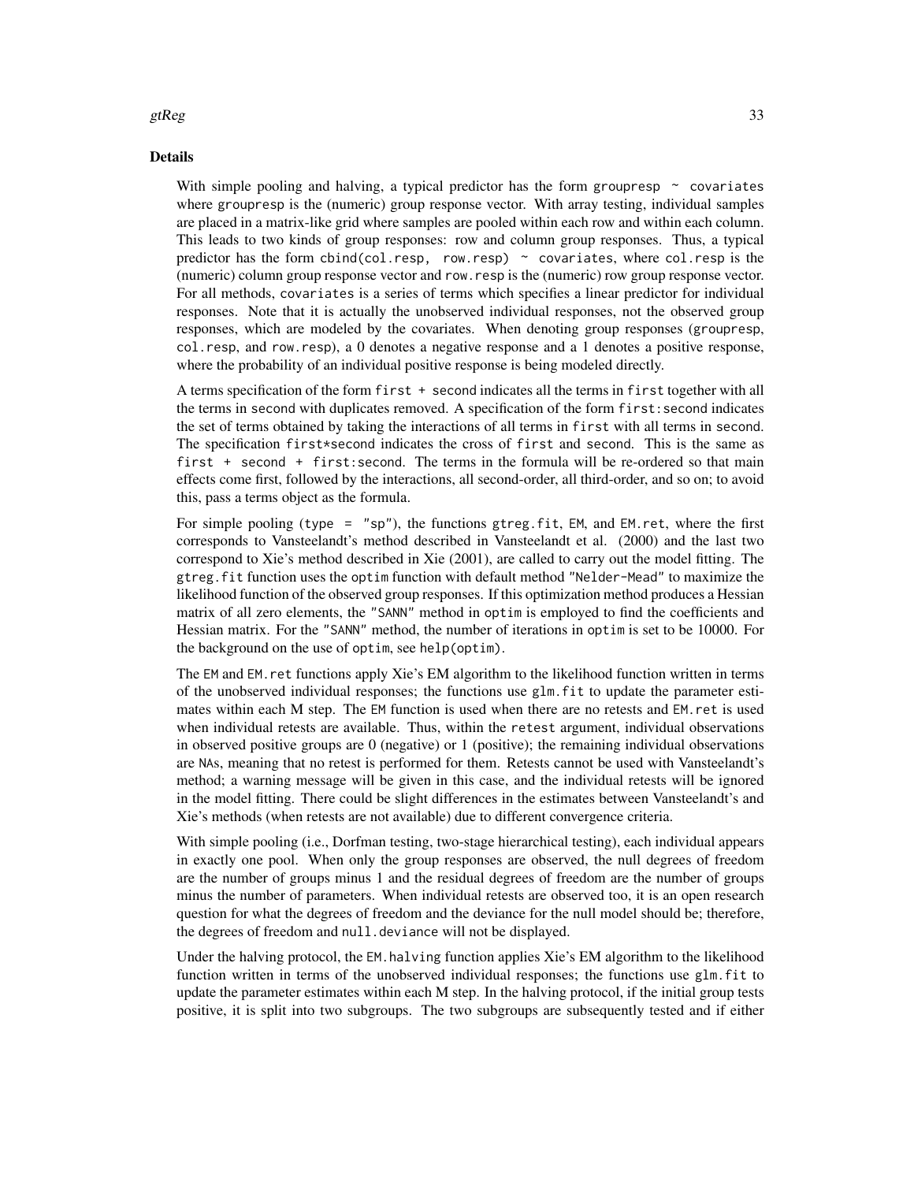## Details

With simple pooling and halving, a typical predictor has the form `grouprespo ~ covariates` where `groupresp` is the (numeric) group response vector. With array testing, individual samples are placed in a matrix-like grid where samples are pooled within each row and within each column. This leads to two kinds of group responses: row and column group responses. Thus, a typical predictor has the form `cbind(col.resp, row.resp) ~ covariates`, where `col.resp` is the (numeric) column group response vector and `row.resp` is the (numeric) row group response vector. For all methods, `covariates` is a series of terms which specifies a linear predictor for individual responses. Note that it is actually the unobserved individual responses, not the observed group responses, which are modeled by the covariates. When denoting group responses (`groupresp`, `col.resp`, and `row.resp`), a 0 denotes a negative response and a 1 denotes a positive response, where the probability of an individual positive response is being modeled directly.

A terms specification of the form `first + second` indicates all the terms in `first` together with all the terms in `second` with duplicates removed. A specification of the form `first:second` indicates the set of terms obtained by taking the interactions of all terms in `first` with all terms in `second`. The specification `first*second` indicates the cross of `first` and `second`. This is the same as `first + second + first:second`. The terms in the formula will be re-ordered so that main effects come first, followed by the interactions, all second-order, all third-order, and so on; to avoid this, pass a terms object as the formula.

For simple pooling (`type = "sp"`), the functions `gtreg.fit`, `EM`, and `EM.ret`, where the first corresponds to Vansteelandt's method described in Vansteelandt et al. (2000) and the last two correspond to Xie's method described in Xie (2001), are called to carry out the model fitting. The `gtreg.fit` function uses the `optim` function with default method `"Nelder-Mead"` to maximize the likelihood function of the observed group responses. If this optimization method produces a Hessian matrix of all zero elements, the `"SANN"` method in `optim` is employed to find the coefficients and Hessian matrix. For the `"SANN"` method, the number of iterations in `optim` is set to be 10000. For the background on the use of `optim`, see `help(optim)`.

The `EM` and `EM.ret` functions apply Xie's EM algorithm to the likelihood function written in terms of the unobserved individual responses; the functions use `glm.fit` to update the parameter estimates within each M step. The `EM` function is used when there are no retests and `EM.ret` is used when individual retests are available. Thus, within the `retest` argument, individual observations in observed positive groups are 0 (negative) or 1 (positive); the remaining individual observations are `NA`s, meaning that no retest is performed for them. Retests cannot be used with Vansteelandt's method; a warning message will be given in this case, and the individual retests will be ignored in the model fitting. There could be slight differences in the estimates between Vansteelandt's and Xie's methods (when retests are not available) due to different convergence criteria.

With simple pooling (i.e., Dorfman testing, two-stage hierarchical testing), each individual appears in exactly one pool. When only the group responses are observed, the null degrees of freedom are the number of groups minus 1 and the residual degrees of freedom are the number of groups minus the number of parameters. When individual retests are observed too, it is an open research question for what the degrees of freedom and the deviance for the null model should be; therefore, the degrees of freedom and `null.deviance` will not be displayed.

Under the halving protocol, the `EM.halving` function applies Xie's EM algorithm to the likelihood function written in terms of the unobserved individual responses; the functions use `glm.fit` to update the parameter estimates within each M step. In the halving protocol, if the initial group tests positive, it is split into two subgroups. The two subgroups are subsequently tested and if either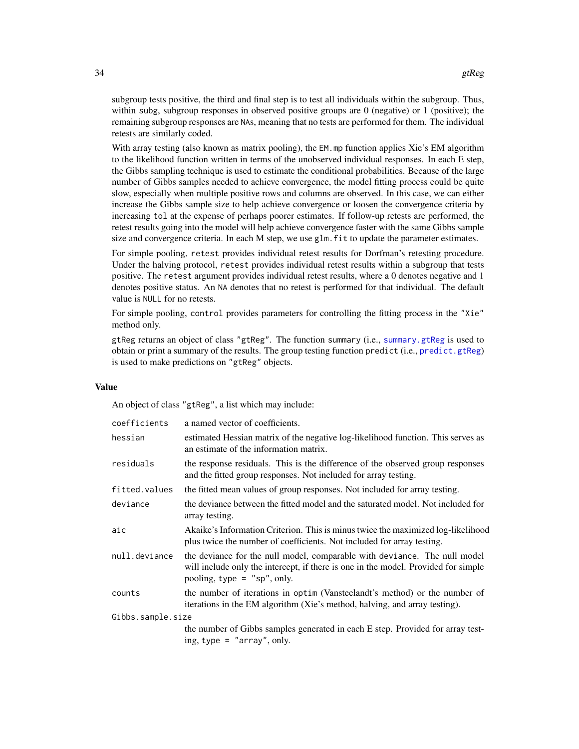subgroup tests positive, the third and final step is to test all individuals within the subgroup. Thus, within `subg`, subgroup responses in observed positive groups are 0 (negative) or 1 (positive); the remaining subgroup responses are `NA`s, meaning that no tests are performed for them. The individual retests are similarly coded.

With array testing (also known as matrix pooling), the `EM.mp` function applies Xie's EM algorithm to the likelihood function written in terms of the unobserved individual responses. In each E step, the Gibbs sampling technique is used to estimate the conditional probabilities. Because of the large number of Gibbs samples needed to achieve convergence, the model fitting process could be quite slow, especially when multiple positive rows and columns are observed. In this case, we can either increase the Gibbs sample size to help achieve convergence or loosen the convergence criteria by increasing `tol` at the expense of perhaps poorer estimates. If follow-up retests are performed, the retest results going into the model will help achieve convergence faster with the same Gibbs sample size and convergence criteria. In each M step, we use `glm.fit` to update the parameter estimates.

For simple pooling, `retest` provides individual retest results for Dorfman's retesting procedure. Under the halving protocol, `retest` provides individual retest results within a subgroup that tests positive. The `retest` argument provides individual retest results, where a 0 denotes negative and 1 denotes positive status. An `NA` denotes that no retest is performed for that individual. The default value is `NULL` for no retests.

For simple pooling, `control` provides parameters for controlling the fitting process in the `"Xie"` method only.

`gtReg` returns an object of class `"gtReg"`. The function `summary` (i.e., `summary.gtReg` is used to obtain or print a summary of the results. The group testing function `predict` (i.e., `predict.gtReg`) is used to make predictions on `"gtReg"` objects.

## Value

An object of class `"gtReg"`, a list which may include:

| | |
|---|---|
| `coefficients` | a named vector of coefficients. |
| `hessian` | estimated Hessian matrix of the negative log-likelihood function. This serves as an estimate of the information matrix. |
| `residuals` | the response residuals. This is the difference of the observed group responses and the fitted group responses. Not included for array testing. |
| `fitted.values` | the fitted mean values of group responses. Not included for array testing. |
| `deviance` | the deviance between the fitted model and the saturated model. Not included for array testing. |
| `aic` | Akaike's Information Criterion. This is minus twice the maximized log-likelihood plus twice the number of coefficients. Not included for array testing. |
| `null.deviance` | the deviance for the null model, comparable with `deviance`. The null model will include only the intercept, if there is one in the model. Provided for simple pooling, `type = "sp"`, only. |
| `counts` | the number of iterations in `optim` (Vansteelandt's method) or the number of iterations in the EM algorithm (Xie's method, halving, and array testing). |
| `Gibbs.sample.size` | the number of Gibbs samples generated in each E step. Provided for array testing, `type = "array"`, only. |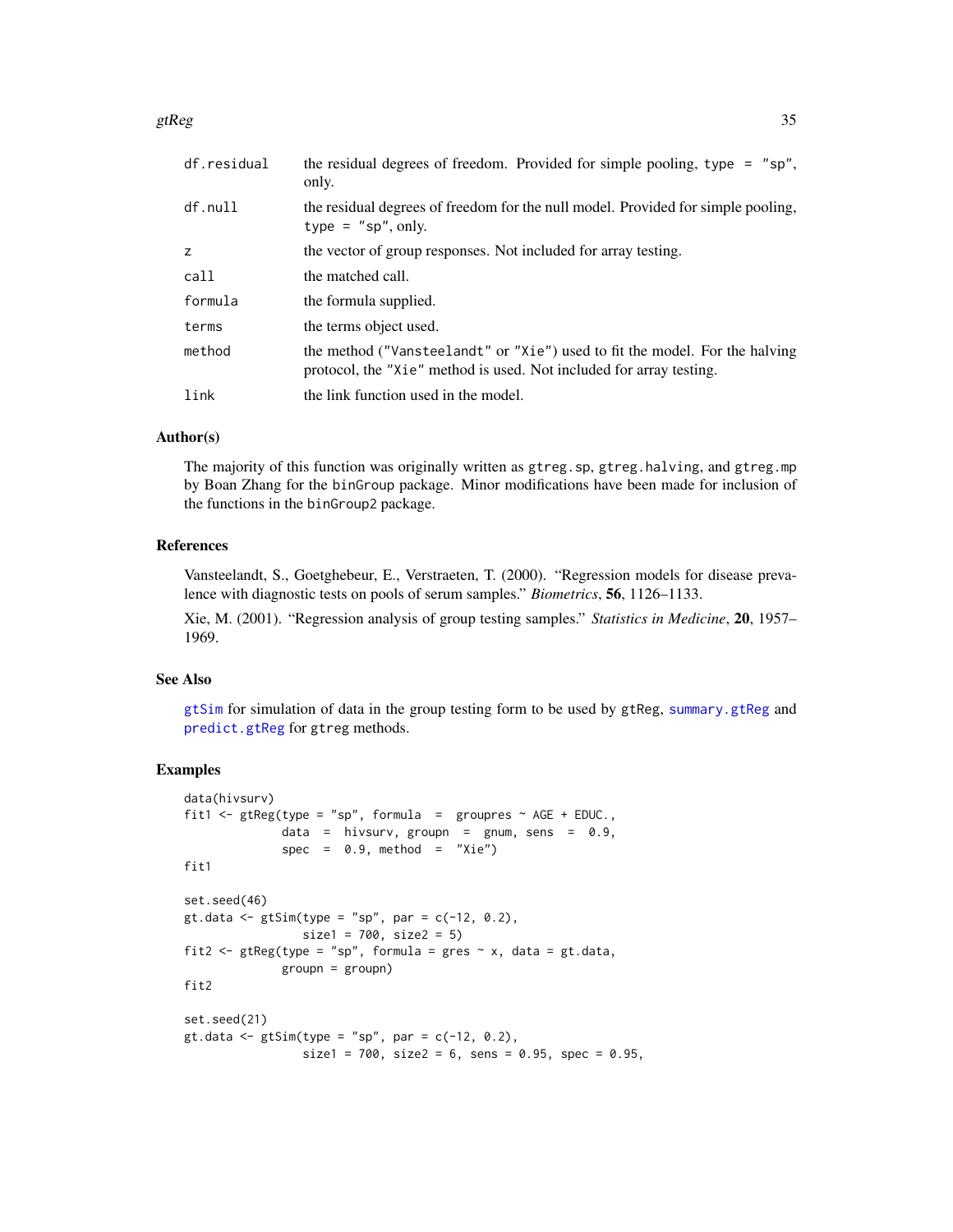| | |
|---|---|
| df.residual | the residual degrees of freedom. Provided for simple pooling, type = "sp", only. |
| df.null | the residual degrees of freedom for the null model. Provided for simple pooling, type = "sp", only. |
| z | the vector of group responses. Not included for array testing. |
| call | the matched call. |
| formula | the formula supplied. |
| terms | the terms object used. |
| method | the method ("Vansteelandt" or "Xie") used to fit the model. For the halving protocol, the "Xie" method is used. Not included for array testing. |
| link | the link function used in the model. |

### Author(s)

The majority of this function was originally written as gtreg.sp, gtreg.halving, and gtreg.mp by Boan Zhang for the binGroup package. Minor modifications have been made for inclusion of the functions in the binGroup2 package.

### References

Vansteelandt, S., Goetghebeur, E., Verstraeten, T. (2000). "Regression models for disease prevalence with diagnostic tests on pools of serum samples." *Biometrics*, **56**, 1126–1133.

Xie, M. (2001). "Regression analysis of group testing samples." *Statistics in Medicine*, **20**, 1957–1969.

### See Also

gtSim for simulation of data in the group testing form to be used by gtReg, summary.gtReg and predict.gtReg for gtreg methods.

### Examples

```
data(hivsurv)
fit1 <- gtReg(type = "sp", formula  =  groupres ~ AGE + EDUC.,
              data  =  hivsurv, groupn  =  gnum, sens  =  0.9,
              spec  =  0.9, method  =  "Xie")
fit1

set.seed(46)
gt.data <- gtSim(type = "sp", par = c(-12, 0.2),
                 size1 = 700, size2 = 5)
fit2 <- gtReg(type = "sp", formula = gres ~ x, data = gt.data,
              groupn = groupn)
fit2

set.seed(21)
gt.data <- gtSim(type = "sp", par = c(-12, 0.2),
                 size1 = 700, size2 = 6, sens = 0.95, spec = 0.95,
```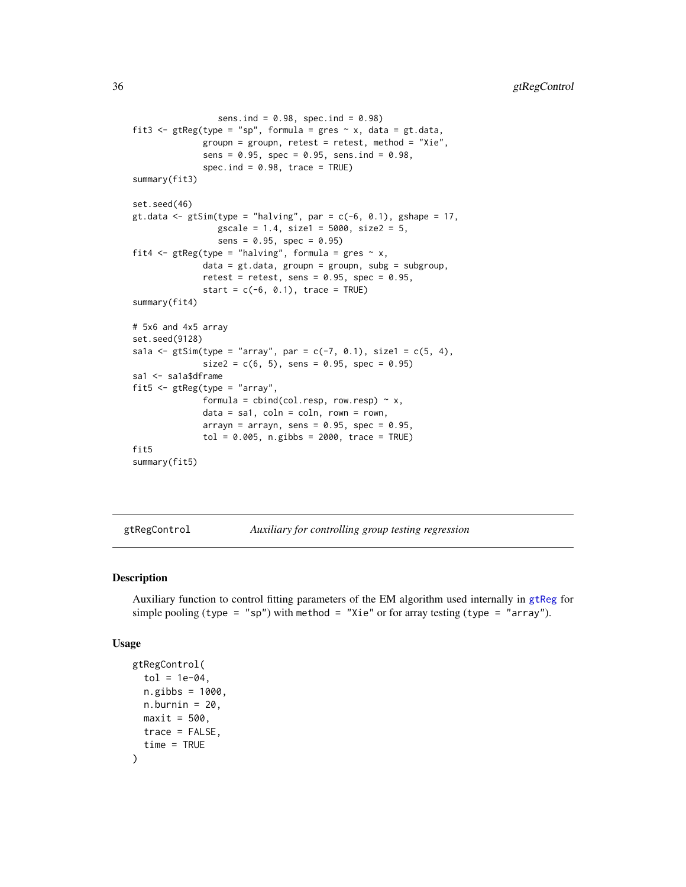```
                 sens.ind = 0.98, spec.ind = 0.98)
fit3 <- gtReg(type = "sp", formula = gres ~ x, data = gt.data,
              groupn = groupn, retest = retest, method = "Xie",
              sens = 0.95, spec = 0.95, sens.ind = 0.98,
              spec.ind = 0.98, trace = TRUE)
summary(fit3)

set.seed(46)
gt.data <- gtSim(type = "halving", par = c(-6, 0.1), gshape = 17,
                 gscale = 1.4, size1 = 5000, size2 = 5,
                 sens = 0.95, spec = 0.95)
fit4 <- gtReg(type = "halving", formula = gres ~ x,
              data = gt.data, groupn = groupn, subg = subgroup,
              retest = retest, sens = 0.95, spec = 0.95,
              start = c(-6, 0.1), trace = TRUE)
summary(fit4)

# 5x6 and 4x5 array
set.seed(9128)
sa1a <- gtSim(type = "array", par = c(-7, 0.1), size1 = c(5, 4),
              size2 = c(6, 5), sens = 0.95, spec = 0.95)
sa1 <- sa1a$dframe
fit5 <- gtReg(type = "array",
              formula = cbind(col.resp, row.resp) ~ x,
              data = sa1, coln = coln, rown = rown,
              arrayn = arrayn, sens = 0.95, spec = 0.95,
              tol = 0.005, n.gibbs = 2000, trace = TRUE)
fit5
summary(fit5)
```

---

## gtRegControl — *Auxiliary for controlling group testing regression*

---

### Description

Auxiliary function to control fitting parameters of the EM algorithm used internally in gtReg for simple pooling (`type = "sp"`) with `method = "Xie"` or for array testing (`type = "array"`).

### Usage

```
gtRegControl(
  tol = 1e-04,
  n.gibbs = 1000,
  n.burnin = 20,
  maxit = 500,
  trace = FALSE,
  time = TRUE
)
```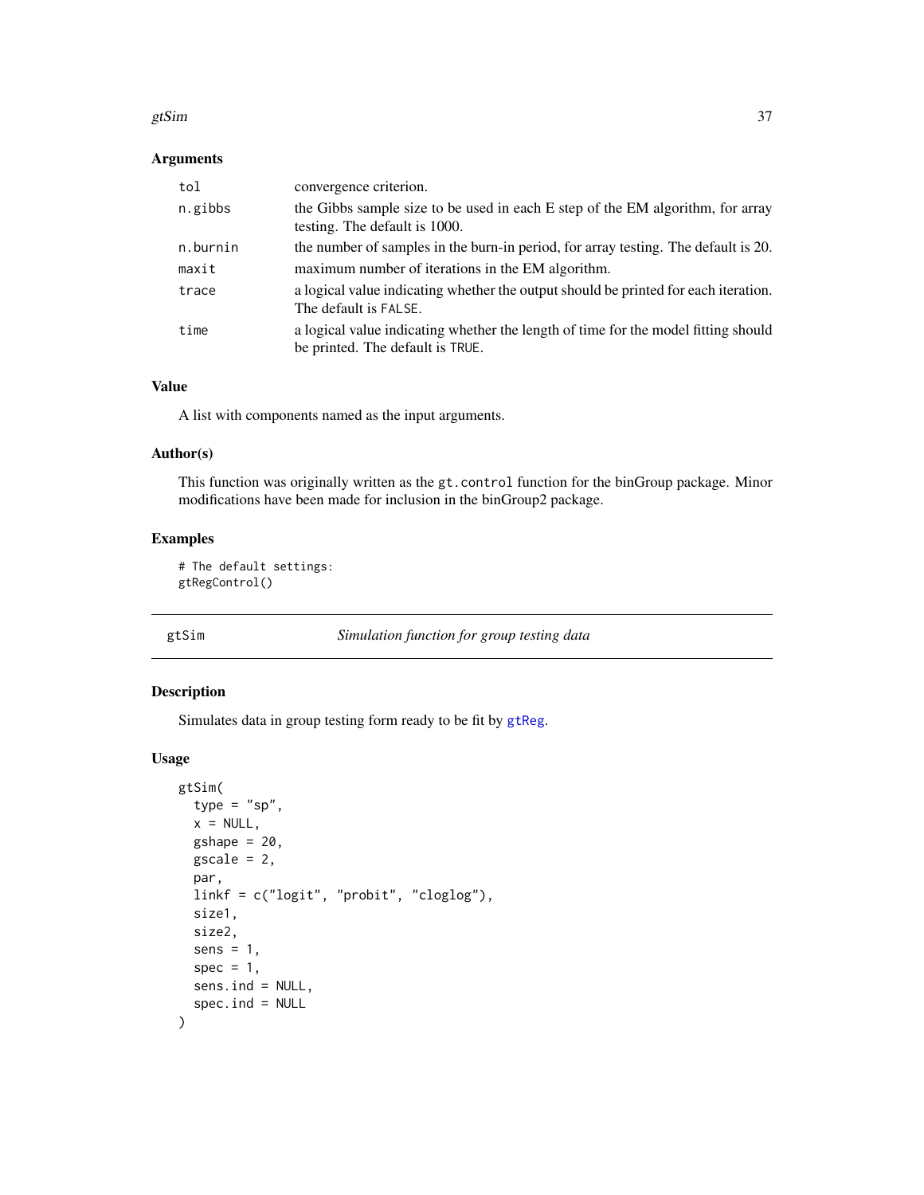### Arguments

| | |
|---|---|
| tol | convergence criterion. |
| n.gibbs | the Gibbs sample size to be used in each E step of the EM algorithm, for array testing. The default is 1000. |
| n.burnin | the number of samples in the burn-in period, for array testing. The default is 20. |
| maxit | maximum number of iterations in the EM algorithm. |
| trace | a logical value indicating whether the output should be printed for each iteration. The default is FALSE. |
| time | a logical value indicating whether the length of time for the model fitting should be printed. The default is TRUE. |

### Value

A list with components named as the input arguments.

### Author(s)

This function was originally written as the `gt.control` function for the binGroup package. Minor modifications have been made for inclusion in the binGroup2 package.

### Examples

```
# The default settings:
gtRegControl()
```

---

## gtSim — *Simulation function for group testing data*

### Description

Simulates data in group testing form ready to be fit by gtReg.

### Usage

```
gtSim(
  type = "sp",
  x = NULL,
  gshape = 20,
  gscale = 2,
  par,
  linkf = c("logit", "probit", "cloglog"),
  size1,
  size2,
  sens = 1,
  spec = 1,
  sens.ind = NULL,
  spec.ind = NULL
)
```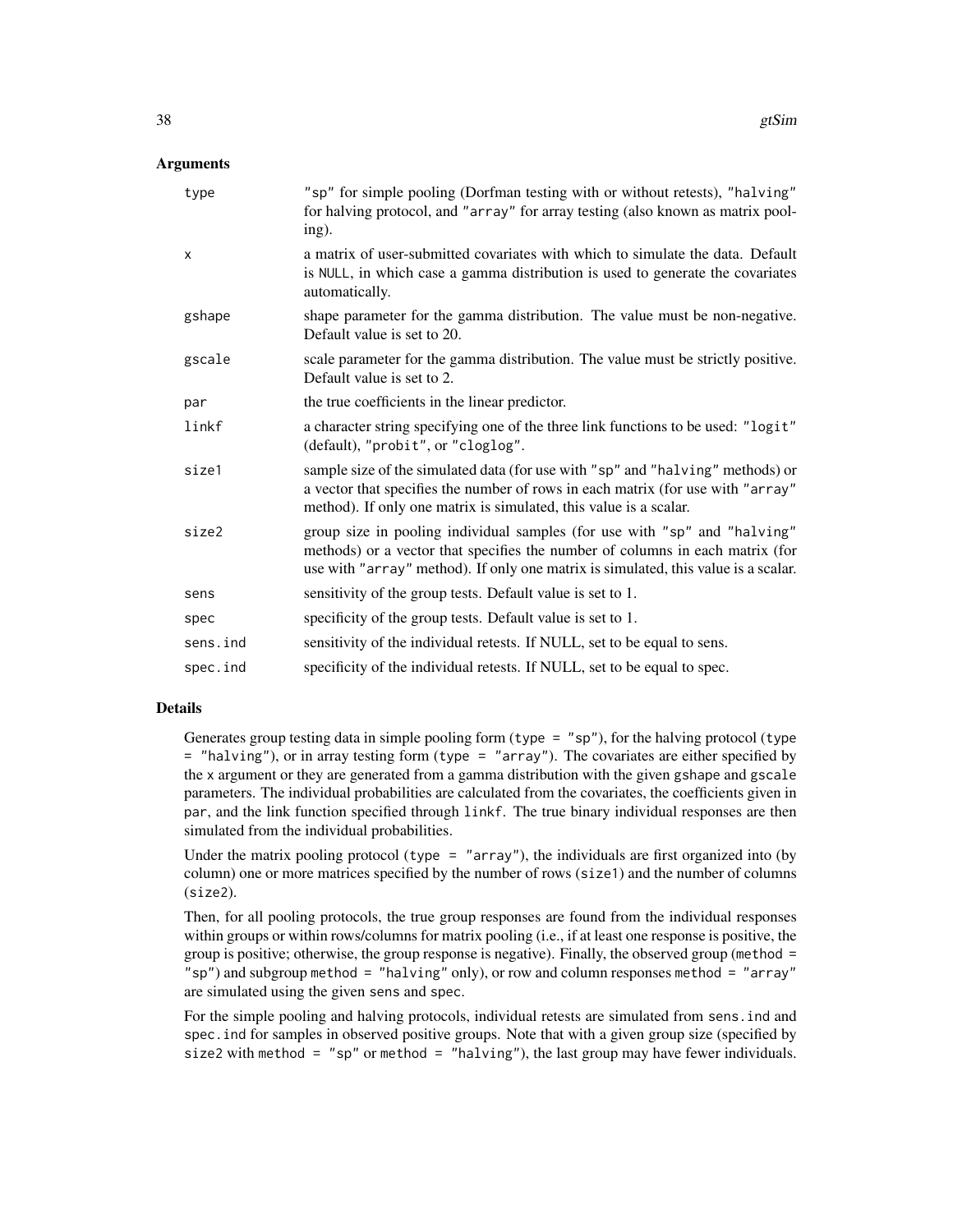## Arguments

| | |
|---|---|
| type | "sp" for simple pooling (Dorfman testing with or without retests), "halving" for halving protocol, and "array" for array testing (also known as matrix pooling). |
| x | a matrix of user-submitted covariates with which to simulate the data. Default is NULL, in which case a gamma distribution is used to generate the covariates automatically. |
| gshape | shape parameter for the gamma distribution. The value must be non-negative. Default value is set to 20. |
| gscale | scale parameter for the gamma distribution. The value must be strictly positive. Default value is set to 2. |
| par | the true coefficients in the linear predictor. |
| linkf | a character string specifying one of the three link functions to be used: "logit" (default), "probit", or "cloglog". |
| size1 | sample size of the simulated data (for use with "sp" and "halving" methods) or a vector that specifies the number of rows in each matrix (for use with "array" method). If only one matrix is simulated, this value is a scalar. |
| size2 | group size in pooling individual samples (for use with "sp" and "halving" methods) or a vector that specifies the number of columns in each matrix (for use with "array" method). If only one matrix is simulated, this value is a scalar. |
| sens | sensitivity of the group tests. Default value is set to 1. |
| spec | specificity of the group tests. Default value is set to 1. |
| sens.ind | sensitivity of the individual retests. If NULL, set to be equal to sens. |
| spec.ind | specificity of the individual retests. If NULL, set to be equal to spec. |

## Details

Generates group testing data in simple pooling form (`type = "sp"`), for the halving protocol (`type = "halving"`), or in array testing form (`type = "array"`). The covariates are either specified by the `x` argument or they are generated from a gamma distribution with the given `gshape` and `gscale` parameters. The individual probabilities are calculated from the covariates, the coefficients given in `par`, and the link function specified through `linkf`. The true binary individual responses are then simulated from the individual probabilities.

Under the matrix pooling protocol (`type = "array"`), the individuals are first organized into (by column) one or more matrices specified by the number of rows (`size1`) and the number of columns (`size2`).

Then, for all pooling protocols, the true group responses are found from the individual responses within groups or within rows/columns for matrix pooling (i.e., if at least one response is positive, the group is positive; otherwise, the group response is negative). Finally, the observed group (`method = "sp"`) and subgroup `method = "halving"` only), or row and column responses `method = "array"` are simulated using the given `sens` and `spec`.

For the simple pooling and halving protocols, individual retests are simulated from `sens.ind` and `spec.ind` for samples in observed positive groups. Note that with a given group size (specified by `size2` with `method = "sp"` or `method = "halving"`), the last group may have fewer individuals.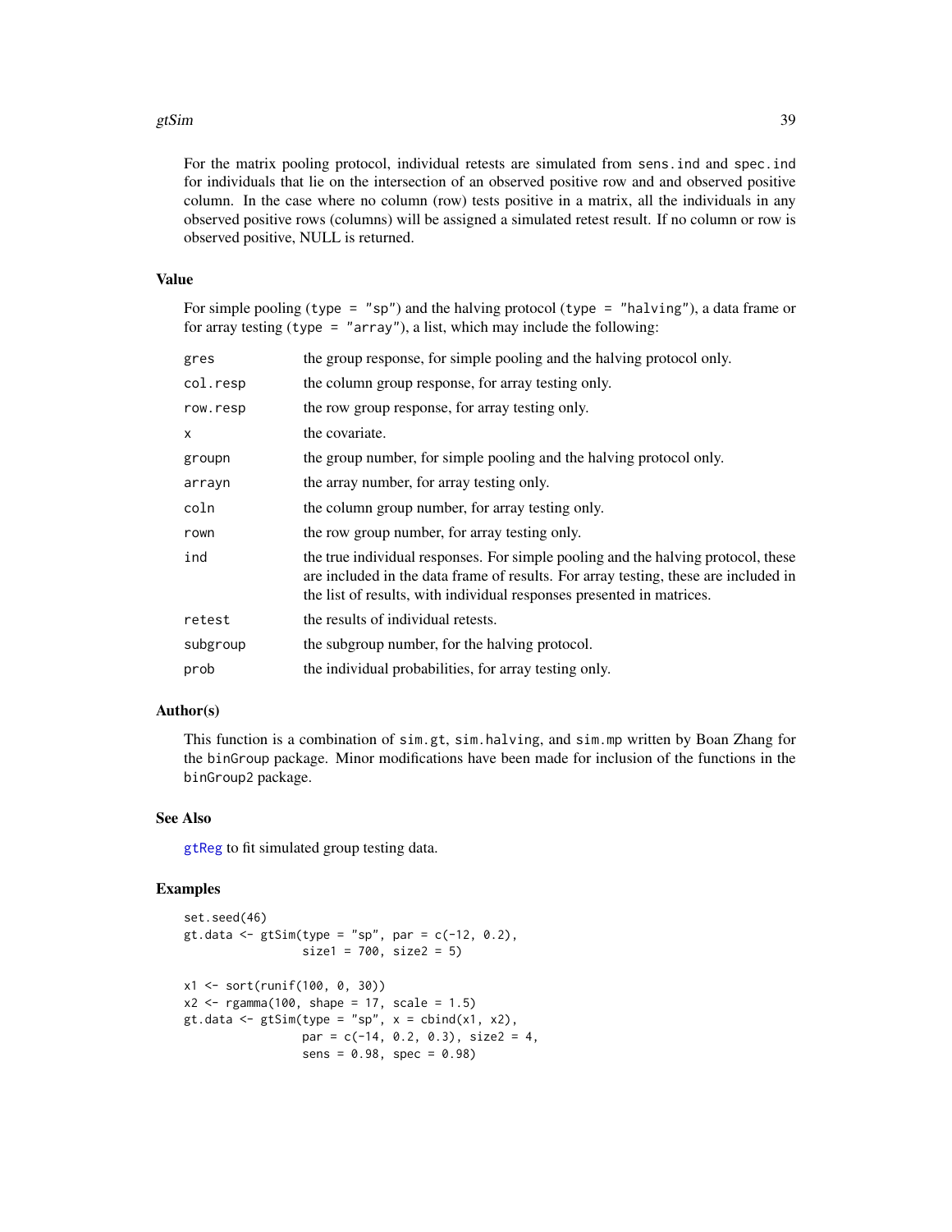For the matrix pooling protocol, individual retests are simulated from `sens.ind` and `spec.ind` for individuals that lie on the intersection of an observed positive row and and observed positive column. In the case where no column (row) tests positive in a matrix, all the individuals in any observed positive rows (columns) will be assigned a simulated retest result. If no column or row is observed positive, NULL is returned.

### Value

For simple pooling (`type = "sp"`) and the halving protocol (`type = "halving"`), a data frame or for array testing (`type = "array"`), a list, which may include the following:

| | |
|---|---|
| `gres` | the group response, for simple pooling and the halving protocol only. |
| `col.resp` | the column group response, for array testing only. |
| `row.resp` | the row group response, for array testing only. |
| `x` | the covariate. |
| `groupn` | the group number, for simple pooling and the halving protocol only. |
| `arrayn` | the array number, for array testing only. |
| `coln` | the column group number, for array testing only. |
| `rown` | the row group number, for array testing only. |
| `ind` | the true individual responses. For simple pooling and the halving protocol, these are included in the data frame of results. For array testing, these are included in the list of results, with individual responses presented in matrices. |
| `retest` | the results of individual retests. |
| `subgroup` | the subgroup number, for the halving protocol. |
| `prob` | the individual probabilities, for array testing only. |

### Author(s)

This function is a combination of `sim.gt`, `sim.halving`, and `sim.mp` written by Boan Zhang for the `binGroup` package. Minor modifications have been made for inclusion of the functions in the `binGroup2` package.

### See Also

`gtReg` to fit simulated group testing data.

### Examples

```
set.seed(46)
gt.data <- gtSim(type = "sp", par = c(-12, 0.2),
                 size1 = 700, size2 = 5)

x1 <- sort(runif(100, 0, 30))
x2 <- rgamma(100, shape = 17, scale = 1.5)
gt.data <- gtSim(type = "sp", x = cbind(x1, x2),
                 par = c(-14, 0.2, 0.3), size2 = 4,
                 sens = 0.98, spec = 0.98)
```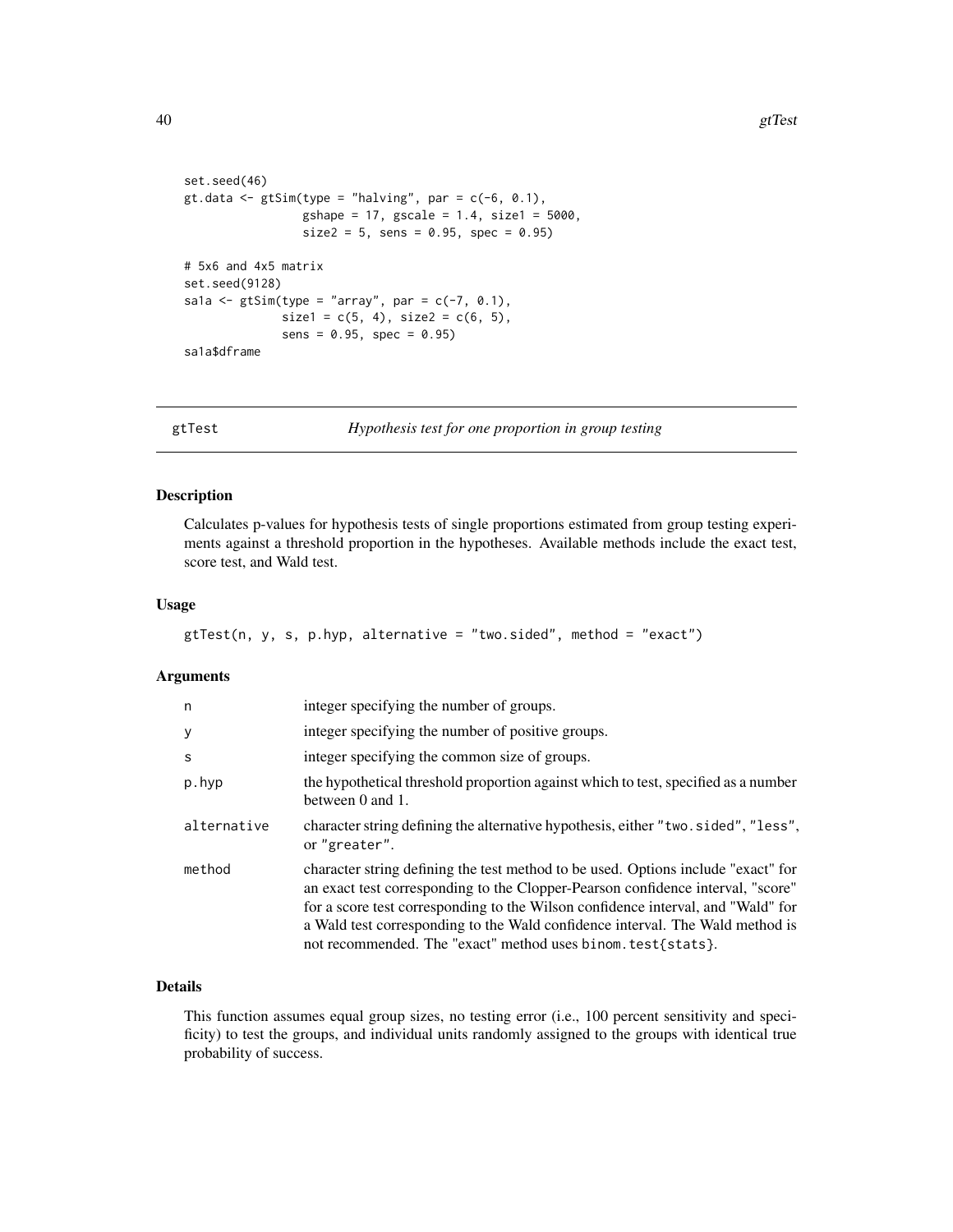```r
set.seed(46)
gt.data <- gtSim(type = "halving", par = c(-6, 0.1),
                 gshape = 17, gscale = 1.4, size1 = 5000,
                 size2 = 5, sens = 0.95, spec = 0.95)

# 5x6 and 4x5 matrix
set.seed(9128)
sa1a <- gtSim(type = "array", par = c(-7, 0.1),
              size1 = c(5, 4), size2 = c(6, 5),
              sens = 0.95, spec = 0.95)
sa1a$dframe
```

## gtTest — *Hypothesis test for one proportion in group testing*

### Description

Calculates p-values for hypothesis tests of single proportions estimated from group testing experiments against a threshold proportion in the hypotheses. Available methods include the exact test, score test, and Wald test.

### Usage

```r
gtTest(n, y, s, p.hyp, alternative = "two.sided", method = "exact")
```

### Arguments

| | |
|---|---|
| `n` | integer specifying the number of groups. |
| `y` | integer specifying the number of positive groups. |
| `s` | integer specifying the common size of groups. |
| `p.hyp` | the hypothetical threshold proportion against which to test, specified as a number between 0 and 1. |
| `alternative` | character string defining the alternative hypothesis, either `"two.sided"`, `"less"`, or `"greater"`. |
| `method` | character string defining the test method to be used. Options include "exact" for an exact test corresponding to the Clopper-Pearson confidence interval, "score" for a score test corresponding to the Wilson confidence interval, and "Wald" for a Wald test corresponding to the Wald confidence interval. The Wald method is not recommended. The "exact" method uses `binom.test{stats}`. |

### Details

This function assumes equal group sizes, no testing error (i.e., 100 percent sensitivity and specificity) to test the groups, and individual units randomly assigned to the groups with identical true probability of success.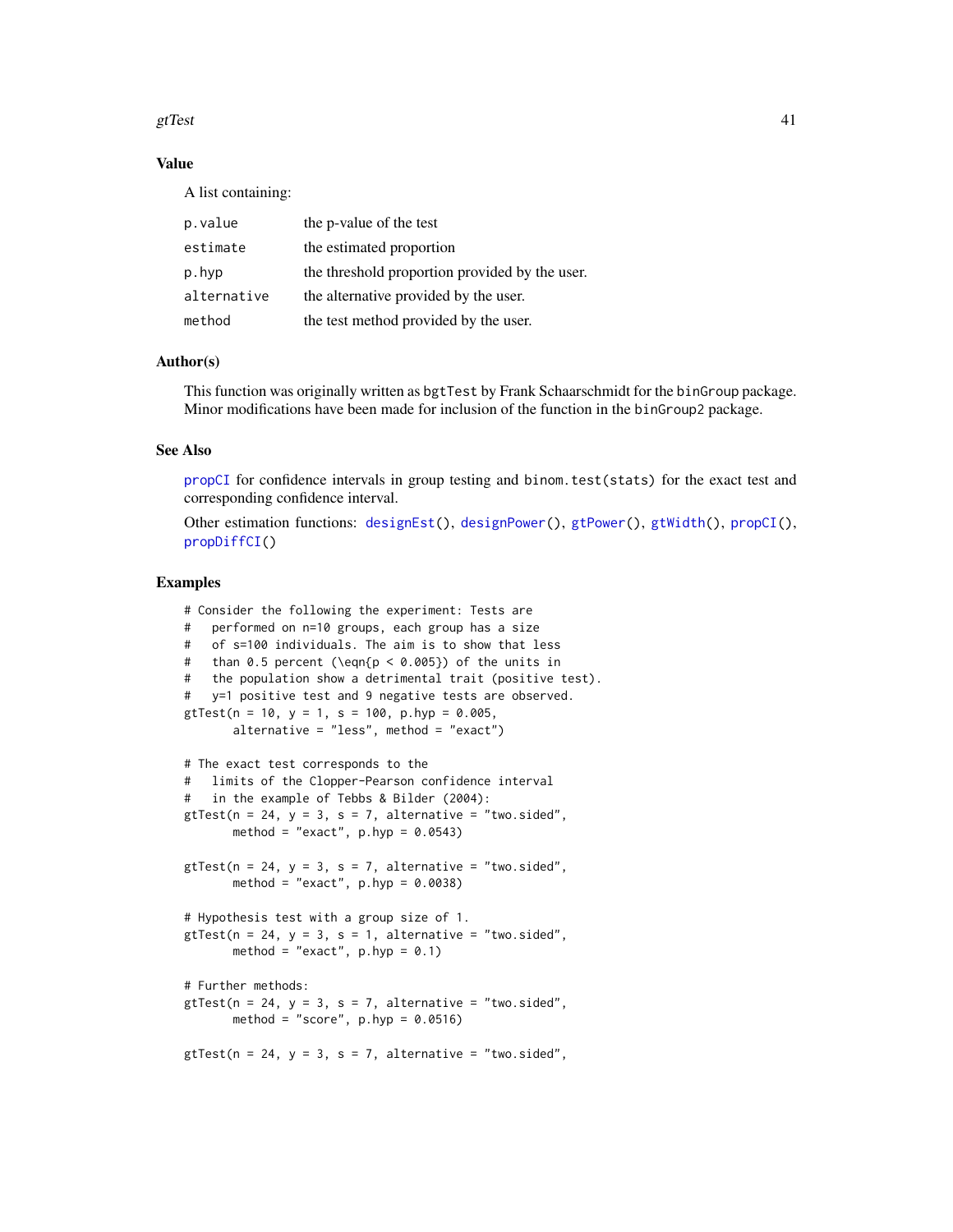### Value

A list containing:

| | |
|---|---|
| p.value | the p-value of the test |
| estimate | the estimated proportion |
| p.hyp | the threshold proportion provided by the user. |
| alternative | the alternative provided by the user. |
| method | the test method provided by the user. |

### Author(s)

This function was originally written as bgtTest by Frank Schaarschmidt for the binGroup package. Minor modifications have been made for inclusion of the function in the binGroup2 package.

### See Also

propCI for confidence intervals in group testing and binom.test(stats) for the exact test and corresponding confidence interval.

Other estimation functions: designEst(), designPower(), gtPower(), gtWidth(), propCI(), propDiffCI()

### Examples

```
# Consider the following the experiment: Tests are
#   performed on n=10 groups, each group has a size
#   of s=100 individuals. The aim is to show that less
#   than 0.5 percent (\eqn{p < 0.005}) of the units in
#   the population show a detrimental trait (positive test).
#   y=1 positive test and 9 negative tests are observed.
gtTest(n = 10, y = 1, s = 100, p.hyp = 0.005,
       alternative = "less", method = "exact")

# The exact test corresponds to the
#   limits of the Clopper-Pearson confidence interval
#   in the example of Tebbs & Bilder (2004):
gtTest(n = 24, y = 3, s = 7, alternative = "two.sided",
       method = "exact", p.hyp = 0.0543)

gtTest(n = 24, y = 3, s = 7, alternative = "two.sided",
       method = "exact", p.hyp = 0.0038)

# Hypothesis test with a group size of 1.
gtTest(n = 24, y = 3, s = 1, alternative = "two.sided",
       method = "exact", p.hyp = 0.1)

# Further methods:
gtTest(n = 24, y = 3, s = 7, alternative = "two.sided",
       method = "score", p.hyp = 0.0516)

gtTest(n = 24, y = 3, s = 7, alternative = "two.sided",
```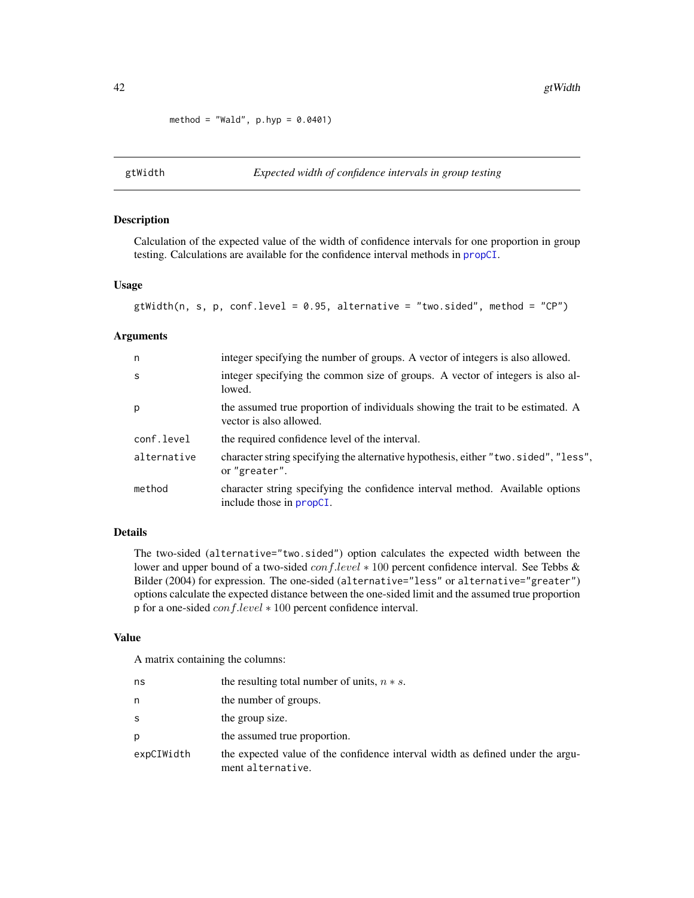```
        method = "Wald", p.hyp = 0.0401)
```

## gtWidth — *Expected width of confidence intervals in group testing*

### Description

Calculation of the expected value of the width of confidence intervals for one proportion in group testing. Calculations are available for the confidence interval methods in propCI.

### Usage

```
gtWidth(n, s, p, conf.level = 0.95, alternative = "two.sided", method = "CP")
```

### Arguments

| | |
|---|---|
| `n` | integer specifying the number of groups. A vector of integers is also allowed. |
| `s` | integer specifying the common size of groups. A vector of integers is also allowed. |
| `p` | the assumed true proportion of individuals showing the trait to be estimated. A vector is also allowed. |
| `conf.level` | the required confidence level of the interval. |
| `alternative` | character string specifying the alternative hypothesis, either "two.sided", "less", or "greater". |
| `method` | character string specifying the confidence interval method. Available options include those in propCI. |

### Details

The two-sided (`alternative="two.sided"`) option calculates the expected width between the lower and upper bound of a two-sided $conf.level * 100$ percent confidence interval. See Tebbs & Bilder (2004) for expression. The one-sided (`alternative="less"` or `alternative="greater"`) options calculate the expected distance between the one-sided limit and the assumed true proportion `p` for a one-sided $conf.level * 100$ percent confidence interval.

### Value

A matrix containing the columns:

| | |
|---|---|
| `ns` | the resulting total number of units, $n * s$. |
| `n` | the number of groups. |
| `s` | the group size. |
| `p` | the assumed true proportion. |
| `expCIWidth` | the expected value of the confidence interval width as defined under the argument `alternative`. |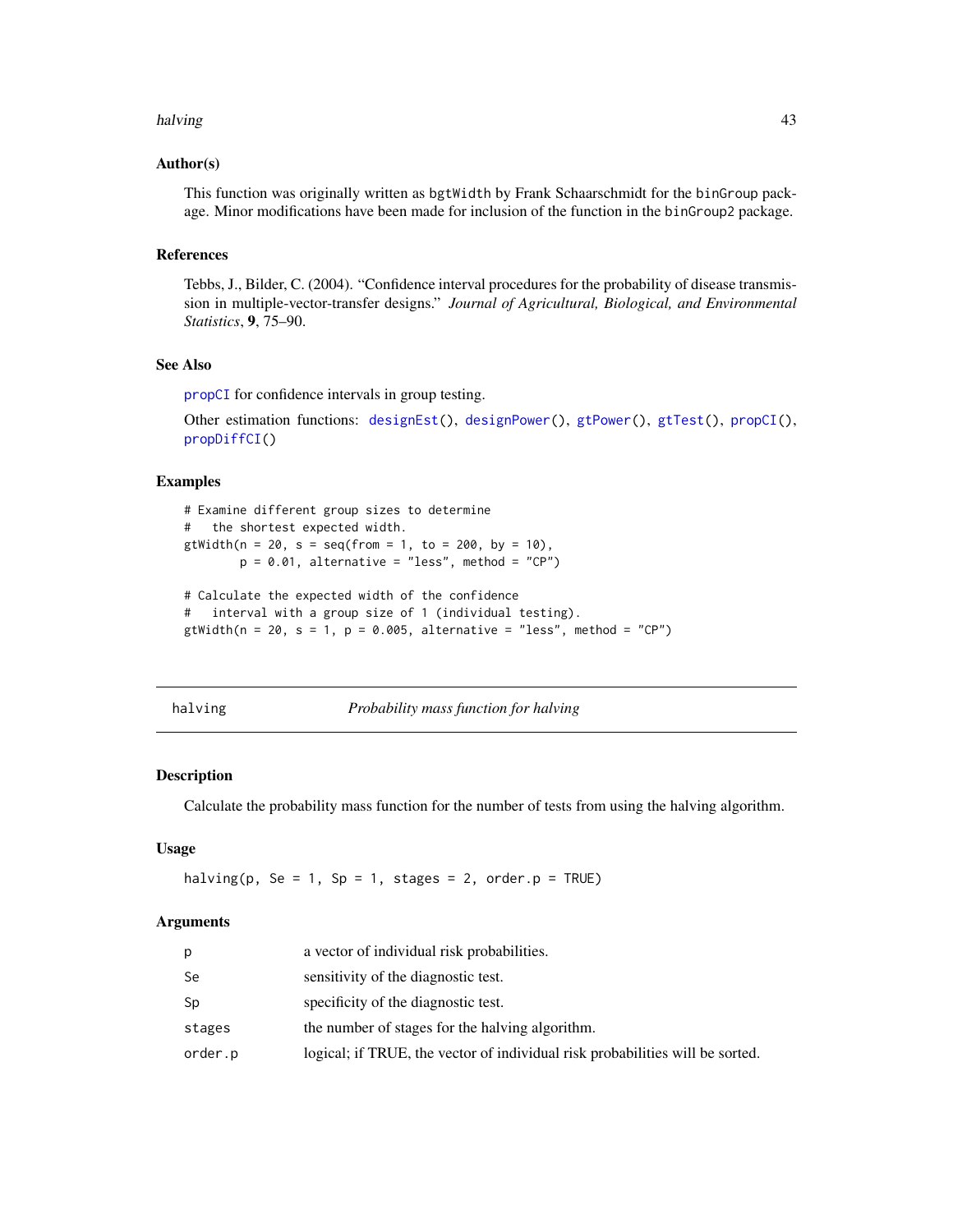### Author(s)

This function was originally written as bgtWidth by Frank Schaarschmidt for the binGroup package. Minor modifications have been made for inclusion of the function in the binGroup2 package.

### References

Tebbs, J., Bilder, C. (2004). "Confidence interval procedures for the probability of disease transmission in multiple-vector-transfer designs." *Journal of Agricultural, Biological, and Environmental Statistics*, **9**, 75–90.

### See Also

propCI for confidence intervals in group testing.

Other estimation functions: designEst(), designPower(), gtPower(), gtTest(), propCI(), propDiffCI()

### Examples

```
# Examine different group sizes to determine
#   the shortest expected width.
gtWidth(n = 20, s = seq(from = 1, to = 200, by = 10),
        p = 0.01, alternative = "less", method = "CP")

# Calculate the expected width of the confidence
#   interval with a group size of 1 (individual testing).
gtWidth(n = 20, s = 1, p = 0.005, alternative = "less", method = "CP")
```

---

## halving — *Probability mass function for halving*

### Description

Calculate the probability mass function for the number of tests from using the halving algorithm.

### Usage

```
halving(p, Se = 1, Sp = 1, stages = 2, order.p = TRUE)
```

### Arguments

| | |
|---|---|
| p | a vector of individual risk probabilities. |
| Se | sensitivity of the diagnostic test. |
| Sp | specificity of the diagnostic test. |
| stages | the number of stages for the halving algorithm. |
| order.p | logical; if TRUE, the vector of individual risk probabilities will be sorted. |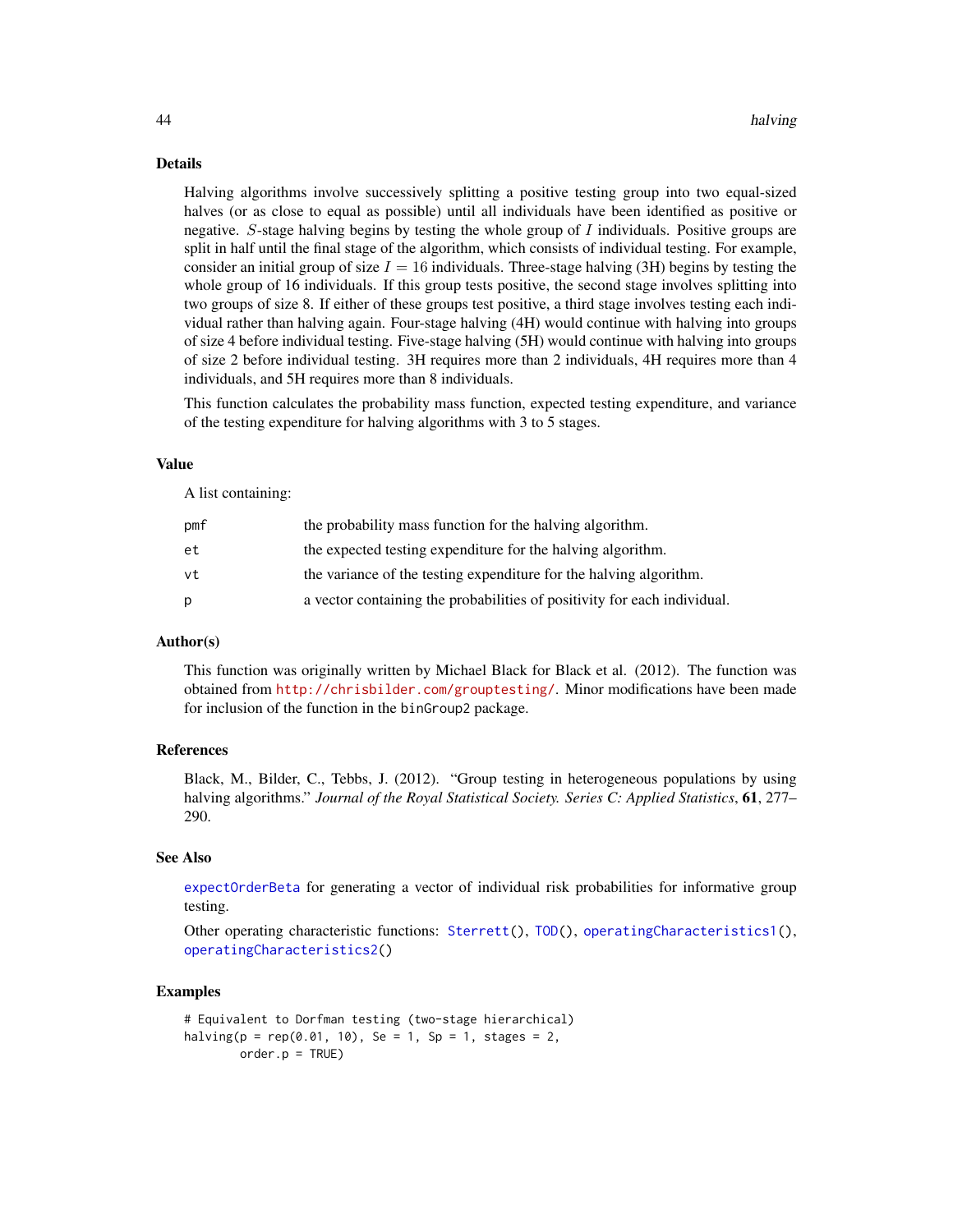## Details

Halving algorithms involve successively splitting a positive testing group into two equal-sized halves (or as close to equal as possible) until all individuals have been identified as positive or negative. $S$-stage halving begins by testing the whole group of $I$ individuals. Positive groups are split in half until the final stage of the algorithm, which consists of individual testing. For example, consider an initial group of size $I = 16$ individuals. Three-stage halving (3H) begins by testing the whole group of 16 individuals. If this group tests positive, the second stage involves splitting into two groups of size 8. If either of these groups test positive, a third stage involves testing each individual rather than halving again. Four-stage halving (4H) would continue with halving into groups of size 4 before individual testing. Five-stage halving (5H) would continue with halving into groups of size 2 before individual testing. 3H requires more than 2 individuals, 4H requires more than 4 individuals, and 5H requires more than 8 individuals.

This function calculates the probability mass function, expected testing expenditure, and variance of the testing expenditure for halving algorithms with 3 to 5 stages.

## Value

A list containing:

| | |
|---|---|
| `pmf` | the probability mass function for the halving algorithm. |
| `et` | the expected testing expenditure for the halving algorithm. |
| `vt` | the variance of the testing expenditure for the halving algorithm. |
| `p` | a vector containing the probabilities of positivity for each individual. |

## Author(s)

This function was originally written by Michael Black for Black et al. (2012). The function was obtained from http://chrisbilder.com/grouptesting/. Minor modifications have been made for inclusion of the function in the `binGroup2` package.

## References

Black, M., Bilder, C., Tebbs, J. (2012). "Group testing in heterogeneous populations by using halving algorithms." *Journal of the Royal Statistical Society. Series C: Applied Statistics*, **61**, 277–290.

## See Also

expectOrderBeta for generating a vector of individual risk probabilities for informative group testing.

Other operating characteristic functions: Sterrett(), TOD(), operatingCharacteristics1(), operatingCharacteristics2()

## Examples

```
# Equivalent to Dorfman testing (two-stage hierarchical)
halving(p = rep(0.01, 10), Se = 1, Sp = 1, stages = 2,
        order.p = TRUE)
```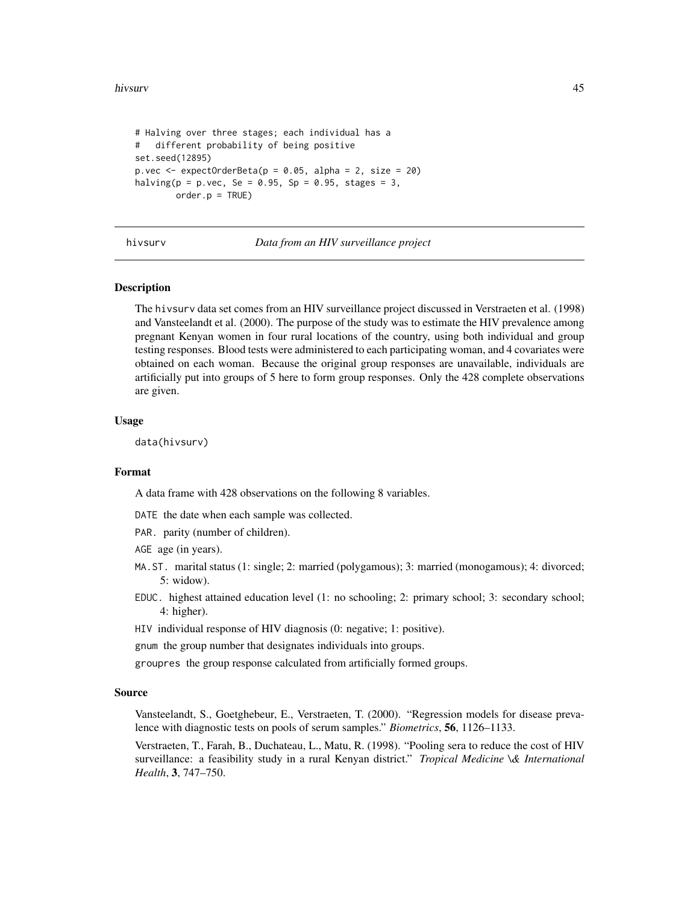```
# Halving over three stages; each individual has a
#   different probability of being positive
set.seed(12895)
p.vec <- expectOrderBeta(p = 0.05, alpha = 2, size = 20)
halving(p = p.vec, Se = 0.95, Sp = 0.95, stages = 3,
        order.p = TRUE)
```

## hivsurv — *Data from an HIV surveillance project*

### Description

The hivsurv data set comes from an HIV surveillance project discussed in Verstraeten et al. (1998) and Vansteelandt et al. (2000). The purpose of the study was to estimate the HIV prevalence among pregnant Kenyan women in four rural locations of the country, using both individual and group testing responses. Blood tests were administered to each participating woman, and 4 covariates were obtained on each woman. Because the original group responses are unavailable, individuals are artificially put into groups of 5 here to form group responses. Only the 428 complete observations are given.

### Usage

```
data(hivsurv)
```

### Format

A data frame with 428 observations on the following 8 variables.

- DATE the date when each sample was collected.
- PAR. parity (number of children).
- AGE age (in years).
- MA.ST. marital status (1: single; 2: married (polygamous); 3: married (monogamous); 4: divorced; 5: widow).
- EDUC. highest attained education level (1: no schooling; 2: primary school; 3: secondary school; 4: higher).
- HIV individual response of HIV diagnosis (0: negative; 1: positive).
- gnum the group number that designates individuals into groups.
- groupres the group response calculated from artificially formed groups.

### Source

Vansteelandt, S., Goetghebeur, E., Verstraeten, T. (2000). "Regression models for disease prevalence with diagnostic tests on pools of serum samples." *Biometrics*, **56**, 1126–1133.

Verstraeten, T., Farah, B., Duchateau, L., Matu, R. (1998). "Pooling sera to reduce the cost of HIV surveillance: a feasibility study in a rural Kenyan district." *Tropical Medicine \& International Health*, **3**, 747–750.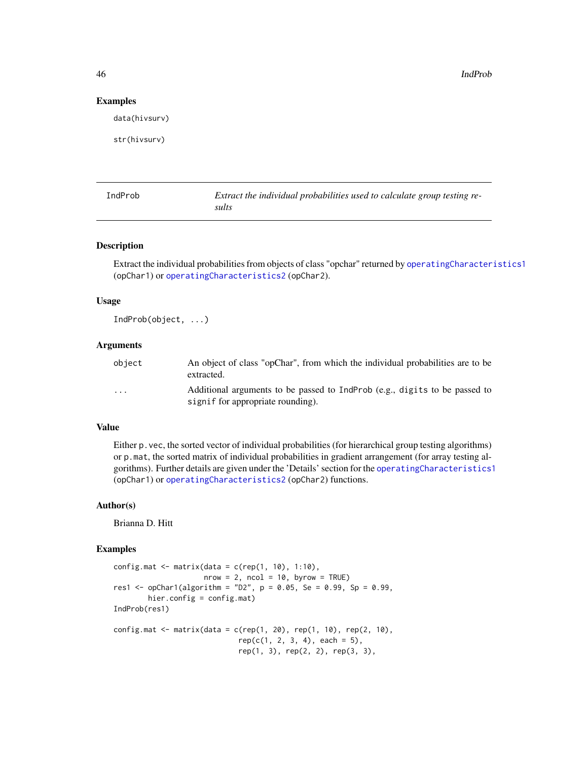## Examples

```
data(hivsurv)

str(hivsurv)
```

---

# IndProb — *Extract the individual probabilities used to calculate group testing results*

---

## Description

Extract the individual probabilities from objects of class "opchar" returned by operatingCharacteristics1 (opChar1) or operatingCharacteristics2 (opChar2).

## Usage

```
IndProb(object, ...)
```

## Arguments

| | |
|---|---|
| object | An object of class "opChar", from which the individual probabilities are to be extracted. |
| ... | Additional arguments to be passed to IndProb (e.g., digits to be passed to signif for appropriate rounding). |

## Value

Either p.vec, the sorted vector of individual probabilities (for hierarchical group testing algorithms) or p.mat, the sorted matrix of individual probabilities in gradient arrangement (for array testing algorithms). Further details are given under the 'Details' section for the operatingCharacteristics1 (opChar1) or operatingCharacteristics2 (opChar2) functions.

## Author(s)

Brianna D. Hitt

## Examples

```
config.mat <- matrix(data = c(rep(1, 10), 1:10),
                     nrow = 2, ncol = 10, byrow = TRUE)
res1 <- opChar1(algorithm = "D2", p = 0.05, Se = 0.99, Sp = 0.99,
        hier.config = config.mat)
IndProb(res1)

config.mat <- matrix(data = c(rep(1, 20), rep(1, 10), rep(2, 10),
                              rep(c(1, 2, 3, 4), each = 5),
                              rep(1, 3), rep(2, 2), rep(3, 3),
```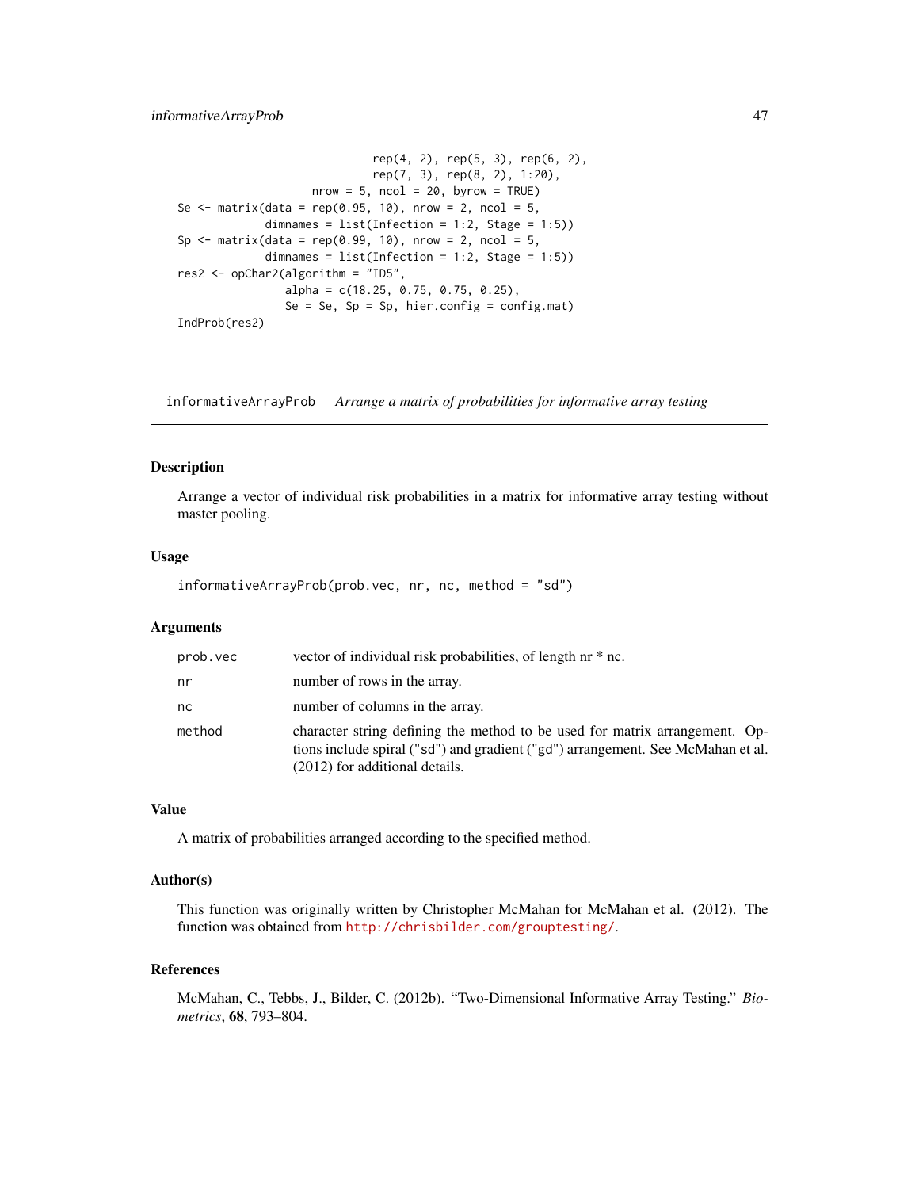```
                        rep(4, 2), rep(5, 3), rep(6, 2),
                        rep(7, 3), rep(8, 2), 1:20),
                 nrow = 5, ncol = 20, byrow = TRUE)
Se <- matrix(data = rep(0.95, 10), nrow = 2, ncol = 5,
             dimnames = list(Infection = 1:2, Stage = 1:5))
Sp <- matrix(data = rep(0.99, 10), nrow = 2, ncol = 5,
             dimnames = list(Infection = 1:2, Stage = 1:5))
res2 <- opChar2(algorithm = "ID5",
                alpha = c(18.25, 0.75, 0.75, 0.25),
                Se = Se, Sp = Sp, hier.config = config.mat)
IndProb(res2)
```

---

## informativeArrayProb — *Arrange a matrix of probabilities for informative array testing*

---

### Description

Arrange a vector of individual risk probabilities in a matrix for informative array testing without master pooling.

### Usage

```
informativeArrayProb(prob.vec, nr, nc, method = "sd")
```

### Arguments

| | |
|---|---|
| prob.vec | vector of individual risk probabilities, of length nr * nc. |
| nr | number of rows in the array. |
| nc | number of columns in the array. |
| method | character string defining the method to be used for matrix arrangement. Options include spiral ("sd") and gradient ("gd") arrangement. See McMahan et al. (2012) for additional details. |

### Value

A matrix of probabilities arranged according to the specified method.

### Author(s)

This function was originally written by Christopher McMahan for McMahan et al. (2012). The function was obtained from http://chrisbilder.com/grouptesting/.

### References

McMahan, C., Tebbs, J., Bilder, C. (2012b). "Two-Dimensional Informative Array Testing." *Biometrics*, **68**, 793–804.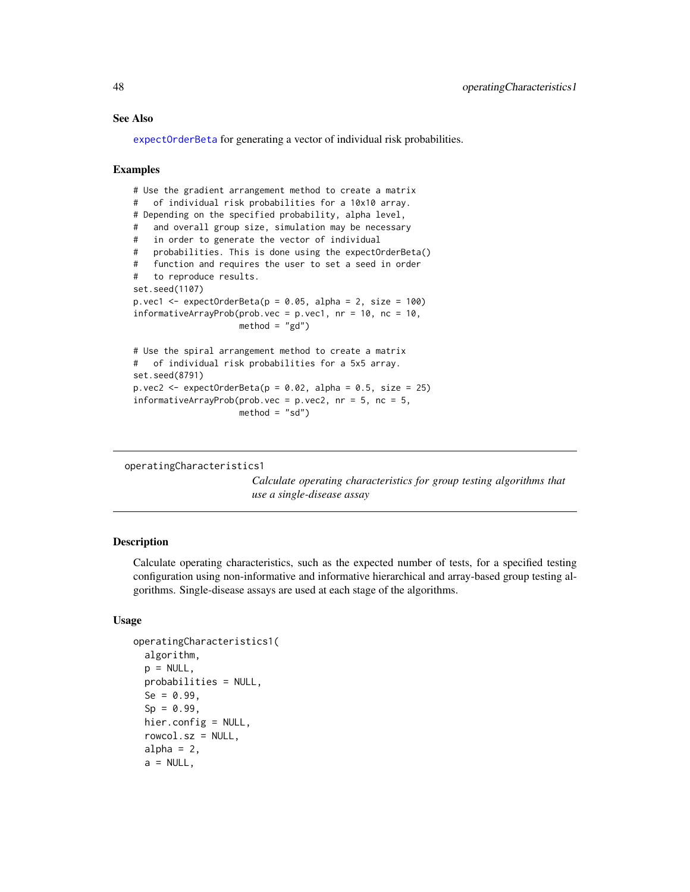### See Also

expectOrderBeta for generating a vector of individual risk probabilities.

### Examples

```
# Use the gradient arrangement method to create a matrix
#   of individual risk probabilities for a 10x10 array.
# Depending on the specified probability, alpha level,
#   and overall group size, simulation may be necessary
#   in order to generate the vector of individual
#   probabilities. This is done using the expectOrderBeta()
#   function and requires the user to set a seed in order
#   to reproduce results.
set.seed(1107)
p.vec1 <- expectOrderBeta(p = 0.05, alpha = 2, size = 100)
informativeArrayProb(prob.vec = p.vec1, nr = 10, nc = 10,
                     method = "gd")

# Use the spiral arrangement method to create a matrix
#   of individual risk probabilities for a 5x5 array.
set.seed(8791)
p.vec2 <- expectOrderBeta(p = 0.02, alpha = 0.5, size = 25)
informativeArrayProb(prob.vec = p.vec2, nr = 5, nc = 5,
                     method = "sd")
```

---

## operatingCharacteristics1

*Calculate operating characteristics for group testing algorithms that use a single-disease assay*

### Description

Calculate operating characteristics, such as the expected number of tests, for a specified testing configuration using non-informative and informative hierarchical and array-based group testing algorithms. Single-disease assays are used at each stage of the algorithms.

### Usage

```
operatingCharacteristics1(
  algorithm,
  p = NULL,
  probabilities = NULL,
  Se = 0.99,
  Sp = 0.99,
  hier.config = NULL,
  rowcol.sz = NULL,
  alpha = 2,
  a = NULL,
```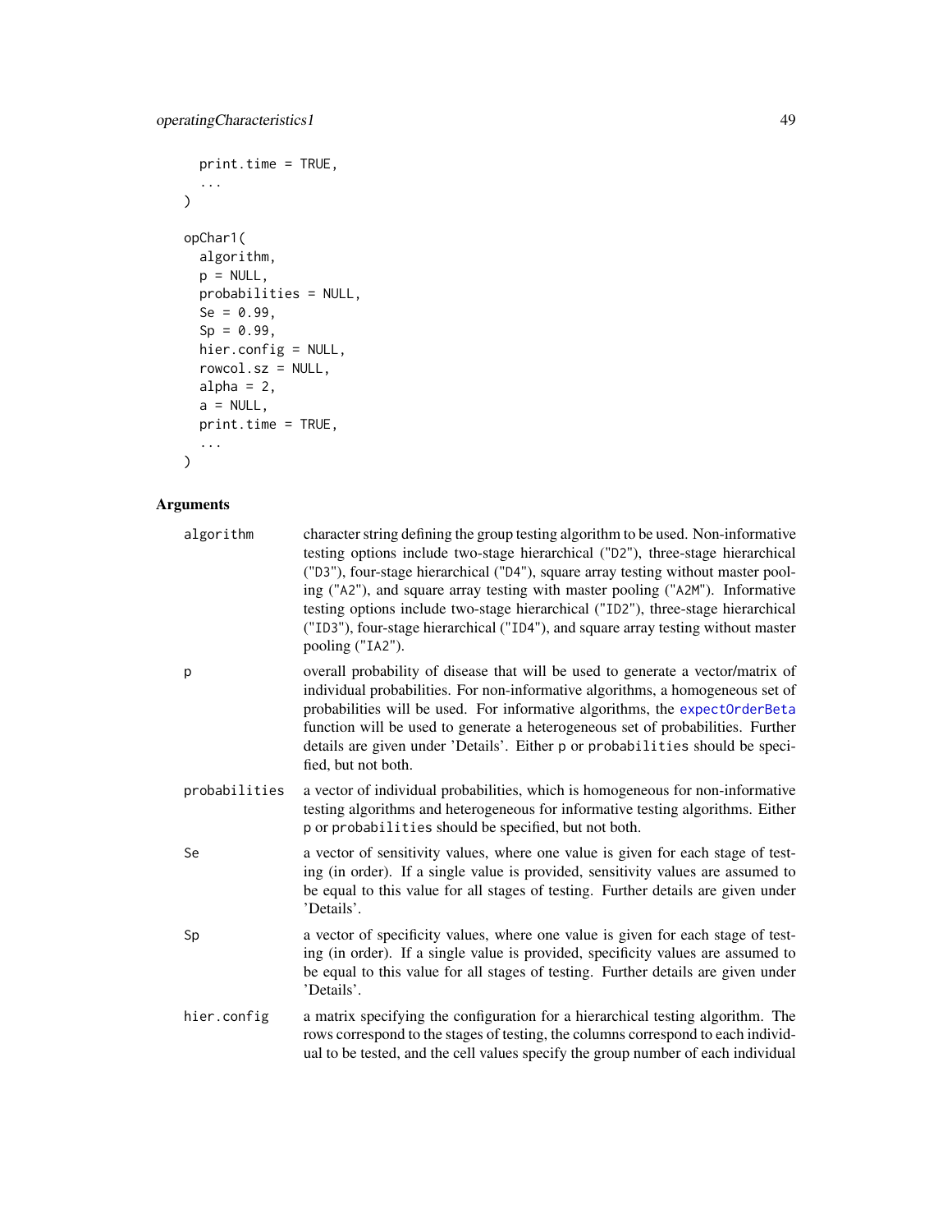```
  print.time = TRUE,
  ...
)

opChar1(
  algorithm,
  p = NULL,
  probabilities = NULL,
  Se = 0.99,
  Sp = 0.99,
  hier.config = NULL,
  rowcol.sz = NULL,
  alpha = 2,
  a = NULL,
  print.time = TRUE,
  ...
)
```

## Arguments

`algorithm` character string defining the group testing algorithm to be used. Non-informative testing options include two-stage hierarchical ("D2"), three-stage hierarchical ("D3"), four-stage hierarchical ("D4"), square array testing without master pooling ("A2"), and square array testing with master pooling ("A2M"). Informative testing options include two-stage hierarchical ("ID2"), three-stage hierarchical ("ID3"), four-stage hierarchical ("ID4"), and square array testing without master pooling ("IA2").

`p` overall probability of disease that will be used to generate a vector/matrix of individual probabilities. For non-informative algorithms, a homogeneous set of probabilities will be used. For informative algorithms, the `expectOrderBeta` function will be used to generate a heterogeneous set of probabilities. Further details are given under 'Details'. Either `p` or `probabilities` should be specified, but not both.

`probabilities` a vector of individual probabilities, which is homogeneous for non-informative testing algorithms and heterogeneous for informative testing algorithms. Either `p` or `probabilities` should be specified, but not both.

`Se` a vector of sensitivity values, where one value is given for each stage of testing (in order). If a single value is provided, sensitivity values are assumed to be equal to this value for all stages of testing. Further details are given under 'Details'.

`Sp` a vector of specificity values, where one value is given for each stage of testing (in order). If a single value is provided, specificity values are assumed to be equal to this value for all stages of testing. Further details are given under 'Details'.

`hier.config` a matrix specifying the configuration for a hierarchical testing algorithm. The rows correspond to the stages of testing, the columns correspond to each individual to be tested, and the cell values specify the group number of each individual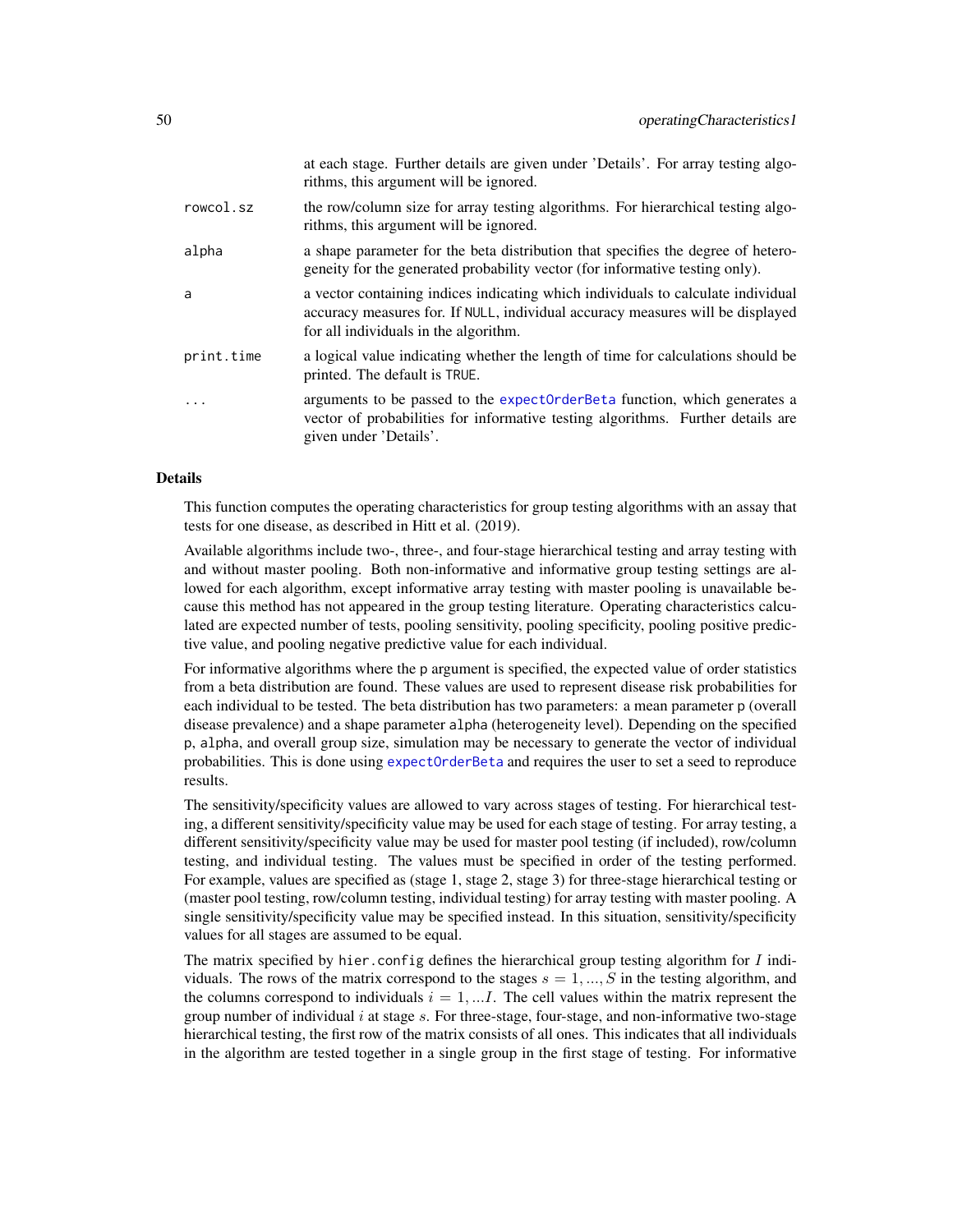at each stage. Further details are given under 'Details'. For array testing algorithms, this argument will be ignored.

| | |
|---|---|
| `rowcol.sz` | the row/column size for array testing algorithms. For hierarchical testing algorithms, this argument will be ignored. |
| `alpha` | a shape parameter for the beta distribution that specifies the degree of heterogeneity for the generated probability vector (for informative testing only). |
| `a` | a vector containing indices indicating which individuals to calculate individual accuracy measures for. If `NULL`, individual accuracy measures will be displayed for all individuals in the algorithm. |
| `print.time` | a logical value indicating whether the length of time for calculations should be printed. The default is `TRUE`. |
| `...` | arguments to be passed to the `expectOrderBeta` function, which generates a vector of probabilities for informative testing algorithms. Further details are given under 'Details'. |

## Details

This function computes the operating characteristics for group testing algorithms with an assay that tests for one disease, as described in Hitt et al. (2019).

Available algorithms include two-, three-, and four-stage hierarchical testing and array testing with and without master pooling. Both non-informative and informative group testing settings are allowed for each algorithm, except informative array testing with master pooling is unavailable because this method has not appeared in the group testing literature. Operating characteristics calculated are expected number of tests, pooling sensitivity, pooling specificity, pooling positive predictive value, and pooling negative predictive value for each individual.

For informative algorithms where the `p` argument is specified, the expected value of order statistics from a beta distribution are found. These values are used to represent disease risk probabilities for each individual to be tested. The beta distribution has two parameters: a mean parameter `p` (overall disease prevalence) and a shape parameter `alpha` (heterogeneity level). Depending on the specified `p`, `alpha`, and overall group size, simulation may be necessary to generate the vector of individual probabilities. This is done using `expectOrderBeta` and requires the user to set a seed to reproduce results.

The sensitivity/specificity values are allowed to vary across stages of testing. For hierarchical testing, a different sensitivity/specificity value may be used for each stage of testing. For array testing, a different sensitivity/specificity value may be used for master pool testing (if included), row/column testing, and individual testing. The values must be specified in order of the testing performed. For example, values are specified as (stage 1, stage 2, stage 3) for three-stage hierarchical testing or (master pool testing, row/column testing, individual testing) for array testing with master pooling. A single sensitivity/specificity value may be specified instead. In this situation, sensitivity/specificity values for all stages are assumed to be equal.

The matrix specified by `hier.config` defines the hierarchical group testing algorithm for $I$ individuals. The rows of the matrix correspond to the stages $s = 1, ..., S$ in the testing algorithm, and the columns correspond to individuals $i = 1, ...I$. The cell values within the matrix represent the group number of individual $i$ at stage $s$. For three-stage, four-stage, and non-informative two-stage hierarchical testing, the first row of the matrix consists of all ones. This indicates that all individuals in the algorithm are tested together in a single group in the first stage of testing. For informative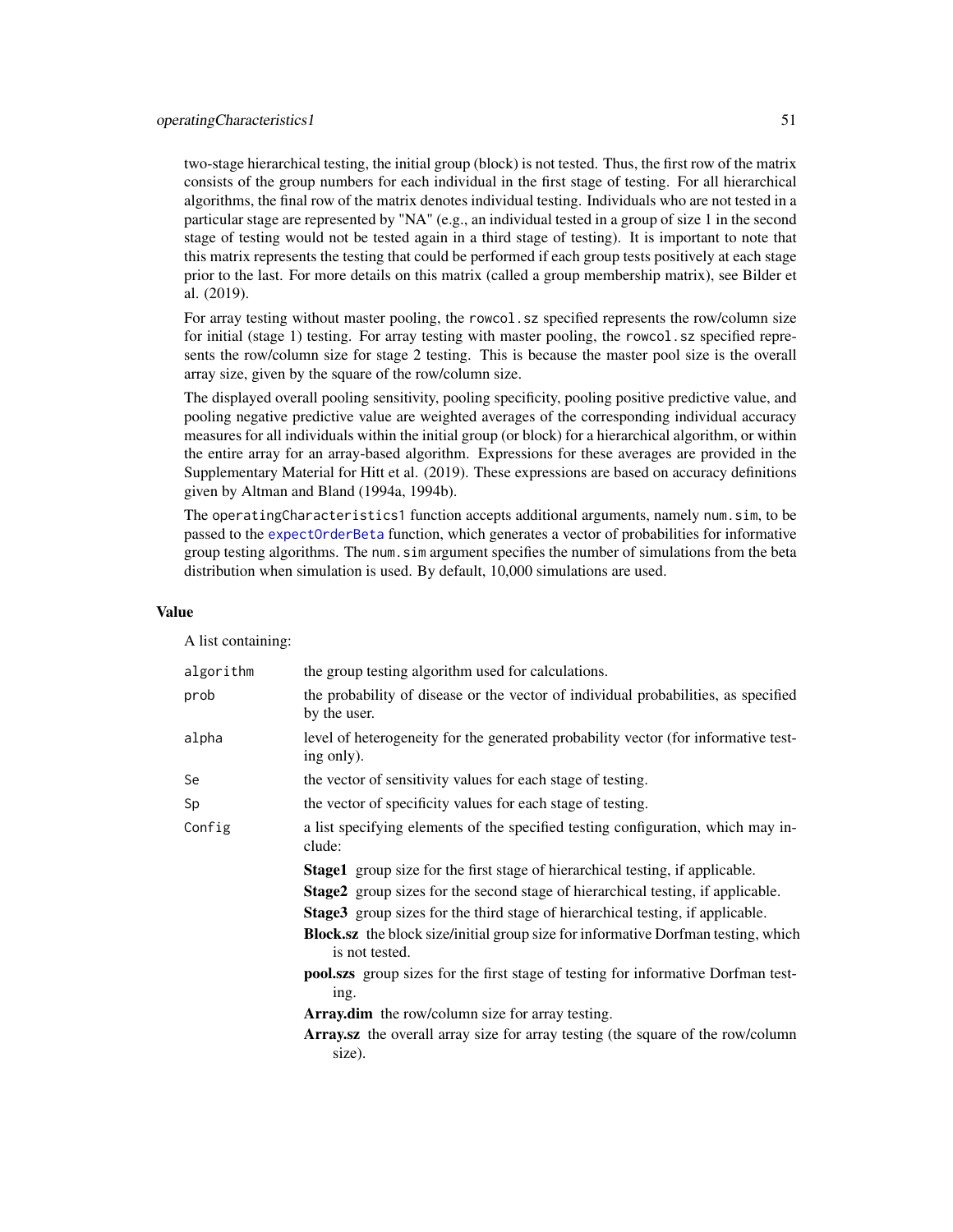two-stage hierarchical testing, the initial group (block) is not tested. Thus, the first row of the matrix consists of the group numbers for each individual in the first stage of testing. For all hierarchical algorithms, the final row of the matrix denotes individual testing. Individuals who are not tested in a particular stage are represented by "NA" (e.g., an individual tested in a group of size 1 in the second stage of testing would not be tested again in a third stage of testing). It is important to note that this matrix represents the testing that could be performed if each group tests positively at each stage prior to the last. For more details on this matrix (called a group membership matrix), see Bilder et al. (2019).

For array testing without master pooling, the `rowcol.sz` specified represents the row/column size for initial (stage 1) testing. For array testing with master pooling, the `rowcol.sz` specified represents the row/column size for stage 2 testing. This is because the master pool size is the overall array size, given by the square of the row/column size.

The displayed overall pooling sensitivity, pooling specificity, pooling positive predictive value, and pooling negative predictive value are weighted averages of the corresponding individual accuracy measures for all individuals within the initial group (or block) for a hierarchical algorithm, or within the entire array for an array-based algorithm. Expressions for these averages are provided in the Supplementary Material for Hitt et al. (2019). These expressions are based on accuracy definitions given by Altman and Bland (1994a, 1994b).

The `operatingCharacteristics1` function accepts additional arguments, namely `num.sim`, to be passed to the `expectOrderBeta` function, which generates a vector of probabilities for informative group testing algorithms. The `num.sim` argument specifies the number of simulations from the beta distribution when simulation is used. By default, 10,000 simulations are used.

## Value

A list containing:

- `algorithm` the group testing algorithm used for calculations.
- `prob` the probability of disease or the vector of individual probabilities, as specified by the user.
- `alpha` level of heterogeneity for the generated probability vector (for informative testing only).
- `Se` the vector of sensitivity values for each stage of testing.
- `Sp` the vector of specificity values for each stage of testing.
- `Config` a list specifying elements of the specified testing configuration, which may include:
  - **Stage1** group size for the first stage of hierarchical testing, if applicable.
  - **Stage2** group sizes for the second stage of hierarchical testing, if applicable.
  - **Stage3** group sizes for the third stage of hierarchical testing, if applicable.
  - **Block.sz** the block size/initial group size for informative Dorfman testing, which is not tested.
  - **pool.szs** group sizes for the first stage of testing for informative Dorfman testing.
  - **Array.dim** the row/column size for array testing.
  - **Array.sz** the overall array size for array testing (the square of the row/column size).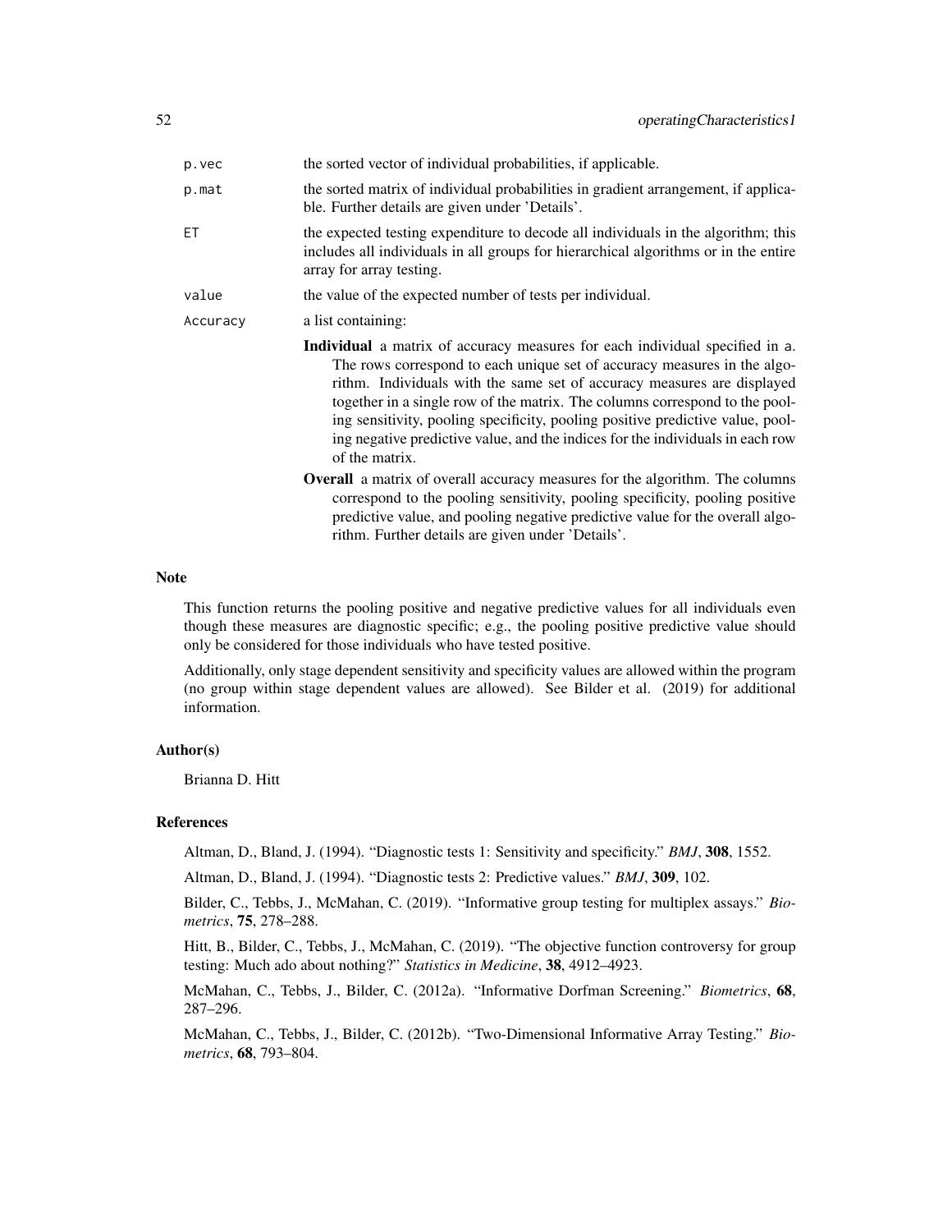`p.vec` the sorted vector of individual probabilities, if applicable.

`p.mat` the sorted matrix of individual probabilities in gradient arrangement, if applicable. Further details are given under 'Details'.

`ET` the expected testing expenditure to decode all individuals in the algorithm; this includes all individuals in all groups for hierarchical algorithms or in the entire array for array testing.

`value` the value of the expected number of tests per individual.

`Accuracy` a list containing:

- **Individual** a matrix of accuracy measures for each individual specified in `a`. The rows correspond to each unique set of accuracy measures in the algorithm. Individuals with the same set of accuracy measures are displayed together in a single row of the matrix. The columns correspond to the pooling sensitivity, pooling specificity, pooling positive predictive value, pooling negative predictive value, and the indices for the individuals in each row of the matrix.
- **Overall** a matrix of overall accuracy measures for the algorithm. The columns correspond to the pooling sensitivity, pooling specificity, pooling positive predictive value, and pooling negative predictive value for the overall algorithm. Further details are given under 'Details'.

## Note

This function returns the pooling positive and negative predictive values for all individuals even though these measures are diagnostic specific; e.g., the pooling positive predictive value should only be considered for those individuals who have tested positive.

Additionally, only stage dependent sensitivity and specificity values are allowed within the program (no group within stage dependent values are allowed). See Bilder et al. (2019) for additional information.

## Author(s)

Brianna D. Hitt

## References

Altman, D., Bland, J. (1994). "Diagnostic tests 1: Sensitivity and specificity." *BMJ*, **308**, 1552.

Altman, D., Bland, J. (1994). "Diagnostic tests 2: Predictive values." *BMJ*, **309**, 102.

Bilder, C., Tebbs, J., McMahan, C. (2019). "Informative group testing for multiplex assays." *Biometrics*, **75**, 278–288.

Hitt, B., Bilder, C., Tebbs, J., McMahan, C. (2019). "The objective function controversy for group testing: Much ado about nothing?" *Statistics in Medicine*, **38**, 4912–4923.

McMahan, C., Tebbs, J., Bilder, C. (2012a). "Informative Dorfman Screening." *Biometrics*, **68**, 287–296.

McMahan, C., Tebbs, J., Bilder, C. (2012b). "Two-Dimensional Informative Array Testing." *Biometrics*, **68**, 793–804.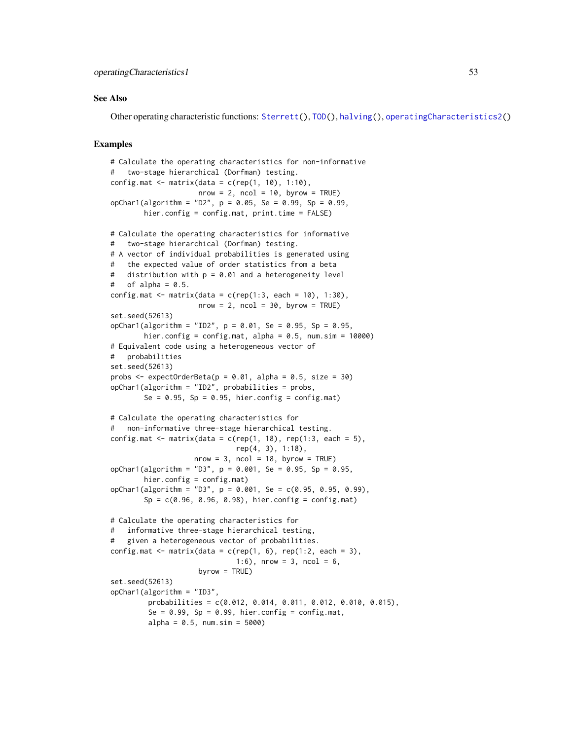## See Also

Other operating characteristic functions: Sterrett(), TOD(), halving(), operatingCharacteristics2()

## Examples

```
# Calculate the operating characteristics for non-informative
#   two-stage hierarchical (Dorfman) testing.
config.mat <- matrix(data = c(rep(1, 10), 1:10),
                     nrow = 2, ncol = 10, byrow = TRUE)
opChar1(algorithm = "D2", p = 0.05, Se = 0.99, Sp = 0.99,
        hier.config = config.mat, print.time = FALSE)

# Calculate the operating characteristics for informative
#   two-stage hierarchical (Dorfman) testing.
# A vector of individual probabilities is generated using
#   the expected value of order statistics from a beta
#   distribution with p = 0.01 and a heterogeneity level
#   of alpha = 0.5.
config.mat <- matrix(data = c(rep(1:3, each = 10), 1:30),
                     nrow = 2, ncol = 30, byrow = TRUE)
set.seed(52613)
opChar1(algorithm = "ID2", p = 0.01, Se = 0.95, Sp = 0.95,
        hier.config = config.mat, alpha = 0.5, num.sim = 10000)
# Equivalent code using a heterogeneous vector of
#   probabilities
set.seed(52613)
probs <- expectOrderBeta(p = 0.01, alpha = 0.5, size = 30)
opChar1(algorithm = "ID2", probabilities = probs,
        Se = 0.95, Sp = 0.95, hier.config = config.mat)

# Calculate the operating characteristics for
#   non-informative three-stage hierarchical testing.
config.mat <- matrix(data = c(rep(1, 18), rep(1:3, each = 5),
                              rep(4, 3), 1:18),
                    nrow = 3, ncol = 18, byrow = TRUE)
opChar1(algorithm = "D3", p = 0.001, Se = 0.95, Sp = 0.95,
        hier.config = config.mat)
opChar1(algorithm = "D3", p = 0.001, Se = c(0.95, 0.95, 0.99),
        Sp = c(0.96, 0.96, 0.98), hier.config = config.mat)

# Calculate the operating characteristics for
#   informative three-stage hierarchical testing,
#   given a heterogeneous vector of probabilities.
config.mat <- matrix(data = c(rep(1, 6), rep(1:2, each = 3),
                              1:6), nrow = 3, ncol = 6,
                     byrow = TRUE)
set.seed(52613)
opChar1(algorithm = "ID3",
         probabilities = c(0.012, 0.014, 0.011, 0.012, 0.010, 0.015),
         Se = 0.99, Sp = 0.99, hier.config = config.mat,
         alpha = 0.5, num.sim = 5000)
```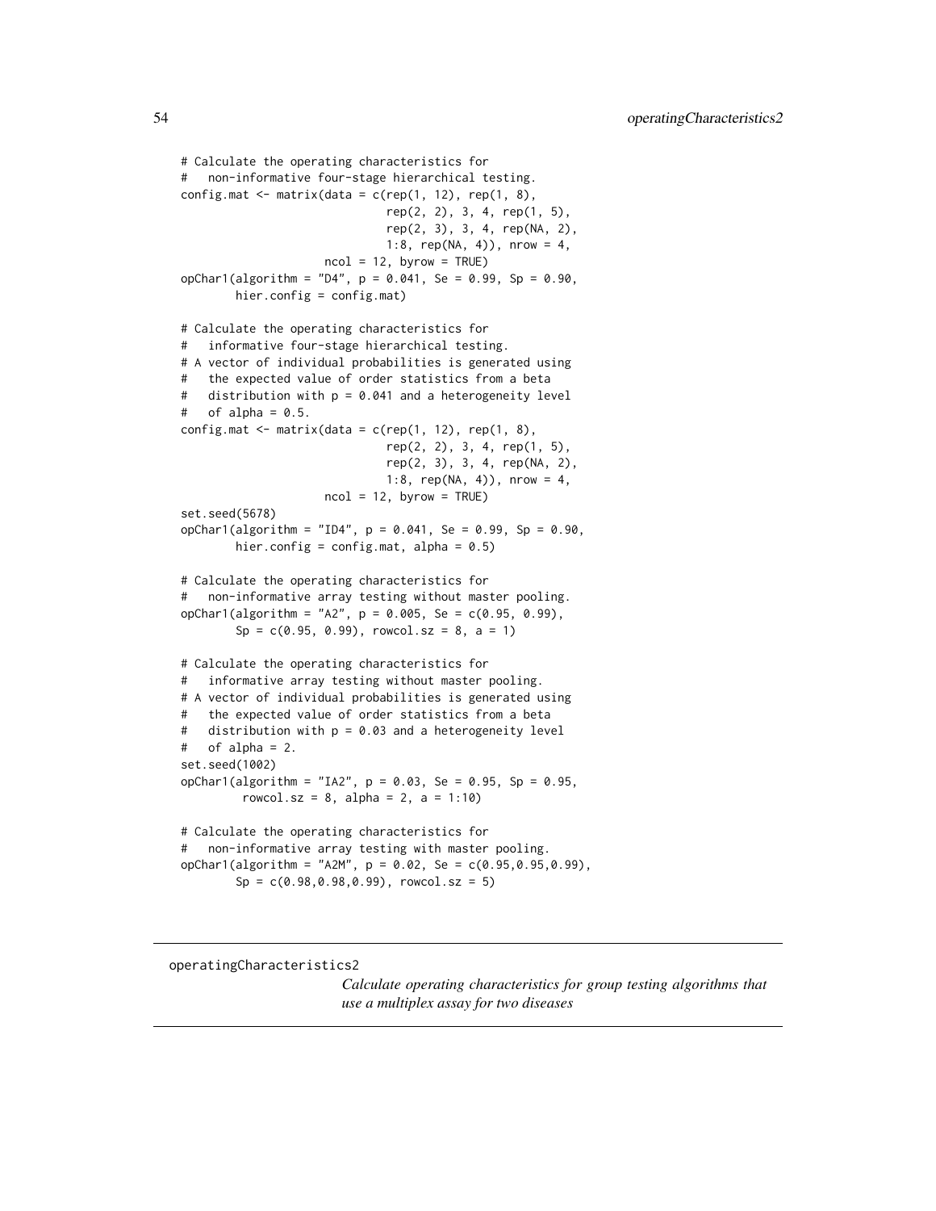```
# Calculate the operating characteristics for
#   non-informative four-stage hierarchical testing.
config.mat <- matrix(data = c(rep(1, 12), rep(1, 8),
                              rep(2, 2), 3, 4, rep(1, 5),
                              rep(2, 3), 3, 4, rep(NA, 2),
                              1:8, rep(NA, 4)), nrow = 4,
                     ncol = 12, byrow = TRUE)
opChar1(algorithm = "D4", p = 0.041, Se = 0.99, Sp = 0.90,
        hier.config = config.mat)

# Calculate the operating characteristics for
#   informative four-stage hierarchical testing.
# A vector of individual probabilities is generated using
#   the expected value of order statistics from a beta
#   distribution with p = 0.041 and a heterogeneity level
#   of alpha = 0.5.
config.mat <- matrix(data = c(rep(1, 12), rep(1, 8),
                              rep(2, 2), 3, 4, rep(1, 5),
                              rep(2, 3), 3, 4, rep(NA, 2),
                              1:8, rep(NA, 4)), nrow = 4,
                     ncol = 12, byrow = TRUE)
set.seed(5678)
opChar1(algorithm = "ID4", p = 0.041, Se = 0.99, Sp = 0.90,
        hier.config = config.mat, alpha = 0.5)

# Calculate the operating characteristics for
#   non-informative array testing without master pooling.
opChar1(algorithm = "A2", p = 0.005, Se = c(0.95, 0.99),
        Sp = c(0.95, 0.99), rowcol.sz = 8, a = 1)

# Calculate the operating characteristics for
#   informative array testing without master pooling.
# A vector of individual probabilities is generated using
#   the expected value of order statistics from a beta
#   distribution with p = 0.03 and a heterogeneity level
#   of alpha = 2.
set.seed(1002)
opChar1(algorithm = "IA2", p = 0.03, Se = 0.95, Sp = 0.95,
         rowcol.sz = 8, alpha = 2, a = 1:10)

# Calculate the operating characteristics for
#   non-informative array testing with master pooling.
opChar1(algorithm = "A2M", p = 0.02, Se = c(0.95,0.95,0.99),
        Sp = c(0.98,0.98,0.99), rowcol.sz = 5)
```

---

## operatingCharacteristics2

*Calculate operating characteristics for group testing algorithms that use a multiplex assay for two diseases*

---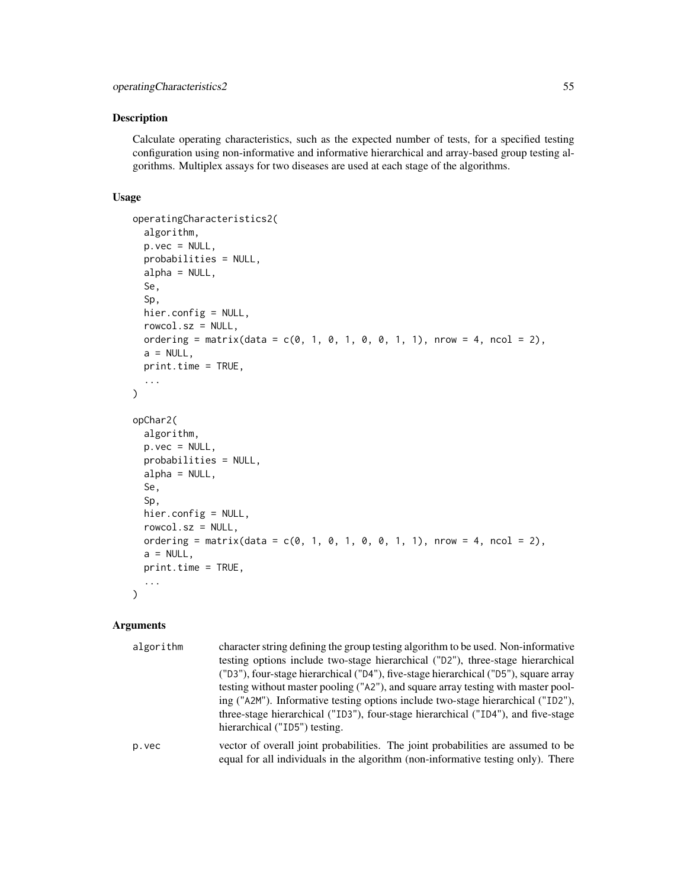## Description

Calculate operating characteristics, such as the expected number of tests, for a specified testing configuration using non-informative and informative hierarchical and array-based group testing algorithms. Multiplex assays for two diseases are used at each stage of the algorithms.

## Usage

```
operatingCharacteristics2(
  algorithm,
  p.vec = NULL,
  probabilities = NULL,
  alpha = NULL,
  Se,
  Sp,
  hier.config = NULL,
  rowcol.sz = NULL,
  ordering = matrix(data = c(0, 1, 0, 1, 0, 0, 1, 1), nrow = 4, ncol = 2),
  a = NULL,
  print.time = TRUE,
  ...
)

opChar2(
  algorithm,
  p.vec = NULL,
  probabilities = NULL,
  alpha = NULL,
  Se,
  Sp,
  hier.config = NULL,
  rowcol.sz = NULL,
  ordering = matrix(data = c(0, 1, 0, 1, 0, 0, 1, 1), nrow = 4, ncol = 2),
  a = NULL,
  print.time = TRUE,
  ...
)
```

## Arguments

| | |
|---|---|
| `algorithm` | character string defining the group testing algorithm to be used. Non-informative testing options include two-stage hierarchical ("D2"), three-stage hierarchical ("D3"), four-stage hierarchical ("D4"), five-stage hierarchical ("D5"), square array testing without master pooling ("A2"), and square array testing with master pooling ("A2M"). Informative testing options include two-stage hierarchical ("ID2"), three-stage hierarchical ("ID3"), four-stage hierarchical ("ID4"), and five-stage hierarchical ("ID5") testing. |
| `p.vec` | vector of overall joint probabilities. The joint probabilities are assumed to be equal for all individuals in the algorithm (non-informative testing only). There |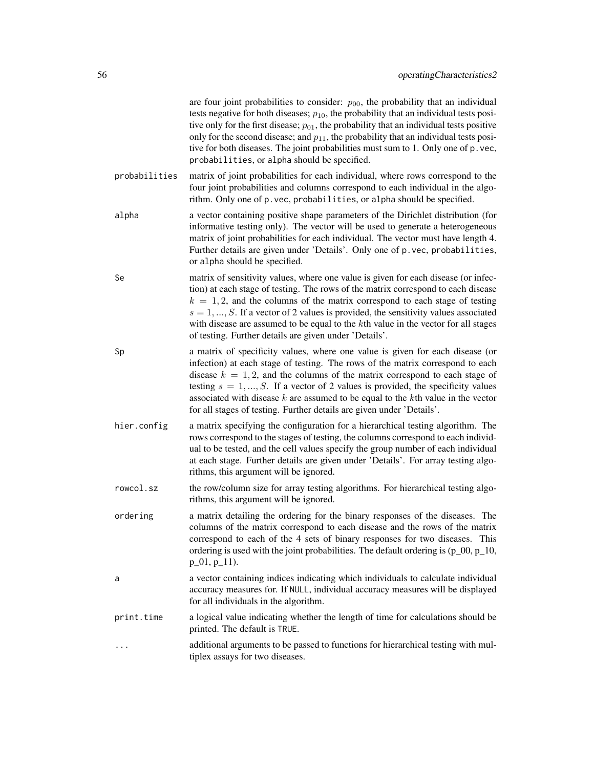are four joint probabilities to consider: $p_{00}$, the probability that an individual tests negative for both diseases; $p_{10}$, the probability that an individual tests positive only for the first disease; $p_{01}$, the probability that an individual tests positive only for the second disease; and $p_{11}$, the probability that an individual tests positive for both diseases. The joint probabilities must sum to 1. Only one of `p.vec`, `probabilities`, or `alpha` should be specified.

`probabilities`
: matrix of joint probabilities for each individual, where rows correspond to the four joint probabilities and columns correspond to each individual in the algorithm. Only one of `p.vec`, `probabilities`, or `alpha` should be specified.

`alpha`
: a vector containing positive shape parameters of the Dirichlet distribution (for informative testing only). The vector will be used to generate a heterogeneous matrix of joint probabilities for each individual. The vector must have length 4. Further details are given under 'Details'. Only one of `p.vec`, `probabilities`, or `alpha` should be specified.

`Se`
: matrix of sensitivity values, where one value is given for each disease (or infection) at each stage of testing. The rows of the matrix correspond to each disease $k = 1, 2$, and the columns of the matrix correspond to each stage of testing $s = 1, ..., S$. If a vector of 2 values is provided, the sensitivity values associated with disease are assumed to be equal to the $k$th value in the vector for all stages of testing. Further details are given under 'Details'.

`Sp`
: a matrix of specificity values, where one value is given for each disease (or infection) at each stage of testing. The rows of the matrix correspond to each disease $k = 1, 2$, and the columns of the matrix correspond to each stage of testing $s = 1, ..., S$. If a vector of 2 values is provided, the specificity values associated with disease $k$ are assumed to be equal to the $k$th value in the vector for all stages of testing. Further details are given under 'Details'.

`hier.config`
: a matrix specifying the configuration for a hierarchical testing algorithm. The rows correspond to the stages of testing, the columns correspond to each individual to be tested, and the cell values specify the group number of each individual at each stage. Further details are given under 'Details'. For array testing algorithms, this argument will be ignored.

`rowcol.sz`
: the row/column size for array testing algorithms. For hierarchical testing algorithms, this argument will be ignored.

`ordering`
: a matrix detailing the ordering for the binary responses of the diseases. The columns of the matrix correspond to each disease and the rows of the matrix correspond to each of the 4 sets of binary responses for two diseases. This ordering is used with the joint probabilities. The default ordering is (p_00, p_10, p_01, p_11).

`a`
: a vector containing indices indicating which individuals to calculate individual accuracy measures for. If `NULL`, individual accuracy measures will be displayed for all individuals in the algorithm.

`print.time`
: a logical value indicating whether the length of time for calculations should be printed. The default is `TRUE`.

`...`
: additional arguments to be passed to functions for hierarchical testing with multiplex assays for two diseases.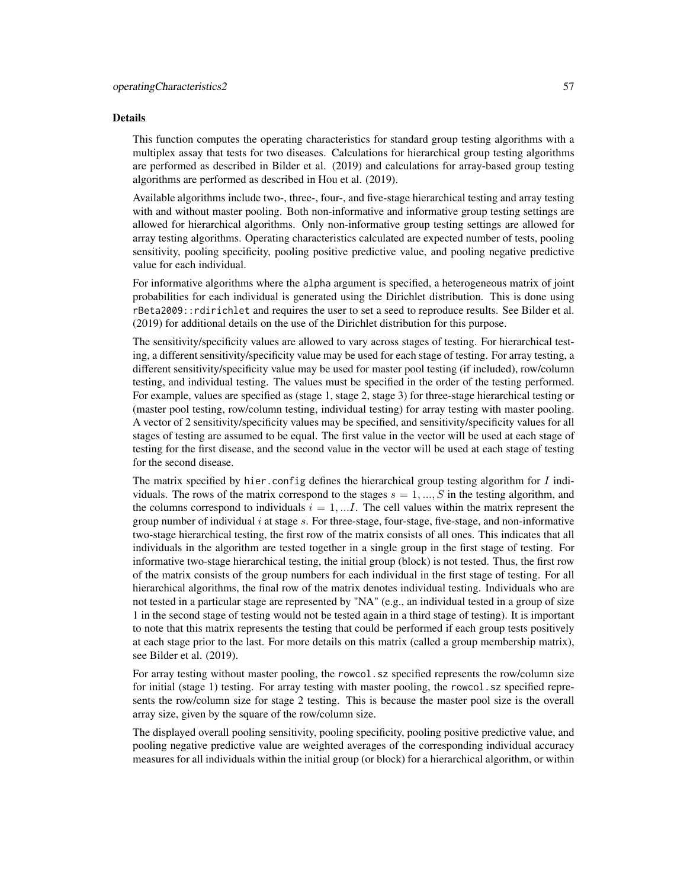## Details

This function computes the operating characteristics for standard group testing algorithms with a multiplex assay that tests for two diseases. Calculations for hierarchical group testing algorithms are performed as described in Bilder et al. (2019) and calculations for array-based group testing algorithms are performed as described in Hou et al. (2019).

Available algorithms include two-, three-, four-, and five-stage hierarchical testing and array testing with and without master pooling. Both non-informative and informative group testing settings are allowed for hierarchical algorithms. Only non-informative group testing settings are allowed for array testing algorithms. Operating characteristics calculated are expected number of tests, pooling sensitivity, pooling specificity, pooling positive predictive value, and pooling negative predictive value for each individual.

For informative algorithms where the `alpha` argument is specified, a heterogeneous matrix of joint probabilities for each individual is generated using the Dirichlet distribution. This is done using `rBeta2009::rdirichlet` and requires the user to set a seed to reproduce results. See Bilder et al. (2019) for additional details on the use of the Dirichlet distribution for this purpose.

The sensitivity/specificity values are allowed to vary across stages of testing. For hierarchical testing, a different sensitivity/specificity value may be used for each stage of testing. For array testing, a different sensitivity/specificity value may be used for master pool testing (if included), row/column testing, and individual testing. The values must be specified in the order of the testing performed. For example, values are specified as (stage 1, stage 2, stage 3) for three-stage hierarchical testing or (master pool testing, row/column testing, individual testing) for array testing with master pooling. A vector of 2 sensitivity/specificity values may be specified, and sensitivity/specificity values for all stages of testing are assumed to be equal. The first value in the vector will be used at each stage of testing for the first disease, and the second value in the vector will be used at each stage of testing for the second disease.

The matrix specified by `hier.config` defines the hierarchical group testing algorithm for $I$ individuals. The rows of the matrix correspond to the stages $s = 1, ..., S$ in the testing algorithm, and the columns correspond to individuals $i = 1, ...I$. The cell values within the matrix represent the group number of individual $i$ at stage $s$. For three-stage, four-stage, five-stage, and non-informative two-stage hierarchical testing, the first row of the matrix consists of all ones. This indicates that all individuals in the algorithm are tested together in a single group in the first stage of testing. For informative two-stage hierarchical testing, the initial group (block) is not tested. Thus, the first row of the matrix consists of the group numbers for each individual in the first stage of testing. For all hierarchical algorithms, the final row of the matrix denotes individual testing. Individuals who are not tested in a particular stage are represented by "NA" (e.g., an individual tested in a group of size 1 in the second stage of testing would not be tested again in a third stage of testing). It is important to note that this matrix represents the testing that could be performed if each group tests positively at each stage prior to the last. For more details on this matrix (called a group membership matrix), see Bilder et al. (2019).

For array testing without master pooling, the `rowcol.sz` specified represents the row/column size for initial (stage 1) testing. For array testing with master pooling, the `rowcol.sz` specified represents the row/column size for stage 2 testing. This is because the master pool size is the overall array size, given by the square of the row/column size.

The displayed overall pooling sensitivity, pooling specificity, pooling positive predictive value, and pooling negative predictive value are weighted averages of the corresponding individual accuracy measures for all individuals within the initial group (or block) for a hierarchical algorithm, or within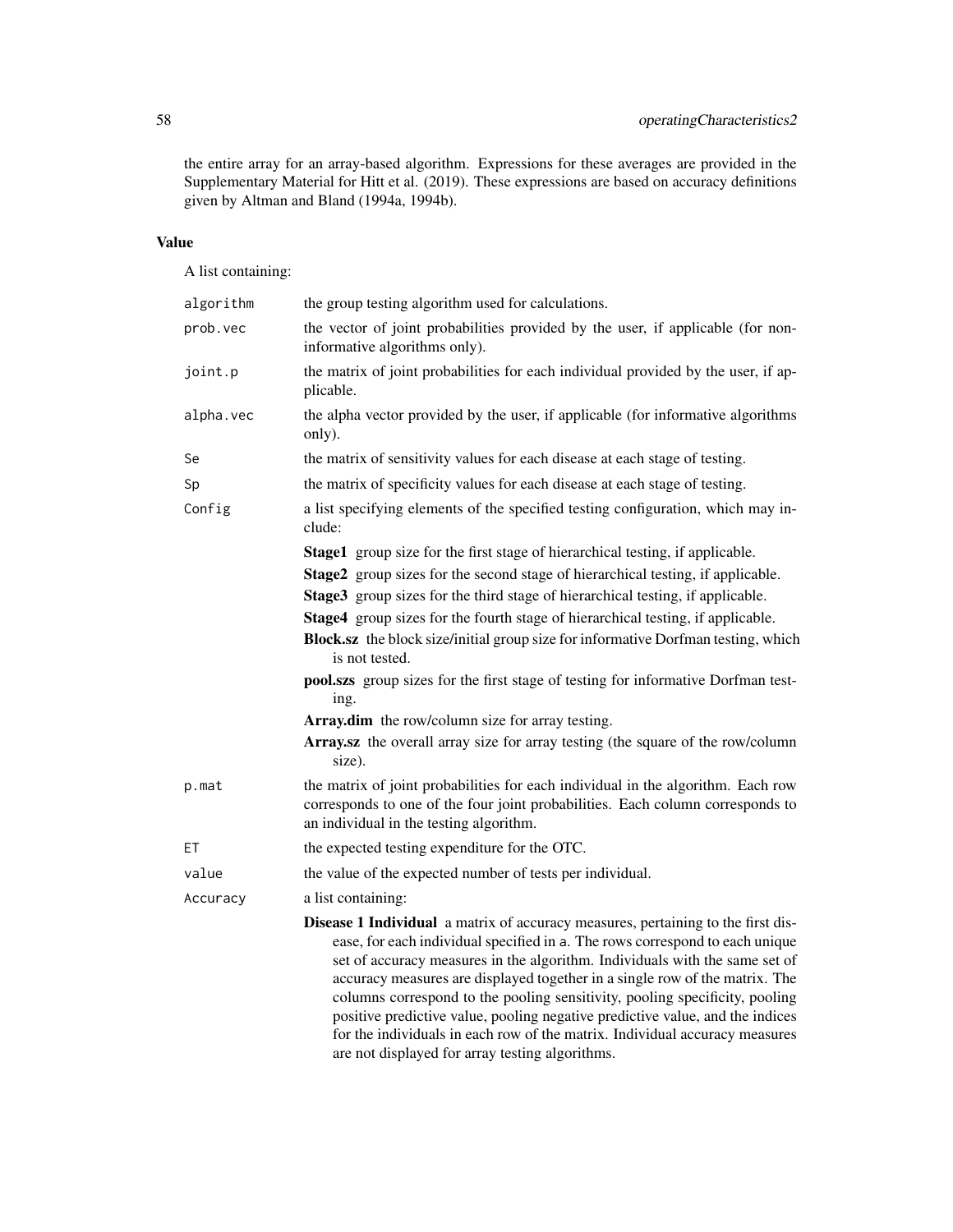the entire array for an array-based algorithm. Expressions for these averages are provided in the Supplementary Material for Hitt et al. (2019). These expressions are based on accuracy definitions given by Altman and Bland (1994a, 1994b).

### Value

A list containing:

- `algorithm` — the group testing algorithm used for calculations.
- `prob.vec` — the vector of joint probabilities provided by the user, if applicable (for non-informative algorithms only).
- `joint.p` — the matrix of joint probabilities for each individual provided by the user, if applicable.
- `alpha.vec` — the alpha vector provided by the user, if applicable (for informative algorithms only).
- `Se` — the matrix of sensitivity values for each disease at each stage of testing.
- `Sp` — the matrix of specificity values for each disease at each stage of testing.
- `Config` — a list specifying elements of the specified testing configuration, which may include:
  - **Stage1** group size for the first stage of hierarchical testing, if applicable.
  - **Stage2** group sizes for the second stage of hierarchical testing, if applicable.
  - **Stage3** group sizes for the third stage of hierarchical testing, if applicable.
  - **Stage4** group sizes for the fourth stage of hierarchical testing, if applicable.
  - **Block.sz** the block size/initial group size for informative Dorfman testing, which is not tested.
  - **pool.szs** group sizes for the first stage of testing for informative Dorfman testing.
  - **Array.dim** the row/column size for array testing.
  - **Array.sz** the overall array size for array testing (the square of the row/column size).
- `p.mat` — the matrix of joint probabilities for each individual in the algorithm. Each row corresponds to one of the four joint probabilities. Each column corresponds to an individual in the testing algorithm.
- `ET` — the expected testing expenditure for the OTC.
- `value` — the value of the expected number of tests per individual.
- `Accuracy` — a list containing:
  - **Disease 1 Individual** a matrix of accuracy measures, pertaining to the first disease, for each individual specified in `a`. The rows correspond to each unique set of accuracy measures in the algorithm. Individuals with the same set of accuracy measures are displayed together in a single row of the matrix. The columns correspond to the pooling sensitivity, pooling specificity, pooling positive predictive value, pooling negative predictive value, and the indices for the individuals in each row of the matrix. Individual accuracy measures are not displayed for array testing algorithms.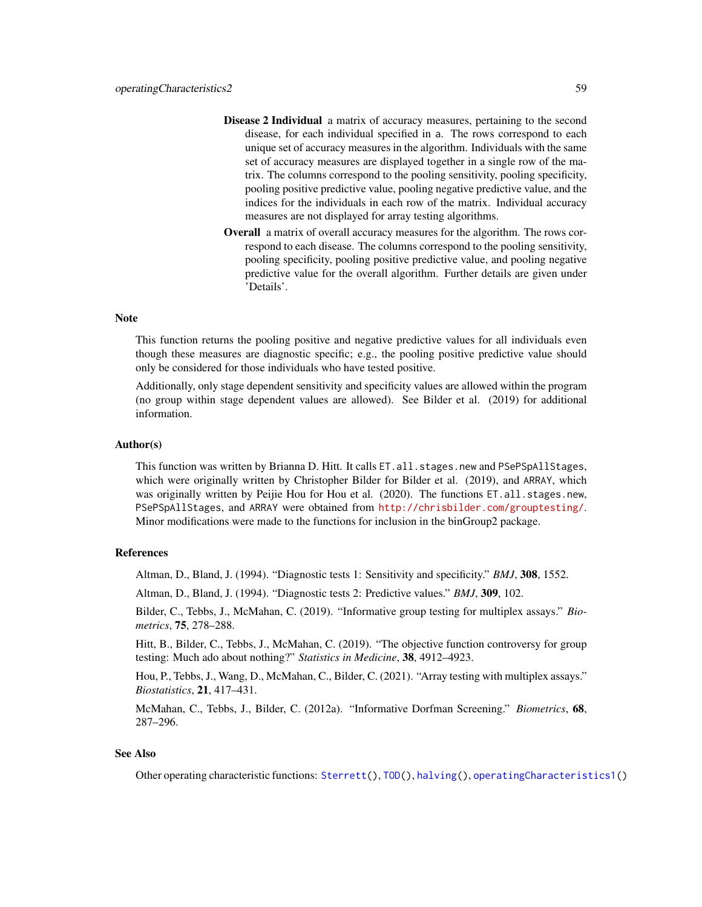**Disease 2 Individual** a matrix of accuracy measures, pertaining to the second disease, for each individual specified in `a`. The rows correspond to each unique set of accuracy measures in the algorithm. Individuals with the same set of accuracy measures are displayed together in a single row of the matrix. The columns correspond to the pooling sensitivity, pooling specificity, pooling positive predictive value, pooling negative predictive value, and the indices for the individuals in each row of the matrix. Individual accuracy measures are not displayed for array testing algorithms.

**Overall** a matrix of overall accuracy measures for the algorithm. The rows correspond to each disease. The columns correspond to the pooling sensitivity, pooling specificity, pooling positive predictive value, and pooling negative predictive value for the overall algorithm. Further details are given under 'Details'.

## Note

This function returns the pooling positive and negative predictive values for all individuals even though these measures are diagnostic specific; e.g., the pooling positive predictive value should only be considered for those individuals who have tested positive.

Additionally, only stage dependent sensitivity and specificity values are allowed within the program (no group within stage dependent values are allowed). See Bilder et al. (2019) for additional information.

## Author(s)

This function was written by Brianna D. Hitt. It calls `ET.all.stages.new` and `PSePSpAllStages`, which were originally written by Christopher Bilder for Bilder et al. (2019), and `ARRAY`, which was originally written by Peijie Hou for Hou et al. (2020). The functions `ET.all.stages.new`, `PSePSpAllStages`, and `ARRAY` were obtained from http://chrisbilder.com/grouptesting/. Minor modifications were made to the functions for inclusion in the binGroup2 package.

## References

Altman, D., Bland, J. (1994). "Diagnostic tests 1: Sensitivity and specificity." *BMJ*, **308**, 1552.

Altman, D., Bland, J. (1994). "Diagnostic tests 2: Predictive values." *BMJ*, **309**, 102.

Bilder, C., Tebbs, J., McMahan, C. (2019). "Informative group testing for multiplex assays." *Biometrics*, **75**, 278–288.

Hitt, B., Bilder, C., Tebbs, J., McMahan, C. (2019). "The objective function controversy for group testing: Much ado about nothing?" *Statistics in Medicine*, **38**, 4912–4923.

Hou, P., Tebbs, J., Wang, D., McMahan, C., Bilder, C. (2021). "Array testing with multiplex assays." *Biostatistics*, **21**, 417–431.

McMahan, C., Tebbs, J., Bilder, C. (2012a). "Informative Dorfman Screening." *Biometrics*, **68**, 287–296.

## See Also

Other operating characteristic functions: `Sterrett()`, `TOD()`, `halving()`, `operatingCharacteristics1()`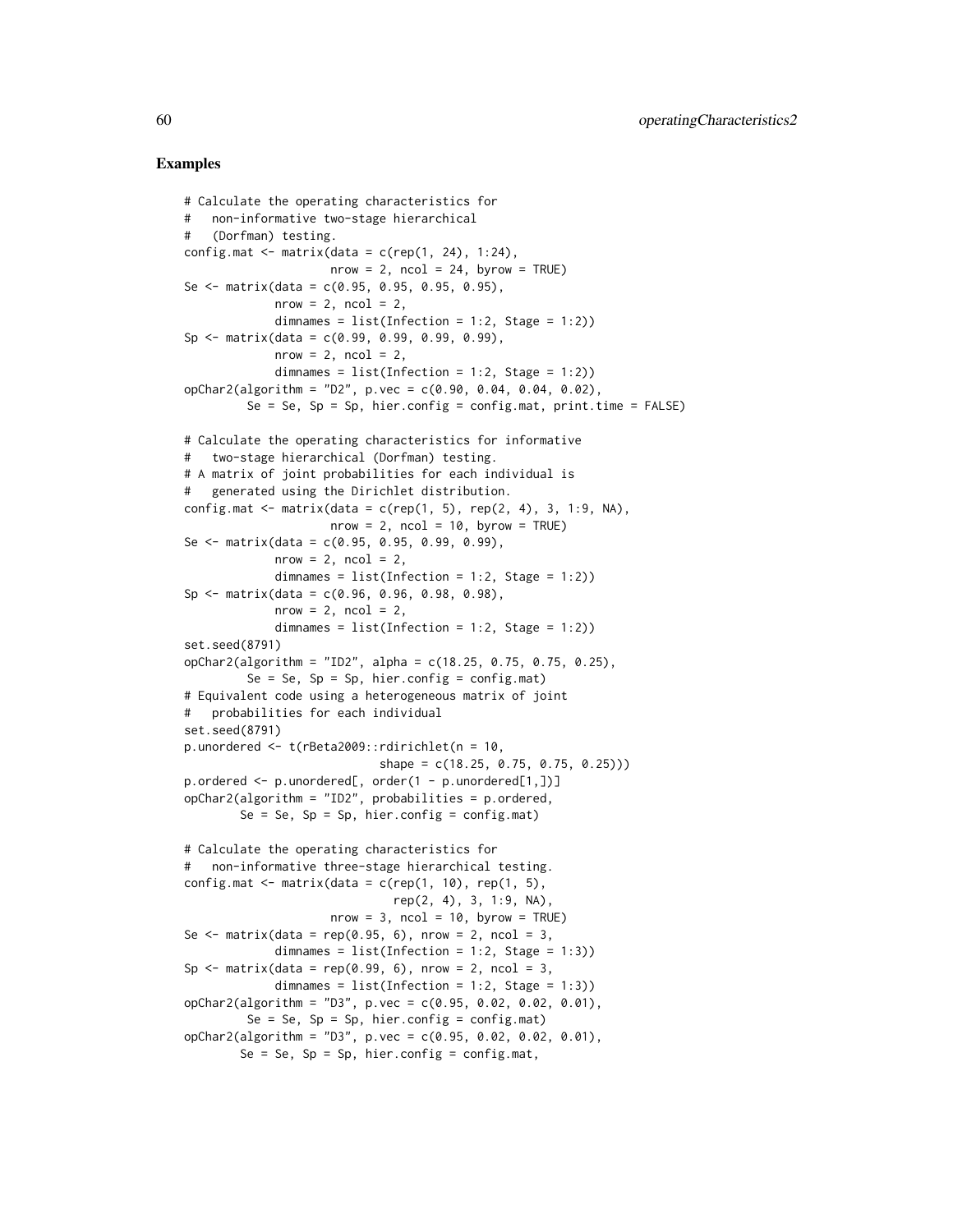## Examples

```
# Calculate the operating characteristics for
#   non-informative two-stage hierarchical
#   (Dorfman) testing.
config.mat <- matrix(data = c(rep(1, 24), 1:24),
                     nrow = 2, ncol = 24, byrow = TRUE)
Se <- matrix(data = c(0.95, 0.95, 0.95, 0.95),
             nrow = 2, ncol = 2,
             dimnames = list(Infection = 1:2, Stage = 1:2))
Sp <- matrix(data = c(0.99, 0.99, 0.99, 0.99),
             nrow = 2, ncol = 2,
             dimnames = list(Infection = 1:2, Stage = 1:2))
opChar2(algorithm = "D2", p.vec = c(0.90, 0.04, 0.04, 0.02),
         Se = Se, Sp = Sp, hier.config = config.mat, print.time = FALSE)

# Calculate the operating characteristics for informative
#   two-stage hierarchical (Dorfman) testing.
# A matrix of joint probabilities for each individual is
#   generated using the Dirichlet distribution.
config.mat <- matrix(data = c(rep(1, 5), rep(2, 4), 3, 1:9, NA),
                     nrow = 2, ncol = 10, byrow = TRUE)
Se <- matrix(data = c(0.95, 0.95, 0.99, 0.99),
             nrow = 2, ncol = 2,
             dimnames = list(Infection = 1:2, Stage = 1:2))
Sp <- matrix(data = c(0.96, 0.96, 0.98, 0.98),
             nrow = 2, ncol = 2,
             dimnames = list(Infection = 1:2, Stage = 1:2))
set.seed(8791)
opChar2(algorithm = "ID2", alpha = c(18.25, 0.75, 0.75, 0.25),
         Se = Se, Sp = Sp, hier.config = config.mat)
# Equivalent code using a heterogeneous matrix of joint
#   probabilities for each individual
set.seed(8791)
p.unordered <- t(rBeta2009::rdirichlet(n = 10,
                            shape = c(18.25, 0.75, 0.75, 0.25)))
p.ordered <- p.unordered[, order(1 - p.unordered[1,])]
opChar2(algorithm = "ID2", probabilities = p.ordered,
        Se = Se, Sp = Sp, hier.config = config.mat)

# Calculate the operating characteristics for
#   non-informative three-stage hierarchical testing.
config.mat <- matrix(data = c(rep(1, 10), rep(1, 5),
                              rep(2, 4), 3, 1:9, NA),
                     nrow = 3, ncol = 10, byrow = TRUE)
Se <- matrix(data = rep(0.95, 6), nrow = 2, ncol = 3,
             dimnames = list(Infection = 1:2, Stage = 1:3))
Sp <- matrix(data = rep(0.99, 6), nrow = 2, ncol = 3,
             dimnames = list(Infection = 1:2, Stage = 1:3))
opChar2(algorithm = "D3", p.vec = c(0.95, 0.02, 0.02, 0.01),
         Se = Se, Sp = Sp, hier.config = config.mat)
opChar2(algorithm = "D3", p.vec = c(0.95, 0.02, 0.02, 0.01),
        Se = Se, Sp = Sp, hier.config = config.mat,
```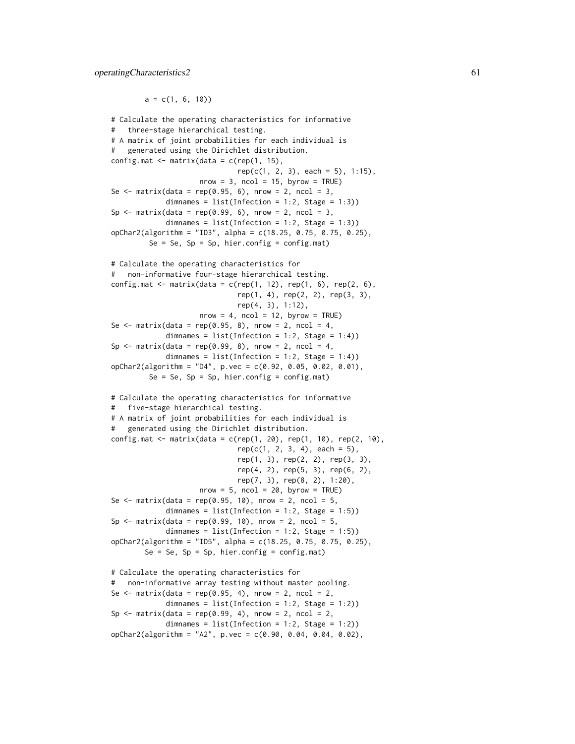```
        a = c(1, 6, 10))

# Calculate the operating characteristics for informative
#   three-stage hierarchical testing.
# A matrix of joint probabilities for each individual is
#   generated using the Dirichlet distribution.
config.mat <- matrix(data = c(rep(1, 15),
                              rep(c(1, 2, 3), each = 5), 1:15),
                     nrow = 3, ncol = 15, byrow = TRUE)
Se <- matrix(data = rep(0.95, 6), nrow = 2, ncol = 3,
             dimnames = list(Infection = 1:2, Stage = 1:3))
Sp <- matrix(data = rep(0.99, 6), nrow = 2, ncol = 3,
             dimnames = list(Infection = 1:2, Stage = 1:3))
opChar2(algorithm = "ID3", alpha = c(18.25, 0.75, 0.75, 0.25),
         Se = Se, Sp = Sp, hier.config = config.mat)

# Calculate the operating characteristics for
#   non-informative four-stage hierarchical testing.
config.mat <- matrix(data = c(rep(1, 12), rep(1, 6), rep(2, 6),
                              rep(1, 4), rep(2, 2), rep(3, 3),
                              rep(4, 3), 1:12),
                     nrow = 4, ncol = 12, byrow = TRUE)
Se <- matrix(data = rep(0.95, 8), nrow = 2, ncol = 4,
             dimnames = list(Infection = 1:2, Stage = 1:4))
Sp <- matrix(data = rep(0.99, 8), nrow = 2, ncol = 4,
             dimnames = list(Infection = 1:2, Stage = 1:4))
opChar2(algorithm = "D4", p.vec = c(0.92, 0.05, 0.02, 0.01),
         Se = Se, Sp = Sp, hier.config = config.mat)

# Calculate the operating characteristics for informative
#   five-stage hierarchical testing.
# A matrix of joint probabilities for each individual is
#   generated using the Dirichlet distribution.
config.mat <- matrix(data = c(rep(1, 20), rep(1, 10), rep(2, 10),
                              rep(c(1, 2, 3, 4), each = 5),
                              rep(1, 3), rep(2, 2), rep(3, 3),
                              rep(4, 2), rep(5, 3), rep(6, 2),
                              rep(7, 3), rep(8, 2), 1:20),
                     nrow = 5, ncol = 20, byrow = TRUE)
Se <- matrix(data = rep(0.95, 10), nrow = 2, ncol = 5,
             dimnames = list(Infection = 1:2, Stage = 1:5))
Sp <- matrix(data = rep(0.99, 10), nrow = 2, ncol = 5,
             dimnames = list(Infection = 1:2, Stage = 1:5))
opChar2(algorithm = "ID5", alpha = c(18.25, 0.75, 0.75, 0.25),
        Se = Se, Sp = Sp, hier.config = config.mat)

# Calculate the operating characteristics for
#   non-informative array testing without master pooling.
Se <- matrix(data = rep(0.95, 4), nrow = 2, ncol = 2,
             dimnames = list(Infection = 1:2, Stage = 1:2))
Sp <- matrix(data = rep(0.99, 4), nrow = 2, ncol = 2,
             dimnames = list(Infection = 1:2, Stage = 1:2))
opChar2(algorithm = "A2", p.vec = c(0.90, 0.04, 0.04, 0.02),
```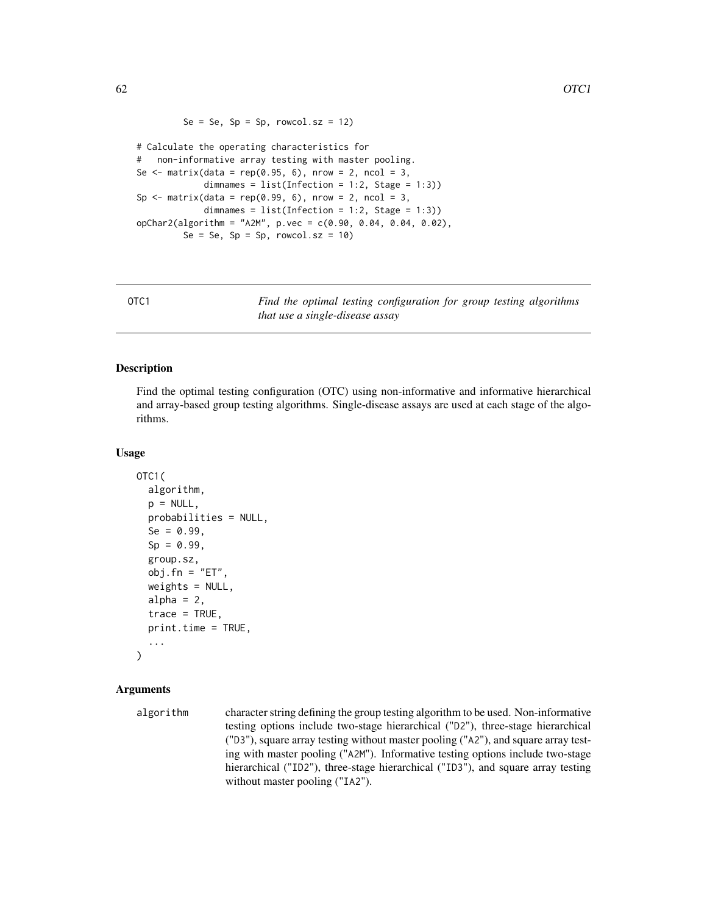```
         Se = Se, Sp = Sp, rowcol.sz = 12)

# Calculate the operating characteristics for
#   non-informative array testing with master pooling.
Se <- matrix(data = rep(0.95, 6), nrow = 2, ncol = 3,
             dimnames = list(Infection = 1:2, Stage = 1:3))
Sp <- matrix(data = rep(0.99, 6), nrow = 2, ncol = 3,
             dimnames = list(Infection = 1:2, Stage = 1:3))
opChar2(algorithm = "A2M", p.vec = c(0.90, 0.04, 0.04, 0.02),
        Se = Se, Sp = Sp, rowcol.sz = 10)
```

---

OTC1 — *Find the optimal testing configuration for group testing algorithms that use a single-disease assay*

---

## Description

Find the optimal testing configuration (OTC) using non-informative and informative hierarchical and array-based group testing algorithms. Single-disease assays are used at each stage of the algorithms.

## Usage

```
OTC1(
  algorithm,
  p = NULL,
  probabilities = NULL,
  Se = 0.99,
  Sp = 0.99,
  group.sz,
  obj.fn = "ET",
  weights = NULL,
  alpha = 2,
  trace = TRUE,
  print.time = TRUE,
  ...
)
```

## Arguments

`algorithm` character string defining the group testing algorithm to be used. Non-informative testing options include two-stage hierarchical ("D2"), three-stage hierarchical ("D3"), square array testing without master pooling ("A2"), and square array testing with master pooling ("A2M"). Informative testing options include two-stage hierarchical ("ID2"), three-stage hierarchical ("ID3"), and square array testing without master pooling ("IA2").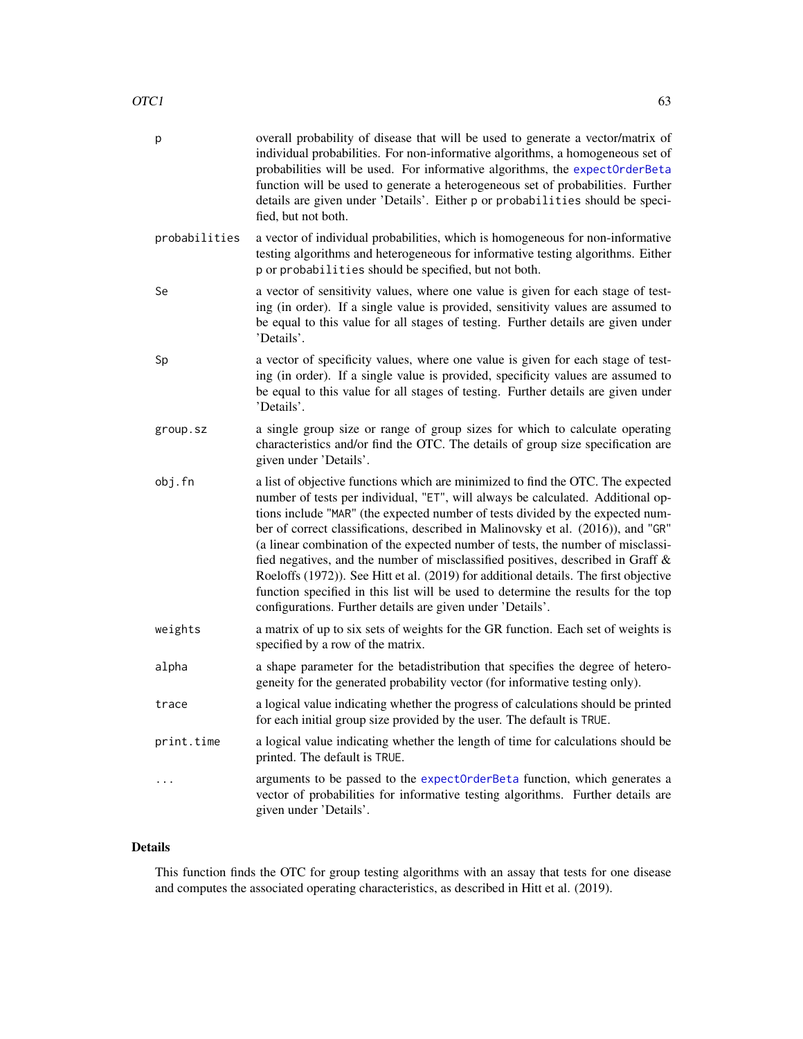| | |
|---|---|
| p | overall probability of disease that will be used to generate a vector/matrix of individual probabilities. For non-informative algorithms, a homogeneous set of probabilities will be used. For informative algorithms, the `expectOrderBeta` function will be used to generate a heterogeneous set of probabilities. Further details are given under 'Details'. Either p or probabilities should be specified, but not both. |
| probabilities | a vector of individual probabilities, which is homogeneous for non-informative testing algorithms and heterogeneous for informative testing algorithms. Either p or probabilities should be specified, but not both. |
| Se | a vector of sensitivity values, where one value is given for each stage of testing (in order). If a single value is provided, sensitivity values are assumed to be equal to this value for all stages of testing. Further details are given under 'Details'. |
| Sp | a vector of specificity values, where one value is given for each stage of testing (in order). If a single value is provided, specificity values are assumed to be equal to this value for all stages of testing. Further details are given under 'Details'. |
| group.sz | a single group size or range of group sizes for which to calculate operating characteristics and/or find the OTC. The details of group size specification are given under 'Details'. |
| obj.fn | a list of objective functions which are minimized to find the OTC. The expected number of tests per individual, "ET", will always be calculated. Additional options include "MAR" (the expected number of tests divided by the expected number of correct classifications, described in Malinovsky et al. (2016)), and "GR" (a linear combination of the expected number of tests, the number of misclassified negatives, and the number of misclassified positives, described in Graff & Roeloffs (1972)). See Hitt et al. (2019) for additional details. The first objective function specified in this list will be used to determine the results for the top configurations. Further details are given under 'Details'. |
| weights | a matrix of up to six sets of weights for the GR function. Each set of weights is specified by a row of the matrix. |
| alpha | a shape parameter for the betadistribution that specifies the degree of heterogeneity for the generated probability vector (for informative testing only). |
| trace | a logical value indicating whether the progress of calculations should be printed for each initial group size provided by the user. The default is TRUE. |
| print.time | a logical value indicating whether the length of time for calculations should be printed. The default is TRUE. |
| ... | arguments to be passed to the `expectOrderBeta` function, which generates a vector of probabilities for informative testing algorithms. Further details are given under 'Details'. |

## Details

This function finds the OTC for group testing algorithms with an assay that tests for one disease and computes the associated operating characteristics, as described in Hitt et al. (2019).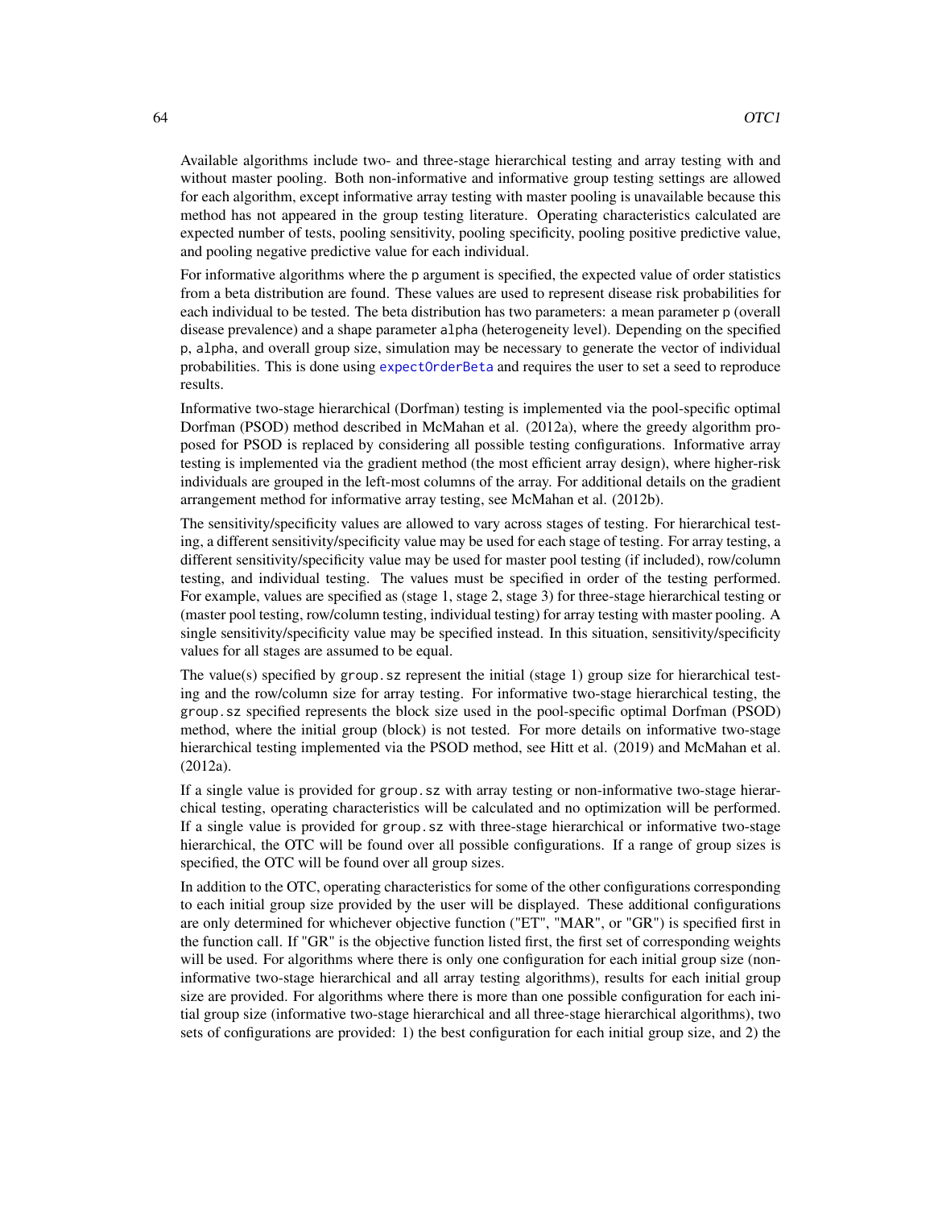Available algorithms include two- and three-stage hierarchical testing and array testing with and without master pooling. Both non-informative and informative group testing settings are allowed for each algorithm, except informative array testing with master pooling is unavailable because this method has not appeared in the group testing literature. Operating characteristics calculated are expected number of tests, pooling sensitivity, pooling specificity, pooling positive predictive value, and pooling negative predictive value for each individual.

For informative algorithms where the `p` argument is specified, the expected value of order statistics from a beta distribution are found. These values are used to represent disease risk probabilities for each individual to be tested. The beta distribution has two parameters: a mean parameter `p` (overall disease prevalence) and a shape parameter `alpha` (heterogeneity level). Depending on the specified `p`, `alpha`, and overall group size, simulation may be necessary to generate the vector of individual probabilities. This is done using `expectOrderBeta` and requires the user to set a seed to reproduce results.

Informative two-stage hierarchical (Dorfman) testing is implemented via the pool-specific optimal Dorfman (PSOD) method described in McMahan et al. (2012a), where the greedy algorithm proposed for PSOD is replaced by considering all possible testing configurations. Informative array testing is implemented via the gradient method (the most efficient array design), where higher-risk individuals are grouped in the left-most columns of the array. For additional details on the gradient arrangement method for informative array testing, see McMahan et al. (2012b).

The sensitivity/specificity values are allowed to vary across stages of testing. For hierarchical testing, a different sensitivity/specificity value may be used for each stage of testing. For array testing, a different sensitivity/specificity value may be used for master pool testing (if included), row/column testing, and individual testing. The values must be specified in order of the testing performed. For example, values are specified as (stage 1, stage 2, stage 3) for three-stage hierarchical testing or (master pool testing, row/column testing, individual testing) for array testing with master pooling. A single sensitivity/specificity value may be specified instead. In this situation, sensitivity/specificity values for all stages are assumed to be equal.

The value(s) specified by `group.sz` represent the initial (stage 1) group size for hierarchical testing and the row/column size for array testing. For informative two-stage hierarchical testing, the `group.sz` specified represents the block size used in the pool-specific optimal Dorfman (PSOD) method, where the initial group (block) is not tested. For more details on informative two-stage hierarchical testing implemented via the PSOD method, see Hitt et al. (2019) and McMahan et al. (2012a).

If a single value is provided for `group.sz` with array testing or non-informative two-stage hierarchical testing, operating characteristics will be calculated and no optimization will be performed. If a single value is provided for `group.sz` with three-stage hierarchical or informative two-stage hierarchical, the OTC will be found over all possible configurations. If a range of group sizes is specified, the OTC will be found over all group sizes.

In addition to the OTC, operating characteristics for some of the other configurations corresponding to each initial group size provided by the user will be displayed. These additional configurations are only determined for whichever objective function ("ET", "MAR", or "GR") is specified first in the function call. If "GR" is the objective function listed first, the first set of corresponding weights will be used. For algorithms where there is only one configuration for each initial group size (non-informative two-stage hierarchical and all array testing algorithms), results for each initial group size are provided. For algorithms where there is more than one possible configuration for each initial group size (informative two-stage hierarchical and all three-stage hierarchical algorithms), two sets of configurations are provided: 1) the best configuration for each initial group size, and 2) the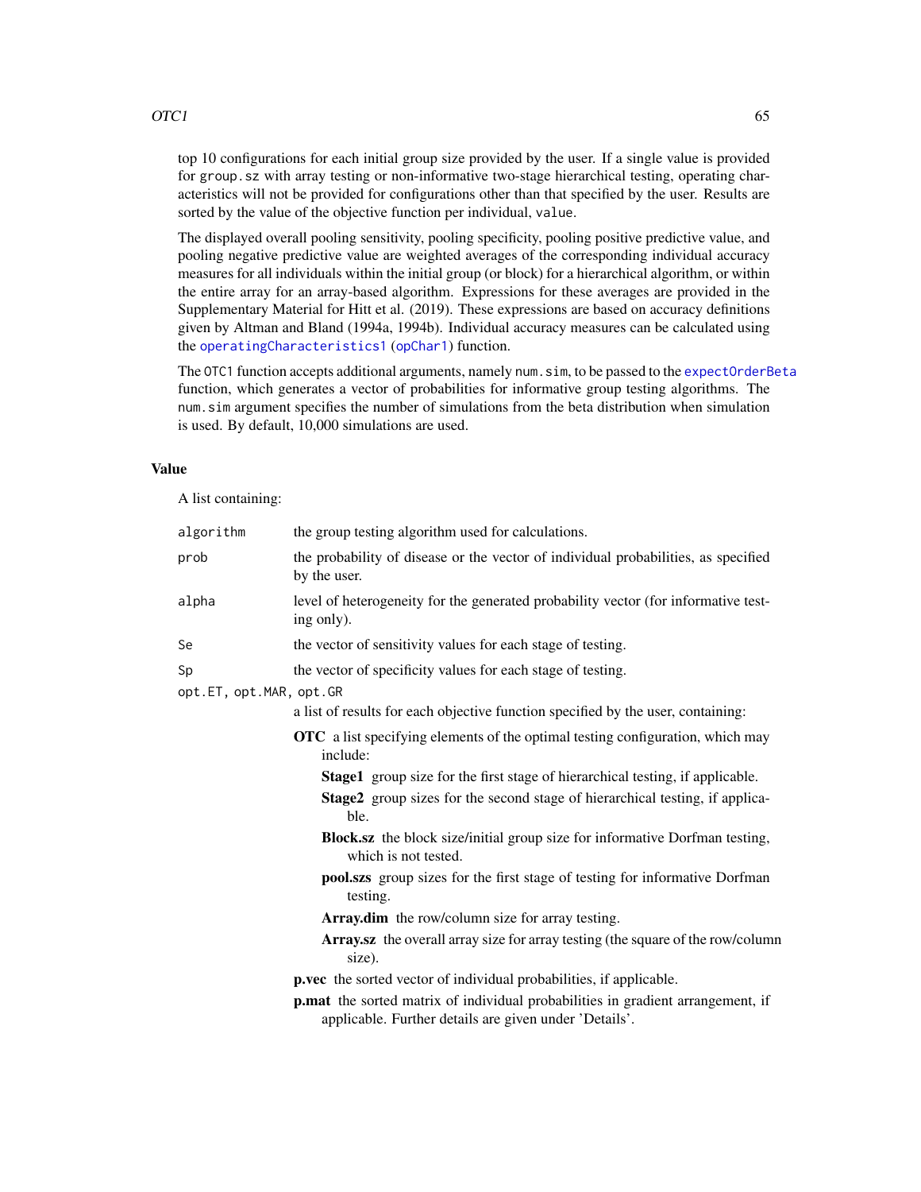top 10 configurations for each initial group size provided by the user. If a single value is provided for `group.sz` with array testing or non-informative two-stage hierarchical testing, operating characteristics will not be provided for configurations other than that specified by the user. Results are sorted by the value of the objective function per individual, `value`.

The displayed overall pooling sensitivity, pooling specificity, pooling positive predictive value, and pooling negative predictive value are weighted averages of the corresponding individual accuracy measures for all individuals within the initial group (or block) for a hierarchical algorithm, or within the entire array for an array-based algorithm. Expressions for these averages are provided in the Supplementary Material for Hitt et al. (2019). These expressions are based on accuracy definitions given by Altman and Bland (1994a, 1994b). Individual accuracy measures can be calculated using the `operatingCharacteristics1` (`opChar1`) function.

The `OTC1` function accepts additional arguments, namely `num.sim`, to be passed to the `expectOrderBeta` function, which generates a vector of probabilities for informative group testing algorithms. The `num.sim` argument specifies the number of simulations from the beta distribution when simulation is used. By default, 10,000 simulations are used.

## Value

A list containing:

- `algorithm` the group testing algorithm used for calculations.
- `prob` the probability of disease or the vector of individual probabilities, as specified by the user.
- `alpha` level of heterogeneity for the generated probability vector (for informative testing only).
- `Se` the vector of sensitivity values for each stage of testing.
- `Sp` the vector of specificity values for each stage of testing.
- `opt.ET, opt.MAR, opt.GR` a list of results for each objective function specified by the user, containing:
  - **OTC** a list specifying elements of the optimal testing configuration, which may include:
    - **Stage1** group size for the first stage of hierarchical testing, if applicable.
    - **Stage2** group sizes for the second stage of hierarchical testing, if applicable.
    - **Block.sz** the block size/initial group size for informative Dorfman testing, which is not tested.
    - **pool.szs** group sizes for the first stage of testing for informative Dorfman testing.
    - **Array.dim** the row/column size for array testing.
    - **Array.sz** the overall array size for array testing (the square of the row/column size).
  - **p.vec** the sorted vector of individual probabilities, if applicable.
  - **p.mat** the sorted matrix of individual probabilities in gradient arrangement, if applicable. Further details are given under 'Details'.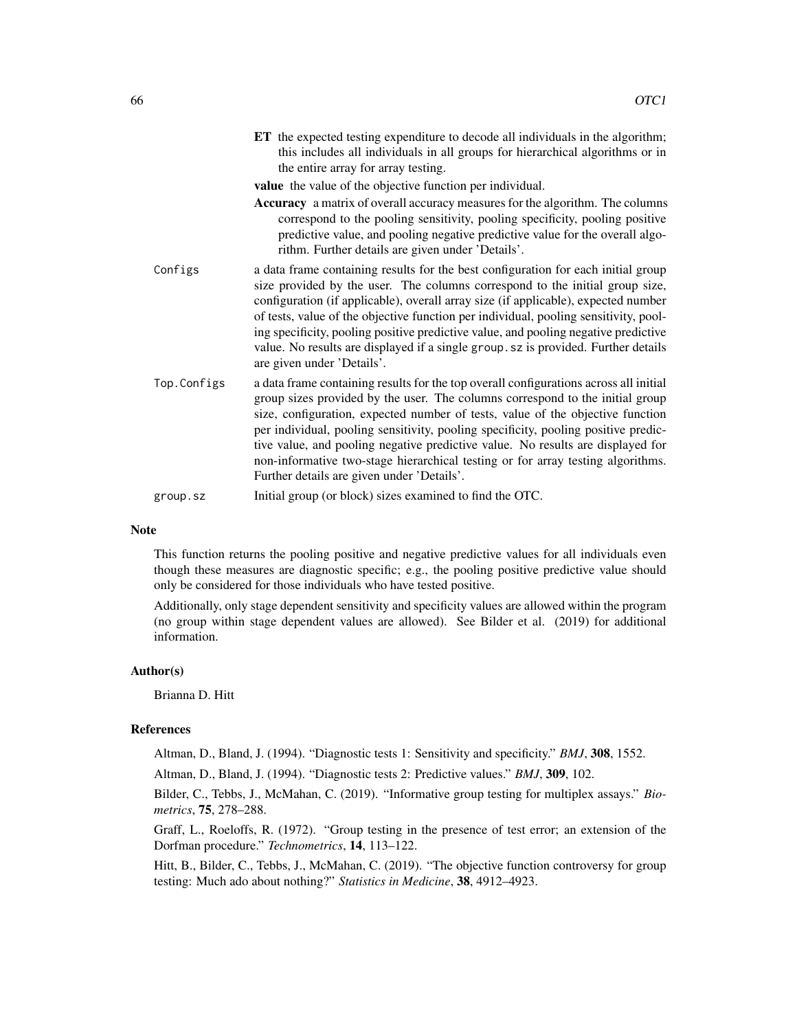**ET** the expected testing expenditure to decode all individuals in the algorithm; this includes all individuals in all groups for hierarchical algorithms or in the entire array for array testing.

**value** the value of the objective function per individual.

**Accuracy** a matrix of overall accuracy measures for the algorithm. The columns correspond to the pooling sensitivity, pooling specificity, pooling positive predictive value, and pooling negative predictive value for the overall algorithm. Further details are given under 'Details'.

`Configs` a data frame containing results for the best configuration for each initial group size provided by the user. The columns correspond to the initial group size, configuration (if applicable), overall array size (if applicable), expected number of tests, value of the objective function per individual, pooling sensitivity, pooling specificity, pooling positive predictive value, and pooling negative predictive value. No results are displayed if a single `group.sz` is provided. Further details are given under 'Details'.

`Top.Configs` a data frame containing results for the top overall configurations across all initial group sizes provided by the user. The columns correspond to the initial group size, configuration, expected number of tests, value of the objective function per individual, pooling sensitivity, pooling specificity, pooling positive predictive value, and pooling negative predictive value. No results are displayed for non-informative two-stage hierarchical testing or for array testing algorithms. Further details are given under 'Details'.

`group.sz` Initial group (or block) sizes examined to find the OTC.

## Note

This function returns the pooling positive and negative predictive values for all individuals even though these measures are diagnostic specific; e.g., the pooling positive predictive value should only be considered for those individuals who have tested positive.

Additionally, only stage dependent sensitivity and specificity values are allowed within the program (no group within stage dependent values are allowed). See Bilder et al. (2019) for additional information.

## Author(s)

Brianna D. Hitt

## References

Altman, D., Bland, J. (1994). "Diagnostic tests 1: Sensitivity and specificity." *BMJ*, **308**, 1552.

Altman, D., Bland, J. (1994). "Diagnostic tests 2: Predictive values." *BMJ*, **309**, 102.

Bilder, C., Tebbs, J., McMahan, C. (2019). "Informative group testing for multiplex assays." *Biometrics*, **75**, 278–288.

Graff, L., Roeloffs, R. (1972). "Group testing in the presence of test error; an extension of the Dorfman procedure." *Technometrics*, **14**, 113–122.

Hitt, B., Bilder, C., Tebbs, J., McMahan, C. (2019). "The objective function controversy for group testing: Much ado about nothing?" *Statistics in Medicine*, **38**, 4912–4923.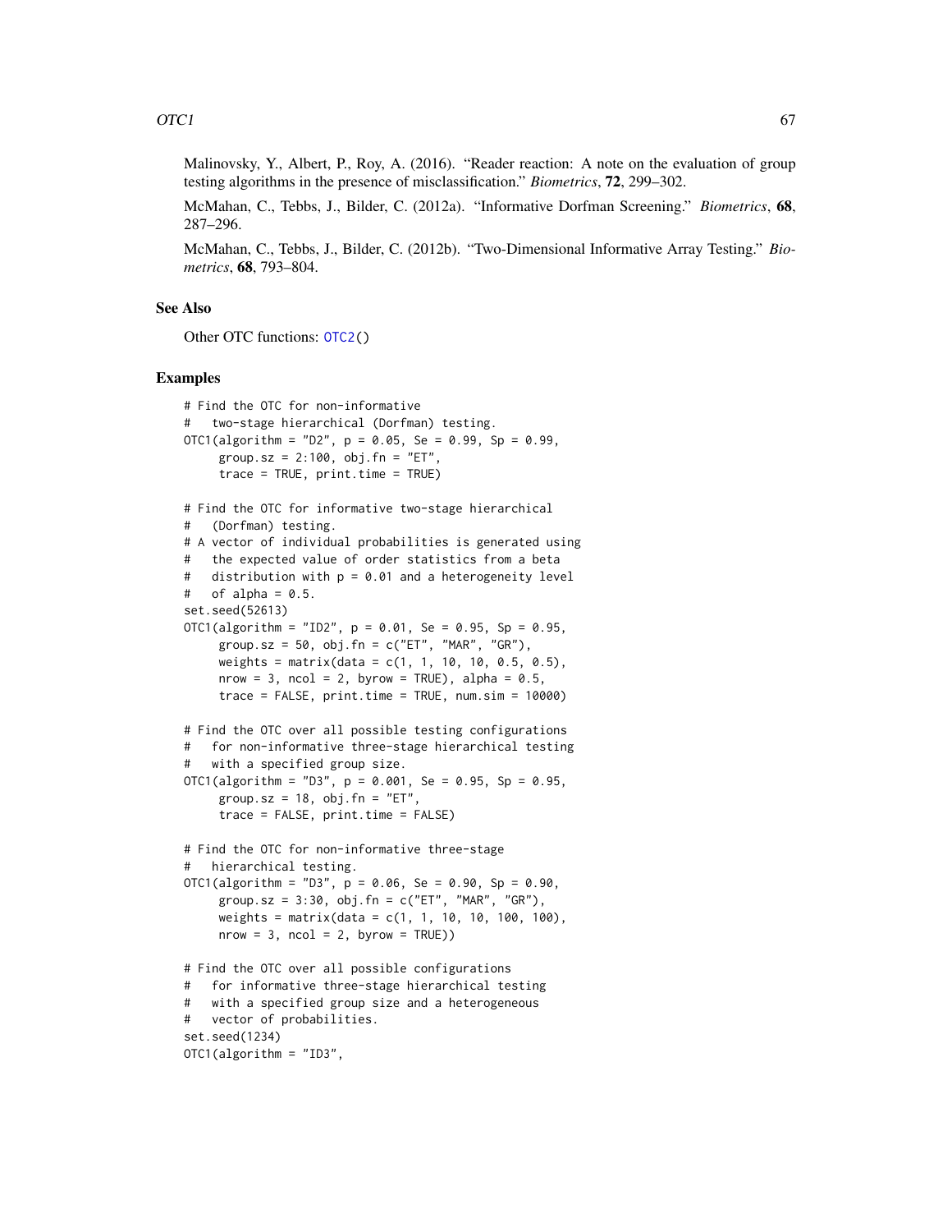Malinovsky, Y., Albert, P., Roy, A. (2016). "Reader reaction: A note on the evaluation of group testing algorithms in the presence of misclassification." *Biometrics*, **72**, 299–302.

McMahan, C., Tebbs, J., Bilder, C. (2012a). "Informative Dorfman Screening." *Biometrics*, **68**, 287–296.

McMahan, C., Tebbs, J., Bilder, C. (2012b). "Two-Dimensional Informative Array Testing." *Biometrics*, **68**, 793–804.

## See Also

Other OTC functions: OTC2()

## Examples

```
# Find the OTC for non-informative
#   two-stage hierarchical (Dorfman) testing.
OTC1(algorithm = "D2", p = 0.05, Se = 0.99, Sp = 0.99,
     group.sz = 2:100, obj.fn = "ET",
     trace = TRUE, print.time = TRUE)

# Find the OTC for informative two-stage hierarchical
#   (Dorfman) testing.
# A vector of individual probabilities is generated using
#   the expected value of order statistics from a beta
#   distribution with p = 0.01 and a heterogeneity level
#   of alpha = 0.5.
set.seed(52613)
OTC1(algorithm = "ID2", p = 0.01, Se = 0.95, Sp = 0.95,
     group.sz = 50, obj.fn = c("ET", "MAR", "GR"),
     weights = matrix(data = c(1, 1, 10, 10, 0.5, 0.5),
     nrow = 3, ncol = 2, byrow = TRUE), alpha = 0.5,
     trace = FALSE, print.time = TRUE, num.sim = 10000)

# Find the OTC over all possible testing configurations
#   for non-informative three-stage hierarchical testing
#   with a specified group size.
OTC1(algorithm = "D3", p = 0.001, Se = 0.95, Sp = 0.95,
     group.sz = 18, obj.fn = "ET",
     trace = FALSE, print.time = FALSE)

# Find the OTC for non-informative three-stage
#   hierarchical testing.
OTC1(algorithm = "D3", p = 0.06, Se = 0.90, Sp = 0.90,
     group.sz = 3:30, obj.fn = c("ET", "MAR", "GR"),
     weights = matrix(data = c(1, 1, 10, 10, 100, 100),
     nrow = 3, ncol = 2, byrow = TRUE))

# Find the OTC over all possible configurations
#   for informative three-stage hierarchical testing
#   with a specified group size and a heterogeneous
#   vector of probabilities.
set.seed(1234)
OTC1(algorithm = "ID3",
```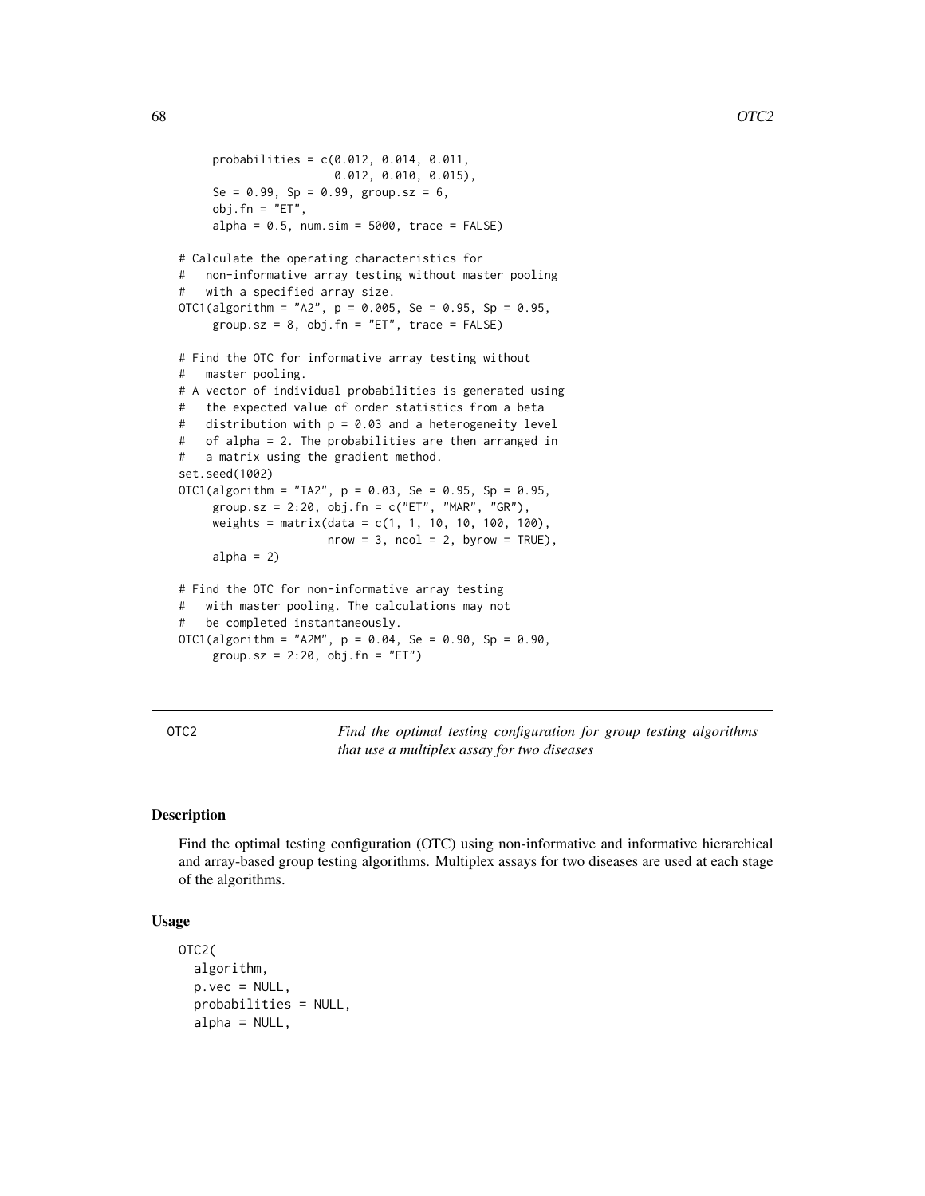```
     probabilities = c(0.012, 0.014, 0.011,
                       0.012, 0.010, 0.015),
     Se = 0.99, Sp = 0.99, group.sz = 6,
     obj.fn = "ET",
     alpha = 0.5, num.sim = 5000, trace = FALSE)

# Calculate the operating characteristics for
#   non-informative array testing without master pooling
#   with a specified array size.
OTC1(algorithm = "A2", p = 0.005, Se = 0.95, Sp = 0.95,
     group.sz = 8, obj.fn = "ET", trace = FALSE)

# Find the OTC for informative array testing without
#   master pooling.
# A vector of individual probabilities is generated using
#   the expected value of order statistics from a beta
#   distribution with p = 0.03 and a heterogeneity level
#   of alpha = 2. The probabilities are then arranged in
#   a matrix using the gradient method.
set.seed(1002)
OTC1(algorithm = "IA2", p = 0.03, Se = 0.95, Sp = 0.95,
     group.sz = 2:20, obj.fn = c("ET", "MAR", "GR"),
     weights = matrix(data = c(1, 1, 10, 10, 100, 100),
                      nrow = 3, ncol = 2, byrow = TRUE),
     alpha = 2)

# Find the OTC for non-informative array testing
#   with master pooling. The calculations may not
#   be completed instantaneously.
OTC1(algorithm = "A2M", p = 0.04, Se = 0.90, Sp = 0.90,
     group.sz = 2:20, obj.fn = "ET")
```

---

## OTC2 — *Find the optimal testing configuration for group testing algorithms that use a multiplex assay for two diseases*

### Description

Find the optimal testing configuration (OTC) using non-informative and informative hierarchical and array-based group testing algorithms. Multiplex assays for two diseases are used at each stage of the algorithms.

### Usage

```
OTC2(
  algorithm,
  p.vec = NULL,
  probabilities = NULL,
  alpha = NULL,
```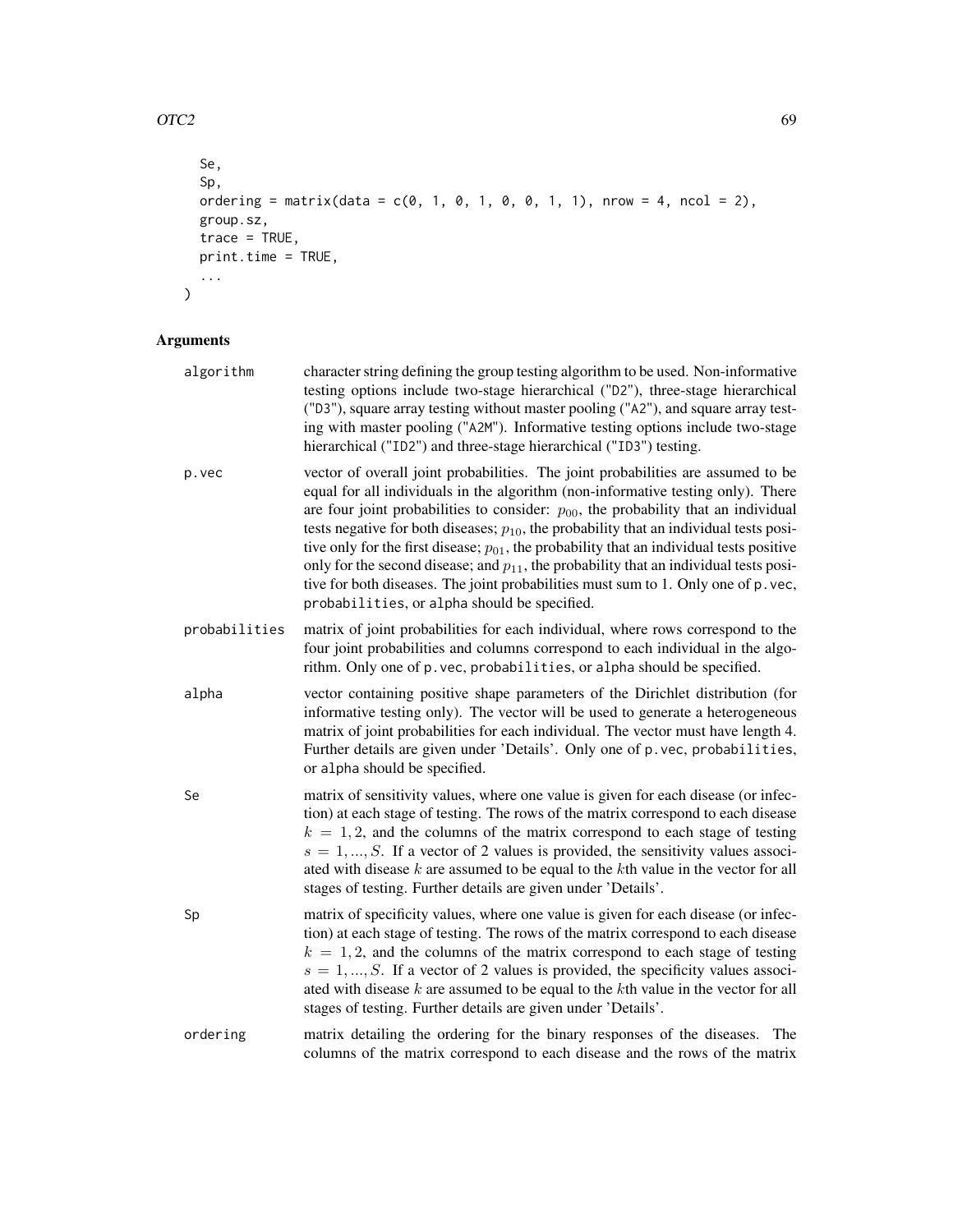```
  Se,
  Sp,
  ordering = matrix(data = c(0, 1, 0, 1, 0, 0, 1, 1), nrow = 4, ncol = 2),
  group.sz,
  trace = TRUE,
  print.time = TRUE,
  ...
)
```

## Arguments

`algorithm` character string defining the group testing algorithm to be used. Non-informative testing options include two-stage hierarchical ("D2"), three-stage hierarchical ("D3"), square array testing without master pooling ("A2"), and square array testing with master pooling ("A2M"). Informative testing options include two-stage hierarchical ("ID2") and three-stage hierarchical ("ID3") testing.

`p.vec` vector of overall joint probabilities. The joint probabilities are assumed to be equal for all individuals in the algorithm (non-informative testing only). There are four joint probabilities to consider: $p_{00}$, the probability that an individual tests negative for both diseases; $p_{10}$, the probability that an individual tests positive only for the first disease; $p_{01}$, the probability that an individual tests positive only for the second disease; and $p_{11}$, the probability that an individual tests positive for both diseases. The joint probabilities must sum to 1. Only one of `p.vec`, `probabilities`, or `alpha` should be specified.

`probabilities` matrix of joint probabilities for each individual, where rows correspond to the four joint probabilities and columns correspond to each individual in the algorithm. Only one of `p.vec`, `probabilities`, or `alpha` should be specified.

`alpha` vector containing positive shape parameters of the Dirichlet distribution (for informative testing only). The vector will be used to generate a heterogeneous matrix of joint probabilities for each individual. The vector must have length 4. Further details are given under 'Details'. Only one of `p.vec`, `probabilities`, or `alpha` should be specified.

`Se` matrix of sensitivity values, where one value is given for each disease (or infection) at each stage of testing. The rows of the matrix correspond to each disease $k = 1, 2$, and the columns of the matrix correspond to each stage of testing $s = 1, ..., S$. If a vector of 2 values is provided, the sensitivity values associated with disease $k$ are assumed to be equal to the $k$th value in the vector for all stages of testing. Further details are given under 'Details'.

`Sp` matrix of specificity values, where one value is given for each disease (or infection) at each stage of testing. The rows of the matrix correspond to each disease $k = 1, 2$, and the columns of the matrix correspond to each stage of testing $s = 1, ..., S$. If a vector of 2 values is provided, the specificity values associated with disease $k$ are assumed to be equal to the $k$th value in the vector for all stages of testing. Further details are given under 'Details'.

`ordering` matrix detailing the ordering for the binary responses of the diseases. The columns of the matrix correspond to each disease and the rows of the matrix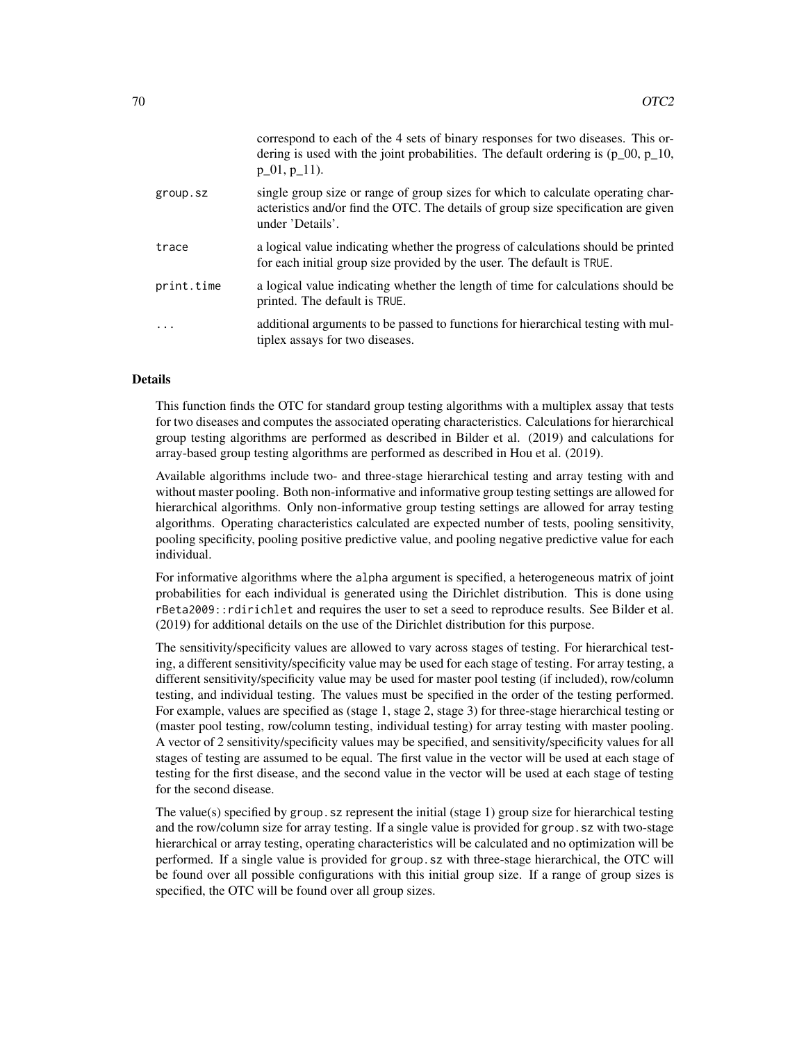correspond to each of the 4 sets of binary responses for two diseases. This ordering is used with the joint probabilities. The default ordering is (p_00, p_10, p_01, p_11).

- `group.sz` — single group size or range of group sizes for which to calculate operating characteristics and/or find the OTC. The details of group size specification are given under 'Details'.
- `trace` — a logical value indicating whether the progress of calculations should be printed for each initial group size provided by the user. The default is `TRUE`.
- `print.time` — a logical value indicating whether the length of time for calculations should be printed. The default is `TRUE`.
- `...` — additional arguments to be passed to functions for hierarchical testing with multiplex assays for two diseases.

## Details

This function finds the OTC for standard group testing algorithms with a multiplex assay that tests for two diseases and computes the associated operating characteristics. Calculations for hierarchical group testing algorithms are performed as described in Bilder et al. (2019) and calculations for array-based group testing algorithms are performed as described in Hou et al. (2019).

Available algorithms include two- and three-stage hierarchical testing and array testing with and without master pooling. Both non-informative and informative group testing settings are allowed for hierarchical algorithms. Only non-informative group testing settings are allowed for array testing algorithms. Operating characteristics calculated are expected number of tests, pooling sensitivity, pooling specificity, pooling positive predictive value, and pooling negative predictive value for each individual.

For informative algorithms where the `alpha` argument is specified, a heterogeneous matrix of joint probabilities for each individual is generated using the Dirichlet distribution. This is done using `rBeta2009::rdirichlet` and requires the user to set a seed to reproduce results. See Bilder et al. (2019) for additional details on the use of the Dirichlet distribution for this purpose.

The sensitivity/specificity values are allowed to vary across stages of testing. For hierarchical testing, a different sensitivity/specificity value may be used for each stage of testing. For array testing, a different sensitivity/specificity value may be used for master pool testing (if included), row/column testing, and individual testing. The values must be specified in the order of the testing performed. For example, values are specified as (stage 1, stage 2, stage 3) for three-stage hierarchical testing or (master pool testing, row/column testing, individual testing) for array testing with master pooling. A vector of 2 sensitivity/specificity values may be specified, and sensitivity/specificity values for all stages of testing are assumed to be equal. The first value in the vector will be used at each stage of testing for the first disease, and the second value in the vector will be used at each stage of testing for the second disease.

The value(s) specified by `group.sz` represent the initial (stage 1) group size for hierarchical testing and the row/column size for array testing. If a single value is provided for `group.sz` with two-stage hierarchical or array testing, operating characteristics will be calculated and no optimization will be performed. If a single value is provided for `group.sz` with three-stage hierarchical, the OTC will be found over all possible configurations with this initial group size. If a range of group sizes is specified, the OTC will be found over all group sizes.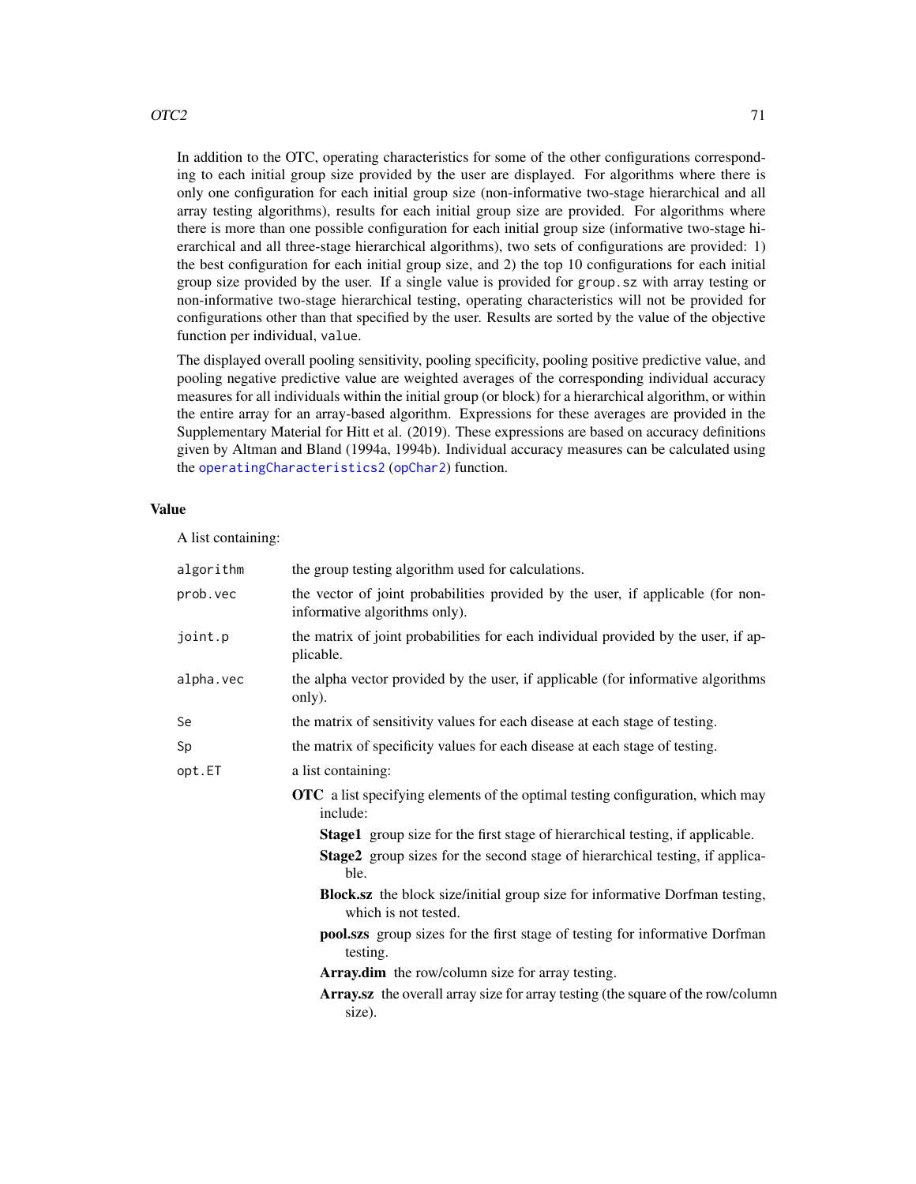In addition to the OTC, operating characteristics for some of the other configurations corresponding to each initial group size provided by the user are displayed. For algorithms where there is only one configuration for each initial group size (non-informative two-stage hierarchical and all array testing algorithms), results for each initial group size are provided. For algorithms where there is more than one possible configuration for each initial group size (informative two-stage hierarchical and all three-stage hierarchical algorithms), two sets of configurations are provided: 1) the best configuration for each initial group size, and 2) the top 10 configurations for each initial group size provided by the user. If a single value is provided for `group.sz` with array testing or non-informative two-stage hierarchical testing, operating characteristics will not be provided for configurations other than that specified by the user. Results are sorted by the value of the objective function per individual, `value`.

The displayed overall pooling sensitivity, pooling specificity, pooling positive predictive value, and pooling negative predictive value are weighted averages of the corresponding individual accuracy measures for all individuals within the initial group (or block) for a hierarchical algorithm, or within the entire array for an array-based algorithm. Expressions for these averages are provided in the Supplementary Material for Hitt et al. (2019). These expressions are based on accuracy definitions given by Altman and Bland (1994a, 1994b). Individual accuracy measures can be calculated using the `operatingCharacteristics2` (`opChar2`) function.

## Value

A list containing:

- `algorithm` the group testing algorithm used for calculations.
- `prob.vec` the vector of joint probabilities provided by the user, if applicable (for non-informative algorithms only).
- `joint.p` the matrix of joint probabilities for each individual provided by the user, if applicable.
- `alpha.vec` the alpha vector provided by the user, if applicable (for informative algorithms only).
- `Se` the matrix of sensitivity values for each disease at each stage of testing.
- `Sp` the matrix of specificity values for each disease at each stage of testing.
- `opt.ET` a list containing:
  - **OTC** a list specifying elements of the optimal testing configuration, which may include:
    - **Stage1** group size for the first stage of hierarchical testing, if applicable.
    - **Stage2** group sizes for the second stage of hierarchical testing, if applicable.
    - **Block.sz** the block size/initial group size for informative Dorfman testing, which is not tested.
    - **pool.szs** group sizes for the first stage of testing for informative Dorfman testing.
    - **Array.dim** the row/column size for array testing.
    - **Array.sz** the overall array size for array testing (the square of the row/column size).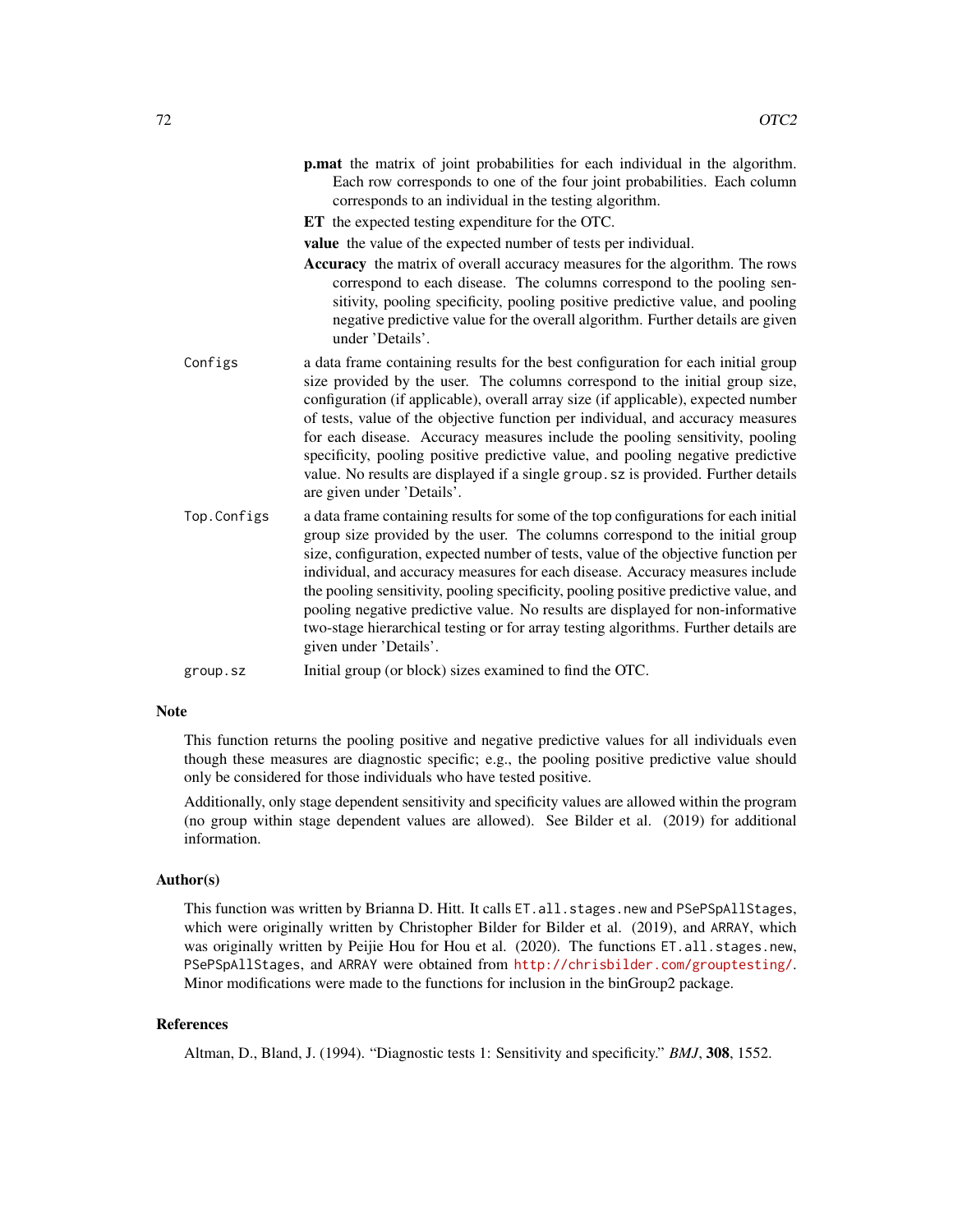**p.mat** the matrix of joint probabilities for each individual in the algorithm. Each row corresponds to one of the four joint probabilities. Each column corresponds to an individual in the testing algorithm.

**ET** the expected testing expenditure for the OTC.

**value** the value of the expected number of tests per individual.

**Accuracy** the matrix of overall accuracy measures for the algorithm. The rows correspond to each disease. The columns correspond to the pooling sensitivity, pooling specificity, pooling positive predictive value, and pooling negative predictive value for the overall algorithm. Further details are given under 'Details'.

`Configs` a data frame containing results for the best configuration for each initial group size provided by the user. The columns correspond to the initial group size, configuration (if applicable), overall array size (if applicable), expected number of tests, value of the objective function per individual, and accuracy measures for each disease. Accuracy measures include the pooling sensitivity, pooling specificity, pooling positive predictive value, and pooling negative predictive value. No results are displayed if a single `group.sz` is provided. Further details are given under 'Details'.

`Top.Configs` a data frame containing results for some of the top configurations for each initial group size provided by the user. The columns correspond to the initial group size, configuration, expected number of tests, value of the objective function per individual, and accuracy measures for each disease. Accuracy measures include the pooling sensitivity, pooling specificity, pooling positive predictive value, and pooling negative predictive value. No results are displayed for non-informative two-stage hierarchical testing or for array testing algorithms. Further details are given under 'Details'.

`group.sz` Initial group (or block) sizes examined to find the OTC.

## Note

This function returns the pooling positive and negative predictive values for all individuals even though these measures are diagnostic specific; e.g., the pooling positive predictive value should only be considered for those individuals who have tested positive.

Additionally, only stage dependent sensitivity and specificity values are allowed within the program (no group within stage dependent values are allowed). See Bilder et al. (2019) for additional information.

## Author(s)

This function was written by Brianna D. Hitt. It calls `ET.all.stages.new` and `PSePSpAllStages`, which were originally written by Christopher Bilder for Bilder et al. (2019), and `ARRAY`, which was originally written by Peijie Hou for Hou et al. (2020). The functions `ET.all.stages.new`, `PSePSpAllStages`, and `ARRAY` were obtained from http://chrisbilder.com/grouptesting/. Minor modifications were made to the functions for inclusion in the binGroup2 package.

## References

Altman, D., Bland, J. (1994). "Diagnostic tests 1: Sensitivity and specificity." *BMJ*, **308**, 1552.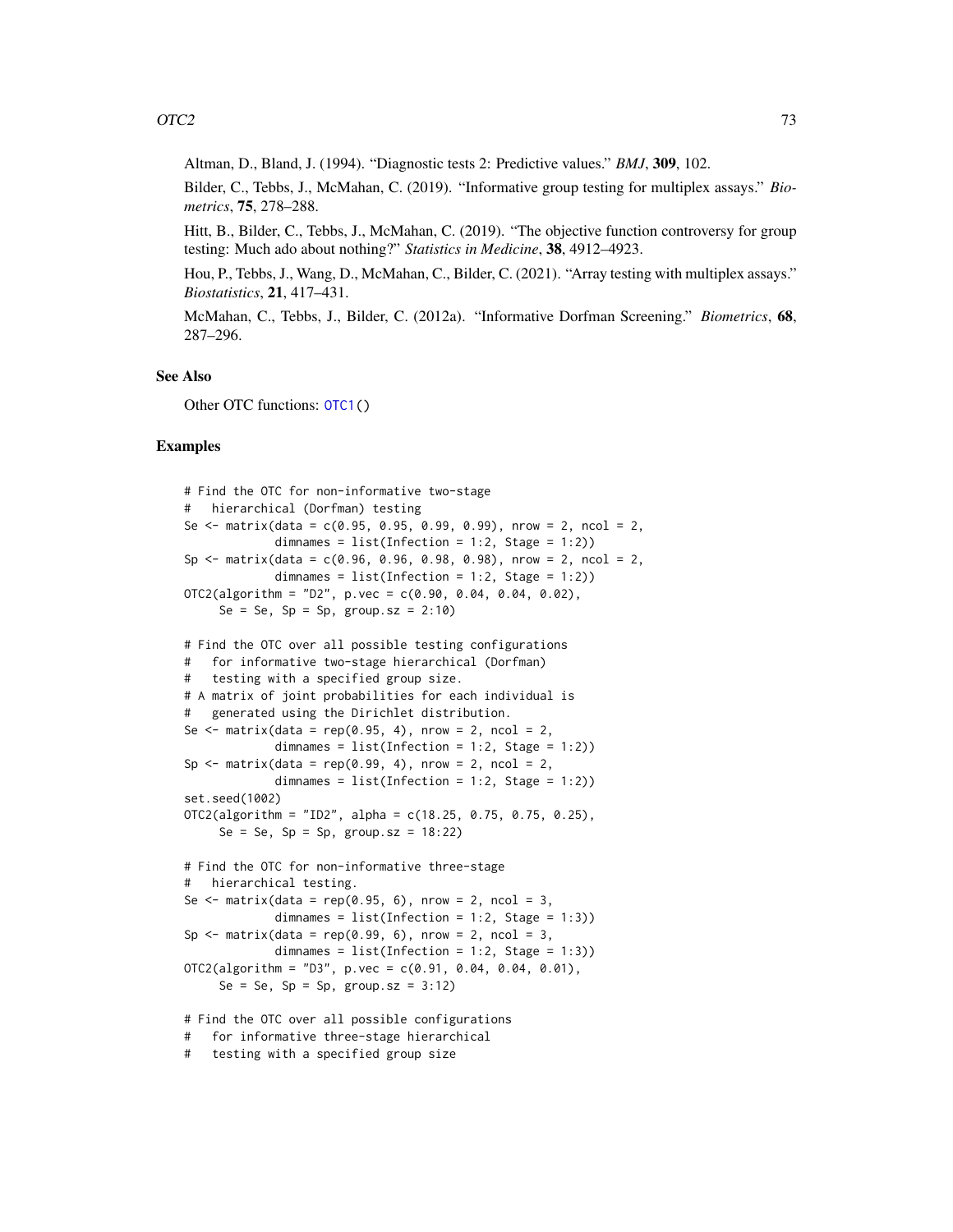Altman, D., Bland, J. (1994). "Diagnostic tests 2: Predictive values." *BMJ*, **309**, 102.

Bilder, C., Tebbs, J., McMahan, C. (2019). "Informative group testing for multiplex assays." *Biometrics*, **75**, 278–288.

Hitt, B., Bilder, C., Tebbs, J., McMahan, C. (2019). "The objective function controversy for group testing: Much ado about nothing?" *Statistics in Medicine*, **38**, 4912–4923.

Hou, P., Tebbs, J., Wang, D., McMahan, C., Bilder, C. (2021). "Array testing with multiplex assays." *Biostatistics*, **21**, 417–431.

McMahan, C., Tebbs, J., Bilder, C. (2012a). "Informative Dorfman Screening." *Biometrics*, **68**, 287–296.

### See Also

Other OTC functions: `OTC1()`

### Examples

```
# Find the OTC for non-informative two-stage
#   hierarchical (Dorfman) testing
Se <- matrix(data = c(0.95, 0.95, 0.99, 0.99), nrow = 2, ncol = 2,
             dimnames = list(Infection = 1:2, Stage = 1:2))
Sp <- matrix(data = c(0.96, 0.96, 0.98, 0.98), nrow = 2, ncol = 2,
             dimnames = list(Infection = 1:2, Stage = 1:2))
OTC2(algorithm = "D2", p.vec = c(0.90, 0.04, 0.04, 0.02),
     Se = Se, Sp = Sp, group.sz = 2:10)

# Find the OTC over all possible testing configurations
#   for informative two-stage hierarchical (Dorfman)
#   testing with a specified group size.
# A matrix of joint probabilities for each individual is
#   generated using the Dirichlet distribution.
Se <- matrix(data = rep(0.95, 4), nrow = 2, ncol = 2,
             dimnames = list(Infection = 1:2, Stage = 1:2))
Sp <- matrix(data = rep(0.99, 4), nrow = 2, ncol = 2,
             dimnames = list(Infection = 1:2, Stage = 1:2))
set.seed(1002)
OTC2(algorithm = "ID2", alpha = c(18.25, 0.75, 0.75, 0.25),
     Se = Se, Sp = Sp, group.sz = 18:22)

# Find the OTC for non-informative three-stage
#   hierarchical testing.
Se <- matrix(data = rep(0.95, 6), nrow = 2, ncol = 3,
             dimnames = list(Infection = 1:2, Stage = 1:3))
Sp <- matrix(data = rep(0.99, 6), nrow = 2, ncol = 3,
             dimnames = list(Infection = 1:2, Stage = 1:3))
OTC2(algorithm = "D3", p.vec = c(0.91, 0.04, 0.04, 0.01),
     Se = Se, Sp = Sp, group.sz = 3:12)

# Find the OTC over all possible configurations
#   for informative three-stage hierarchical
#   testing with a specified group size
```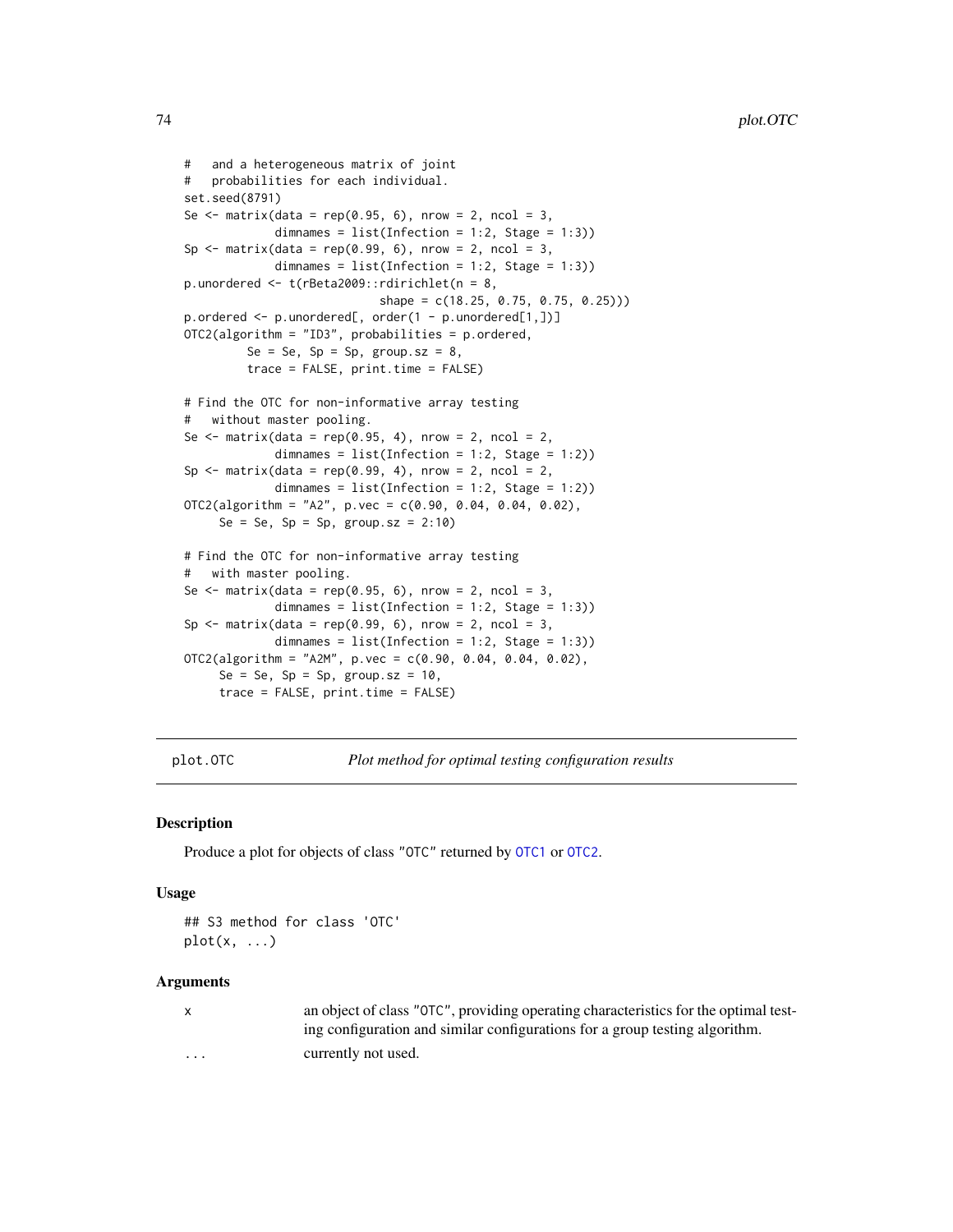```
#   and a heterogeneous matrix of joint
#   probabilities for each individual.
set.seed(8791)
Se <- matrix(data = rep(0.95, 6), nrow = 2, ncol = 3,
             dimnames = list(Infection = 1:2, Stage = 1:3))
Sp <- matrix(data = rep(0.99, 6), nrow = 2, ncol = 3,
             dimnames = list(Infection = 1:2, Stage = 1:3))
p.unordered <- t(rBeta2009::rdirichlet(n = 8,
                            shape = c(18.25, 0.75, 0.75, 0.25)))
p.ordered <- p.unordered[, order(1 - p.unordered[1,])]
OTC2(algorithm = "ID3", probabilities = p.ordered,
         Se = Se, Sp = Sp, group.sz = 8,
         trace = FALSE, print.time = FALSE)

# Find the OTC for non-informative array testing
#   without master pooling.
Se <- matrix(data = rep(0.95, 4), nrow = 2, ncol = 2,
             dimnames = list(Infection = 1:2, Stage = 1:2))
Sp <- matrix(data = rep(0.99, 4), nrow = 2, ncol = 2,
             dimnames = list(Infection = 1:2, Stage = 1:2))
OTC2(algorithm = "A2", p.vec = c(0.90, 0.04, 0.04, 0.02),
     Se = Se, Sp = Sp, group.sz = 2:10)

# Find the OTC for non-informative array testing
#   with master pooling.
Se <- matrix(data = rep(0.95, 6), nrow = 2, ncol = 3,
             dimnames = list(Infection = 1:2, Stage = 1:3))
Sp <- matrix(data = rep(0.99, 6), nrow = 2, ncol = 3,
             dimnames = list(Infection = 1:2, Stage = 1:3))
OTC2(algorithm = "A2M", p.vec = c(0.90, 0.04, 0.04, 0.02),
     Se = Se, Sp = Sp, group.sz = 10,
     trace = FALSE, print.time = FALSE)
```

## plot.OTC — *Plot method for optimal testing configuration results*

### Description

Produce a plot for objects of class "OTC" returned by OTC1 or OTC2.

### Usage

```
## S3 method for class 'OTC'
plot(x, ...)
```

### Arguments

| | |
|---|---|
| x | an object of class "OTC", providing operating characteristics for the optimal testing configuration and similar configurations for a group testing algorithm. |
| ... | currently not used. |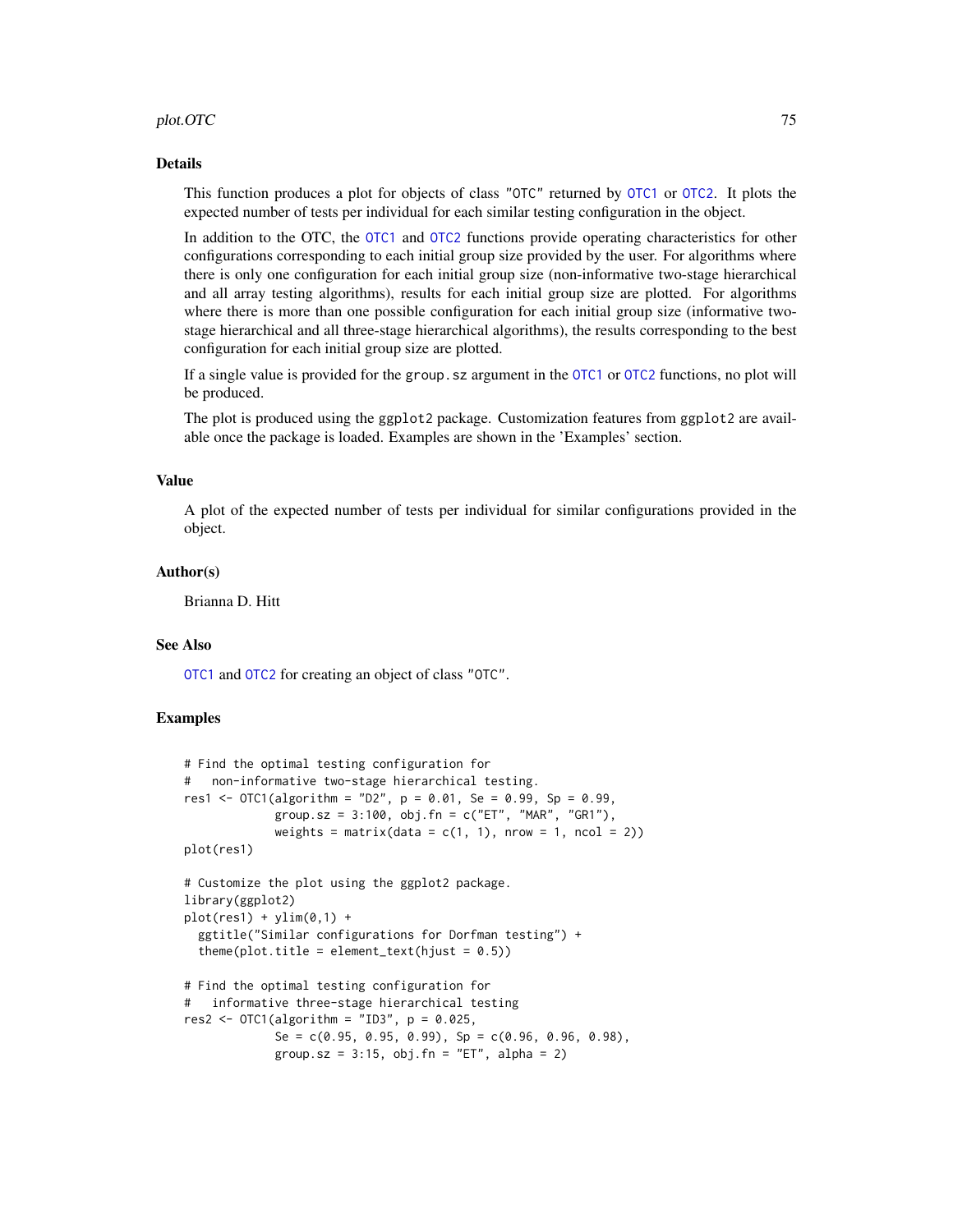## Details

This function produces a plot for objects of class "OTC" returned by OTC1 or OTC2. It plots the expected number of tests per individual for each similar testing configuration in the object.

In addition to the OTC, the OTC1 and OTC2 functions provide operating characteristics for other configurations corresponding to each initial group size provided by the user. For algorithms where there is only one configuration for each initial group size (non-informative two-stage hierarchical and all array testing algorithms), results for each initial group size are plotted. For algorithms where there is more than one possible configuration for each initial group size (informative two-stage hierarchical and all three-stage hierarchical algorithms), the results corresponding to the best configuration for each initial group size are plotted.

If a single value is provided for the group.sz argument in the OTC1 or OTC2 functions, no plot will be produced.

The plot is produced using the ggplot2 package. Customization features from ggplot2 are available once the package is loaded. Examples are shown in the 'Examples' section.

## Value

A plot of the expected number of tests per individual for similar configurations provided in the object.

## Author(s)

Brianna D. Hitt

## See Also

OTC1 and OTC2 for creating an object of class "OTC".

## Examples

```
# Find the optimal testing configuration for
#   non-informative two-stage hierarchical testing.
res1 <- OTC1(algorithm = "D2", p = 0.01, Se = 0.99, Sp = 0.99,
             group.sz = 3:100, obj.fn = c("ET", "MAR", "GR1"),
             weights = matrix(data = c(1, 1), nrow = 1, ncol = 2))
plot(res1)

# Customize the plot using the ggplot2 package.
library(ggplot2)
plot(res1) + ylim(0,1) +
  ggtitle("Similar configurations for Dorfman testing") +
  theme(plot.title = element_text(hjust = 0.5))

# Find the optimal testing configuration for
#   informative three-stage hierarchical testing
res2 <- OTC1(algorithm = "ID3", p = 0.025,
             Se = c(0.95, 0.95, 0.99), Sp = c(0.96, 0.96, 0.98),
             group.sz = 3:15, obj.fn = "ET", alpha = 2)
```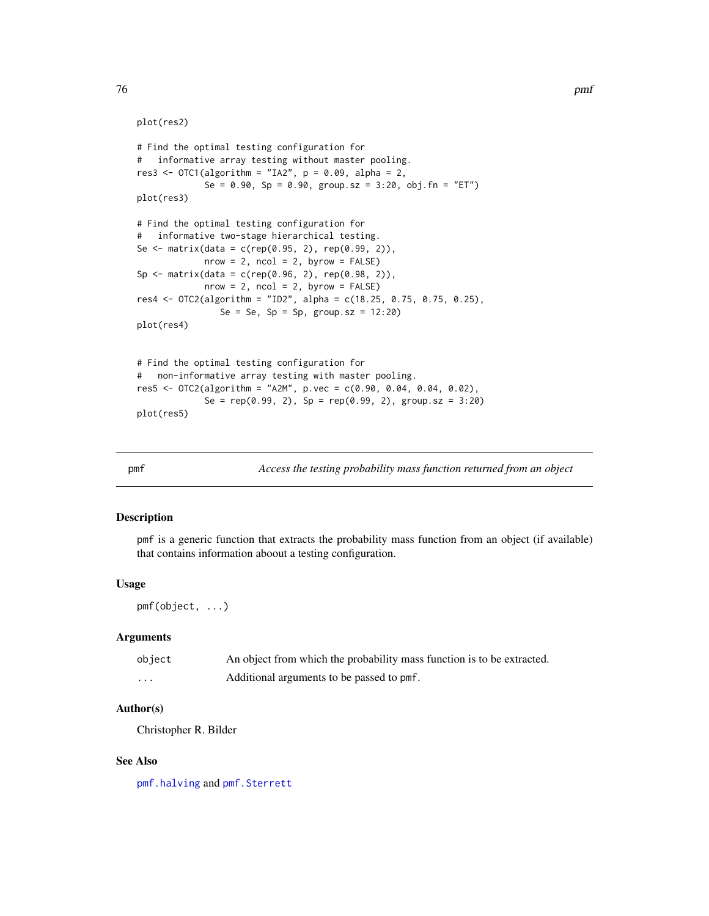```
plot(res2)

# Find the optimal testing configuration for
#   informative array testing without master pooling.
res3 <- OTC1(algorithm = "IA2", p = 0.09, alpha = 2,
             Se = 0.90, Sp = 0.90, group.sz = 3:20, obj.fn = "ET")
plot(res3)

# Find the optimal testing configuration for
#   informative two-stage hierarchical testing.
Se <- matrix(data = c(rep(0.95, 2), rep(0.99, 2)),
             nrow = 2, ncol = 2, byrow = FALSE)
Sp <- matrix(data = c(rep(0.96, 2), rep(0.98, 2)),
             nrow = 2, ncol = 2, byrow = FALSE)
res4 <- OTC2(algorithm = "ID2", alpha = c(18.25, 0.75, 0.75, 0.25),
                Se = Se, Sp = Sp, group.sz = 12:20)
plot(res4)


# Find the optimal testing configuration for
#   non-informative array testing with master pooling.
res5 <- OTC2(algorithm = "A2M", p.vec = c(0.90, 0.04, 0.04, 0.02),
             Se = rep(0.99, 2), Sp = rep(0.99, 2), group.sz = 3:20)
plot(res5)
```

## pmf — *Access the testing probability mass function returned from an object*

### Description

pmf is a generic function that extracts the probability mass function from an object (if available) that contains information aboout a testing configuration.

### Usage

```
pmf(object, ...)
```

### Arguments

| | |
|---|---|
| object | An object from which the probability mass function is to be extracted. |
| ... | Additional arguments to be passed to pmf. |

### Author(s)

Christopher R. Bilder

### See Also

pmf.halving and pmf.Sterrett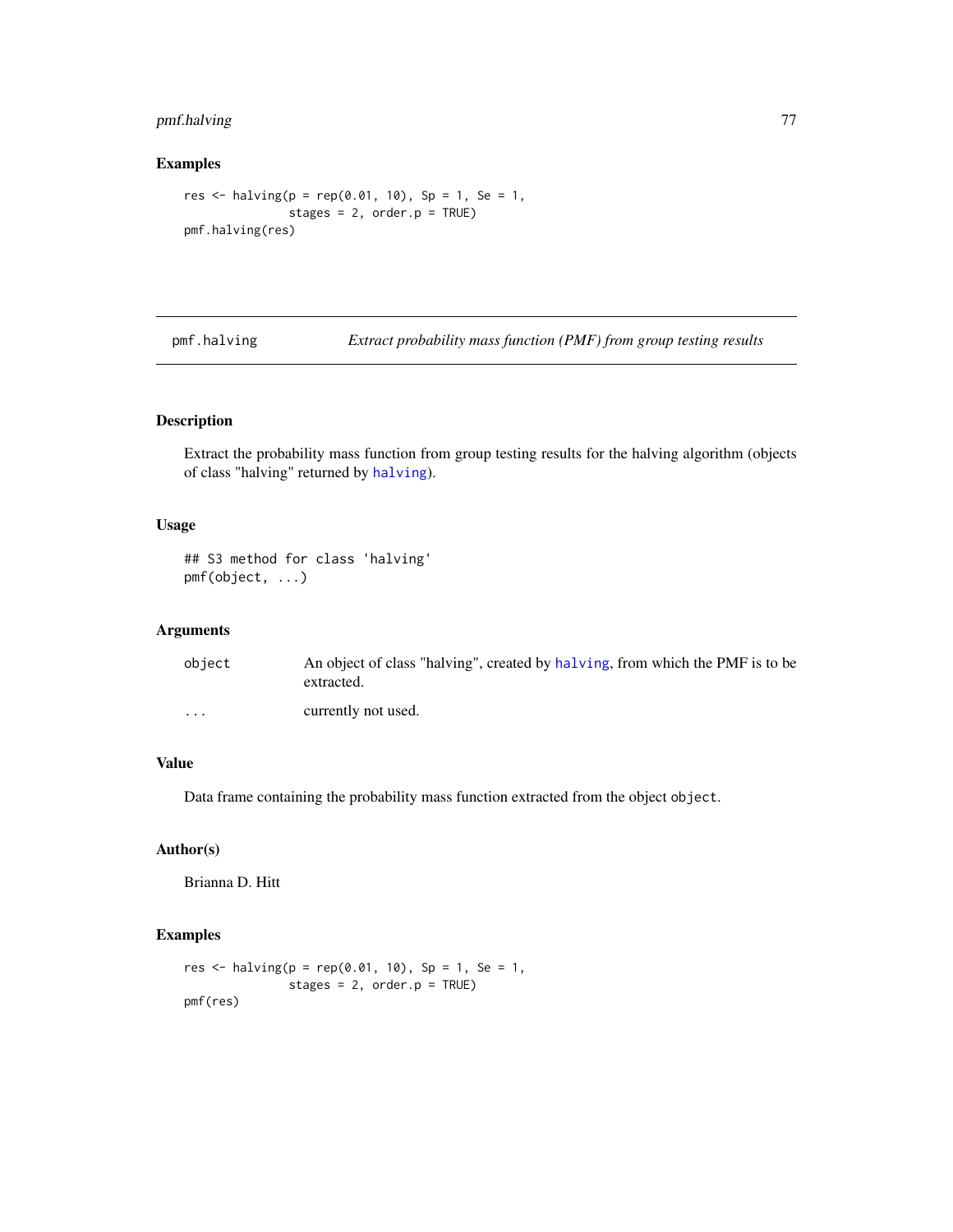## Examples

```
res <- halving(p = rep(0.01, 10), Sp = 1, Se = 1,
               stages = 2, order.p = TRUE)
pmf.halving(res)
```

---

`pmf.halving` *Extract probability mass function (PMF) from group testing results*

---

## Description

Extract the probability mass function from group testing results for the halving algorithm (objects of class "halving" returned by `halving`).

## Usage

```
## S3 method for class 'halving'
pmf(object, ...)
```

## Arguments

| | |
|---|---|
| `object` | An object of class "halving", created by `halving`, from which the PMF is to be extracted. |
| `...` | currently not used. |

## Value

Data frame containing the probability mass function extracted from the object `object`.

## Author(s)

Brianna D. Hitt

## Examples

```
res <- halving(p = rep(0.01, 10), Sp = 1, Se = 1,
               stages = 2, order.p = TRUE)
pmf(res)
```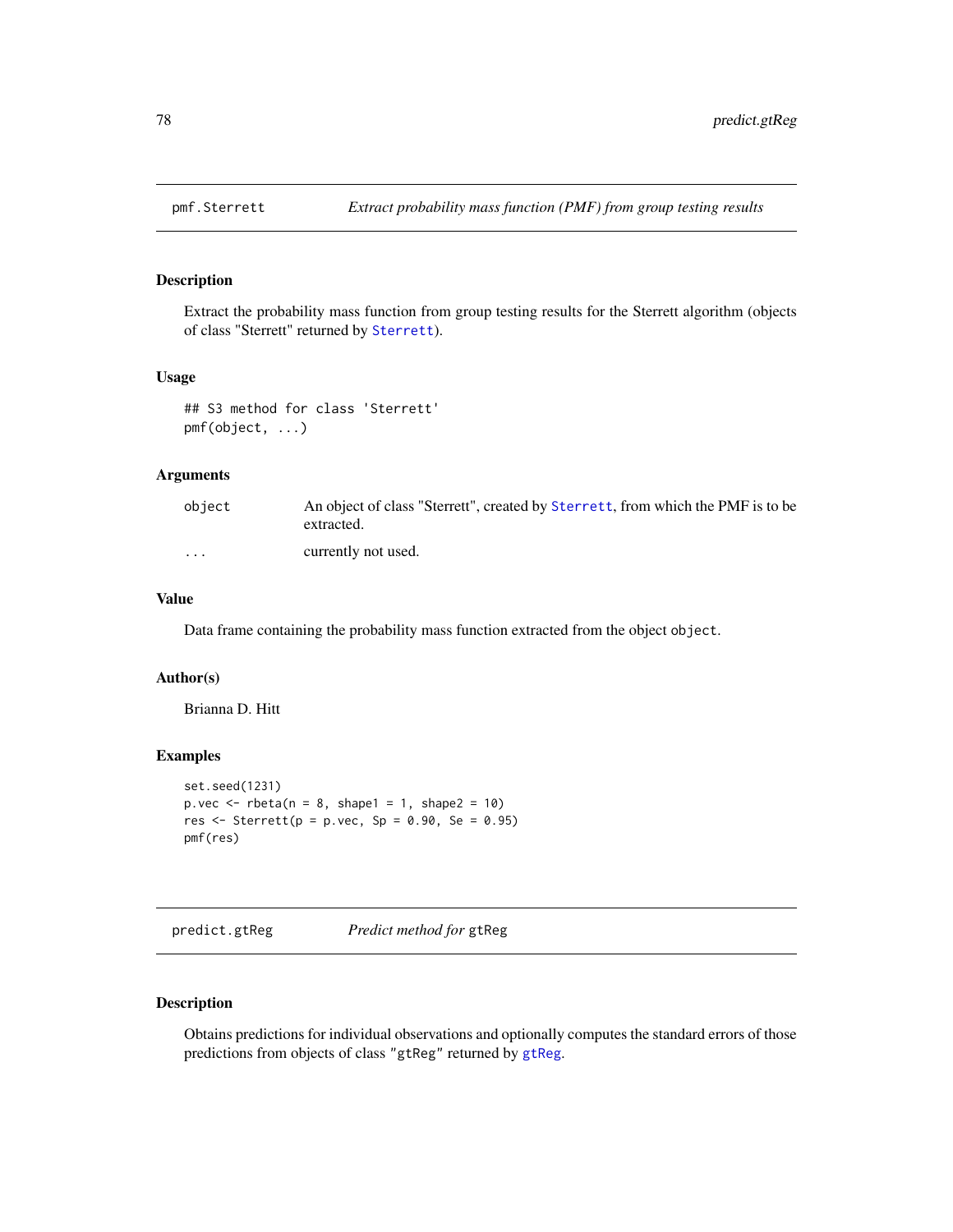## pmf.Sterrett — *Extract probability mass function (PMF) from group testing results*

### Description

Extract the probability mass function from group testing results for the Sterrett algorithm (objects of class "Sterrett" returned by `Sterrett`).

### Usage

```
## S3 method for class 'Sterrett'
pmf(object, ...)
```

### Arguments

| | |
|---|---|
| `object` | An object of class "Sterrett", created by `Sterrett`, from which the PMF is to be extracted. |
| `...` | currently not used. |

### Value

Data frame containing the probability mass function extracted from the object `object`.

### Author(s)

Brianna D. Hitt

### Examples

```
set.seed(1231)
p.vec <- rbeta(n = 8, shape1 = 1, shape2 = 10)
res <- Sterrett(p = p.vec, Sp = 0.90, Se = 0.95)
pmf(res)
```

## predict.gtReg — *Predict method for* `gtReg`

### Description

Obtains predictions for individual observations and optionally computes the standard errors of those predictions from objects of class "gtReg" returned by `gtReg`.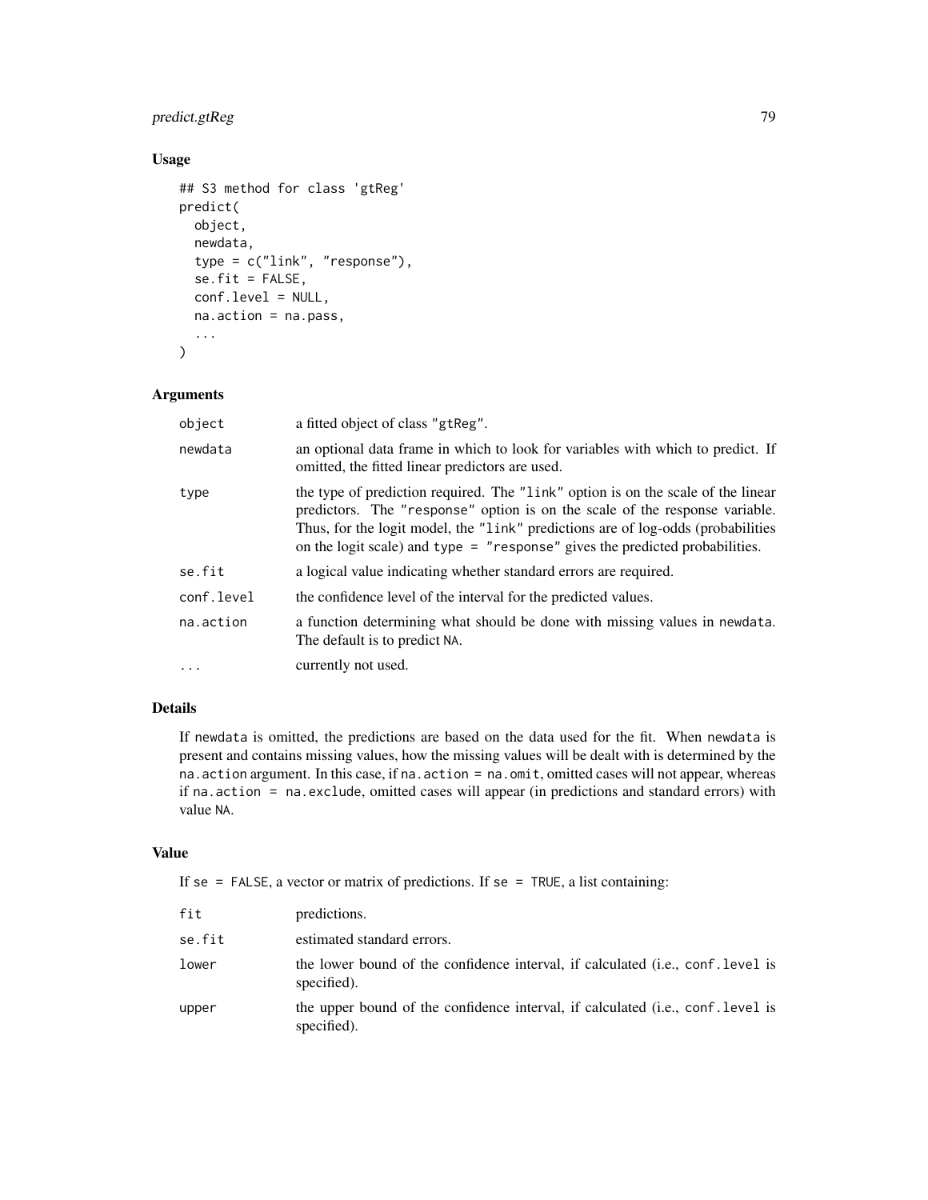## Usage

```
## S3 method for class 'gtReg'
predict(
  object,
  newdata,
  type = c("link", "response"),
  se.fit = FALSE,
  conf.level = NULL,
  na.action = na.pass,
  ...
)
```

## Arguments

| | |
|---|---|
| `object` | a fitted object of class "gtReg". |
| `newdata` | an optional data frame in which to look for variables with which to predict. If omitted, the fitted linear predictors are used. |
| `type` | the type of prediction required. The "link" option is on the scale of the linear predictors. The "response" option is on the scale of the response variable. Thus, for the logit model, the "link" predictions are of log-odds (probabilities on the logit scale) and `type = "response"` gives the predicted probabilities. |
| `se.fit` | a logical value indicating whether standard errors are required. |
| `conf.level` | the confidence level of the interval for the predicted values. |
| `na.action` | a function determining what should be done with missing values in `newdata`. The default is to predict NA. |
| `...` | currently not used. |

## Details

If `newdata` is omitted, the predictions are based on the data used for the fit. When `newdata` is present and contains missing values, how the missing values will be dealt with is determined by the `na.action` argument. In this case, if `na.action = na.omit`, omitted cases will not appear, whereas if `na.action = na.exclude`, omitted cases will appear (in predictions and standard errors) with value NA.

## Value

If `se = FALSE`, a vector or matrix of predictions. If `se = TRUE`, a list containing:

| | |
|---|---|
| `fit` | predictions. |
| `se.fit` | estimated standard errors. |
| `lower` | the lower bound of the confidence interval, if calculated (i.e., `conf.level` is specified). |
| `upper` | the upper bound of the confidence interval, if calculated (i.e., `conf.level` is specified). |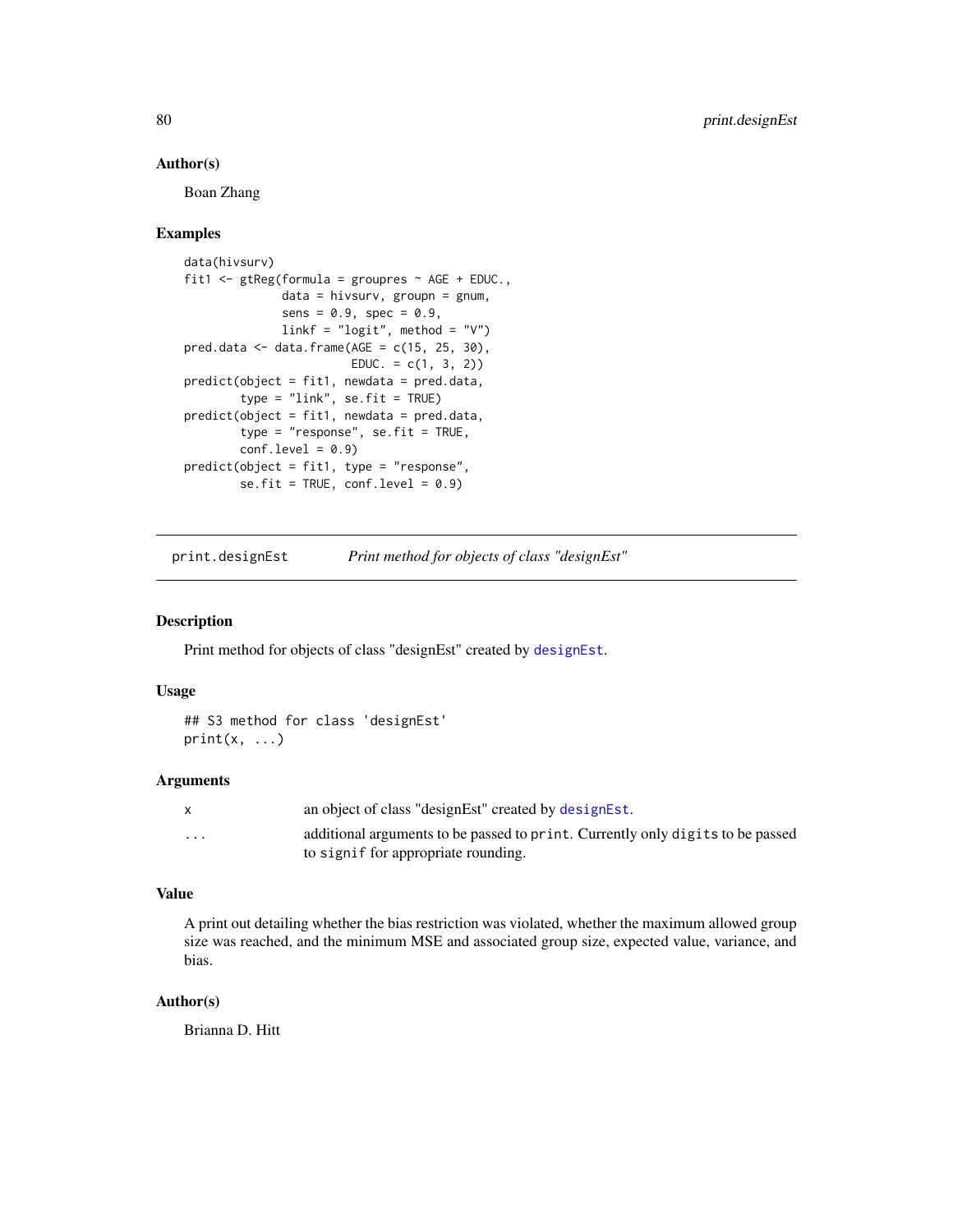### Author(s)

Boan Zhang

### Examples

```
data(hivsurv)
fit1 <- gtReg(formula = groupres ~ AGE + EDUC.,
              data = hivsurv, groupn = gnum,
              sens = 0.9, spec = 0.9,
              linkf = "logit", method = "V")
pred.data <- data.frame(AGE = c(15, 25, 30),
                        EDUC. = c(1, 3, 2))
predict(object = fit1, newdata = pred.data,
        type = "link", se.fit = TRUE)
predict(object = fit1, newdata = pred.data,
        type = "response", se.fit = TRUE,
        conf.level = 0.9)
predict(object = fit1, type = "response",
        se.fit = TRUE, conf.level = 0.9)
```

## print.designEst — *Print method for objects of class "designEst"*

### Description

Print method for objects of class "designEst" created by `designEst`.

### Usage

```
## S3 method for class 'designEst'
print(x, ...)
```

### Arguments

| | |
|---|---|
| x | an object of class "designEst" created by `designEst`. |
| ... | additional arguments to be passed to `print`. Currently only `digits` to be passed to `signif` for appropriate rounding. |

### Value

A print out detailing whether the bias restriction was violated, whether the maximum allowed group size was reached, and the minimum MSE and associated group size, expected value, variance, and bias.

### Author(s)

Brianna D. Hitt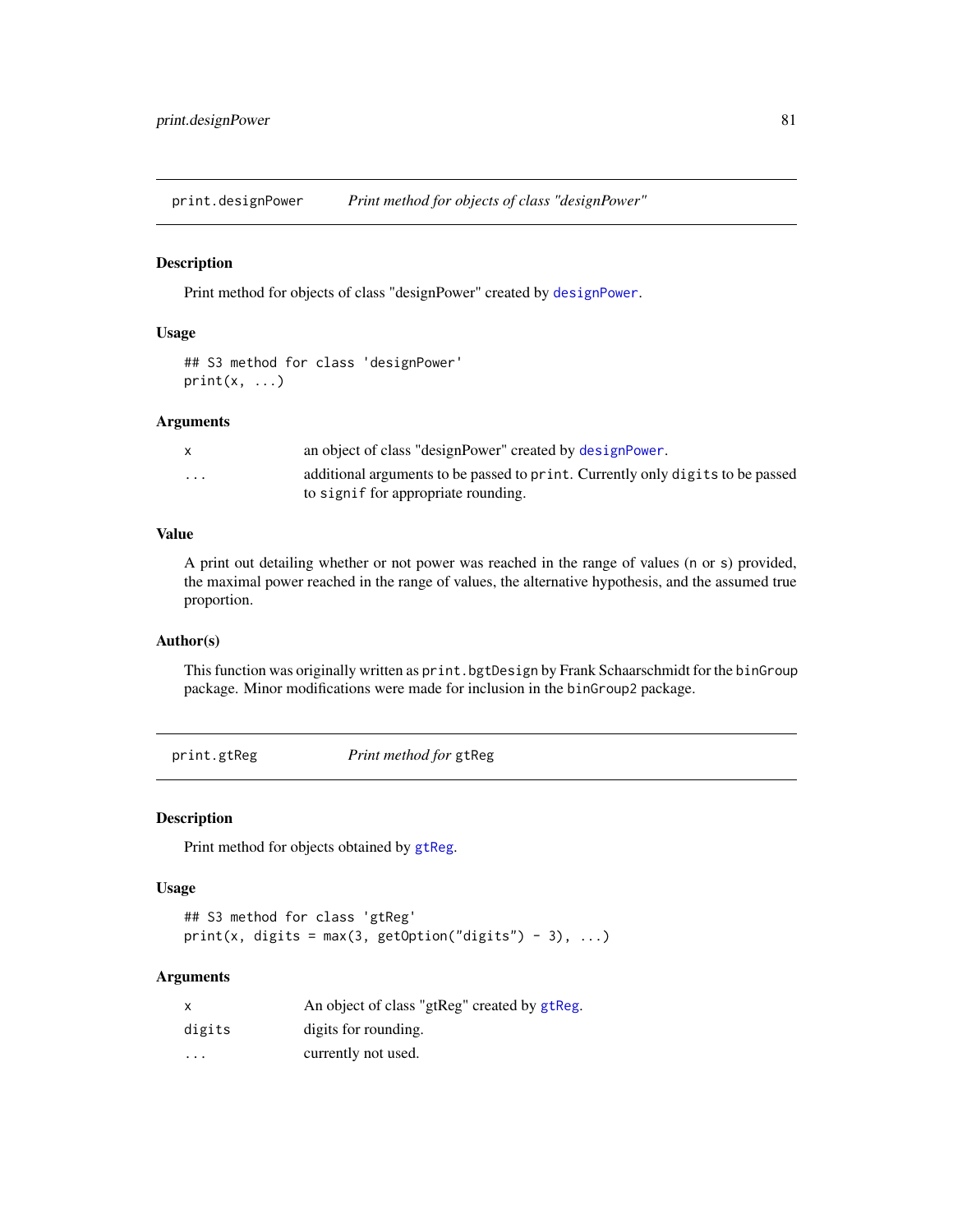## print.designPower — *Print method for objects of class "designPower"*

### Description

Print method for objects of class "designPower" created by `designPower`.

### Usage

```
## S3 method for class 'designPower'
print(x, ...)
```

### Arguments

| | |
|---|---|
| `x` | an object of class "designPower" created by `designPower`. |
| `...` | additional arguments to be passed to `print`. Currently only `digits` to be passed to `signif` for appropriate rounding. |

### Value

A print out detailing whether or not power was reached in the range of values (`n` or `s`) provided, the maximal power reached in the range of values, the alternative hypothesis, and the assumed true proportion.

### Author(s)

This function was originally written as `print.bgtDesign` by Frank Schaarschmidt for the `binGroup` package. Minor modifications were made for inclusion in the `binGroup2` package.

## print.gtReg — *Print method for* `gtReg`

### Description

Print method for objects obtained by `gtReg`.

### Usage

```
## S3 method for class 'gtReg'
print(x, digits = max(3, getOption("digits") - 3), ...)
```

### Arguments

| | |
|---|---|
| `x` | An object of class "gtReg" created by `gtReg`. |
| `digits` | digits for rounding. |
| `...` | currently not used. |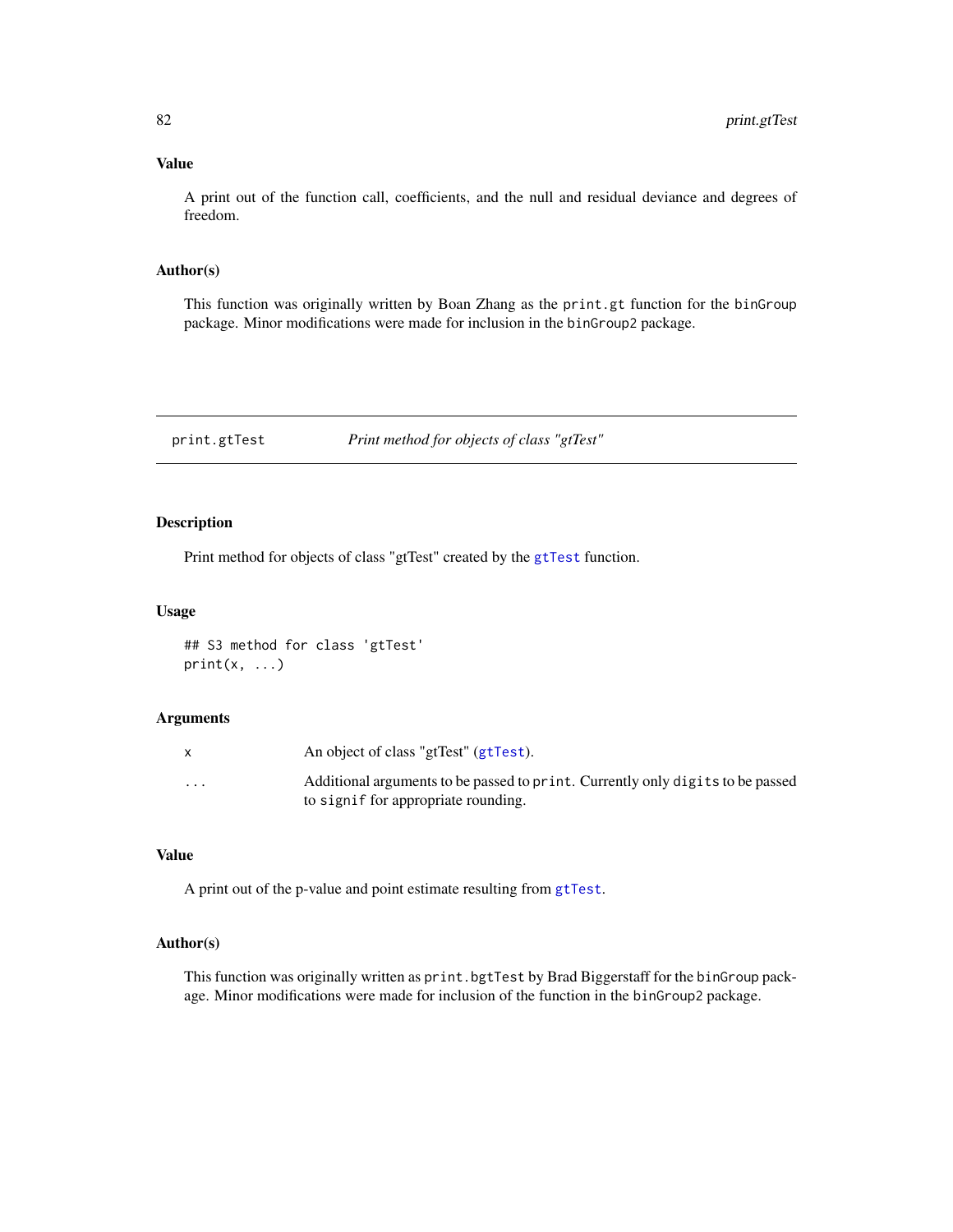### Value

A print out of the function call, coefficients, and the null and residual deviance and degrees of freedom.

### Author(s)

This function was originally written by Boan Zhang as the `print.gt` function for the `binGroup` package. Minor modifications were made for inclusion in the `binGroup2` package.

---

## print.gtTest — *Print method for objects of class "gtTest"*

---

### Description

Print method for objects of class "gtTest" created by the `gtTest` function.

### Usage

```
## S3 method for class 'gtTest'
print(x, ...)
```

### Arguments

| | |
|---|---|
| `x` | An object of class "gtTest" (`gtTest`). |
| `...` | Additional arguments to be passed to `print`. Currently only `digits` to be passed to `signif` for appropriate rounding. |

### Value

A print out of the p-value and point estimate resulting from `gtTest`.

### Author(s)

This function was originally written as `print.bgtTest` by Brad Biggerstaff for the `binGroup` package. Minor modifications were made for inclusion of the function in the `binGroup2` package.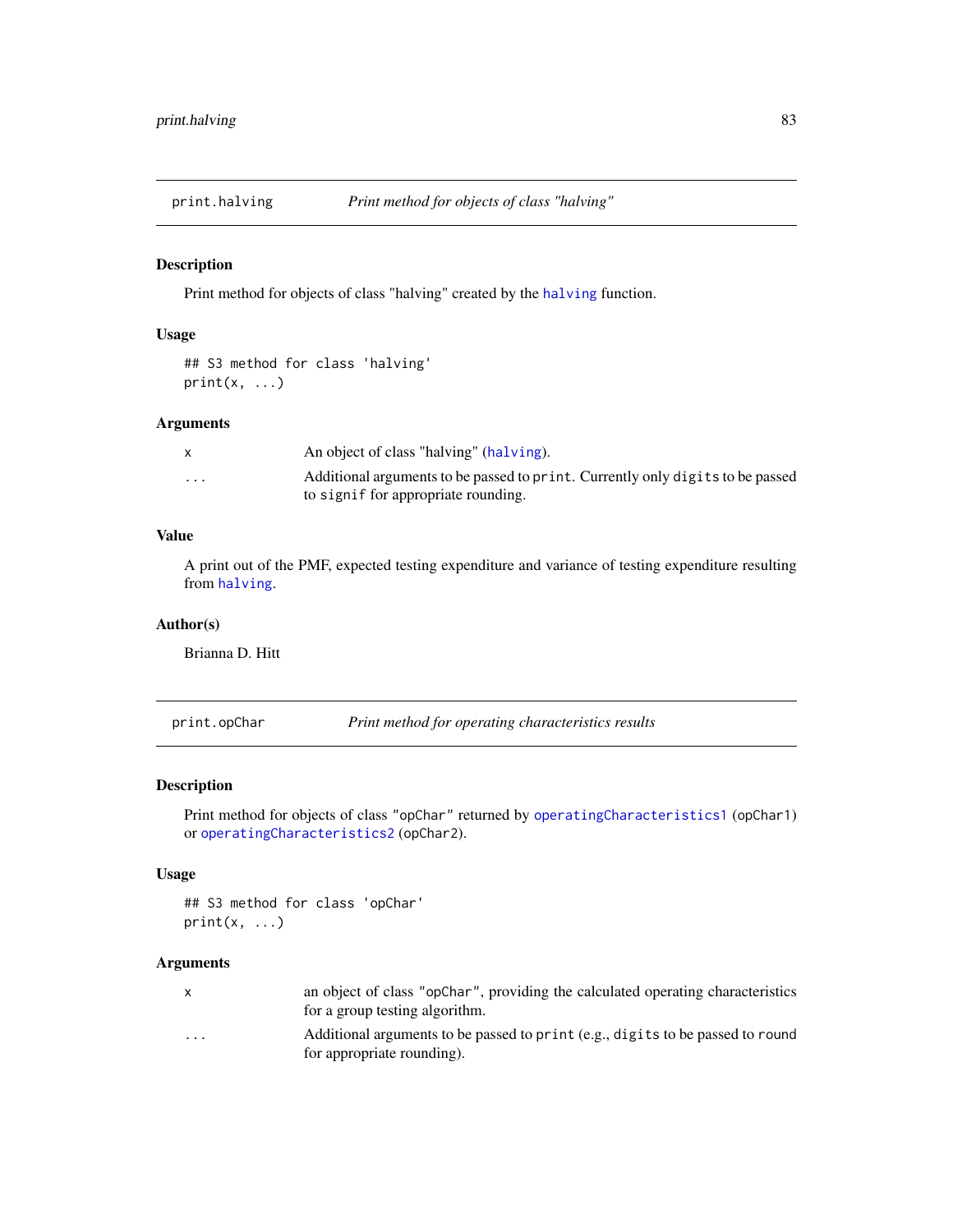## print.halving — *Print method for objects of class "halving"*

### Description

Print method for objects of class "halving" created by the `halving` function.

### Usage

```
## S3 method for class 'halving'
print(x, ...)
```

### Arguments

| | |
|---|---|
| `x` | An object of class "halving" (`halving`). |
| `...` | Additional arguments to be passed to `print`. Currently only `digits` to be passed to `signif` for appropriate rounding. |

### Value

A print out of the PMF, expected testing expenditure and variance of testing expenditure resulting from `halving`.

### Author(s)

Brianna D. Hitt

## print.opChar — *Print method for operating characteristics results*

### Description

Print method for objects of class "opChar" returned by `operatingCharacteristics1` (opChar1) or `operatingCharacteristics2` (opChar2).

### Usage

```
## S3 method for class 'opChar'
print(x, ...)
```

### Arguments

| | |
|---|---|
| `x` | an object of class "opChar", providing the calculated operating characteristics for a group testing algorithm. |
| `...` | Additional arguments to be passed to `print` (e.g., `digits` to be passed to `round` for appropriate rounding). |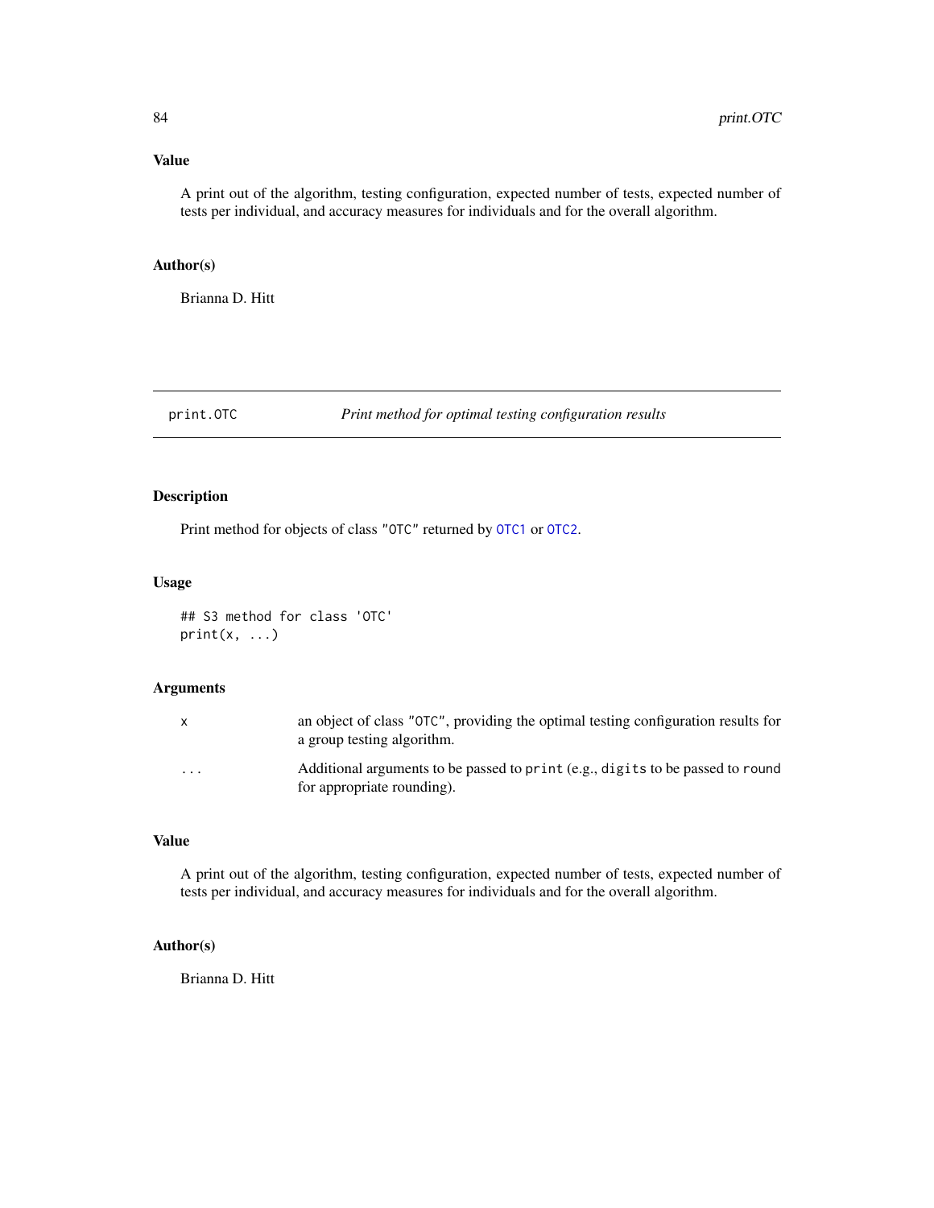## Value

A print out of the algorithm, testing configuration, expected number of tests, expected number of tests per individual, and accuracy measures for individuals and for the overall algorithm.

## Author(s)

Brianna D. Hitt

---

# print.OTC *Print method for optimal testing configuration results*

## Description

Print method for objects of class "OTC" returned by OTC1 or OTC2.

## Usage

```
## S3 method for class 'OTC'
print(x, ...)
```

## Arguments

| | |
|---|---|
| x | an object of class "OTC", providing the optimal testing configuration results for a group testing algorithm. |
| ... | Additional arguments to be passed to print (e.g., digits to be passed to round for appropriate rounding). |

## Value

A print out of the algorithm, testing configuration, expected number of tests, expected number of tests per individual, and accuracy measures for individuals and for the overall algorithm.

## Author(s)

Brianna D. Hitt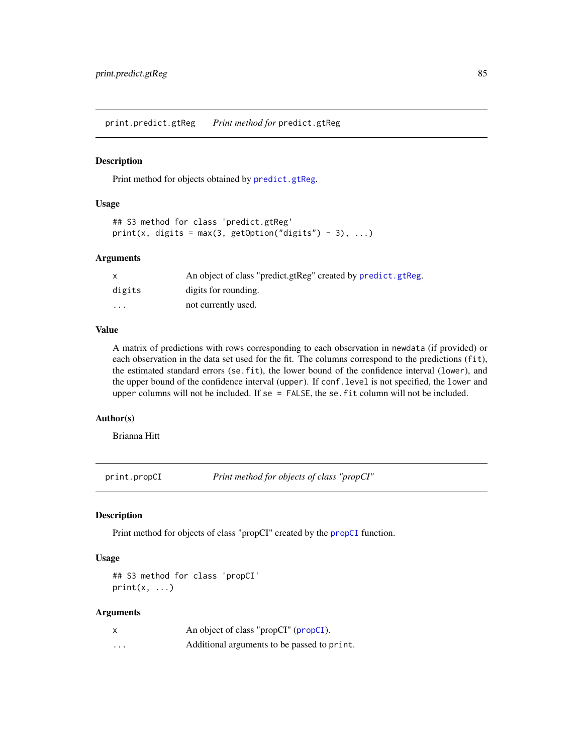## print.predict.gtReg *Print method for* predict.gtReg

### Description

Print method for objects obtained by `predict.gtReg`.

### Usage

```
## S3 method for class 'predict.gtReg'
print(x, digits = max(3, getOption("digits") - 3), ...)
```

### Arguments

| | |
|---|---|
| `x` | An object of class "predict.gtReg" created by `predict.gtReg`. |
| `digits` | digits for rounding. |
| `...` | not currently used. |

### Value

A matrix of predictions with rows corresponding to each observation in `newdata` (if provided) or each observation in the data set used for the fit. The columns correspond to the predictions (`fit`), the estimated standard errors (`se.fit`), the lower bound of the confidence interval (`lower`), and the upper bound of the confidence interval (`upper`). If `conf.level` is not specified, the `lower` and `upper` columns will not be included. If `se = FALSE`, the `se.fit` column will not be included.

### Author(s)

Brianna Hitt

## print.propCI *Print method for objects of class "propCI"*

### Description

Print method for objects of class "propCI" created by the `propCI` function.

### Usage

```
## S3 method for class 'propCI'
print(x, ...)
```

### Arguments

| | |
|---|---|
| `x` | An object of class "propCI" (`propCI`). |
| `...` | Additional arguments to be passed to `print`. |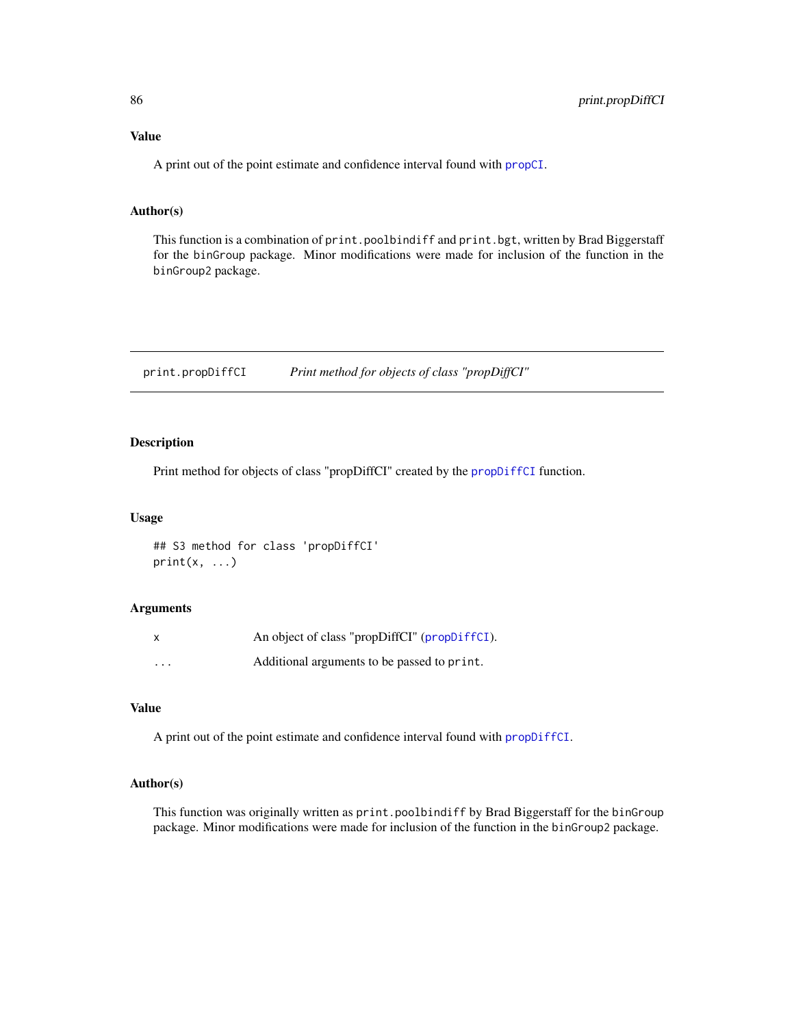### Value

A print out of the point estimate and confidence interval found with `propCI`.

### Author(s)

This function is a combination of `print.poolbindiff` and `print.bgt`, written by Brad Biggerstaff for the `binGroup` package. Minor modifications were made for inclusion of the function in the `binGroup2` package.

---

## print.propDiffCI — *Print method for objects of class "propDiffCI"*

---

### Description

Print method for objects of class "propDiffCI" created by the `propDiffCI` function.

### Usage

```
## S3 method for class 'propDiffCI'
print(x, ...)
```

### Arguments

| | |
|---|---|
| `x` | An object of class "propDiffCI" (`propDiffCI`). |
| `...` | Additional arguments to be passed to `print`. |

### Value

A print out of the point estimate and confidence interval found with `propDiffCI`.

### Author(s)

This function was originally written as `print.poolbindiff` by Brad Biggerstaff for the `binGroup` package. Minor modifications were made for inclusion of the function in the `binGroup2` package.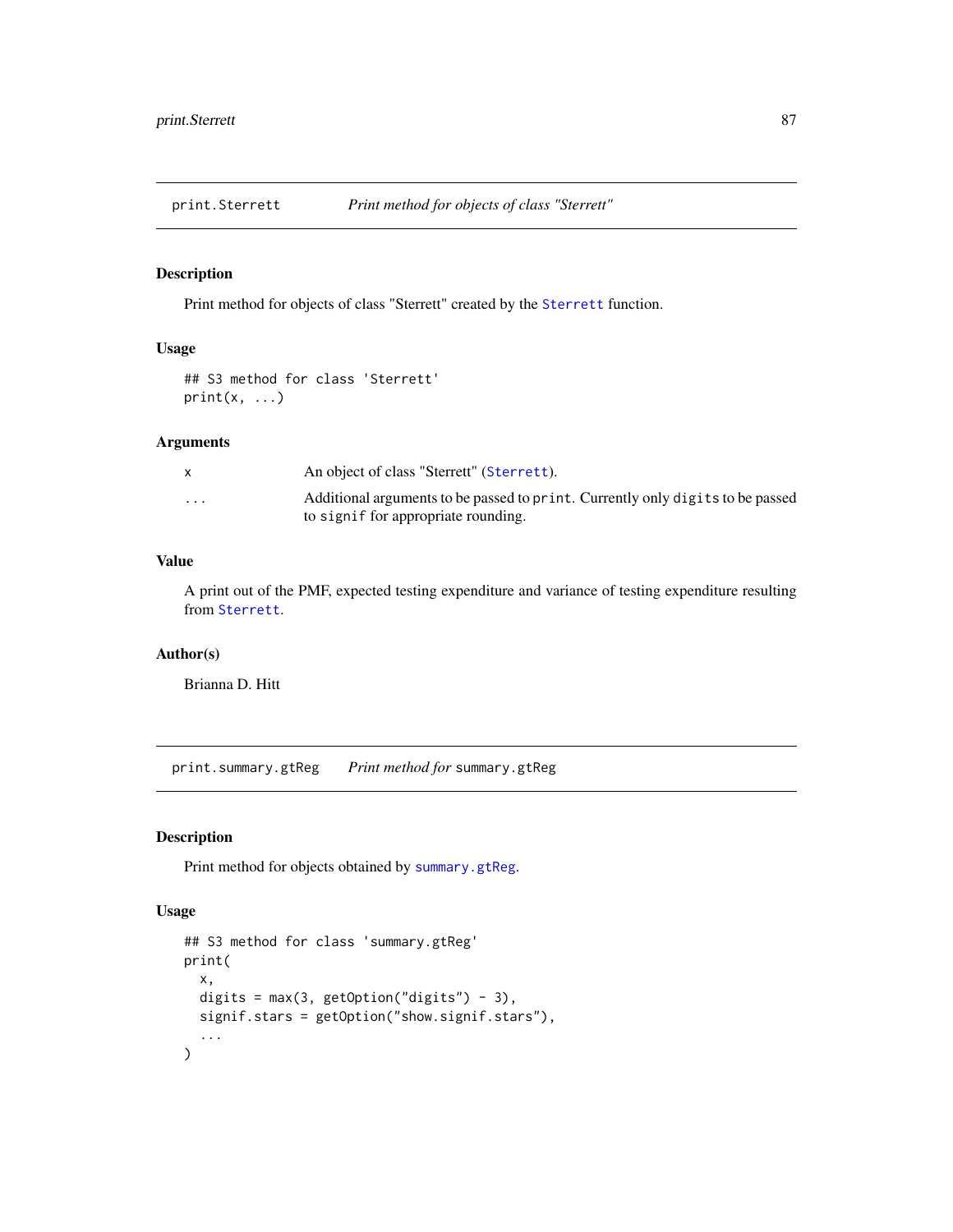## print.Sterrett — *Print method for objects of class "Sterrett"*

### Description

Print method for objects of class "Sterrett" created by the `Sterrett` function.

### Usage

```
## S3 method for class 'Sterrett'
print(x, ...)
```

### Arguments

| | |
|---|---|
| `x` | An object of class "Sterrett" (`Sterrett`). |
| `...` | Additional arguments to be passed to `print`. Currently only `digits` to be passed to `signif` for appropriate rounding. |

### Value

A print out of the PMF, expected testing expenditure and variance of testing expenditure resulting from `Sterrett`.

### Author(s)

Brianna D. Hitt

## print.summary.gtReg — *Print method for* `summary.gtReg`

### Description

Print method for objects obtained by `summary.gtReg`.

### Usage

```
## S3 method for class 'summary.gtReg'
print(
  x,
  digits = max(3, getOption("digits") - 3),
  signif.stars = getOption("show.signif.stars"),
  ...
)
```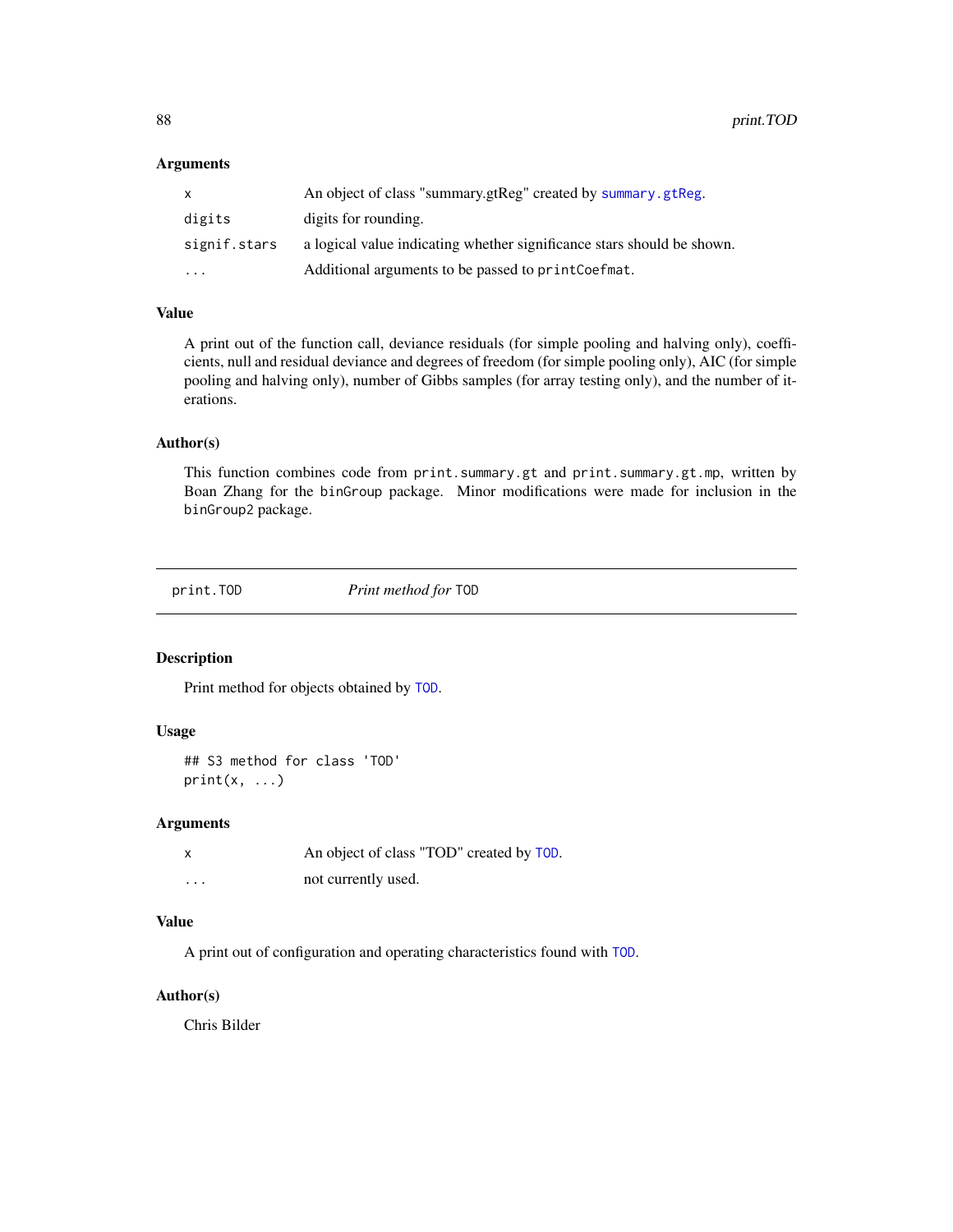### Arguments

| | |
|---|---|
| x | An object of class "summary.gtReg" created by summary.gtReg. |
| digits | digits for rounding. |
| signif.stars | a logical value indicating whether significance stars should be shown. |
| ... | Additional arguments to be passed to printCoefmat. |

### Value

A print out of the function call, deviance residuals (for simple pooling and halving only), coefficients, null and residual deviance and degrees of freedom (for simple pooling only), AIC (for simple pooling and halving only), number of Gibbs samples (for array testing only), and the number of iterations.

### Author(s)

This function combines code from `print.summary.gt` and `print.summary.gt.mp`, written by Boan Zhang for the `binGroup` package. Minor modifications were made for inclusion in the `binGroup2` package.

---

## print.TOD — *Print method for* TOD

### Description

Print method for objects obtained by TOD.

### Usage

```
## S3 method for class 'TOD'
print(x, ...)
```

### Arguments

| | |
|---|---|
| x | An object of class "TOD" created by TOD. |
| ... | not currently used. |

### Value

A print out of configuration and operating characteristics found with TOD.

### Author(s)

Chris Bilder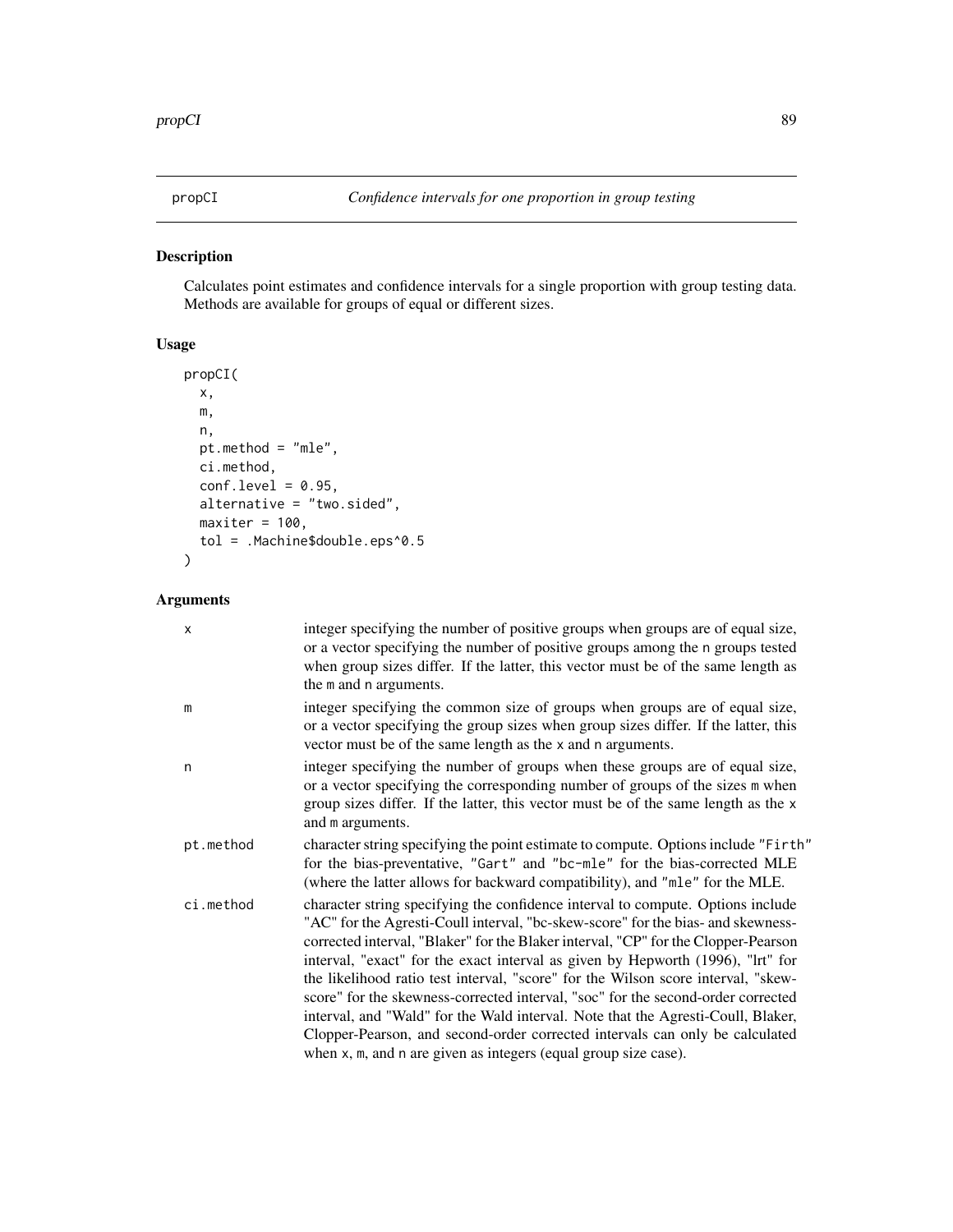propCI *Confidence intervals for one proportion in group testing*

## Description

Calculates point estimates and confidence intervals for a single proportion with group testing data. Methods are available for groups of equal or different sizes.

## Usage

```
propCI(
  x,
  m,
  n,
  pt.method = "mle",
  ci.method,
  conf.level = 0.95,
  alternative = "two.sided",
  maxiter = 100,
  tol = .Machine$double.eps^0.5
)
```

## Arguments

| | |
|---|---|
| `x` | integer specifying the number of positive groups when groups are of equal size, or a vector specifying the number of positive groups among the `n` groups tested when group sizes differ. If the latter, this vector must be of the same length as the `m` and `n` arguments. |
| `m` | integer specifying the common size of groups when groups are of equal size, or a vector specifying the group sizes when group sizes differ. If the latter, this vector must be of the same length as the `x` and `n` arguments. |
| `n` | integer specifying the number of groups when these groups are of equal size, or a vector specifying the corresponding number of groups of the sizes `m` when group sizes differ. If the latter, this vector must be of the same length as the `x` and `m` arguments. |
| `pt.method` | character string specifying the point estimate to compute. Options include `"Firth"` for the bias-preventative, `"Gart"` and `"bc-mle"` for the bias-corrected MLE (where the latter allows for backward compatibility), and `"mle"` for the MLE. |
| `ci.method` | character string specifying the confidence interval to compute. Options include "AC" for the Agresti-Coull interval, "bc-skew-score" for the bias- and skewness-corrected interval, "Blaker" for the Blaker interval, "CP" for the Clopper-Pearson interval, "exact" for the exact interval as given by Hepworth (1996), "lrt" for the likelihood ratio test interval, "score" for the Wilson score interval, "skew-score" for the skewness-corrected interval, "soc" for the second-order corrected interval, and "Wald" for the Wald interval. Note that the Agresti-Coull, Blaker, Clopper-Pearson, and second-order corrected intervals can only be calculated when `x`, `m`, and `n` are given as integers (equal group size case). |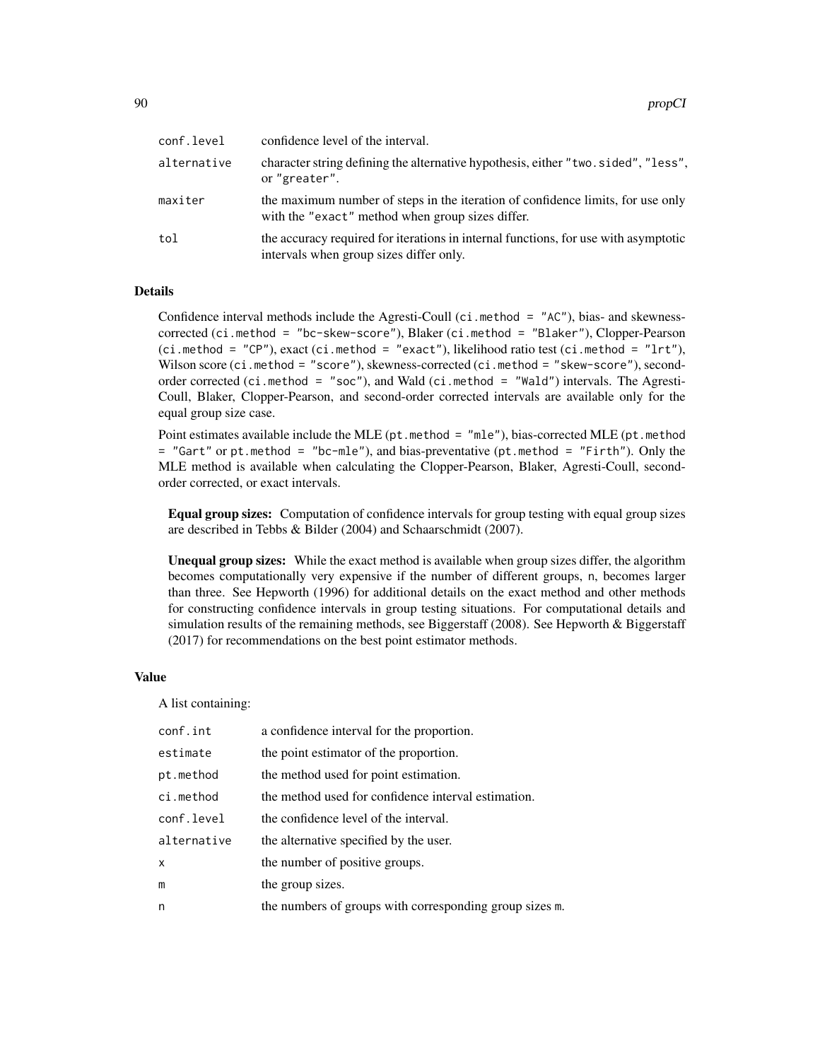| | |
|---|---|
| `conf.level` | confidence level of the interval. |
| `alternative` | character string defining the alternative hypothesis, either `"two.sided"`, `"less"`, or `"greater"`. |
| `maxiter` | the maximum number of steps in the iteration of confidence limits, for use only with the `"exact"` method when group sizes differ. |
| `tol` | the accuracy required for iterations in internal functions, for use with asymptotic intervals when group sizes differ only. |

## Details

Confidence interval methods include the Agresti-Coull (`ci.method = "AC"`), bias- and skewness-corrected (`ci.method = "bc-skew-score"`), Blaker (`ci.method = "Blaker"`), Clopper-Pearson (`ci.method = "CP"`), exact (`ci.method = "exact"`), likelihood ratio test (`ci.method = "lrt"`), Wilson score (`ci.method = "score"`), skewness-corrected (`ci.method = "skew-score"`), second-order corrected (`ci.method = "soc"`), and Wald (`ci.method = "Wald"`) intervals. The Agresti-Coull, Blaker, Clopper-Pearson, and second-order corrected intervals are available only for the equal group size case.

Point estimates available include the MLE (`pt.method = "mle"`), bias-corrected MLE (`pt.method = "Gart"` or `pt.method = "bc-mle"`), and bias-preventative (`pt.method = "Firth"`). Only the MLE method is available when calculating the Clopper-Pearson, Blaker, Agresti-Coull, second-order corrected, or exact intervals.

**Equal group sizes:** Computation of confidence intervals for group testing with equal group sizes are described in Tebbs & Bilder (2004) and Schaarschmidt (2007).

**Unequal group sizes:** While the exact method is available when group sizes differ, the algorithm becomes computationally very expensive if the number of different groups, `n`, becomes larger than three. See Hepworth (1996) for additional details on the exact method and other methods for constructing confidence intervals in group testing situations. For computational details and simulation results of the remaining methods, see Biggerstaff (2008). See Hepworth & Biggerstaff (2017) for recommendations on the best point estimator methods.

## Value

A list containing:

| | |
|---|---|
| `conf.int` | a confidence interval for the proportion. |
| `estimate` | the point estimator of the proportion. |
| `pt.method` | the method used for point estimation. |
| `ci.method` | the method used for confidence interval estimation. |
| `conf.level` | the confidence level of the interval. |
| `alternative` | the alternative specified by the user. |
| `x` | the number of positive groups. |
| `m` | the group sizes. |
| `n` | the numbers of groups with corresponding group sizes `m`. |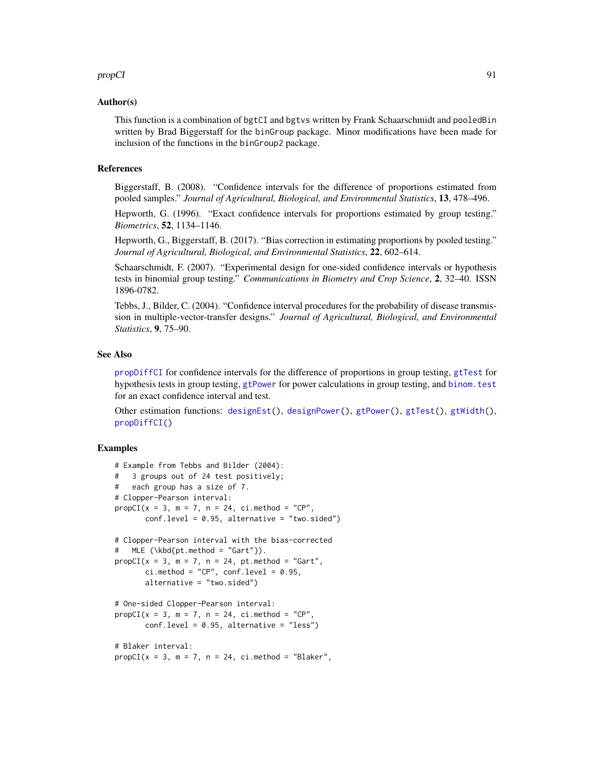### Author(s)

This function is a combination of `bgtCI` and `bgtvs` written by Frank Schaarschmidt and `pooledBin` written by Brad Biggerstaff for the `binGroup` package. Minor modifications have been made for inclusion of the functions in the `binGroup2` package.

### References

Biggerstaff, B. (2008). "Confidence intervals for the difference of proportions estimated from pooled samples." *Journal of Agricultural, Biological, and Environmental Statistics*, **13**, 478–496.

Hepworth, G. (1996). "Exact confidence intervals for proportions estimated by group testing." *Biometrics*, **52**, 1134–1146.

Hepworth, G., Biggerstaff, B. (2017). "Bias correction in estimating proportions by pooled testing." *Journal of Agricultural, Biological, and Environmental Statistics*, **22**, 602–614.

Schaarschmidt, F. (2007). "Experimental design for one-sided confidence intervals or hypothesis tests in binomial group testing." *Communications in Biometry and Crop Science*, **2**, 32–40. ISSN 1896-0782.

Tebbs, J., Bilder, C. (2004). "Confidence interval procedures for the probability of disease transmission in multiple-vector-transfer designs." *Journal of Agricultural, Biological, and Environmental Statistics*, **9**, 75–90.

### See Also

`propDiffCI` for confidence intervals for the difference of proportions in group testing, `gtTest` for hypothesis tests in group testing, `gtPower` for power calculations in group testing, and `binom.test` for an exact confidence interval and test.

Other estimation functions: `designEst()`, `designPower()`, `gtPower()`, `gtTest()`, `gtWidth()`, `propDiffCI()`

### Examples

```
# Example from Tebbs and Bilder (2004):
#   3 groups out of 24 test positively;
#   each group has a size of 7.
# Clopper-Pearson interval:
propCI(x = 3, m = 7, n = 24, ci.method = "CP",
       conf.level = 0.95, alternative = "two.sided")

# Clopper-Pearson interval with the bias-corrected
#   MLE (\kbd{pt.method = "Gart"}).
propCI(x = 3, m = 7, n = 24, pt.method = "Gart",
       ci.method = "CP", conf.level = 0.95,
       alternative = "two.sided")

# One-sided Clopper-Pearson interval:
propCI(x = 3, m = 7, n = 24, ci.method = "CP",
       conf.level = 0.95, alternative = "less")

# Blaker interval:
propCI(x = 3, m = 7, n = 24, ci.method = "Blaker",
```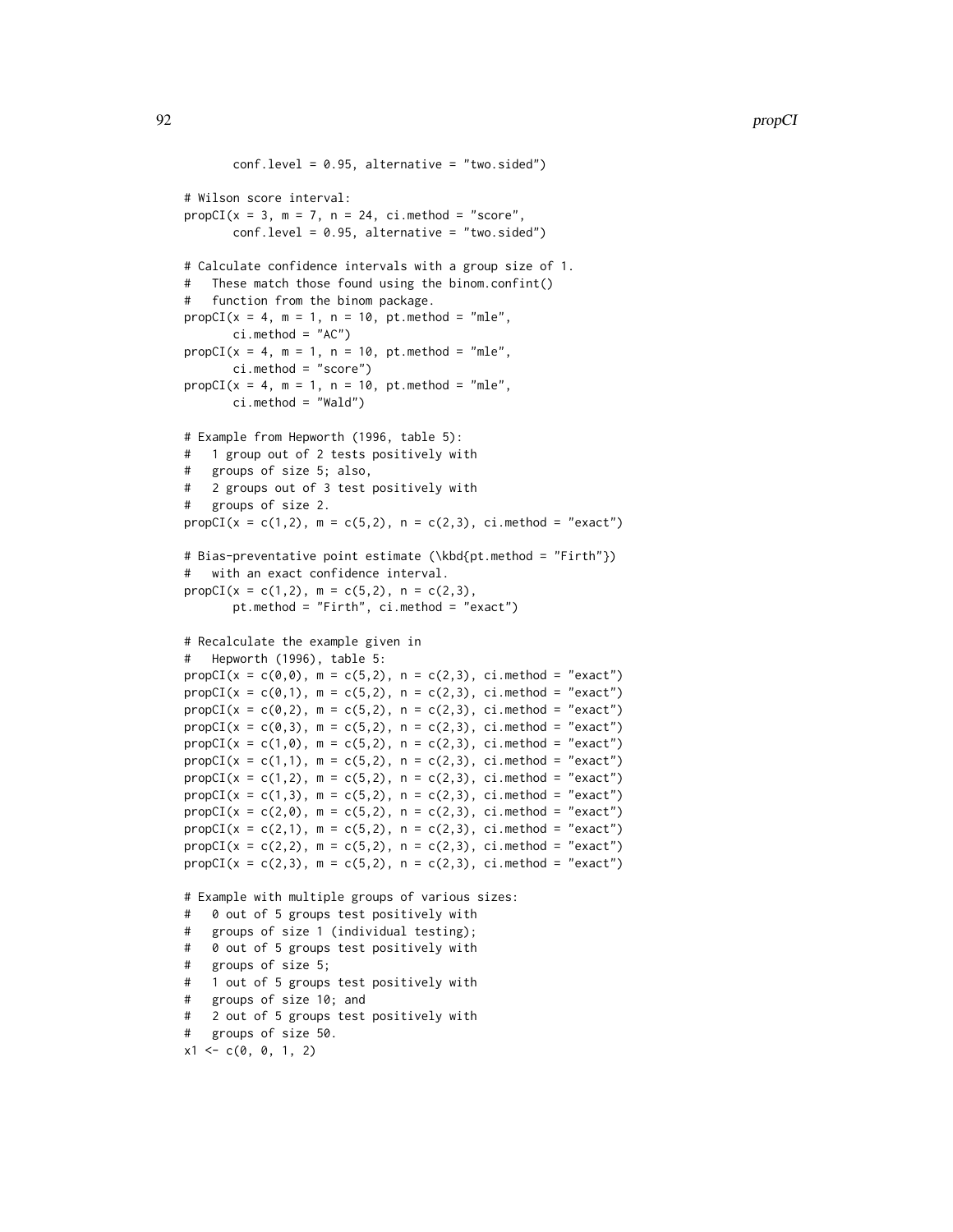```
       conf.level = 0.95, alternative = "two.sided")

# Wilson score interval:
propCI(x = 3, m = 7, n = 24, ci.method = "score",
       conf.level = 0.95, alternative = "two.sided")

# Calculate confidence intervals with a group size of 1.
#   These match those found using the binom.confint()
#   function from the binom package.
propCI(x = 4, m = 1, n = 10, pt.method = "mle",
       ci.method = "AC")
propCI(x = 4, m = 1, n = 10, pt.method = "mle",
       ci.method = "score")
propCI(x = 4, m = 1, n = 10, pt.method = "mle",
       ci.method = "Wald")

# Example from Hepworth (1996, table 5):
#   1 group out of 2 tests positively with
#   groups of size 5; also,
#   2 groups out of 3 test positively with
#   groups of size 2.
propCI(x = c(1,2), m = c(5,2), n = c(2,3), ci.method = "exact")

# Bias-preventative point estimate (\kbd{pt.method = "Firth"})
#   with an exact confidence interval.
propCI(x = c(1,2), m = c(5,2), n = c(2,3),
       pt.method = "Firth", ci.method = "exact")

# Recalculate the example given in
#   Hepworth (1996), table 5:
propCI(x = c(0,0), m = c(5,2), n = c(2,3), ci.method = "exact")
propCI(x = c(0,1), m = c(5,2), n = c(2,3), ci.method = "exact")
propCI(x = c(0,2), m = c(5,2), n = c(2,3), ci.method = "exact")
propCI(x = c(0,3), m = c(5,2), n = c(2,3), ci.method = "exact")
propCI(x = c(1,0), m = c(5,2), n = c(2,3), ci.method = "exact")
propCI(x = c(1,1), m = c(5,2), n = c(2,3), ci.method = "exact")
propCI(x = c(1,2), m = c(5,2), n = c(2,3), ci.method = "exact")
propCI(x = c(1,3), m = c(5,2), n = c(2,3), ci.method = "exact")
propCI(x = c(2,0), m = c(5,2), n = c(2,3), ci.method = "exact")
propCI(x = c(2,1), m = c(5,2), n = c(2,3), ci.method = "exact")
propCI(x = c(2,2), m = c(5,2), n = c(2,3), ci.method = "exact")
propCI(x = c(2,3), m = c(5,2), n = c(2,3), ci.method = "exact")

# Example with multiple groups of various sizes:
#   0 out of 5 groups test positively with
#   groups of size 1 (individual testing);
#   0 out of 5 groups test positively with
#   groups of size 5;
#   1 out of 5 groups test positively with
#   groups of size 10; and
#   2 out of 5 groups test positively with
#   groups of size 50.
x1 <- c(0, 0, 1, 2)
```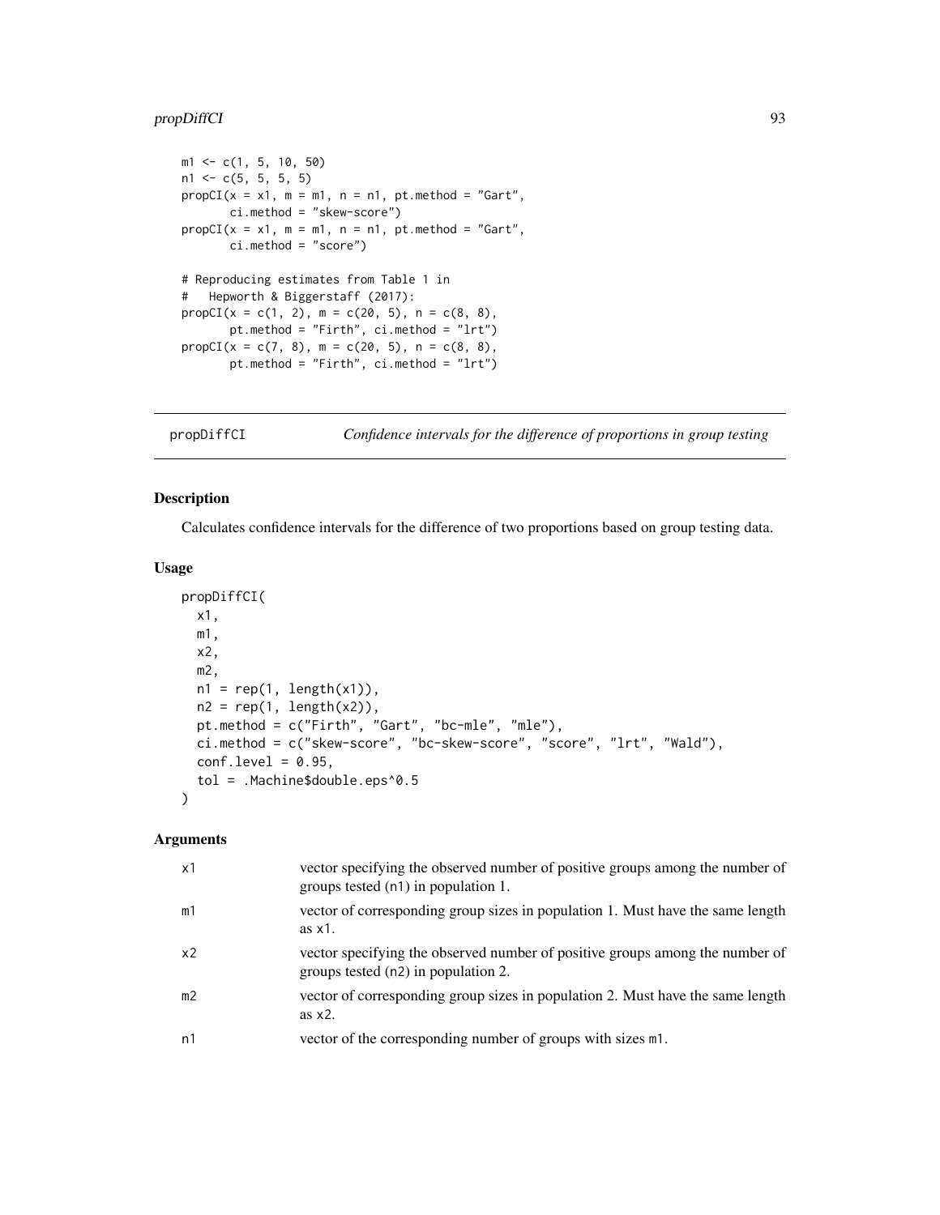```
m1 <- c(1, 5, 10, 50)
n1 <- c(5, 5, 5, 5)
propCI(x = x1, m = m1, n = n1, pt.method = "Gart",
       ci.method = "skew-score")
propCI(x = x1, m = m1, n = n1, pt.method = "Gart",
       ci.method = "score")

# Reproducing estimates from Table 1 in
#   Hepworth & Biggerstaff (2017):
propCI(x = c(1, 2), m = c(20, 5), n = c(8, 8),
       pt.method = "Firth", ci.method = "lrt")
propCI(x = c(7, 8), m = c(20, 5), n = c(8, 8),
       pt.method = "Firth", ci.method = "lrt")
```

---

## propDiffCI — *Confidence intervals for the difference of proportions in group testing*

### Description

Calculates confidence intervals for the difference of two proportions based on group testing data.

### Usage

```
propDiffCI(
  x1,
  m1,
  x2,
  m2,
  n1 = rep(1, length(x1)),
  n2 = rep(1, length(x2)),
  pt.method = c("Firth", "Gart", "bc-mle", "mle"),
  ci.method = c("skew-score", "bc-skew-score", "score", "lrt", "Wald"),
  conf.level = 0.95,
  tol = .Machine$double.eps^0.5
)
```

### Arguments

| | |
|---|---|
| x1 | vector specifying the observed number of positive groups among the number of groups tested (n1) in population 1. |
| m1 | vector of corresponding group sizes in population 1. Must have the same length as x1. |
| x2 | vector specifying the observed number of positive groups among the number of groups tested (n2) in population 2. |
| m2 | vector of corresponding group sizes in population 2. Must have the same length as x2. |
| n1 | vector of the corresponding number of groups with sizes m1. |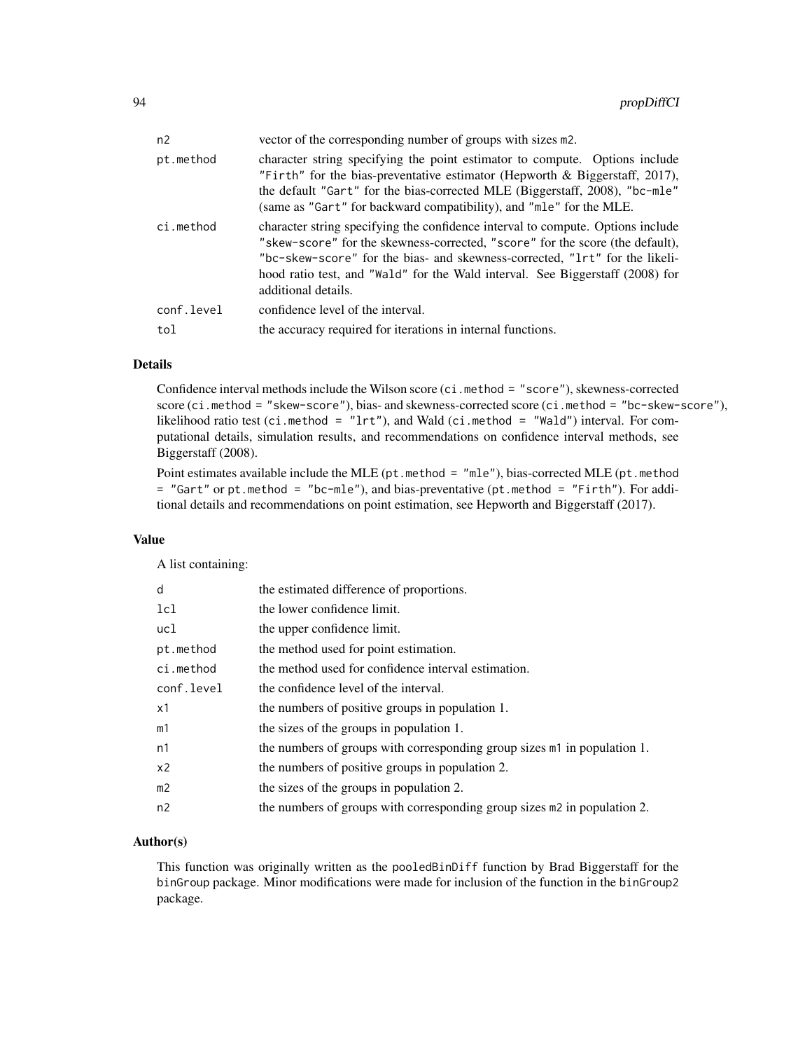| | |
|---|---|
| n2 | vector of the corresponding number of groups with sizes m2. |
| pt.method | character string specifying the point estimator to compute. Options include "Firth" for the bias-preventative estimator (Hepworth & Biggerstaff, 2017), the default "Gart" for the bias-corrected MLE (Biggerstaff, 2008), "bc-mle" (same as "Gart" for backward compatibility), and "mle" for the MLE. |
| ci.method | character string specifying the confidence interval to compute. Options include "skew-score" for the skewness-corrected, "score" for the score (the default), "bc-skew-score" for the bias- and skewness-corrected, "lrt" for the likelihood ratio test, and "Wald" for the Wald interval. See Biggerstaff (2008) for additional details. |
| conf.level | confidence level of the interval. |
| tol | the accuracy required for iterations in internal functions. |

### Details

Confidence interval methods include the Wilson score (`ci.method = "score"`), skewness-corrected score (`ci.method = "skew-score"`), bias- and skewness-corrected score (`ci.method = "bc-skew-score"`), likelihood ratio test (`ci.method = "lrt"`), and Wald (`ci.method = "Wald"`) interval. For computational details, simulation results, and recommendations on confidence interval methods, see Biggerstaff (2008).

Point estimates available include the MLE (`pt.method = "mle"`), bias-corrected MLE (`pt.method = "Gart"` or `pt.method = "bc-mle"`), and bias-preventative (`pt.method = "Firth"`). For additional details and recommendations on point estimation, see Hepworth and Biggerstaff (2017).

### Value

A list containing:

| | |
|---|---|
| d | the estimated difference of proportions. |
| lcl | the lower confidence limit. |
| ucl | the upper confidence limit. |
| pt.method | the method used for point estimation. |
| ci.method | the method used for confidence interval estimation. |
| conf.level | the confidence level of the interval. |
| x1 | the numbers of positive groups in population 1. |
| m1 | the sizes of the groups in population 1. |
| n1 | the numbers of groups with corresponding group sizes m1 in population 1. |
| x2 | the numbers of positive groups in population 2. |
| m2 | the sizes of the groups in population 2. |
| n2 | the numbers of groups with corresponding group sizes m2 in population 2. |

### Author(s)

This function was originally written as the `pooledBinDiff` function by Brad Biggerstaff for the `binGroup` package. Minor modifications were made for inclusion of the function in the `binGroup2` package.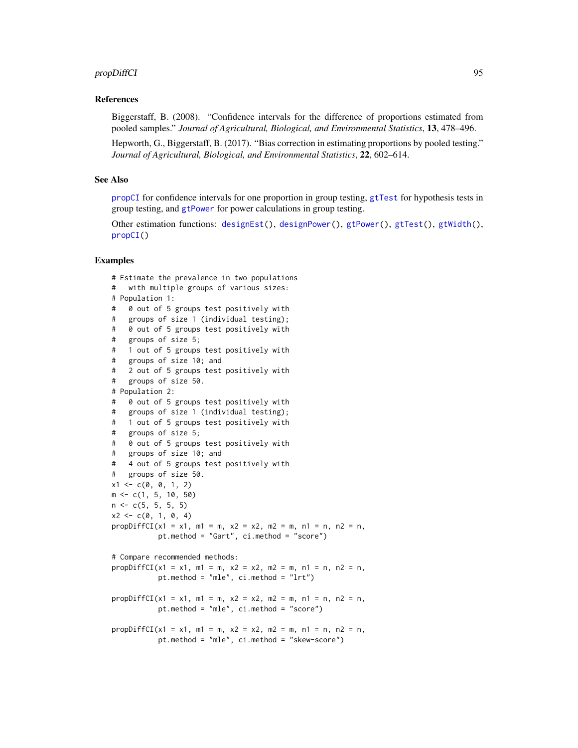## References

Biggerstaff, B. (2008). "Confidence intervals for the difference of proportions estimated from pooled samples." *Journal of Agricultural, Biological, and Environmental Statistics*, **13**, 478–496.

Hepworth, G., Biggerstaff, B. (2017). "Bias correction in estimating proportions by pooled testing." *Journal of Agricultural, Biological, and Environmental Statistics*, **22**, 602–614.

## See Also

`propCI` for confidence intervals for one proportion in group testing, `gtTest` for hypothesis tests in group testing, and `gtPower` for power calculations in group testing.

Other estimation functions: `designEst()`, `designPower()`, `gtPower()`, `gtTest()`, `gtWidth()`, `propCI()`

## Examples

```
# Estimate the prevalence in two populations
#   with multiple groups of various sizes:
# Population 1:
#   0 out of 5 groups test positively with
#   groups of size 1 (individual testing);
#   0 out of 5 groups test positively with
#   groups of size 5;
#   1 out of 5 groups test positively with
#   groups of size 10; and
#   2 out of 5 groups test positively with
#   groups of size 50.
# Population 2:
#   0 out of 5 groups test positively with
#   groups of size 1 (individual testing);
#   1 out of 5 groups test positively with
#   groups of size 5;
#   0 out of 5 groups test positively with
#   groups of size 10; and
#   4 out of 5 groups test positively with
#   groups of size 50.
x1 <- c(0, 0, 1, 2)
m <- c(1, 5, 10, 50)
n <- c(5, 5, 5, 5)
x2 <- c(0, 1, 0, 4)
propDiffCI(x1 = x1, m1 = m, x2 = x2, m2 = m, n1 = n, n2 = n,
           pt.method = "Gart", ci.method = "score")

# Compare recommended methods:
propDiffCI(x1 = x1, m1 = m, x2 = x2, m2 = m, n1 = n, n2 = n,
           pt.method = "mle", ci.method = "lrt")

propDiffCI(x1 = x1, m1 = m, x2 = x2, m2 = m, n1 = n, n2 = n,
           pt.method = "mle", ci.method = "score")

propDiffCI(x1 = x1, m1 = m, x2 = x2, m2 = m, n1 = n, n2 = n,
           pt.method = "mle", ci.method = "skew-score")
```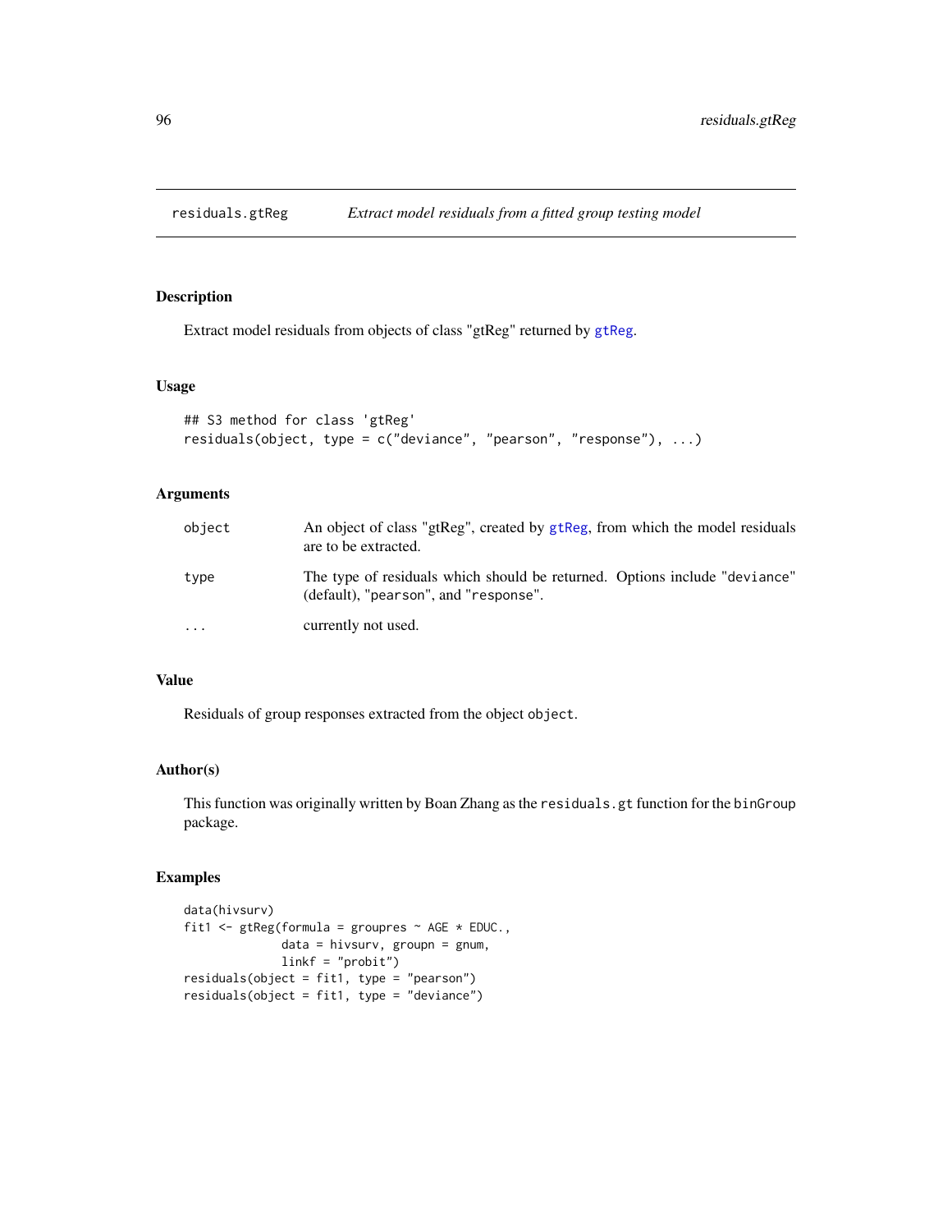## residals.gtReg

residuals.gtReg *Extract model residuals from a fitted group testing model*

### Description

Extract model residuals from objects of class "gtReg" returned by gtReg.

### Usage

```
## S3 method for class 'gtReg'
residuals(object, type = c("deviance", "pearson", "response"), ...)
```

### Arguments

| | |
|---|---|
| object | An object of class "gtReg", created by gtReg, from which the model residuals are to be extracted. |
| type | The type of residuals which should be returned. Options include "deviance" (default), "pearson", and "response". |
| ... | currently not used. |

### Value

Residuals of group responses extracted from the object object.

### Author(s)

This function was originally written by Boan Zhang as the residuals.gt function for the binGroup package.

### Examples

```
data(hivsurv)
fit1 <- gtReg(formula = groupres ~ AGE * EDUC.,
              data = hivsurv, groupn = gnum,
              linkf = "probit")
residuals(object = fit1, type = "pearson")
residuals(object = fit1, type = "deviance")
```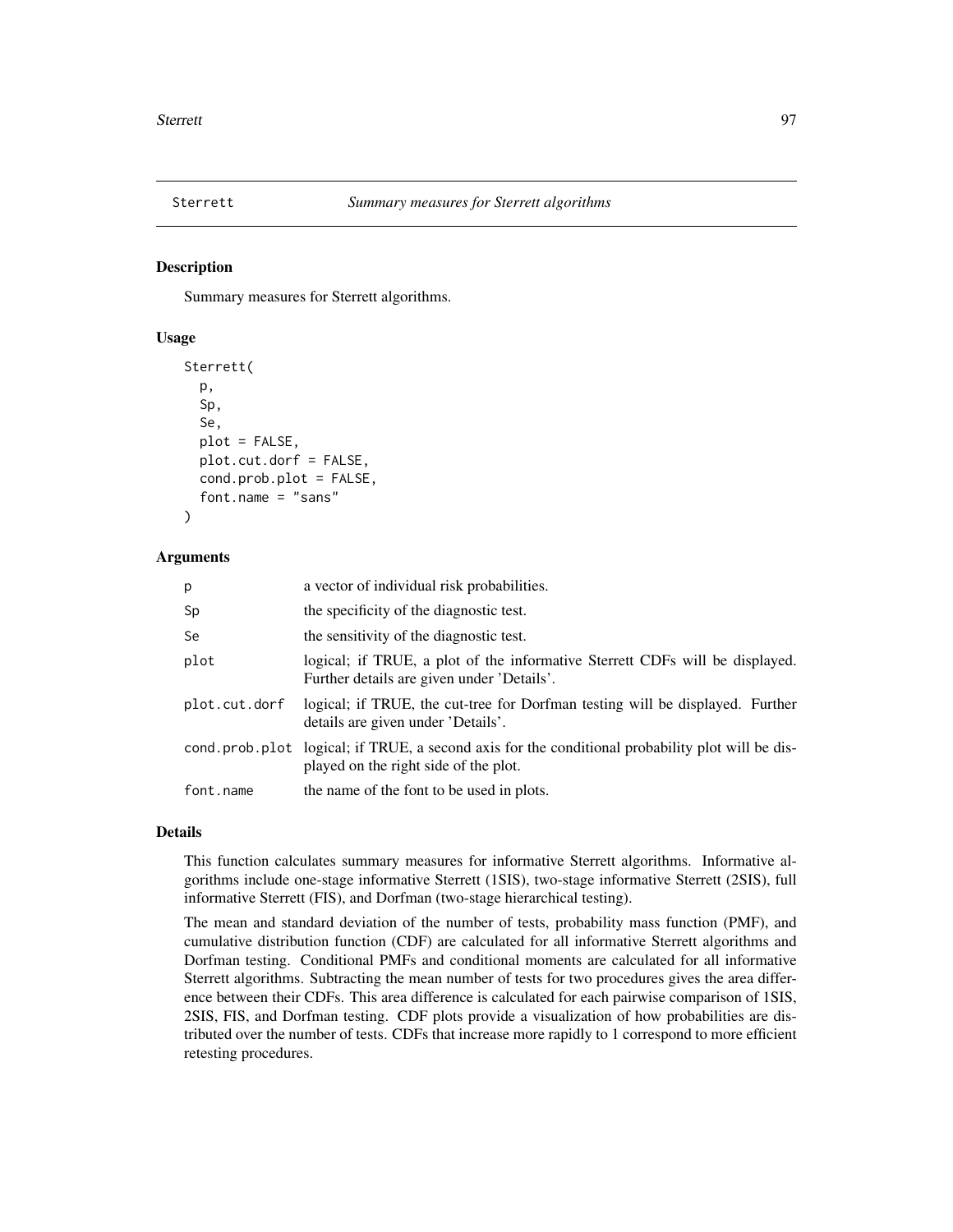# Sterrett    *Summary measures for Sterrett algorithms*

## Description

Summary measures for Sterrett algorithms.

## Usage

```
Sterrett(
  p,
  Sp,
  Se,
  plot = FALSE,
  plot.cut.dorf = FALSE,
  cond.prob.plot = FALSE,
  font.name = "sans"
)
```

## Arguments

| | |
|---|---|
| p | a vector of individual risk probabilities. |
| Sp | the specificity of the diagnostic test. |
| Se | the sensitivity of the diagnostic test. |
| plot | logical; if TRUE, a plot of the informative Sterrett CDFs will be displayed. Further details are given under 'Details'. |
| plot.cut.dorf | logical; if TRUE, the cut-tree for Dorfman testing will be displayed. Further details are given under 'Details'. |
| cond.prob.plot | logical; if TRUE, a second axis for the conditional probability plot will be displayed on the right side of the plot. |
| font.name | the name of the font to be used in plots. |

## Details

This function calculates summary measures for informative Sterrett algorithms. Informative algorithms include one-stage informative Sterrett (1SIS), two-stage informative Sterrett (2SIS), full informative Sterrett (FIS), and Dorfman (two-stage hierarchical testing).

The mean and standard deviation of the number of tests, probability mass function (PMF), and cumulative distribution function (CDF) are calculated for all informative Sterrett algorithms and Dorfman testing. Conditional PMFs and conditional moments are calculated for all informative Sterrett algorithms. Subtracting the mean number of tests for two procedures gives the area difference between their CDFs. This area difference is calculated for each pairwise comparison of 1SIS, 2SIS, FIS, and Dorfman testing. CDF plots provide a visualization of how probabilities are distributed over the number of tests. CDFs that increase more rapidly to 1 correspond to more efficient retesting procedures.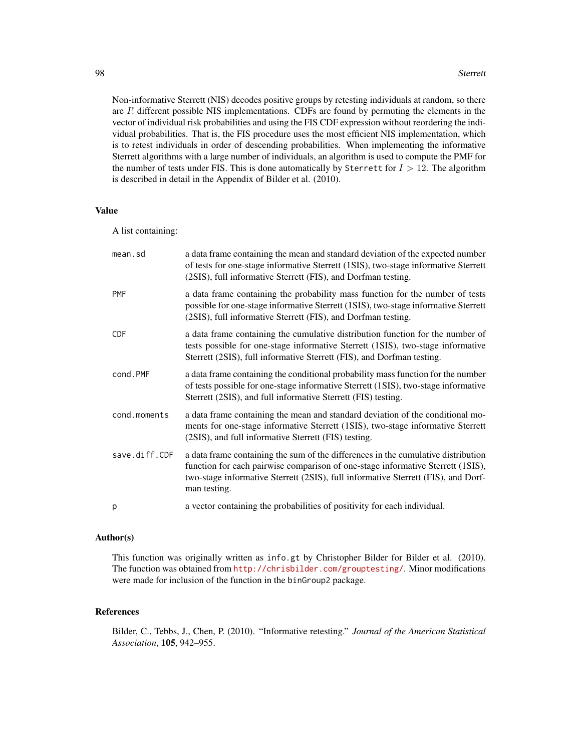Non-informative Sterrett (NIS) decodes positive groups by retesting individuals at random, so there are $I!$ different possible NIS implementations. CDFs are found by permuting the elements in the vector of individual risk probabilities and using the FIS CDF expression without reordering the individual probabilities. That is, the FIS procedure uses the most efficient NIS implementation, which is to retest individuals in order of descending probabilities. When implementing the informative Sterrett algorithms with a large number of individuals, an algorithm is used to compute the PMF for the number of tests under FIS. This is done automatically by `Sterrett` for $I > 12$. The algorithm is described in detail in the Appendix of Bilder et al. (2010).

## Value

A list containing:

| | |
|---|---|
| `mean.sd` | a data frame containing the mean and standard deviation of the expected number of tests for one-stage informative Sterrett (1SIS), two-stage informative Sterrett (2SIS), full informative Sterrett (FIS), and Dorfman testing. |
| `PMF` | a data frame containing the probability mass function for the number of tests possible for one-stage informative Sterrett (1SIS), two-stage informative Sterrett (2SIS), full informative Sterrett (FIS), and Dorfman testing. |
| `CDF` | a data frame containing the cumulative distribution function for the number of tests possible for one-stage informative Sterrett (1SIS), two-stage informative Sterrett (2SIS), full informative Sterrett (FIS), and Dorfman testing. |
| `cond.PMF` | a data frame containing the conditional probability mass function for the number of tests possible for one-stage informative Sterrett (1SIS), two-stage informative Sterrett (2SIS), and full informative Sterrett (FIS) testing. |
| `cond.moments` | a data frame containing the mean and standard deviation of the conditional moments for one-stage informative Sterrett (1SIS), two-stage informative Sterrett (2SIS), and full informative Sterrett (FIS) testing. |
| `save.diff.CDF` | a data frame containing the sum of the differences in the cumulative distribution function for each pairwise comparison of one-stage informative Sterrett (1SIS), two-stage informative Sterrett (2SIS), full informative Sterrett (FIS), and Dorfman testing. |
| `p` | a vector containing the probabilities of positivity for each individual. |

## Author(s)

This function was originally written as `info.gt` by Christopher Bilder for Bilder et al. (2010). The function was obtained from http://chrisbilder.com/grouptesting/. Minor modifications were made for inclusion of the function in the `binGroup2` package.

## References

Bilder, C., Tebbs, J., Chen, P. (2010). "Informative retesting." *Journal of the American Statistical Association*, **105**, 942–955.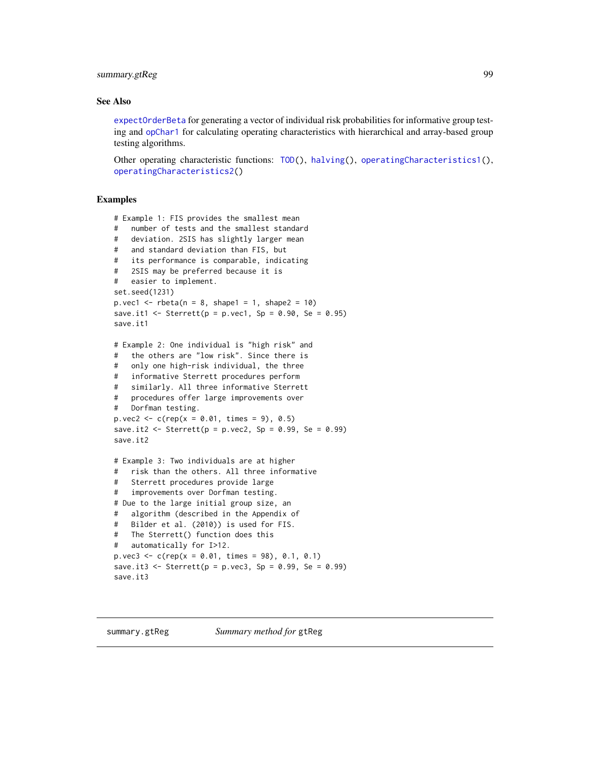## See Also

expectOrderBeta for generating a vector of individual risk probabilities for informative group testing and opChar1 for calculating operating characteristics with hierarchical and array-based group testing algorithms.

Other operating characteristic functions: TOD(), halving(), operatingCharacteristics1(), operatingCharacteristics2()

## Examples

```
# Example 1: FIS provides the smallest mean
#   number of tests and the smallest standard
#   deviation. 2SIS has slightly larger mean
#   and standard deviation than FIS, but
#   its performance is comparable, indicating
#   2SIS may be preferred because it is
#   easier to implement.
set.seed(1231)
p.vec1 <- rbeta(n = 8, shape1 = 1, shape2 = 10)
save.it1 <- Sterrett(p = p.vec1, Sp = 0.90, Se = 0.95)
save.it1

# Example 2: One individual is "high risk" and
#   the others are "low risk". Since there is
#   only one high-risk individual, the three
#   informative Sterrett procedures perform
#   similarly. All three informative Sterrett
#   procedures offer large improvements over
#   Dorfman testing.
p.vec2 <- c(rep(x = 0.01, times = 9), 0.5)
save.it2 <- Sterrett(p = p.vec2, Sp = 0.99, Se = 0.99)
save.it2

# Example 3: Two individuals are at higher
#   risk than the others. All three informative
#   Sterrett procedures provide large
#   improvements over Dorfman testing.
# Due to the large initial group size, an
#   algorithm (described in the Appendix of
#   Bilder et al. (2010)) is used for FIS.
#   The Sterrett() function does this
#   automatically for I>12.
p.vec3 <- c(rep(x = 0.01, times = 98), 0.1, 0.1)
save.it3 <- Sterrett(p = p.vec3, Sp = 0.99, Se = 0.99)
save.it3
```

---

summary.gtReg *Summary method for* gtReg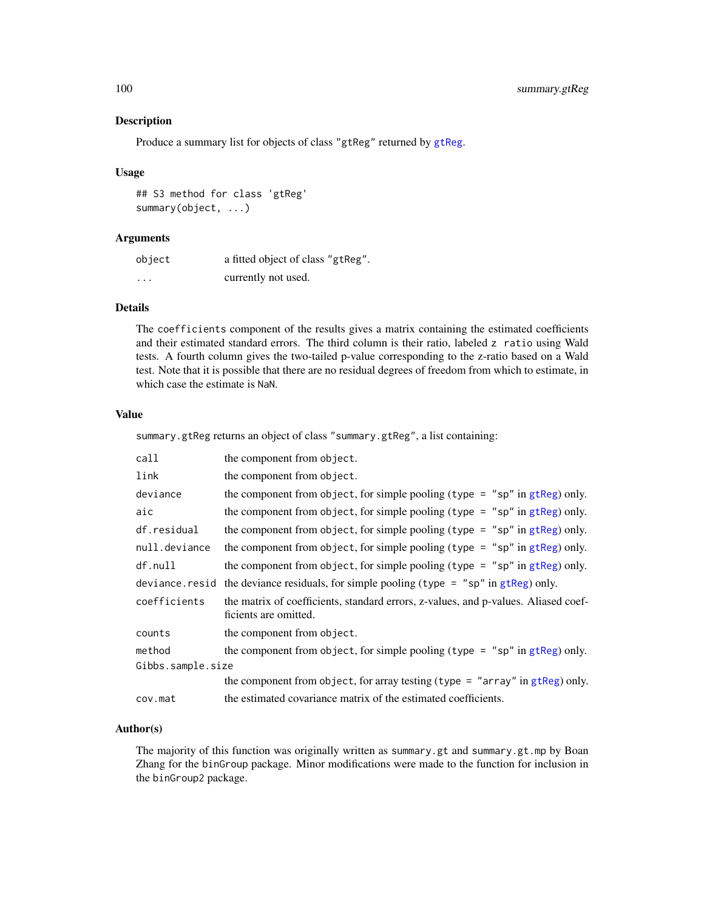## Description

Produce a summary list for objects of class "gtReg" returned by gtReg.

## Usage

```
## S3 method for class 'gtReg'
summary(object, ...)
```

## Arguments

| | |
|---|---|
| object | a fitted object of class "gtReg". |
| ... | currently not used. |

## Details

The coefficients component of the results gives a matrix containing the estimated coefficients and their estimated standard errors. The third column is their ratio, labeled z ratio using Wald tests. A fourth column gives the two-tailed p-value corresponding to the z-ratio based on a Wald test. Note that it is possible that there are no residual degrees of freedom from which to estimate, in which case the estimate is NaN.

## Value

summary.gtReg returns an object of class "summary.gtReg", a list containing:

| | |
|---|---|
| call | the component from object. |
| link | the component from object. |
| deviance | the component from object, for simple pooling (type = "sp" in gtReg) only. |
| aic | the component from object, for simple pooling (type = "sp" in gtReg) only. |
| df.residual | the component from object, for simple pooling (type = "sp" in gtReg) only. |
| null.deviance | the component from object, for simple pooling (type = "sp" in gtReg) only. |
| df.null | the component from object, for simple pooling (type = "sp" in gtReg) only. |
| deviance.resid | the deviance residuals, for simple pooling (type = "sp" in gtReg) only. |
| coefficients | the matrix of coefficients, standard errors, z-values, and p-values. Aliased coefficients are omitted. |
| counts | the component from object. |
| method | the component from object, for simple pooling (type = "sp" in gtReg) only. |
| Gibbs.sample.size | the component from object, for array testing (type = "array" in gtReg) only. |
| cov.mat | the estimated covariance matrix of the estimated coefficients. |

## Author(s)

The majority of this function was originally written as summary.gt and summary.gt.mp by Boan Zhang for the binGroup package. Minor modifications were made to the function for inclusion in the binGroup2 package.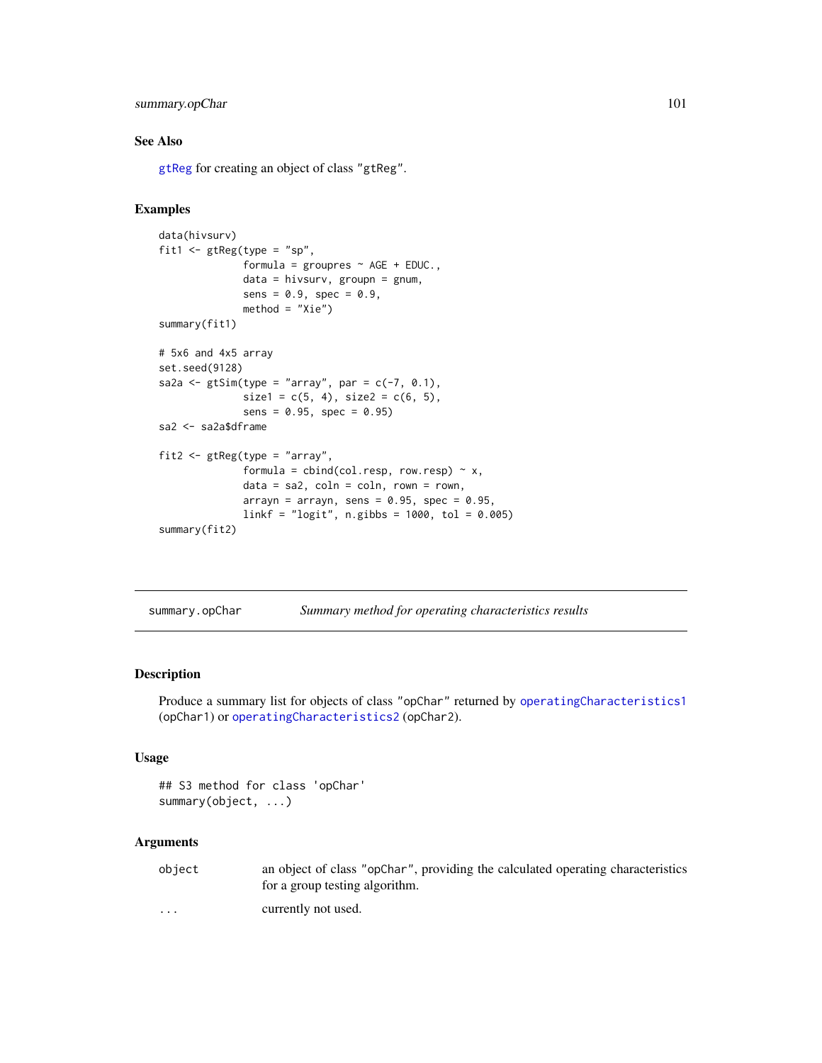## See Also

gtReg for creating an object of class "gtReg".

## Examples

```
data(hivsurv)
fit1 <- gtReg(type = "sp",
              formula = groupres ~ AGE + EDUC.,
              data = hivsurv, groupn = gnum,
              sens = 0.9, spec = 0.9,
              method = "Xie")
summary(fit1)

# 5x6 and 4x5 array
set.seed(9128)
sa2a <- gtSim(type = "array", par = c(-7, 0.1),
              size1 = c(5, 4), size2 = c(6, 5),
              sens = 0.95, spec = 0.95)
sa2 <- sa2a$dframe

fit2 <- gtReg(type = "array",
              formula = cbind(col.resp, row.resp) ~ x,
              data = sa2, coln = coln, rown = rown,
              arrayn = arrayn, sens = 0.95, spec = 0.95,
              linkf = "logit", n.gibbs = 1000, tol = 0.005)
summary(fit2)
```

---

# summary.opChar — *Summary method for operating characteristics results*

## Description

Produce a summary list for objects of class "opChar" returned by operatingCharacteristics1 (opChar1) or operatingCharacteristics2 (opChar2).

## Usage

```
## S3 method for class 'opChar'
summary(object, ...)
```

## Arguments

| | |
|---|---|
| object | an object of class "opChar", providing the calculated operating characteristics for a group testing algorithm. |
| ... | currently not used. |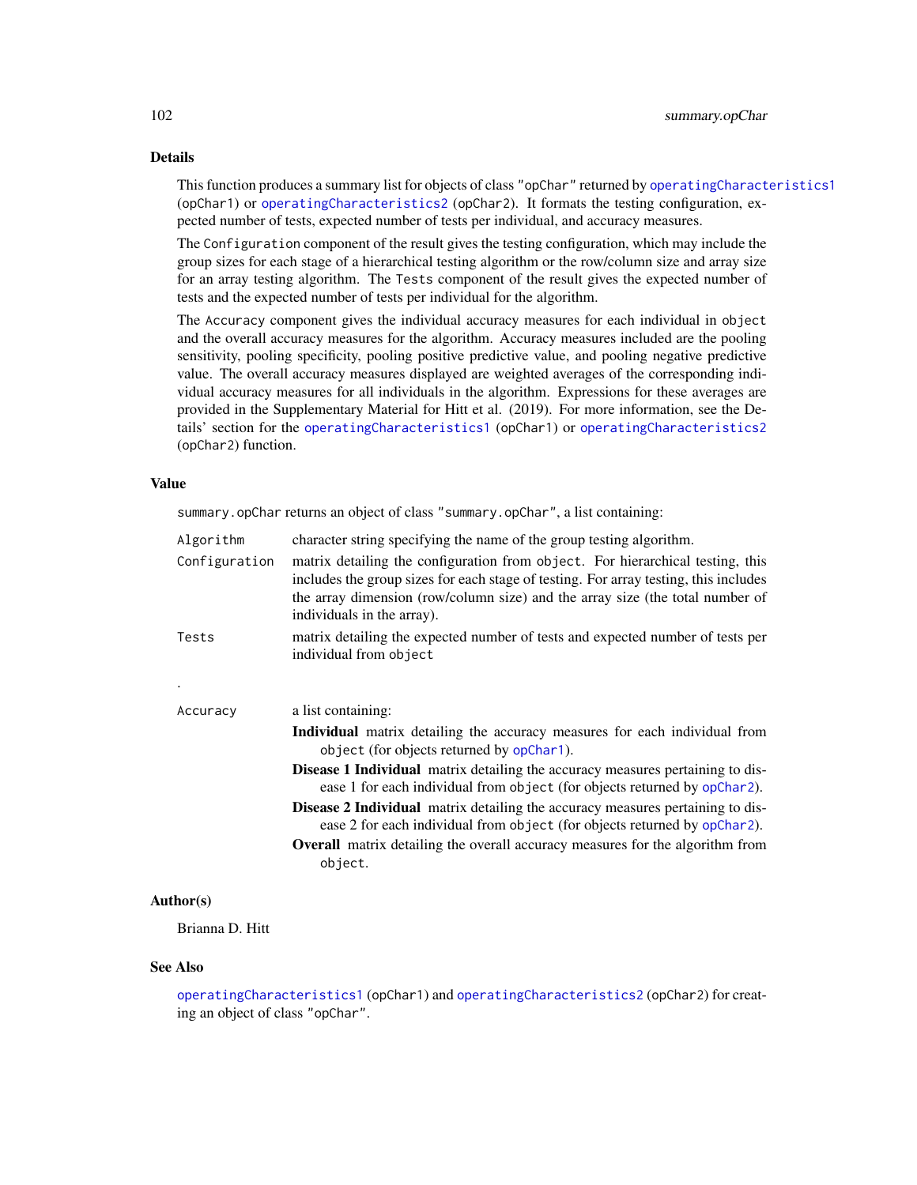## Details

This function produces a summary list for objects of class "opChar" returned by `operatingCharacteristics1` (`opChar1`) or `operatingCharacteristics2` (`opChar2`). It formats the testing configuration, expected number of tests, expected number of tests per individual, and accuracy measures.

The `Configuration` component of the result gives the testing configuration, which may include the group sizes for each stage of a hierarchical testing algorithm or the row/column size and array size for an array testing algorithm. The `Tests` component of the result gives the expected number of tests and the expected number of tests per individual for the algorithm.

The `Accuracy` component gives the individual accuracy measures for each individual in `object` and the overall accuracy measures for the algorithm. Accuracy measures included are the pooling sensitivity, pooling specificity, pooling positive predictive value, and pooling negative predictive value. The overall accuracy measures displayed are weighted averages of the corresponding individual accuracy measures for all individuals in the algorithm. Expressions for these averages are provided in the Supplementary Material for Hitt et al. (2019). For more information, see the Details' section for the `operatingCharacteristics1` (`opChar1`) or `operatingCharacteristics2` (`opChar2`) function.

## Value

`summary.opChar` returns an object of class "summary.opChar", a list containing:

`Algorithm` character string specifying the name of the group testing algorithm.

`Configuration` matrix detailing the configuration from `object`. For hierarchical testing, this includes the group sizes for each stage of testing. For array testing, this includes the array dimension (row/column size) and the array size (the total number of individuals in the array).

`Tests` matrix detailing the expected number of tests and expected number of tests per individual from `object`

.

`Accuracy` a list containing:

- **Individual** matrix detailing the accuracy measures for each individual from `object` (for objects returned by `opChar1`).
- **Disease 1 Individual** matrix detailing the accuracy measures pertaining to disease 1 for each individual from `object` (for objects returned by `opChar2`).
- **Disease 2 Individual** matrix detailing the accuracy measures pertaining to disease 2 for each individual from `object` (for objects returned by `opChar2`).
- **Overall** matrix detailing the overall accuracy measures for the algorithm from `object`.

## Author(s)

Brianna D. Hitt

## See Also

`operatingCharacteristics1` (`opChar1`) and `operatingCharacteristics2` (`opChar2`) for creating an object of class "opChar".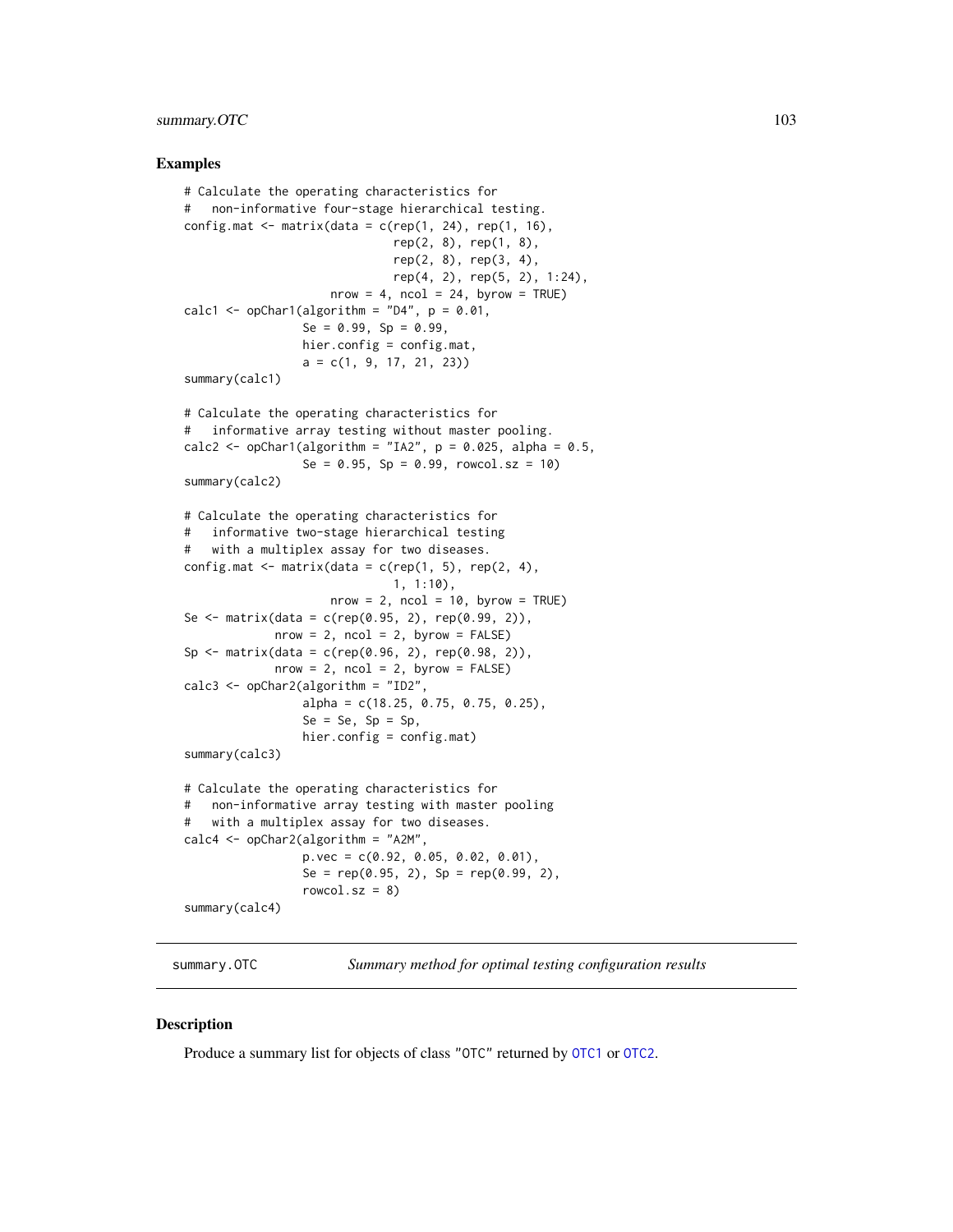### Examples

```
# Calculate the operating characteristics for
#   non-informative four-stage hierarchical testing.
config.mat <- matrix(data = c(rep(1, 24), rep(1, 16),
                              rep(2, 8), rep(1, 8),
                              rep(2, 8), rep(3, 4),
                              rep(4, 2), rep(5, 2), 1:24),
                     nrow = 4, ncol = 24, byrow = TRUE)
calc1 <- opChar1(algorithm = "D4", p = 0.01,
                 Se = 0.99, Sp = 0.99,
                 hier.config = config.mat,
                 a = c(1, 9, 17, 21, 23))
summary(calc1)

# Calculate the operating characteristics for
#   informative array testing without master pooling.
calc2 <- opChar1(algorithm = "IA2", p = 0.025, alpha = 0.5,
                 Se = 0.95, Sp = 0.99, rowcol.sz = 10)
summary(calc2)

# Calculate the operating characteristics for
#   informative two-stage hierarchical testing
#   with a multiplex assay for two diseases.
config.mat <- matrix(data = c(rep(1, 5), rep(2, 4),
                              1, 1:10),
                     nrow = 2, ncol = 10, byrow = TRUE)
Se <- matrix(data = c(rep(0.95, 2), rep(0.99, 2)),
             nrow = 2, ncol = 2, byrow = FALSE)
Sp <- matrix(data = c(rep(0.96, 2), rep(0.98, 2)),
             nrow = 2, ncol = 2, byrow = FALSE)
calc3 <- opChar2(algorithm = "ID2",
                 alpha = c(18.25, 0.75, 0.75, 0.25),
                 Se = Se, Sp = Sp,
                 hier.config = config.mat)
summary(calc3)

# Calculate the operating characteristics for
#   non-informative array testing with master pooling
#   with a multiplex assay for two diseases.
calc4 <- opChar2(algorithm = "A2M",
                 p.vec = c(0.92, 0.05, 0.02, 0.01),
                 Se = rep(0.95, 2), Sp = rep(0.99, 2),
                 rowcol.sz = 8)
summary(calc4)
```

## summary.OTC — *Summary method for optimal testing configuration results*

### Description

Produce a summary list for objects of class "OTC" returned by OTC1 or OTC2.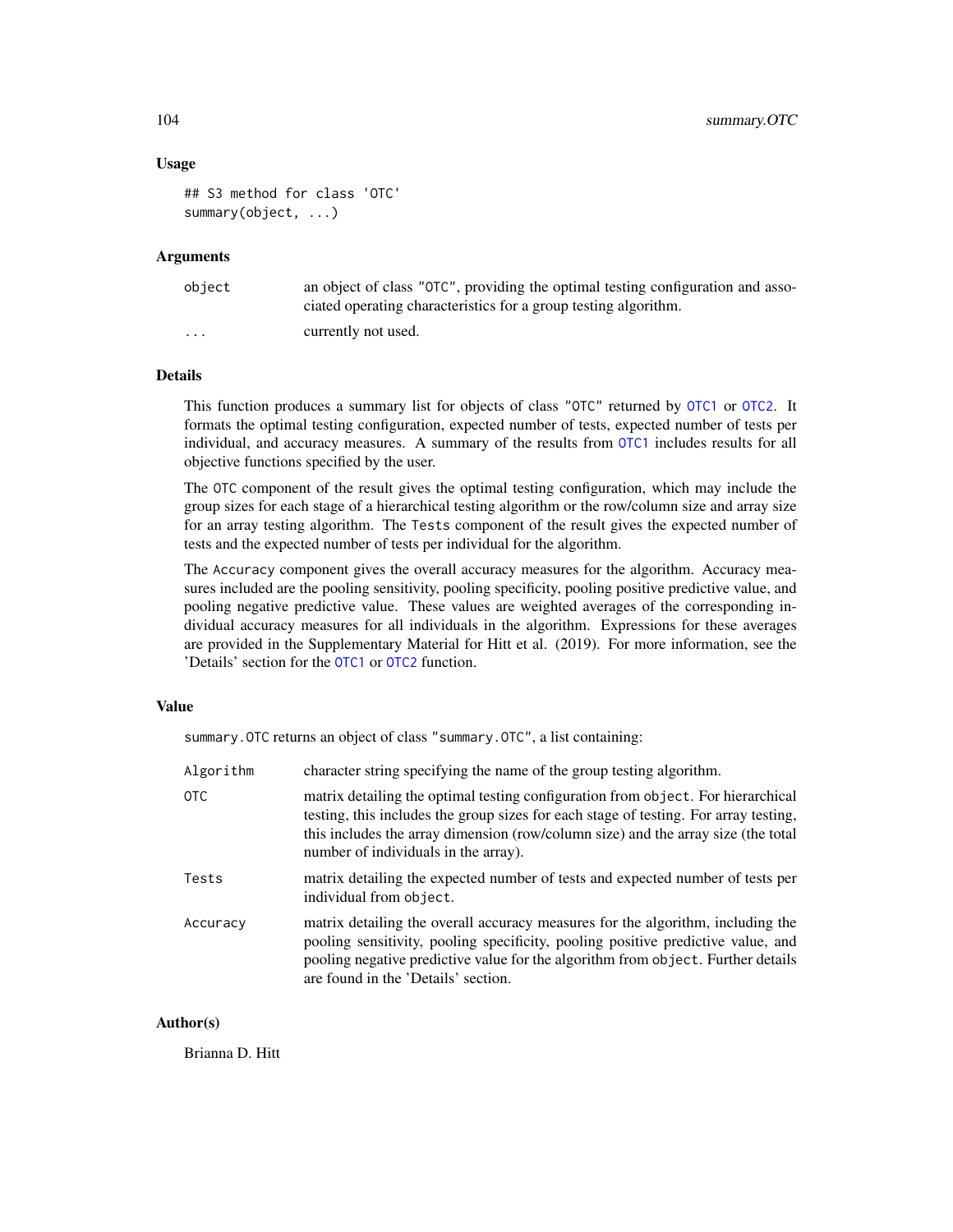## Usage

```
## S3 method for class 'OTC'
summary(object, ...)
```

## Arguments

| | |
|---|---|
| object | an object of class "OTC", providing the optimal testing configuration and associated operating characteristics for a group testing algorithm. |
| ... | currently not used. |

## Details

This function produces a summary list for objects of class "OTC" returned by OTC1 or OTC2. It formats the optimal testing configuration, expected number of tests, expected number of tests per individual, and accuracy measures. A summary of the results from OTC1 includes results for all objective functions specified by the user.

The OTC component of the result gives the optimal testing configuration, which may include the group sizes for each stage of a hierarchical testing algorithm or the row/column size and array size for an array testing algorithm. The Tests component of the result gives the expected number of tests and the expected number of tests per individual for the algorithm.

The Accuracy component gives the overall accuracy measures for the algorithm. Accuracy measures included are the pooling sensitivity, pooling specificity, pooling positive predictive value, and pooling negative predictive value. These values are weighted averages of the corresponding individual accuracy measures for all individuals in the algorithm. Expressions for these averages are provided in the Supplementary Material for Hitt et al. (2019). For more information, see the 'Details' section for the OTC1 or OTC2 function.

## Value

summary.OTC returns an object of class "summary.OTC", a list containing:

| | |
|---|---|
| Algorithm | character string specifying the name of the group testing algorithm. |
| OTC | matrix detailing the optimal testing configuration from object. For hierarchical testing, this includes the group sizes for each stage of testing. For array testing, this includes the array dimension (row/column size) and the array size (the total number of individuals in the array). |
| Tests | matrix detailing the expected number of tests and expected number of tests per individual from object. |
| Accuracy | matrix detailing the overall accuracy measures for the algorithm, including the pooling sensitivity, pooling specificity, pooling positive predictive value, and pooling negative predictive value for the algorithm from object. Further details are found in the 'Details' section. |

## Author(s)

Brianna D. Hitt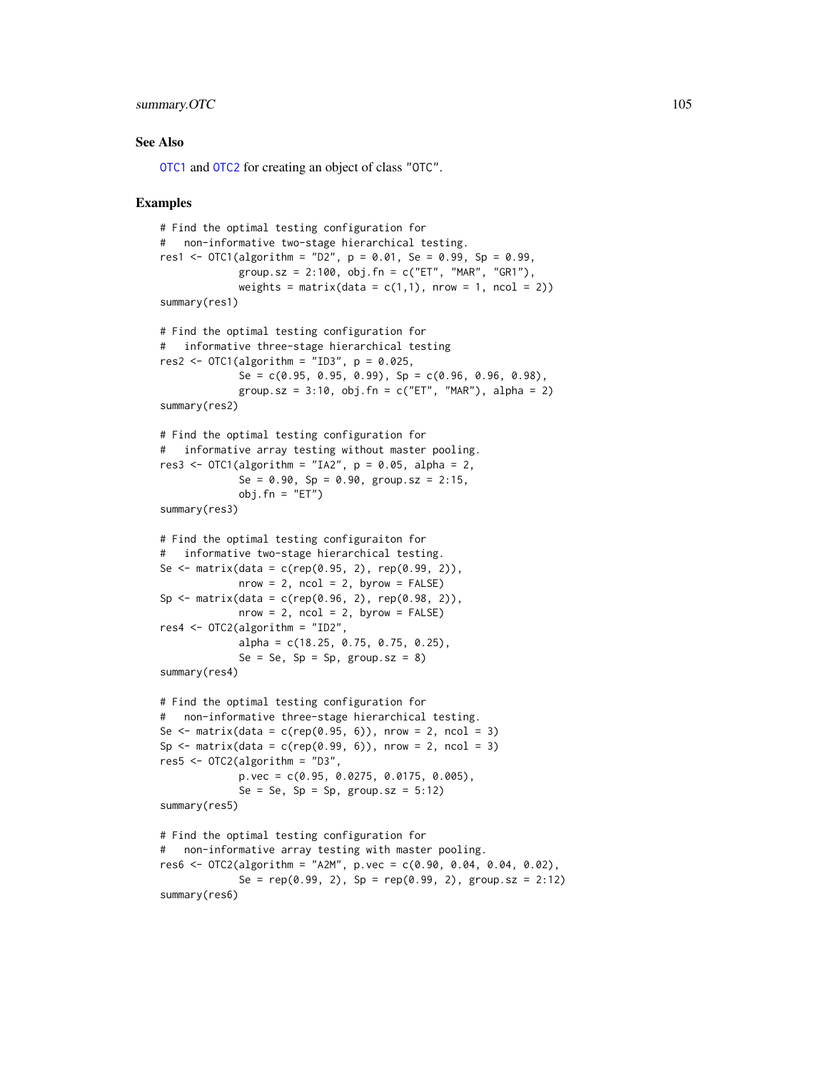## See Also

OTC1 and OTC2 for creating an object of class "OTC".

## Examples

```
# Find the optimal testing configuration for
#   non-informative two-stage hierarchical testing.
res1 <- OTC1(algorithm = "D2", p = 0.01, Se = 0.99, Sp = 0.99,
             group.sz = 2:100, obj.fn = c("ET", "MAR", "GR1"),
             weights = matrix(data = c(1,1), nrow = 1, ncol = 2))
summary(res1)

# Find the optimal testing configuration for
#   informative three-stage hierarchical testing
res2 <- OTC1(algorithm = "ID3", p = 0.025,
             Se = c(0.95, 0.95, 0.99), Sp = c(0.96, 0.96, 0.98),
             group.sz = 3:10, obj.fn = c("ET", "MAR"), alpha = 2)
summary(res2)

# Find the optimal testing configuration for
#   informative array testing without master pooling.
res3 <- OTC1(algorithm = "IA2", p = 0.05, alpha = 2,
             Se = 0.90, Sp = 0.90, group.sz = 2:15,
             obj.fn = "ET")
summary(res3)

# Find the optimal testing configuraiton for
#   informative two-stage hierarchical testing.
Se <- matrix(data = c(rep(0.95, 2), rep(0.99, 2)),
             nrow = 2, ncol = 2, byrow = FALSE)
Sp <- matrix(data = c(rep(0.96, 2), rep(0.98, 2)),
             nrow = 2, ncol = 2, byrow = FALSE)
res4 <- OTC2(algorithm = "ID2",
             alpha = c(18.25, 0.75, 0.75, 0.25),
             Se = Se, Sp = Sp, group.sz = 8)
summary(res4)

# Find the optimal testing configuration for
#   non-informative three-stage hierarchical testing.
Se <- matrix(data = c(rep(0.95, 6)), nrow = 2, ncol = 3)
Sp <- matrix(data = c(rep(0.99, 6)), nrow = 2, ncol = 3)
res5 <- OTC2(algorithm = "D3",
             p.vec = c(0.95, 0.0275, 0.0175, 0.005),
             Se = Se, Sp = Sp, group.sz = 5:12)
summary(res5)

# Find the optimal testing configuration for
#   non-informative array testing with master pooling.
res6 <- OTC2(algorithm = "A2M", p.vec = c(0.90, 0.04, 0.04, 0.02),
             Se = rep(0.99, 2), Sp = rep(0.99, 2), group.sz = 2:12)
summary(res6)
```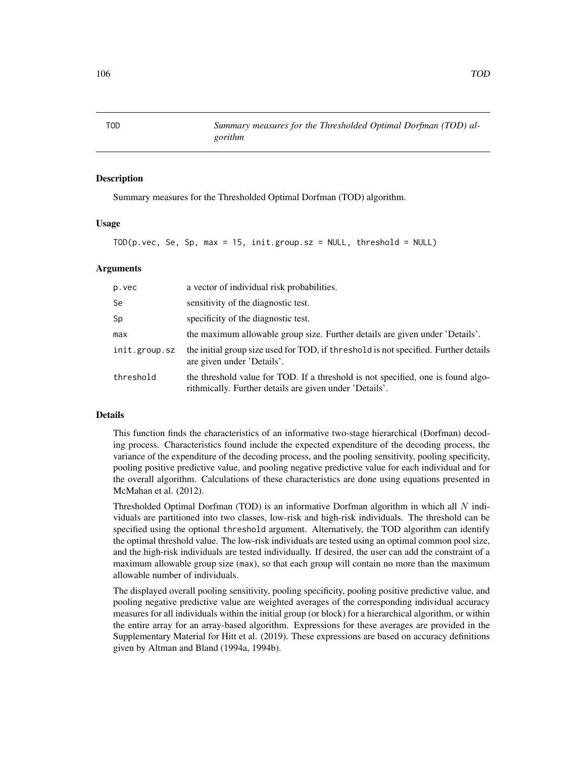TOD — *Summary measures for the Thresholded Optimal Dorfman (TOD) algorithm*

## Description

Summary measures for the Thresholded Optimal Dorfman (TOD) algorithm.

## Usage

```
TOD(p.vec, Se, Sp, max = 15, init.group.sz = NULL, threshold = NULL)
```

## Arguments

| | |
|---|---|
| p.vec | a vector of individual risk probabilities. |
| Se | sensitivity of the diagnostic test. |
| Sp | specificity of the diagnostic test. |
| max | the maximum allowable group size. Further details are given under 'Details'. |
| init.group.sz | the initial group size used for TOD, if threshold is not specified. Further details are given under 'Details'. |
| threshold | the threshold value for TOD. If a threshold is not specified, one is found algorithmically. Further details are given under 'Details'. |

## Details

This function finds the characteristics of an informative two-stage hierarchical (Dorfman) decoding process. Characteristics found include the expected expenditure of the decoding process, the variance of the expenditure of the decoding process, and the pooling sensitivity, pooling specificity, pooling positive predictive value, and pooling negative predictive value for each individual and for the overall algorithm. Calculations of these characteristics are done using equations presented in McMahan et al. (2012).

Thresholded Optimal Dorfman (TOD) is an informative Dorfman algorithm in which all $N$ individuals are partitioned into two classes, low-risk and high-risk individuals. The threshold can be specified using the optional threshold argument. Alternatively, the TOD algorithm can identify the optimal threshold value. The low-risk individuals are tested using an optimal common pool size, and the high-risk individuals are tested individually. If desired, the user can add the constraint of a maximum allowable group size (max), so that each group will contain no more than the maximum allowable number of individuals.

The displayed overall pooling sensitivity, pooling specificity, pooling positive predictive value, and pooling negative predictive value are weighted averages of the corresponding individual accuracy measures for all individuals within the initial group (or block) for a hierarchical algorithm, or within the entire array for an array-based algorithm. Expressions for these averages are provided in the Supplementary Material for Hitt et al. (2019). These expressions are based on accuracy definitions given by Altman and Bland (1994a, 1994b).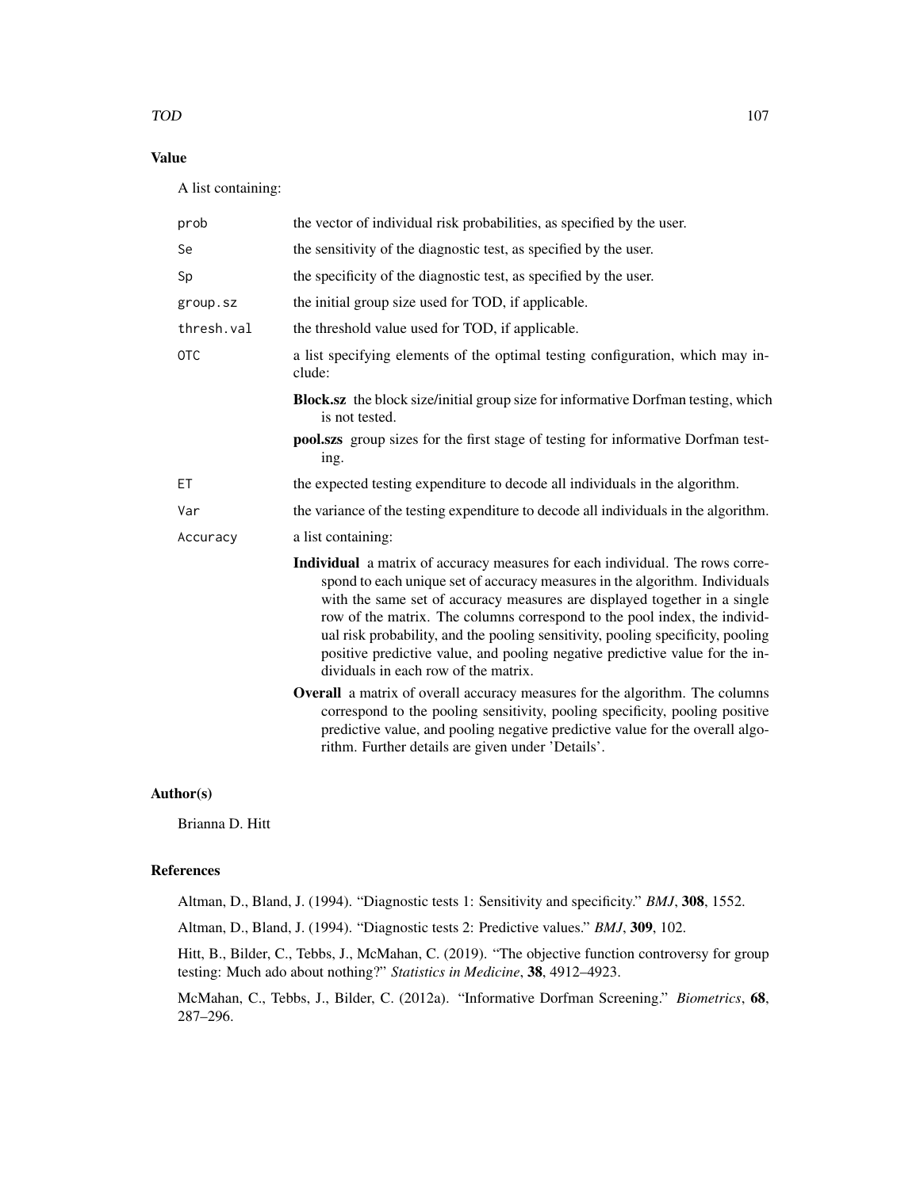## Value

A list containing:

- `prob` — the vector of individual risk probabilities, as specified by the user.
- `Se` — the sensitivity of the diagnostic test, as specified by the user.
- `Sp` — the specificity of the diagnostic test, as specified by the user.
- `group.sz` — the initial group size used for TOD, if applicable.
- `thresh.val` — the threshold value used for TOD, if applicable.
- `OTC` — a list specifying elements of the optimal testing configuration, which may include:
  - **Block.sz** the block size/initial group size for informative Dorfman testing, which is not tested.
  - **pool.szs** group sizes for the first stage of testing for informative Dorfman testing.
- `ET` — the expected testing expenditure to decode all individuals in the algorithm.
- `Var` — the variance of the testing expenditure to decode all individuals in the algorithm.
- `Accuracy` — a list containing:
  - **Individual** a matrix of accuracy measures for each individual. The rows correspond to each unique set of accuracy measures in the algorithm. Individuals with the same set of accuracy measures are displayed together in a single row of the matrix. The columns correspond to the pool index, the individual risk probability, and the pooling sensitivity, pooling specificity, pooling positive predictive value, and pooling negative predictive value for the individuals in each row of the matrix.
  - **Overall** a matrix of overall accuracy measures for the algorithm. The columns correspond to the pooling sensitivity, pooling specificity, pooling positive predictive value, and pooling negative predictive value for the overall algorithm. Further details are given under 'Details'.

## Author(s)

Brianna D. Hitt

## References

Altman, D., Bland, J. (1994). "Diagnostic tests 1: Sensitivity and specificity." *BMJ*, **308**, 1552.

Altman, D., Bland, J. (1994). "Diagnostic tests 2: Predictive values." *BMJ*, **309**, 102.

Hitt, B., Bilder, C., Tebbs, J., McMahan, C. (2019). "The objective function controversy for group testing: Much ado about nothing?" *Statistics in Medicine*, **38**, 4912–4923.

McMahan, C., Tebbs, J., Bilder, C. (2012a). "Informative Dorfman Screening." *Biometrics*, **68**, 287–296.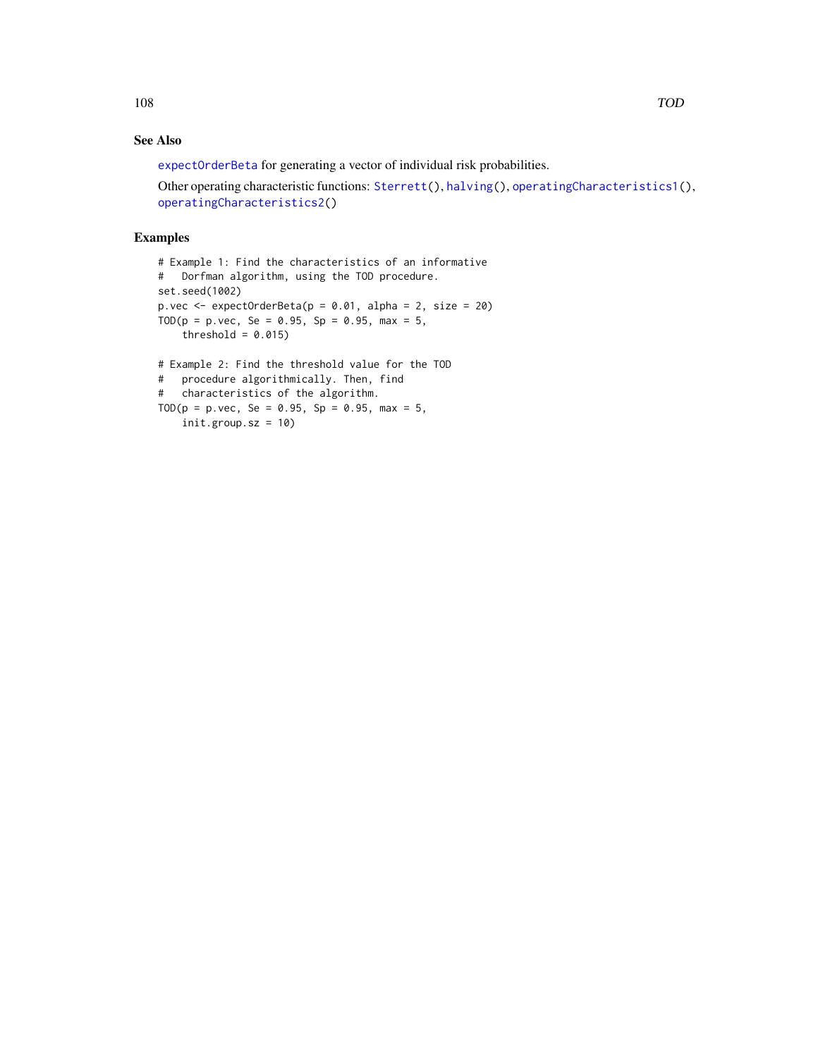## See Also

`expectOrderBeta` for generating a vector of individual risk probabilities.

Other operating characteristic functions: `Sterrett()`, `halving()`, `operatingCharacteristics1()`, `operatingCharacteristics2()`

## Examples

```
# Example 1: Find the characteristics of an informative
#   Dorfman algorithm, using the TOD procedure.
set.seed(1002)
p.vec <- expectOrderBeta(p = 0.01, alpha = 2, size = 20)
TOD(p = p.vec, Se = 0.95, Sp = 0.95, max = 5,
    threshold = 0.015)

# Example 2: Find the threshold value for the TOD
#   procedure algorithmically. Then, find
#   characteristics of the algorithm.
TOD(p = p.vec, Se = 0.95, Sp = 0.95, max = 5,
    init.group.sz = 10)
```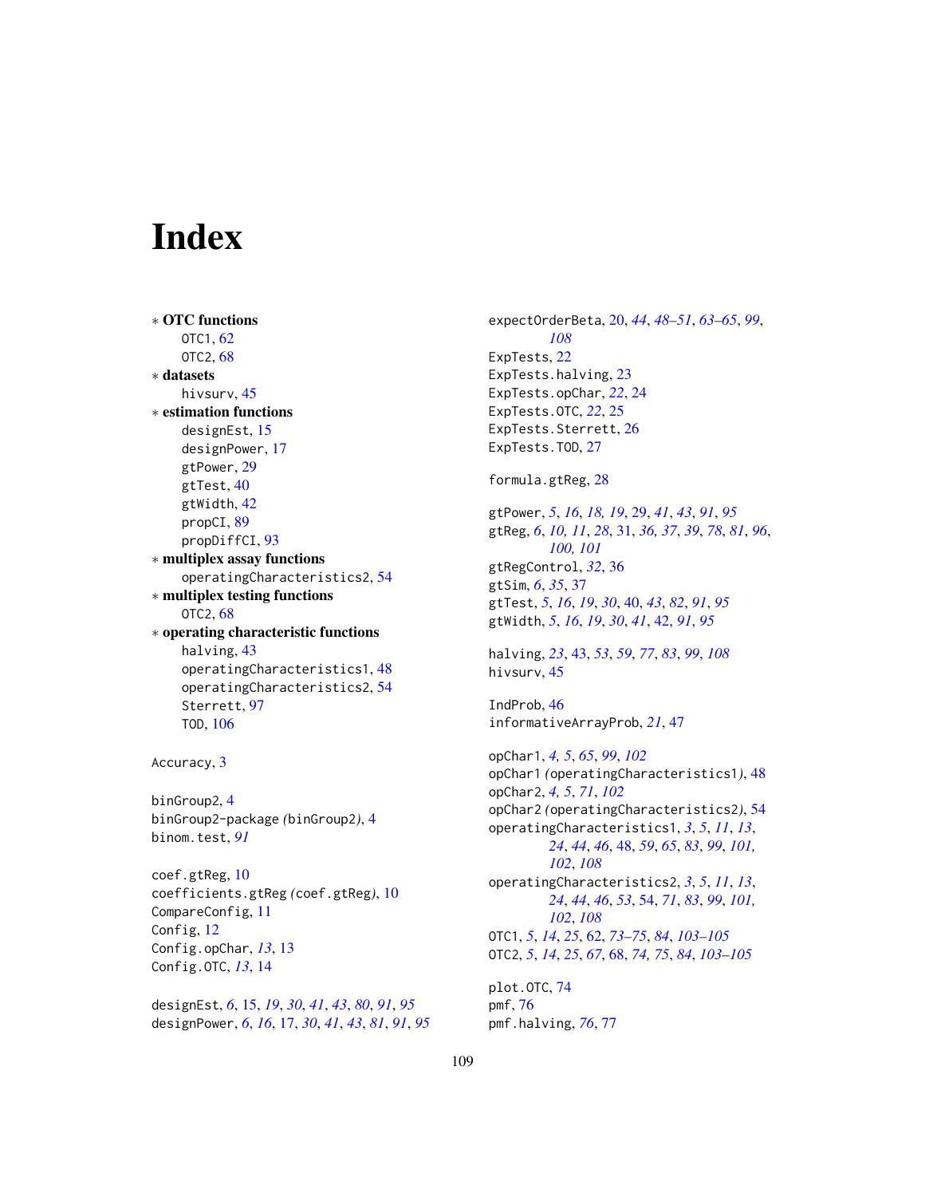# Index

∗ **OTC functions**
- OTC1, 62
- OTC2, 68

∗ **datasets**
- hivsurv, 45

∗ **estimation functions**
- designEst, 15
- designPower, 17
- gtPower, 29
- gtTest, 40
- gtWidth, 42
- propCI, 89
- propDiffCI, 93

∗ **multiplex assay functions**
- operatingCharacteristics2, 54

∗ **multiplex testing functions**
- OTC2, 68

∗ **operating characteristic functions**
- halving, 43
- operatingCharacteristics1, 48
- operatingCharacteristics2, 54
- Sterrett, 97
- TOD, 106

Accuracy, 3

binGroup2, 4
binGroup2-package *(*binGroup2*)*, 4
binom.test, *91*

coef.gtReg, 10
coefficients.gtReg *(*coef.gtReg*)*, 10
CompareConfig, 11
Config, 12
Config.opChar, *13*, 13
Config.OTC, *13*, 14

designEst, *6*, 15, *19*, *30*, *41*, *43*, *80*, *91*, *95*
designPower, *6*, *16*, 17, *30*, *41*, *43*, *81*, *91*, *95*

expectOrderBeta, 20, *44*, *48–51*, *63–65*, *99*, *108*
ExpTests, 22
ExpTests.halving, 23
ExpTests.opChar, *22*, 24
ExpTests.OTC, *22*, 25
ExpTests.Sterrett, 26
ExpTests.TOD, 27

formula.gtReg, 28

gtPower, *5*, *16*, *18, 19*, 29, *41*, *43*, *91*, *95*
gtReg, *6*, *10, 11*, *28*, 31, *36, 37*, *39*, *78*, *81*, *96*, *100, 101*
gtRegControl, *32*, 36
gtSim, *6*, *35*, 37
gtTest, *5*, *16*, *19*, *30*, 40, *43*, *82*, *91*, *95*
gtWidth, *5*, *16*, *19*, *30*, *41*, 42, *91*, *95*

halving, *23*, 43, *53*, *59*, *77*, *83*, *99*, *108*
hivsurv, 45

IndProb, 46
informativeArrayProb, *21*, 47

opChar1, *4, 5*, *65*, *99*, *102*
opChar1 *(*operatingCharacteristics1*)*, 48
opChar2, *4, 5*, *71*, *102*
opChar2 *(*operatingCharacteristics2*)*, 54
operatingCharacteristics1, *3*, *5*, *11*, *13*, *24*, *44*, *46*, 48, *59*, *65*, *83*, *99*, *101, 102*, *108*
operatingCharacteristics2, *3*, *5*, *11*, *13*, *24*, *44*, *46*, *53*, 54, *71*, *83*, *99*, *101, 102*, *108*
OTC1, *5*, *14*, *25*, 62, *73–75*, *84*, *103–105*
OTC2, *5*, *14*, *25*, *67*, 68, *74, 75*, *84*, *103–105*

plot.OTC, 74
pmf, 76
pmf.halving, *76*, 77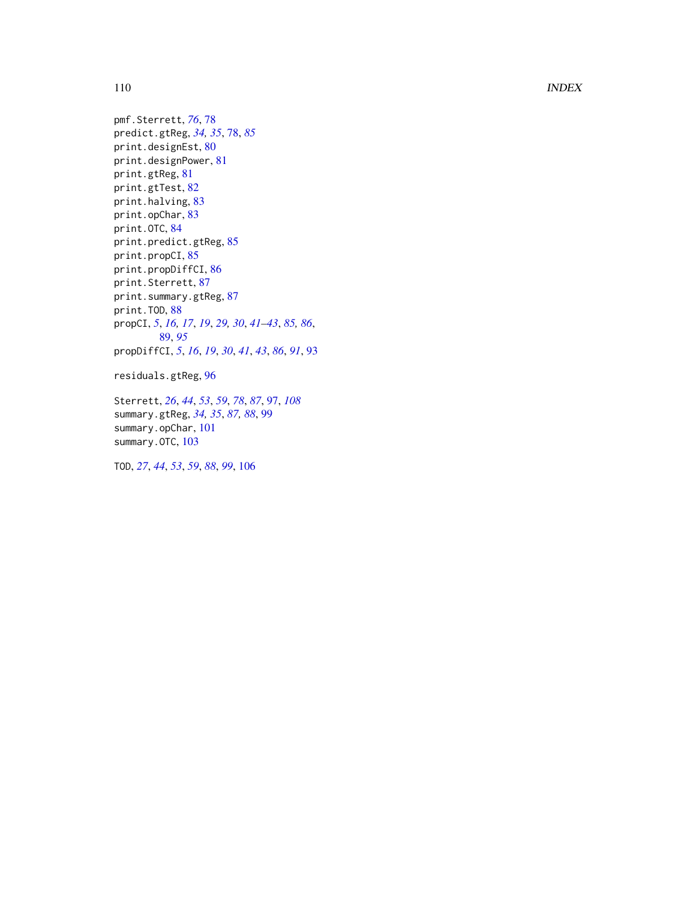pmf.Sterrett, *76*, 78
predict.gtReg, *34, 35*, 78, *85*
print.designEst, 80
print.designPower, 81
print.gtReg, 81
print.gtTest, 82
print.halving, 83
print.opChar, 83
print.OTC, 84
print.predict.gtReg, 85
print.propCI, 85
print.propDiffCI, 86
print.Sterrett, 87
print.summary.gtReg, 87
print.TOD, 88
propCI, *5*, *16, 17*, *19*, *29, 30*, *41–43*, *85, 86*, 89, *95*
propDiffCI, *5*, *16*, *19*, *30*, *41*, *43*, *86*, *91*, 93

residuals.gtReg, 96

Sterrett, *26*, *44*, *53*, *59*, *78*, *87*, 97, *108*
summary.gtReg, *34, 35*, *87, 88*, 99
summary.opChar, 101
summary.OTC, 103

TOD, *27*, *44*, *53*, *59*, *88*, *99*, 106